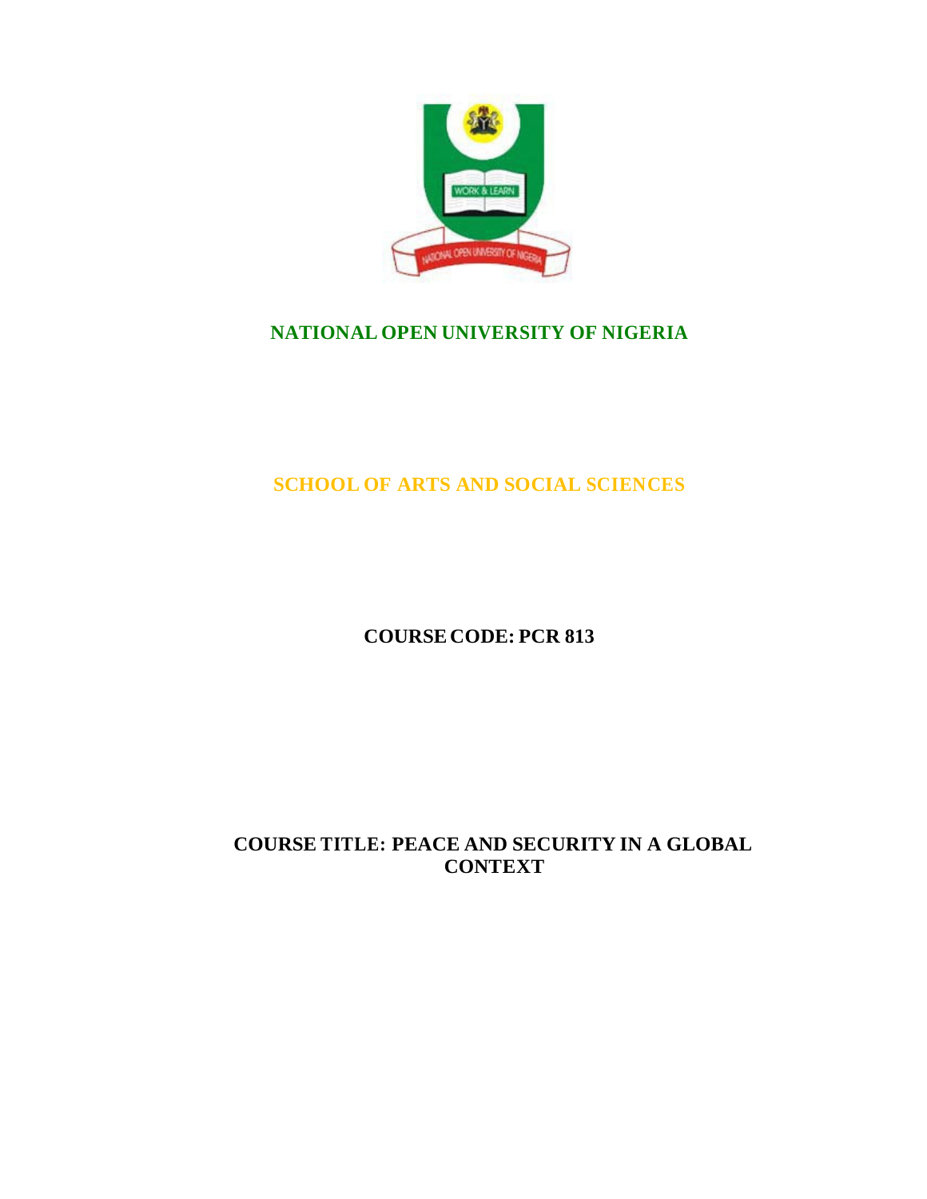# NATIONAL OPEN UNIVERSITY OF NIGERIA

## SCHOOL OF ARTS AND SOCIAL SCIENCES

**COURSE CODE: PCR 813**

**COURSE TITLE: PEACE AND SECURITY IN A GLOBAL CONTEXT**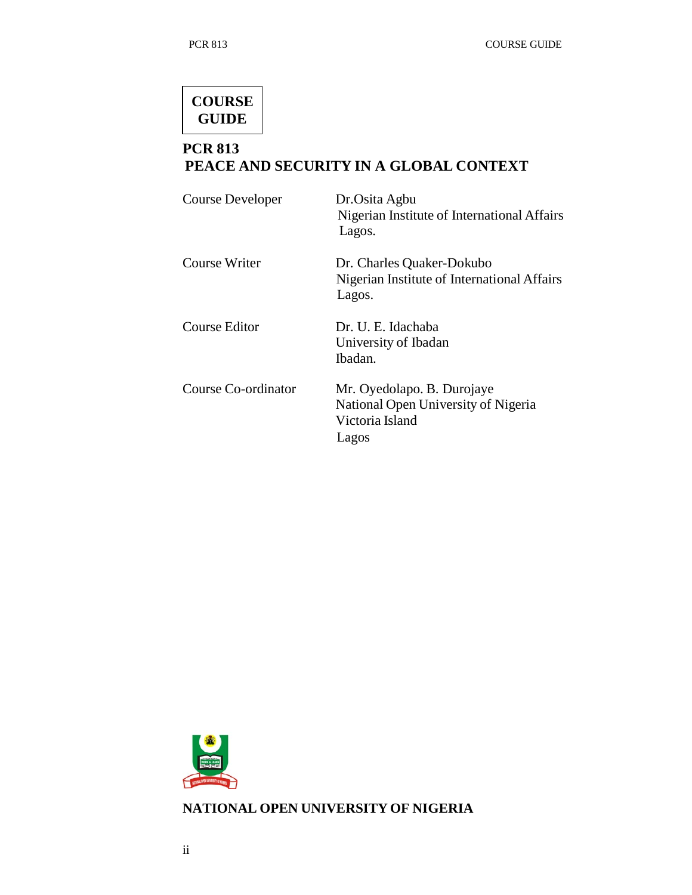# COURSE GUIDE

## PCR 813
## PEACE AND SECURITY IN A GLOBAL CONTEXT

| | |
|---|---|
| Course Developer | Dr.Osita Agbu<br>Nigerian Institute of International Affairs<br>Lagos. |
| Course Writer | Dr. Charles Quaker-Dokubo<br>Nigerian Institute of International Affairs<br>Lagos. |
| Course Editor | Dr. U. E. Idachaba<br>University of Ibadan<br>Ibadan. |
| Course Co-ordinator | Mr. Oyedolapo. B. Durojaye<br>National Open University of Nigeria<br>Victoria Island<br>Lagos |

**NATIONAL OPEN UNIVERSITY OF NIGERIA**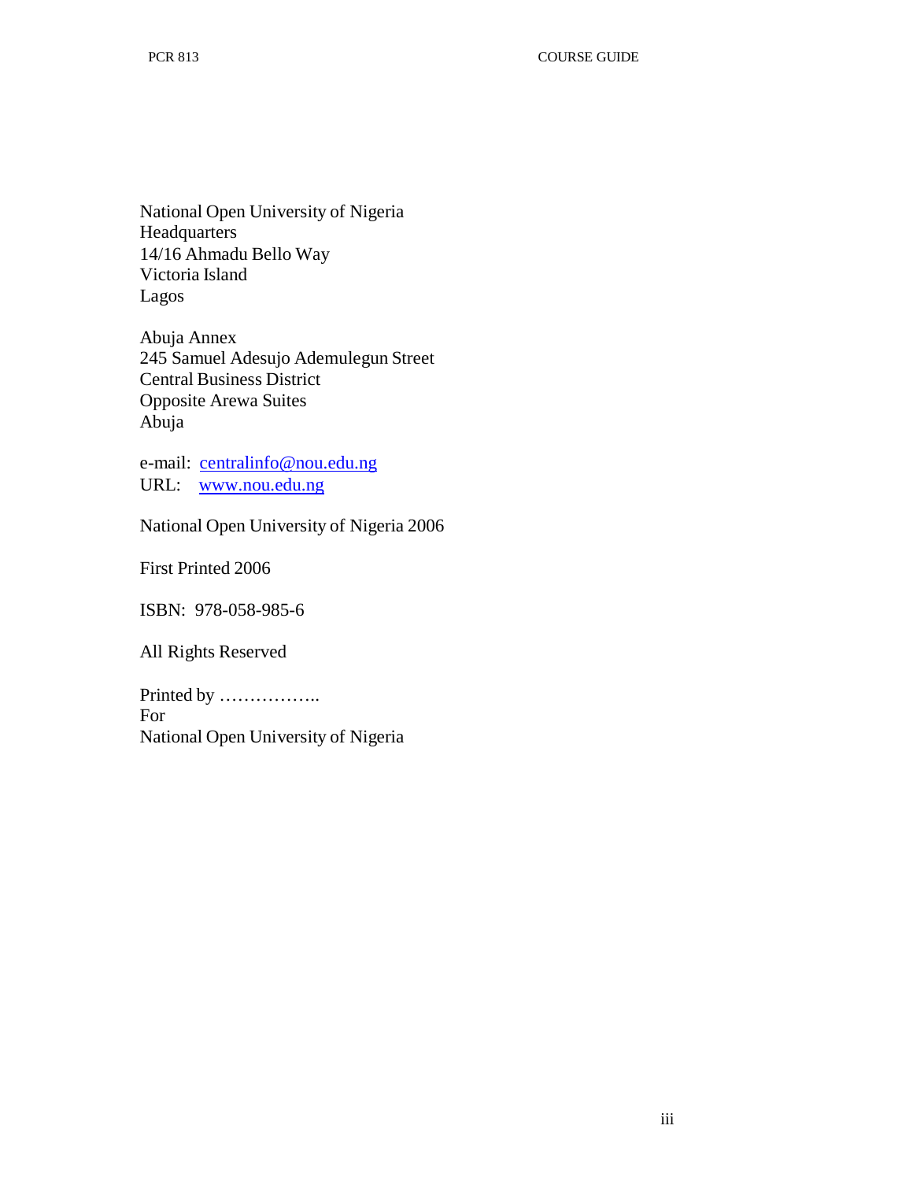National Open University of Nigeria
Headquarters
14/16 Ahmadu Bello Way
Victoria Island
Lagos

Abuja Annex
245 Samuel Adesujo Ademulegun Street
Central Business District
Opposite Arewa Suites
Abuja

e-mail: centralinfo@nou.edu.ng
URL: www.nou.edu.ng

National Open University of Nigeria 2006

First Printed 2006

ISBN: 978-058-985-6

All Rights Reserved

Printed by ……………..
For
National Open University of Nigeria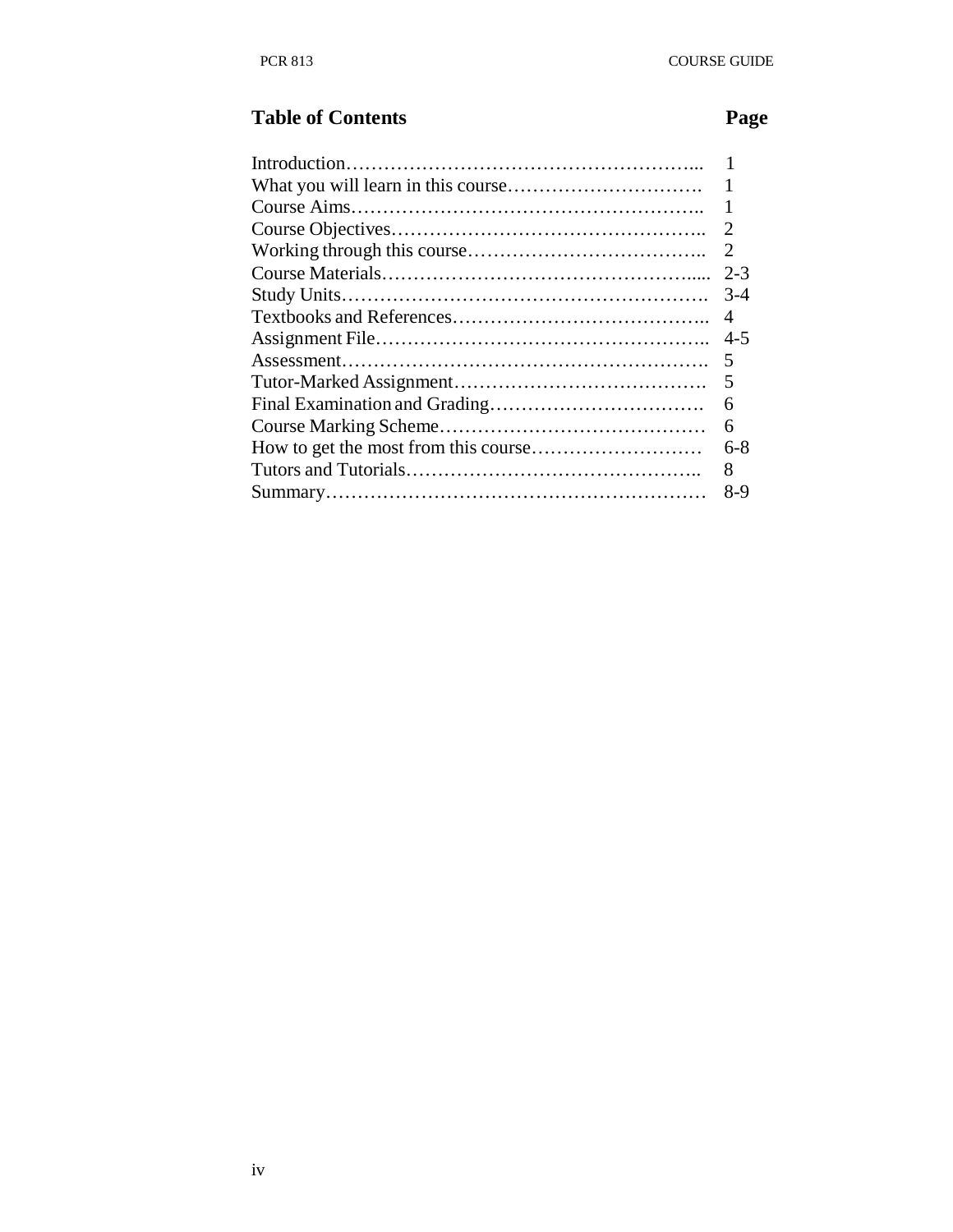## Table of Contents

| Table of Contents | Page |
|---|---|
| Introduction………………………………………………... | 1 |
| What you will learn in this course…………………………. | 1 |
| Course Aims……………………………………………….. | 1 |
| Course Objectives………………………………………….. | 2 |
| Working through this course……………………………….. | 2 |
| Course Materials…………………………………………..... | 2-3 |
| Study Units…………………………………………………. | 3-4 |
| Textbooks and References………………………………….. | 4 |
| Assignment File…………………………………………….. | 4-5 |
| Assessment…………………………………………………. | 5 |
| Tutor-Marked Assignment…………………………………. | 5 |
| Final Examination and Grading……………………………. | 6 |
| Course Marking Scheme…………………………………… | 6 |
| How to get the most from this course……………………… | 6-8 |
| Tutors and Tutorials……………………………………….. | 8 |
| Summary…………………………………………………… | 8-9 |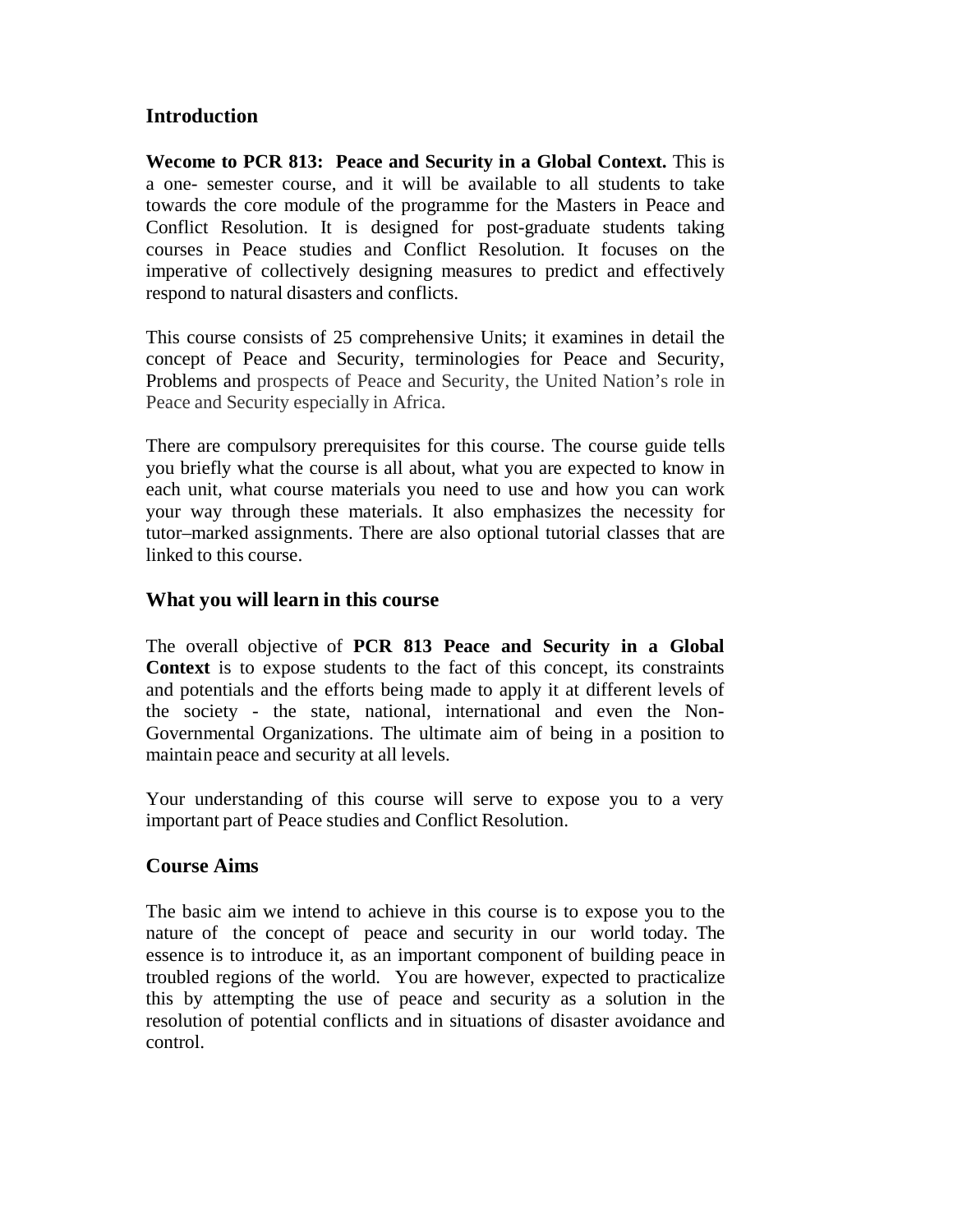## Introduction

**Wecome to PCR 813: Peace and Security in a Global Context.** This is a one- semester course, and it will be available to all students to take towards the core module of the programme for the Masters in Peace and Conflict Resolution. It is designed for post-graduate students taking courses in Peace studies and Conflict Resolution. It focuses on the imperative of collectively designing measures to predict and effectively respond to natural disasters and conflicts.

This course consists of 25 comprehensive Units; it examines in detail the concept of Peace and Security, terminologies for Peace and Security, Problems and prospects of Peace and Security, the United Nation's role in Peace and Security especially in Africa.

There are compulsory prerequisites for this course. The course guide tells you briefly what the course is all about, what you are expected to know in each unit, what course materials you need to use and how you can work your way through these materials. It also emphasizes the necessity for tutor–marked assignments. There are also optional tutorial classes that are linked to this course.

## What you will learn in this course

The overall objective of **PCR 813 Peace and Security in a Global Context** is to expose students to the fact of this concept, its constraints and potentials and the efforts being made to apply it at different levels of the society - the state, national, international and even the Non-Governmental Organizations. The ultimate aim of being in a position to maintain peace and security at all levels.

Your understanding of this course will serve to expose you to a very important part of Peace studies and Conflict Resolution.

## Course Aims

The basic aim we intend to achieve in this course is to expose you to the nature of the concept of peace and security in our world today. The essence is to introduce it, as an important component of building peace in troubled regions of the world. You are however, expected to practicalize this by attempting the use of peace and security as a solution in the resolution of potential conflicts and in situations of disaster avoidance and control.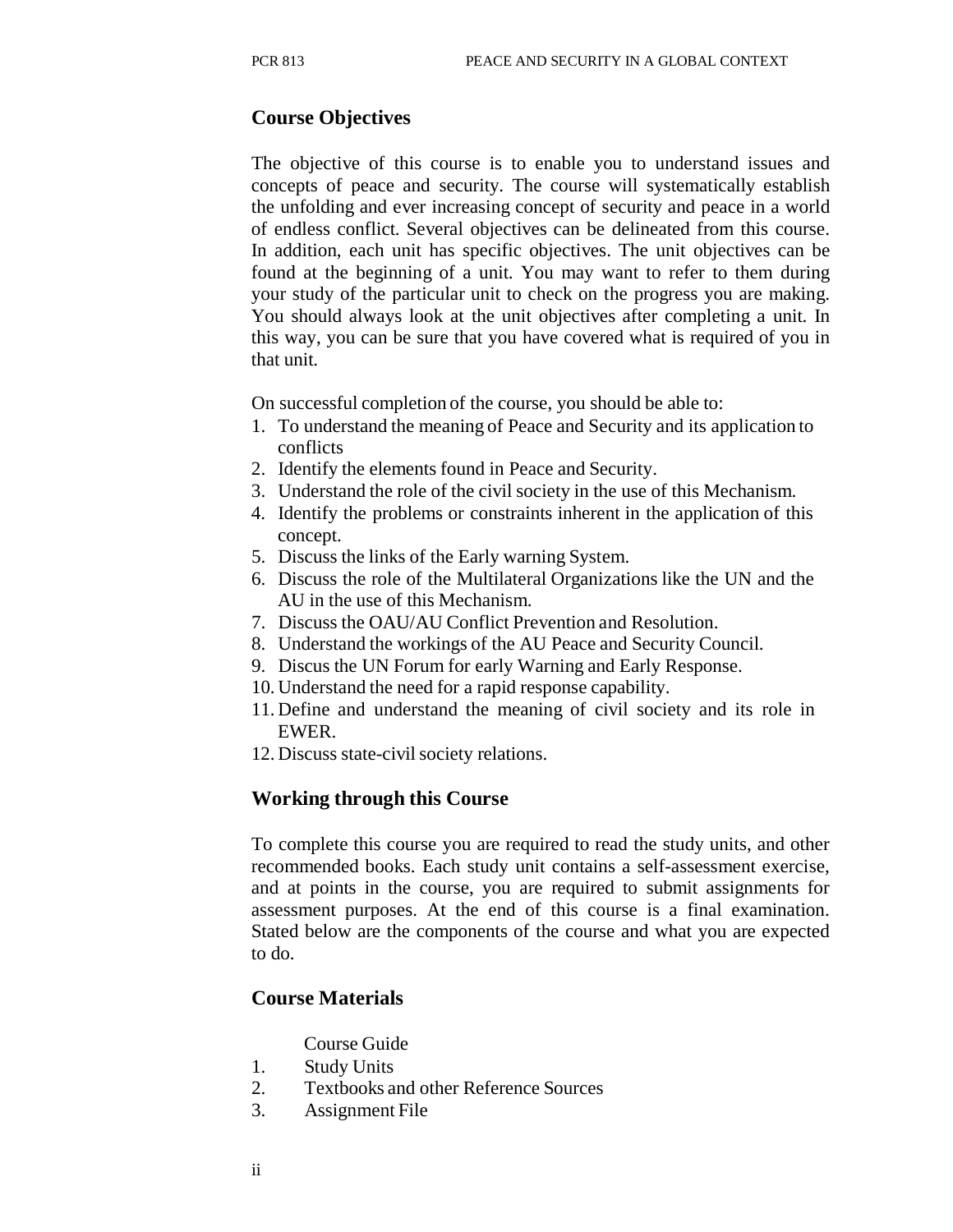## Course Objectives

The objective of this course is to enable you to understand issues and concepts of peace and security. The course will systematically establish the unfolding and ever increasing concept of security and peace in a world of endless conflict. Several objectives can be delineated from this course. In addition, each unit has specific objectives. The unit objectives can be found at the beginning of a unit. You may want to refer to them during your study of the particular unit to check on the progress you are making. You should always look at the unit objectives after completing a unit. In this way, you can be sure that you have covered what is required of you in that unit.

On successful completion of the course, you should be able to:

1. To understand the meaning of Peace and Security and its application to conflicts
2. Identify the elements found in Peace and Security.
3. Understand the role of the civil society in the use of this Mechanism.
4. Identify the problems or constraints inherent in the application of this concept.
5. Discuss the links of the Early warning System.
6. Discuss the role of the Multilateral Organizations like the UN and the AU in the use of this Mechanism.
7. Discuss the OAU/AU Conflict Prevention and Resolution.
8. Understand the workings of the AU Peace and Security Council.
9. Discus the UN Forum for early Warning and Early Response.
10. Understand the need for a rapid response capability.
11. Define and understand the meaning of civil society and its role in EWER.
12. Discuss state-civil society relations.

## Working through this Course

To complete this course you are required to read the study units, and other recommended books. Each study unit contains a self-assessment exercise, and at points in the course, you are required to submit assignments for assessment purposes. At the end of this course is a final examination. Stated below are the components of the course and what you are expected to do.

## Course Materials

Course Guide

1. Study Units
2. Textbooks and other Reference Sources
3. Assignment File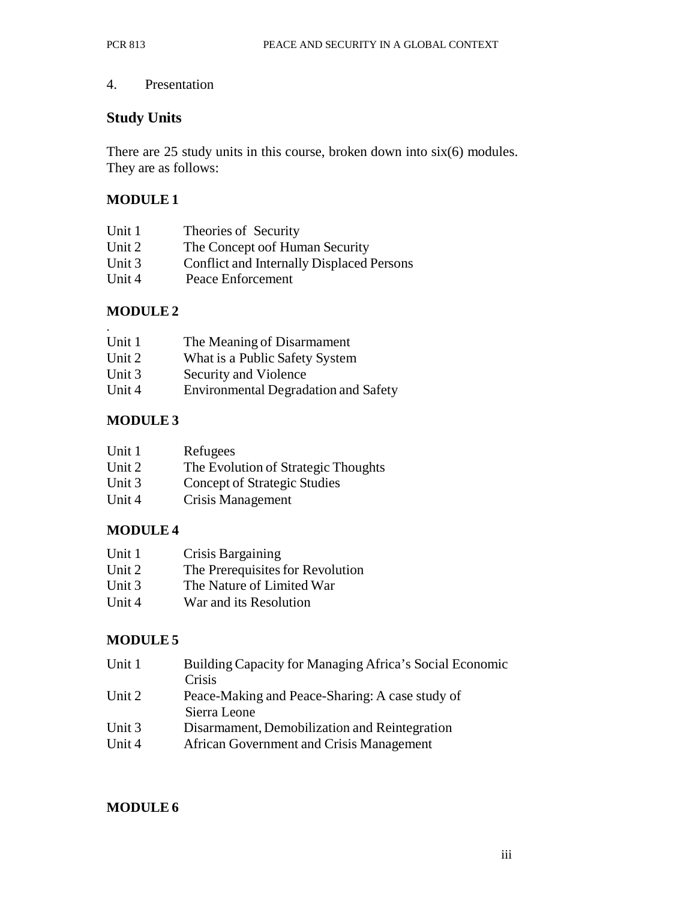4. Presentation

## Study Units

There are 25 study units in this course, broken down into six(6) modules. They are as follows:

### MODULE 1

Unit 1 Theories of Security
Unit 2 The Concept oof Human Security
Unit 3 Conflict and Internally Displaced Persons
Unit 4 Peace Enforcement

### MODULE 2

.
Unit 1 The Meaning of Disarmament
Unit 2 What is a Public Safety System
Unit 3 Security and Violence
Unit 4 Environmental Degradation and Safety

### MODULE 3

Unit 1 Refugees
Unit 2 The Evolution of Strategic Thoughts
Unit 3 Concept of Strategic Studies
Unit 4 Crisis Management

### MODULE 4

Unit 1 Crisis Bargaining
Unit 2 The Prerequisites for Revolution
Unit 3 The Nature of Limited War
Unit 4 War and its Resolution

### MODULE 5

Unit 1 Building Capacity for Managing Africa's Social Economic Crisis
Unit 2 Peace-Making and Peace-Sharing: A case study of Sierra Leone
Unit 3 Disarmament, Demobilization and Reintegration
Unit 4 African Government and Crisis Management

### MODULE 6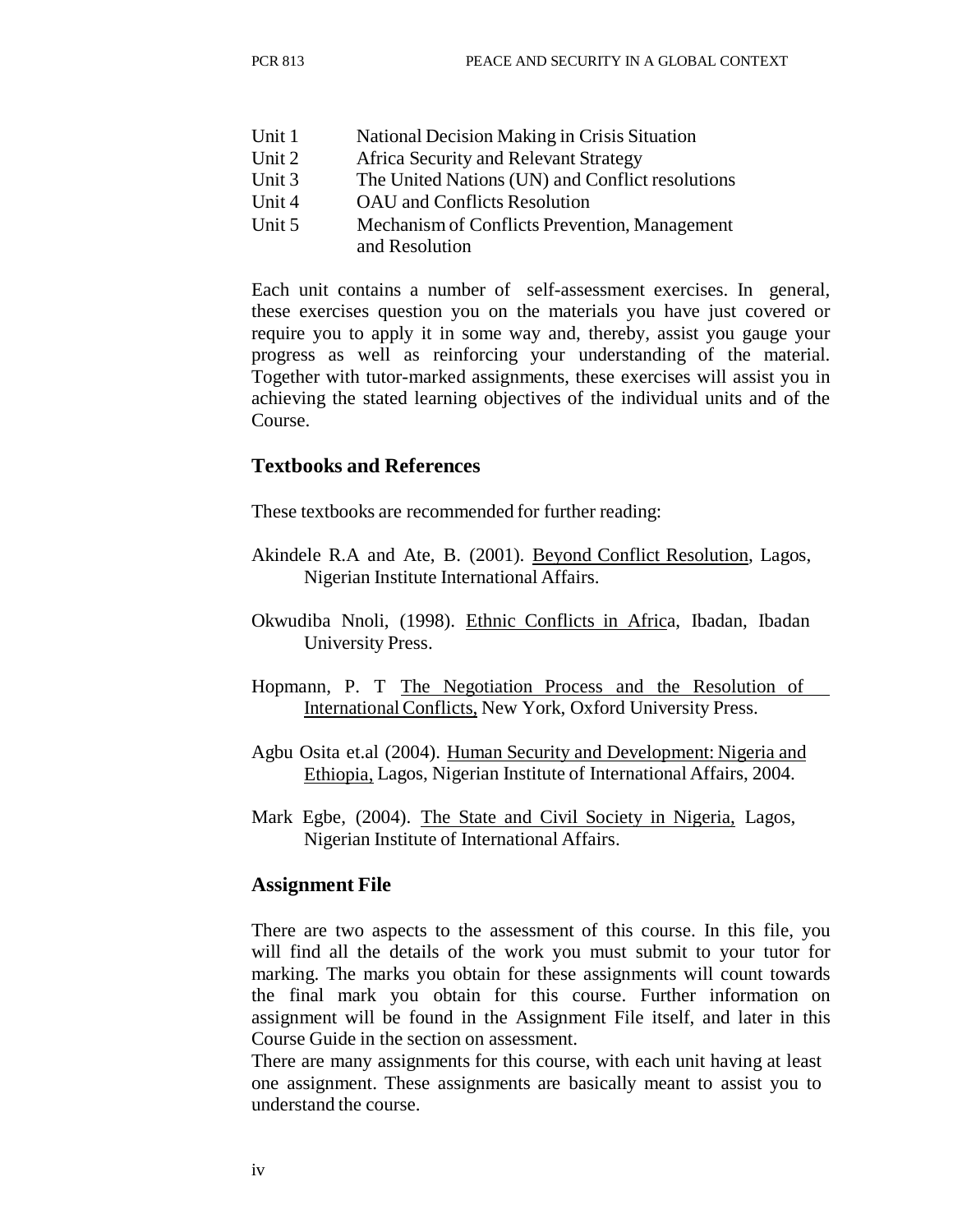| | |
|---|---|
| Unit 1 | National Decision Making in Crisis Situation |
| Unit 2 | Africa Security and Relevant Strategy |
| Unit 3 | The United Nations (UN) and Conflict resolutions |
| Unit 4 | OAU and Conflicts Resolution |
| Unit 5 | Mechanism of Conflicts Prevention, Management and Resolution |

Each unit contains a number of self-assessment exercises. In general, these exercises question you on the materials you have just covered or require you to apply it in some way and, thereby, assist you gauge your progress as well as reinforcing your understanding of the material. Together with tutor-marked assignments, these exercises will assist you in achieving the stated learning objectives of the individual units and of the Course.

## Textbooks and References

These textbooks are recommended for further reading:

Akindele R.A and Ate, B. (2001). Beyond Conflict Resolution, Lagos, Nigerian Institute International Affairs.

Okwudiba Nnoli, (1998). Ethnic Conflicts in Africa, Ibadan, Ibadan University Press.

Hopmann, P. T The Negotiation Process and the Resolution of International Conflicts, New York, Oxford University Press.

Agbu Osita et.al (2004). Human Security and Development: Nigeria and Ethiopia, Lagos, Nigerian Institute of International Affairs, 2004.

Mark Egbe, (2004). The State and Civil Society in Nigeria, Lagos, Nigerian Institute of International Affairs.

## Assignment File

There are two aspects to the assessment of this course. In this file, you will find all the details of the work you must submit to your tutor for marking. The marks you obtain for these assignments will count towards the final mark you obtain for this course. Further information on assignment will be found in the Assignment File itself, and later in this Course Guide in the section on assessment.

There are many assignments for this course, with each unit having at least one assignment. These assignments are basically meant to assist you to understand the course.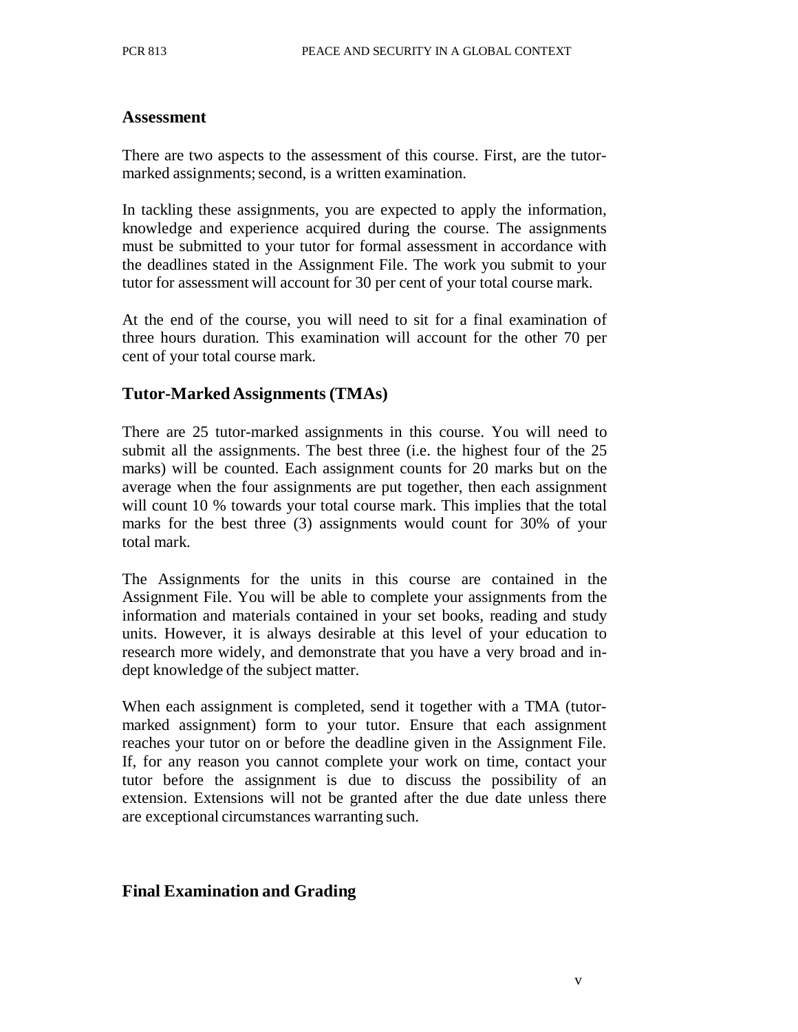## Assessment

There are two aspects to the assessment of this course. First, are the tutor-marked assignments; second, is a written examination.

In tackling these assignments, you are expected to apply the information, knowledge and experience acquired during the course. The assignments must be submitted to your tutor for formal assessment in accordance with the deadlines stated in the Assignment File. The work you submit to your tutor for assessment will account for 30 per cent of your total course mark.

At the end of the course, you will need to sit for a final examination of three hours duration. This examination will account for the other 70 per cent of your total course mark.

## Tutor-Marked Assignments (TMAs)

There are 25 tutor-marked assignments in this course. You will need to submit all the assignments. The best three (i.e. the highest four of the 25 marks) will be counted. Each assignment counts for 20 marks but on the average when the four assignments are put together, then each assignment will count 10 % towards your total course mark. This implies that the total marks for the best three (3) assignments would count for 30% of your total mark.

The Assignments for the units in this course are contained in the Assignment File. You will be able to complete your assignments from the information and materials contained in your set books, reading and study units. However, it is always desirable at this level of your education to research more widely, and demonstrate that you have a very broad and in-dept knowledge of the subject matter.

When each assignment is completed, send it together with a TMA (tutor-marked assignment) form to your tutor. Ensure that each assignment reaches your tutor on or before the deadline given in the Assignment File. If, for any reason you cannot complete your work on time, contact your tutor before the assignment is due to discuss the possibility of an extension. Extensions will not be granted after the due date unless there are exceptional circumstances warranting such.

## Final Examination and Grading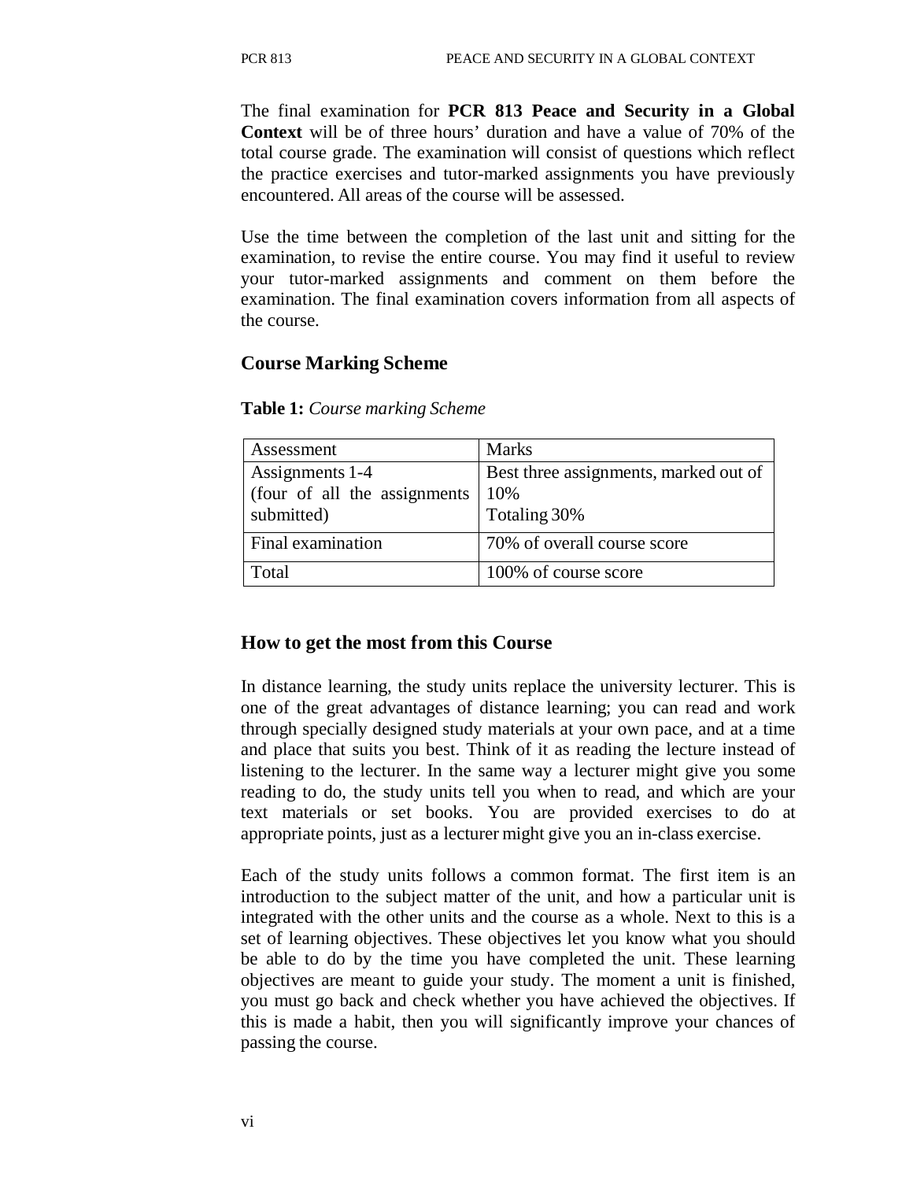The final examination for **PCR 813 Peace and Security in a Global Context** will be of three hours' duration and have a value of 70% of the total course grade. The examination will consist of questions which reflect the practice exercises and tutor-marked assignments you have previously encountered. All areas of the course will be assessed.

Use the time between the completion of the last unit and sitting for the examination, to revise the entire course. You may find it useful to review your tutor-marked assignments and comment on them before the examination. The final examination covers information from all aspects of the course.

## Course Marking Scheme

**Table 1:** *Course marking Scheme*

| Assessment | Marks |
| --- | --- |
| Assignments 1-4 (four of all the assignments submitted) | Best three assignments, marked out of 10% Totaling 30% |
| Final examination | 70% of overall course score |
| Total | 100% of course score |

## How to get the most from this Course

In distance learning, the study units replace the university lecturer. This is one of the great advantages of distance learning; you can read and work through specially designed study materials at your own pace, and at a time and place that suits you best. Think of it as reading the lecture instead of listening to the lecturer. In the same way a lecturer might give you some reading to do, the study units tell you when to read, and which are your text materials or set books. You are provided exercises to do at appropriate points, just as a lecturer might give you an in-class exercise.

Each of the study units follows a common format. The first item is an introduction to the subject matter of the unit, and how a particular unit is integrated with the other units and the course as a whole. Next to this is a set of learning objectives. These objectives let you know what you should be able to do by the time you have completed the unit. These learning objectives are meant to guide your study. The moment a unit is finished, you must go back and check whether you have achieved the objectives. If this is made a habit, then you will significantly improve your chances of passing the course.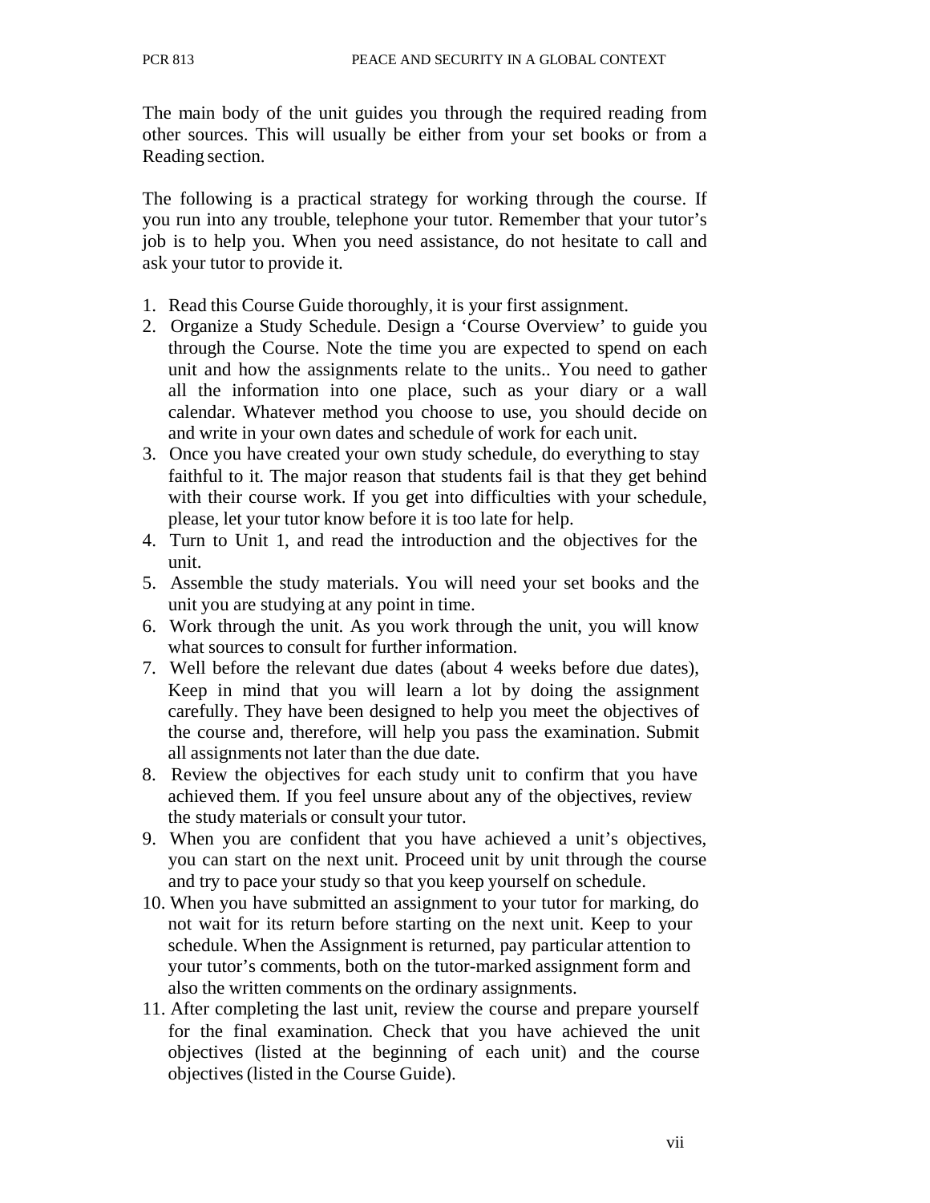The main body of the unit guides you through the required reading from other sources. This will usually be either from your set books or from a Reading section.

The following is a practical strategy for working through the course. If you run into any trouble, telephone your tutor. Remember that your tutor's job is to help you. When you need assistance, do not hesitate to call and ask your tutor to provide it.

1. Read this Course Guide thoroughly, it is your first assignment.
2. Organize a Study Schedule. Design a 'Course Overview' to guide you through the Course. Note the time you are expected to spend on each unit and how the assignments relate to the units.. You need to gather all the information into one place, such as your diary or a wall calendar. Whatever method you choose to use, you should decide on and write in your own dates and schedule of work for each unit.
3. Once you have created your own study schedule, do everything to stay faithful to it. The major reason that students fail is that they get behind with their course work. If you get into difficulties with your schedule, please, let your tutor know before it is too late for help.
4. Turn to Unit 1, and read the introduction and the objectives for the unit.
5. Assemble the study materials. You will need your set books and the unit you are studying at any point in time.
6. Work through the unit. As you work through the unit, you will know what sources to consult for further information.
7. Well before the relevant due dates (about 4 weeks before due dates), Keep in mind that you will learn a lot by doing the assignment carefully. They have been designed to help you meet the objectives of the course and, therefore, will help you pass the examination. Submit all assignments not later than the due date.
8. Review the objectives for each study unit to confirm that you have achieved them. If you feel unsure about any of the objectives, review the study materials or consult your tutor.
9. When you are confident that you have achieved a unit's objectives, you can start on the next unit. Proceed unit by unit through the course and try to pace your study so that you keep yourself on schedule.
10. When you have submitted an assignment to your tutor for marking, do not wait for its return before starting on the next unit. Keep to your schedule. When the Assignment is returned, pay particular attention to your tutor's comments, both on the tutor-marked assignment form and also the written comments on the ordinary assignments.
11. After completing the last unit, review the course and prepare yourself for the final examination. Check that you have achieved the unit objectives (listed at the beginning of each unit) and the course objectives (listed in the Course Guide).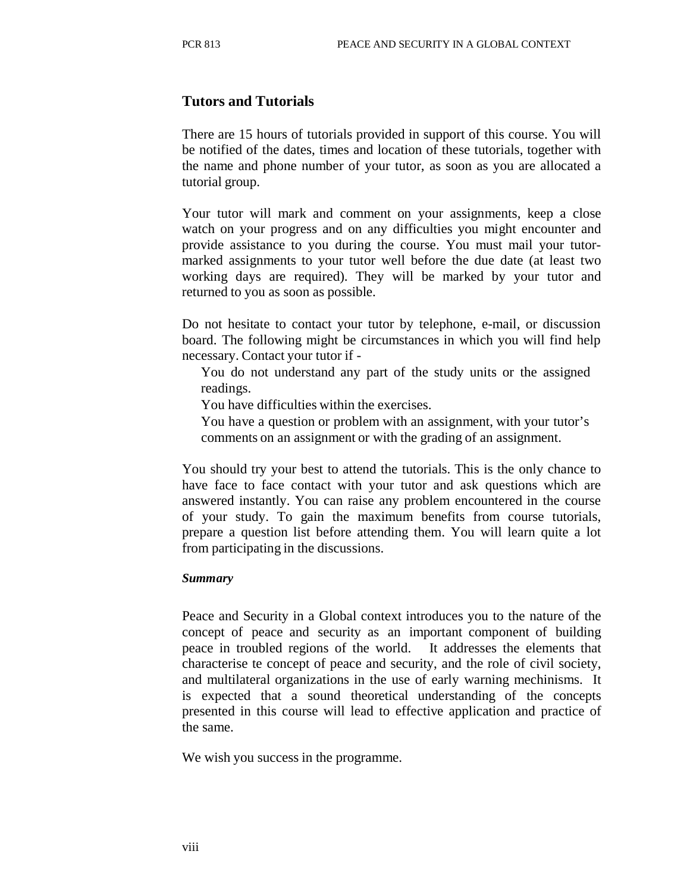## Tutors and Tutorials

There are 15 hours of tutorials provided in support of this course. You will be notified of the dates, times and location of these tutorials, together with the name and phone number of your tutor, as soon as you are allocated a tutorial group.

Your tutor will mark and comment on your assignments, keep a close watch on your progress and on any difficulties you might encounter and provide assistance to you during the course. You must mail your tutor-marked assignments to your tutor well before the due date (at least two working days are required). They will be marked by your tutor and returned to you as soon as possible.

Do not hesitate to contact your tutor by telephone, e-mail, or discussion board. The following might be circumstances in which you will find help necessary. Contact your tutor if -

- You do not understand any part of the study units or the assigned readings.
- You have difficulties within the exercises.
- You have a question or problem with an assignment, with your tutor's comments on an assignment or with the grading of an assignment.

You should try your best to attend the tutorials. This is the only chance to have face to face contact with your tutor and ask questions which are answered instantly. You can raise any problem encountered in the course of your study. To gain the maximum benefits from course tutorials, prepare a question list before attending them. You will learn quite a lot from participating in the discussions.

### *Summary*

Peace and Security in a Global context introduces you to the nature of the concept of peace and security as an important component of building peace in troubled regions of the world. It addresses the elements that characterise te concept of peace and security, and the role of civil society, and multilateral organizations in the use of early warning mechinisms. It is expected that a sound theoretical understanding of the concepts presented in this course will lead to effective application and practice of the same.

We wish you success in the programme.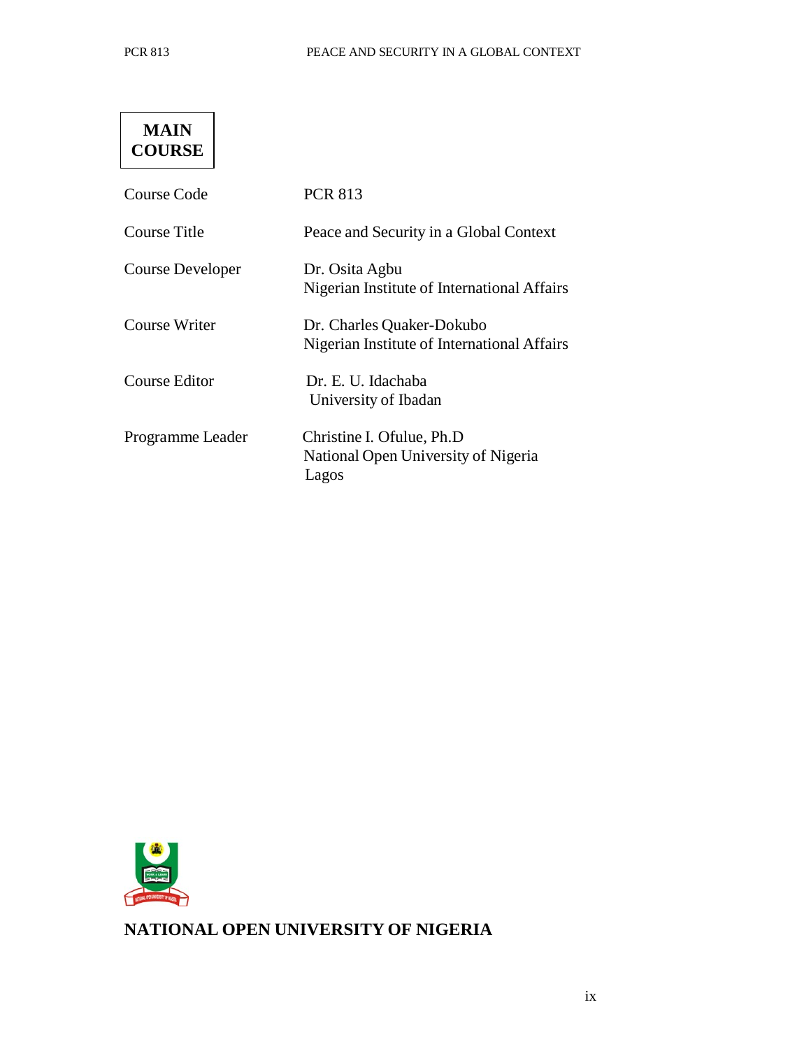**MAIN COURSE**

| | |
|---|---|
| Course Code | PCR 813 |
| Course Title | Peace and Security in a Global Context |
| Course Developer | Dr. Osita Agbu<br>Nigerian Institute of International Affairs |
| Course Writer | Dr. Charles Quaker-Dokubo<br>Nigerian Institute of International Affairs |
| Course Editor | Dr. E. U. Idachaba<br>University of Ibadan |
| Programme Leader | Christine I. Ofulue, Ph.D<br>National Open University of Nigeria<br>Lagos |

**NATIONAL OPEN UNIVERSITY OF NIGERIA**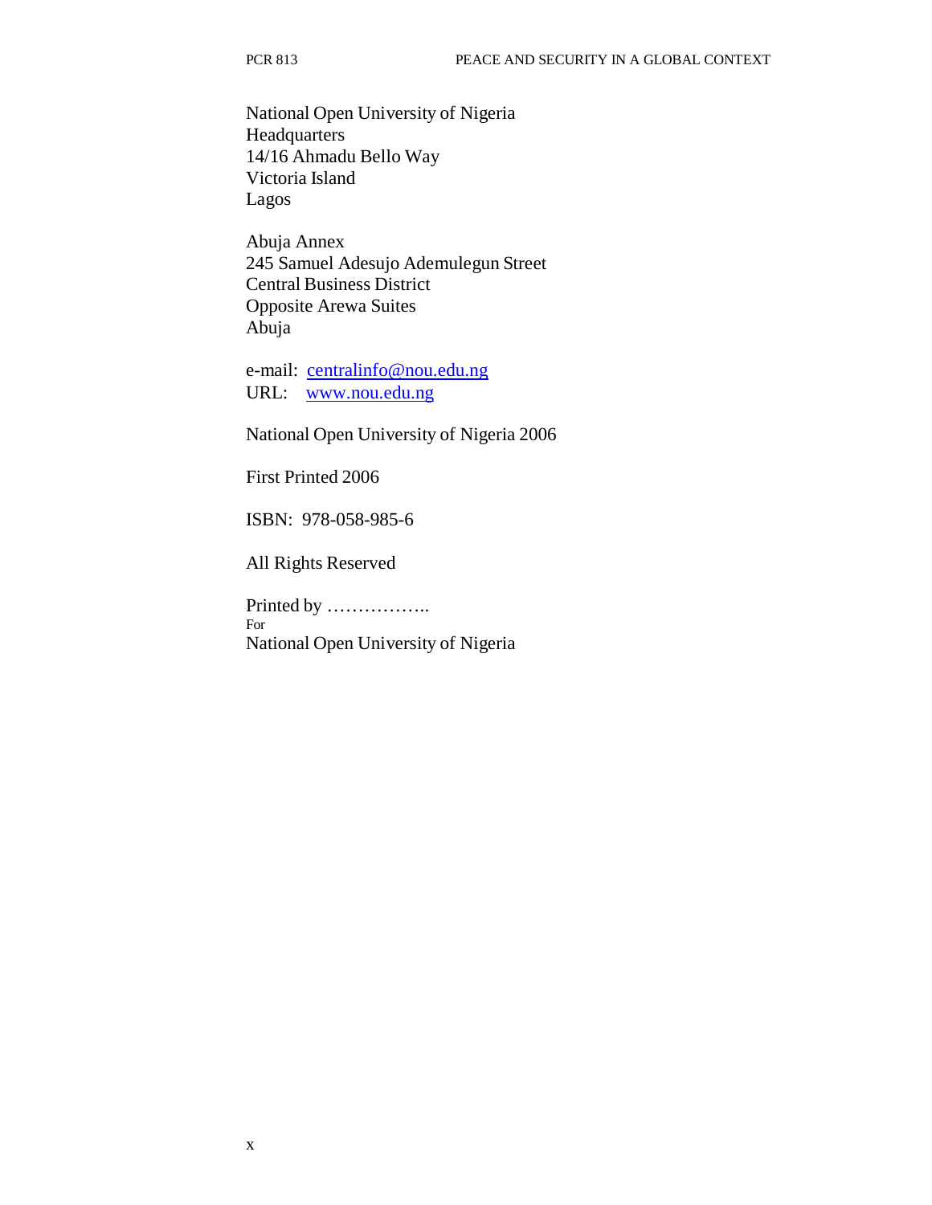National Open University of Nigeria
Headquarters
14/16 Ahmadu Bello Way
Victoria Island
Lagos

Abuja Annex
245 Samuel Adesujo Ademulegun Street
Central Business District
Opposite Arewa Suites
Abuja

e-mail: centralinfo@nou.edu.ng
URL: www.nou.edu.ng

National Open University of Nigeria 2006

First Printed 2006

ISBN: 978-058-985-6

All Rights Reserved

Printed by ……………..
For
National Open University of Nigeria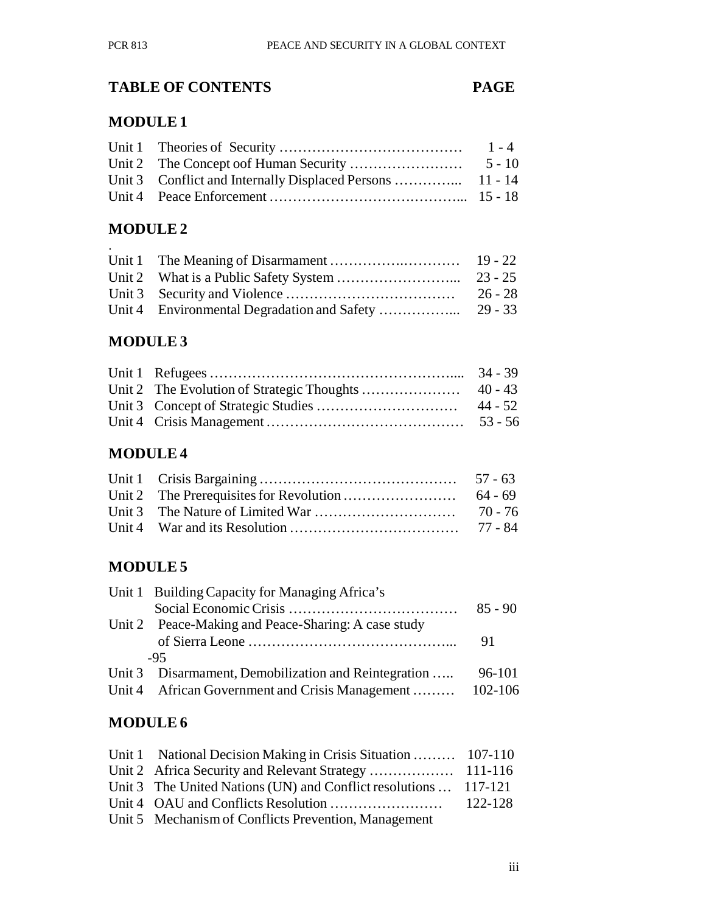# TABLE OF CONTENTS — PAGE

## MODULE 1

| | | |
|---|---|---|
| Unit 1 | Theories of Security | 1 - 4 |
| Unit 2 | The Concept oof Human Security | 5 - 10 |
| Unit 3 | Conflict and Internally Displaced Persons | 11 - 14 |
| Unit 4 | Peace Enforcement | 15 - 18 |

## MODULE 2

.

| | | |
|---|---|---|
| Unit 1 | The Meaning of Disarmament | 19 - 22 |
| Unit 2 | What is a Public Safety System | 23 - 25 |
| Unit 3 | Security and Violence | 26 - 28 |
| Unit 4 | Environmental Degradation and Safety | 29 - 33 |

## MODULE 3

| | | |
|---|---|---|
| Unit 1 | Refugees | 34 - 39 |
| Unit 2 | The Evolution of Strategic Thoughts | 40 - 43 |
| Unit 3 | Concept of Strategic Studies | 44 - 52 |
| Unit 4 | Crisis Management | 53 - 56 |

## MODULE 4

| | | |
|---|---|---|
| Unit 1 | Crisis Bargaining | 57 - 63 |
| Unit 2 | The Prerequisites for Revolution | 64 - 69 |
| Unit 3 | The Nature of Limited War | 70 - 76 |
| Unit 4 | War and its Resolution | 77 - 84 |

## MODULE 5

| | | |
|---|---|---|
| Unit 1 | Building Capacity for Managing Africa's Social Economic Crisis | 85 - 90 |
| Unit 2 | Peace-Making and Peace-Sharing: A case study of Sierra Leone | 91 -95 |
| Unit 3 | Disarmament, Demobilization and Reintegration | 96-101 |
| Unit 4 | African Government and Crisis Management | 102-106 |

## MODULE 6

| | | |
|---|---|---|
| Unit 1 | National Decision Making in Crisis Situation | 107-110 |
| Unit 2 | Africa Security and Relevant Strategy | 111-116 |
| Unit 3 | The United Nations (UN) and Conflict resolutions | 117-121 |
| Unit 4 | OAU and Conflicts Resolution | 122-128 |
| Unit 5 | Mechanism of Conflicts Prevention, Management | |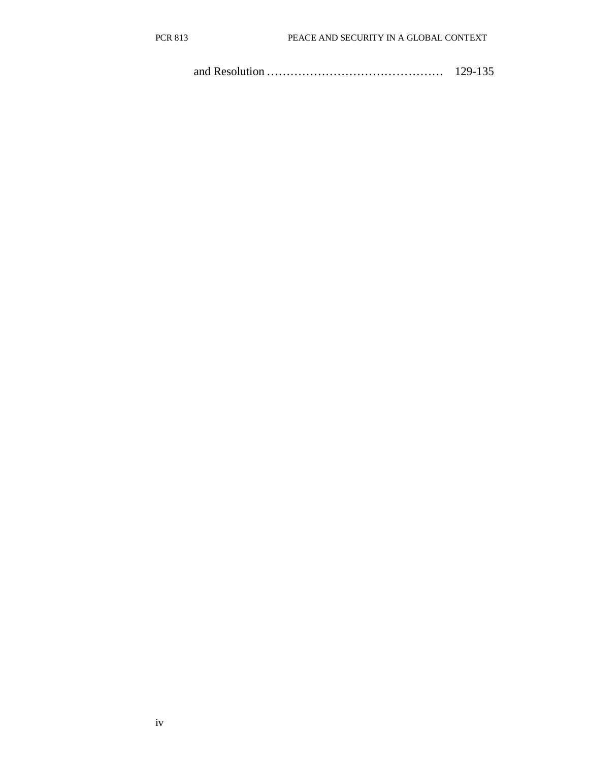and Resolution ……………………………………… 129-135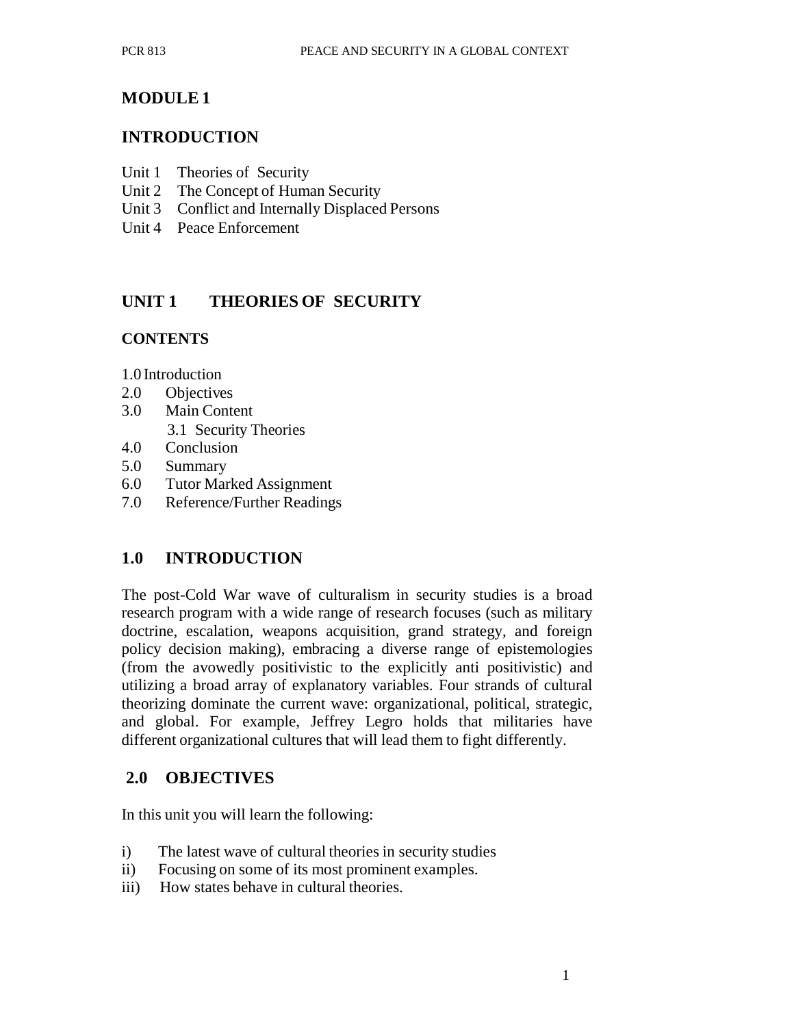# MODULE 1

## INTRODUCTION

Unit 1 Theories of Security
Unit 2 The Concept of Human Security
Unit 3 Conflict and Internally Displaced Persons
Unit 4 Peace Enforcement

## UNIT 1 THEORIES OF SECURITY

### CONTENTS

1.0 Introduction
2.0 Objectives
3.0 Main Content
 3.1 Security Theories
4.0 Conclusion
5.0 Summary
6.0 Tutor Marked Assignment
7.0 Reference/Further Readings

### 1.0 INTRODUCTION

The post-Cold War wave of culturalism in security studies is a broad research program with a wide range of research focuses (such as military doctrine, escalation, weapons acquisition, grand strategy, and foreign policy decision making), embracing a diverse range of epistemologies (from the avowedly positivistic to the explicitly anti positivistic) and utilizing a broad array of explanatory variables. Four strands of cultural theorizing dominate the current wave: organizational, political, strategic, and global. For example, Jeffrey Legro holds that militaries have different organizational cultures that will lead them to fight differently.

### 2.0 OBJECTIVES

In this unit you will learn the following:

i) The latest wave of cultural theories in security studies
ii) Focusing on some of its most prominent examples.
iii) How states behave in cultural theories.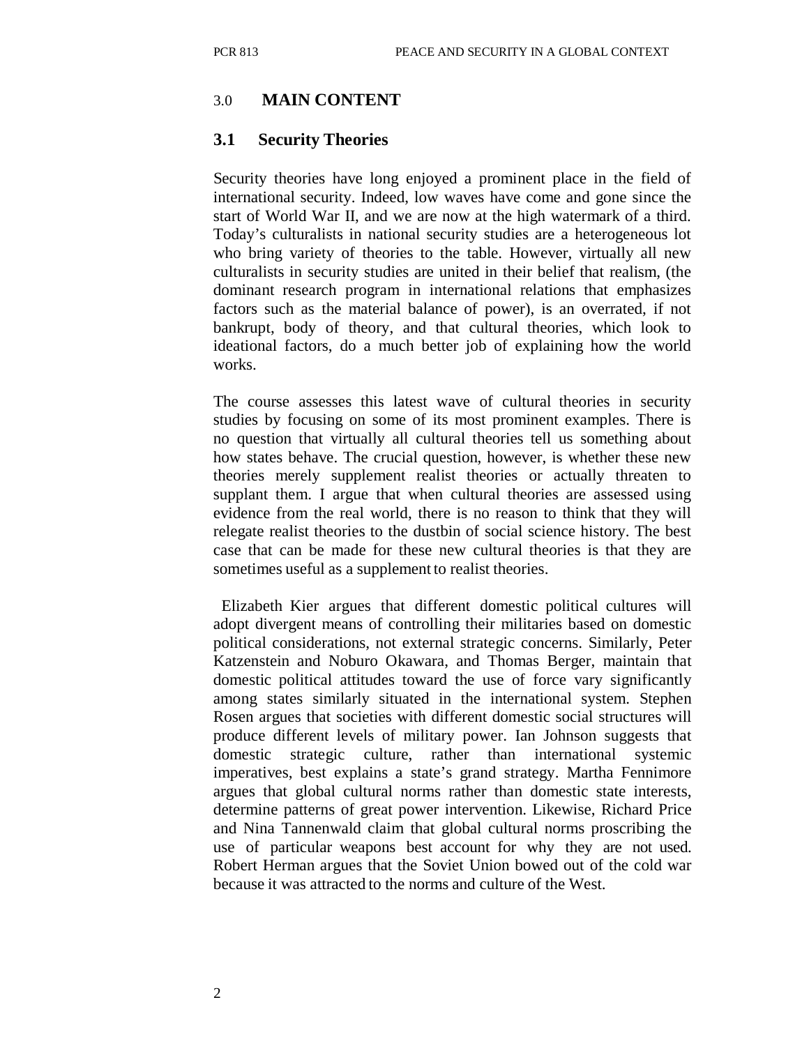## 3.0 MAIN CONTENT

### 3.1 Security Theories

Security theories have long enjoyed a prominent place in the field of international security. Indeed, low waves have come and gone since the start of World War II, and we are now at the high watermark of a third. Today's culturalists in national security studies are a heterogeneous lot who bring variety of theories to the table. However, virtually all new culturalists in security studies are united in their belief that realism, (the dominant research program in international relations that emphasizes factors such as the material balance of power), is an overrated, if not bankrupt, body of theory, and that cultural theories, which look to ideational factors, do a much better job of explaining how the world works.

The course assesses this latest wave of cultural theories in security studies by focusing on some of its most prominent examples. There is no question that virtually all cultural theories tell us something about how states behave. The crucial question, however, is whether these new theories merely supplement realist theories or actually threaten to supplant them. I argue that when cultural theories are assessed using evidence from the real world, there is no reason to think that they will relegate realist theories to the dustbin of social science history. The best case that can be made for these new cultural theories is that they are sometimes useful as a supplement to realist theories.

Elizabeth Kier argues that different domestic political cultures will adopt divergent means of controlling their militaries based on domestic political considerations, not external strategic concerns. Similarly, Peter Katzenstein and Noburo Okawara, and Thomas Berger, maintain that domestic political attitudes toward the use of force vary significantly among states similarly situated in the international system. Stephen Rosen argues that societies with different domestic social structures will produce different levels of military power. Ian Johnson suggests that domestic strategic culture, rather than international systemic imperatives, best explains a state's grand strategy. Martha Fennimore argues that global cultural norms rather than domestic state interests, determine patterns of great power intervention. Likewise, Richard Price and Nina Tannenwald claim that global cultural norms proscribing the use of particular weapons best account for why they are not used. Robert Herman argues that the Soviet Union bowed out of the cold war because it was attracted to the norms and culture of the West.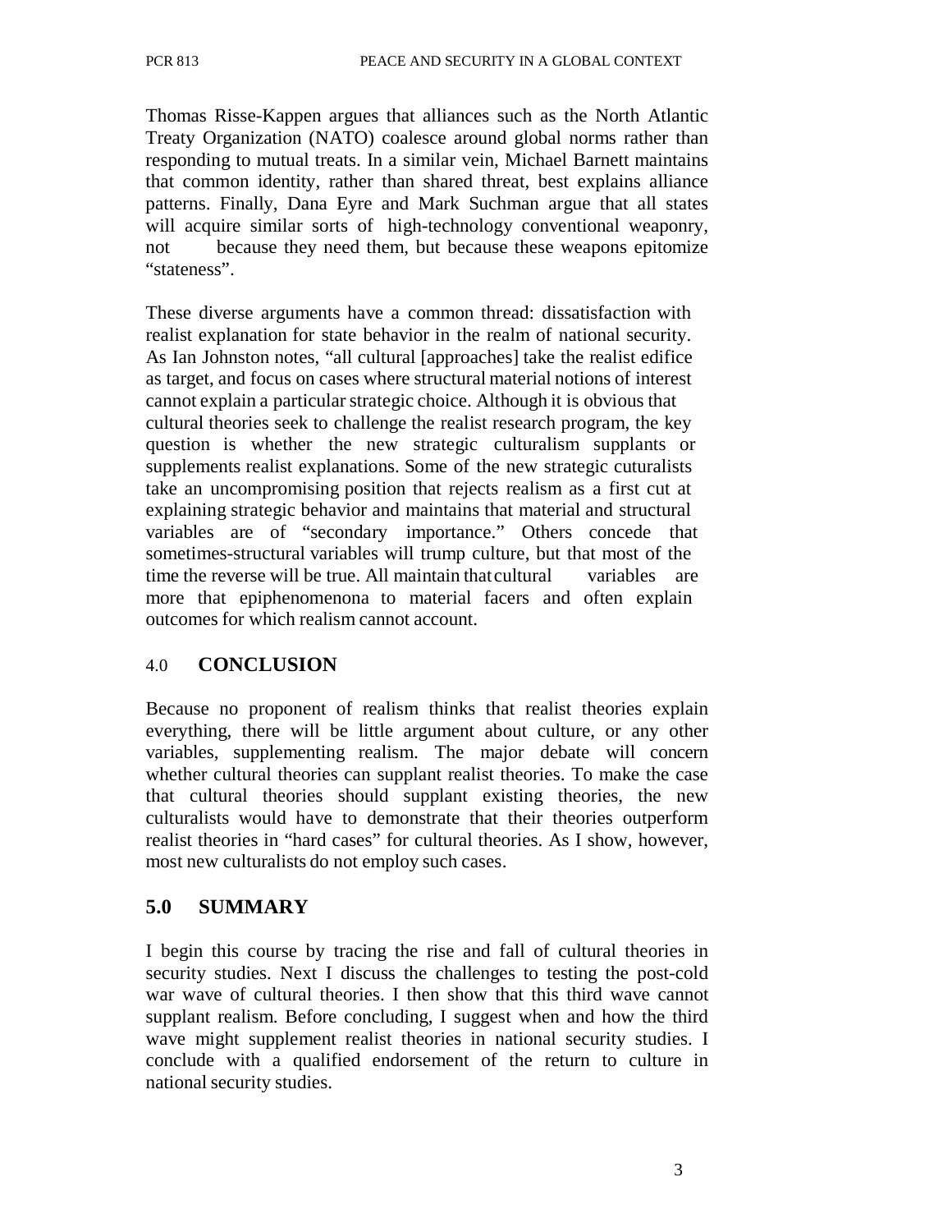Thomas Risse-Kappen argues that alliances such as the North Atlantic Treaty Organization (NATO) coalesce around global norms rather than responding to mutual treats. In a similar vein, Michael Barnett maintains that common identity, rather than shared threat, best explains alliance patterns. Finally, Dana Eyre and Mark Suchman argue that all states will acquire similar sorts of high-technology conventional weaponry, not because they need them, but because these weapons epitomize "stateness".

These diverse arguments have a common thread: dissatisfaction with realist explanation for state behavior in the realm of national security. As Ian Johnston notes, "all cultural [approaches] take the realist edifice as target, and focus on cases where structural material notions of interest cannot explain a particular strategic choice. Although it is obvious that cultural theories seek to challenge the realist research program, the key question is whether the new strategic culturalism supplants or supplements realist explanations. Some of the new strategic cuturalists take an uncompromising position that rejects realism as a first cut at explaining strategic behavior and maintains that material and structural variables are of "secondary importance." Others concede that sometimes-structural variables will trump culture, but that most of the time the reverse will be true. All maintain that cultural variables are more that epiphenomenona to material facers and often explain outcomes for which realism cannot account.

## 4.0 CONCLUSION

Because no proponent of realism thinks that realist theories explain everything, there will be little argument about culture, or any other variables, supplementing realism. The major debate will concern whether cultural theories can supplant realist theories. To make the case that cultural theories should supplant existing theories, the new culturalists would have to demonstrate that their theories outperform realist theories in "hard cases" for cultural theories. As I show, however, most new culturalists do not employ such cases.

## 5.0 SUMMARY

I begin this course by tracing the rise and fall of cultural theories in security studies. Next I discuss the challenges to testing the post-cold war wave of cultural theories. I then show that this third wave cannot supplant realism. Before concluding, I suggest when and how the third wave might supplement realist theories in national security studies. I conclude with a qualified endorsement of the return to culture in national security studies.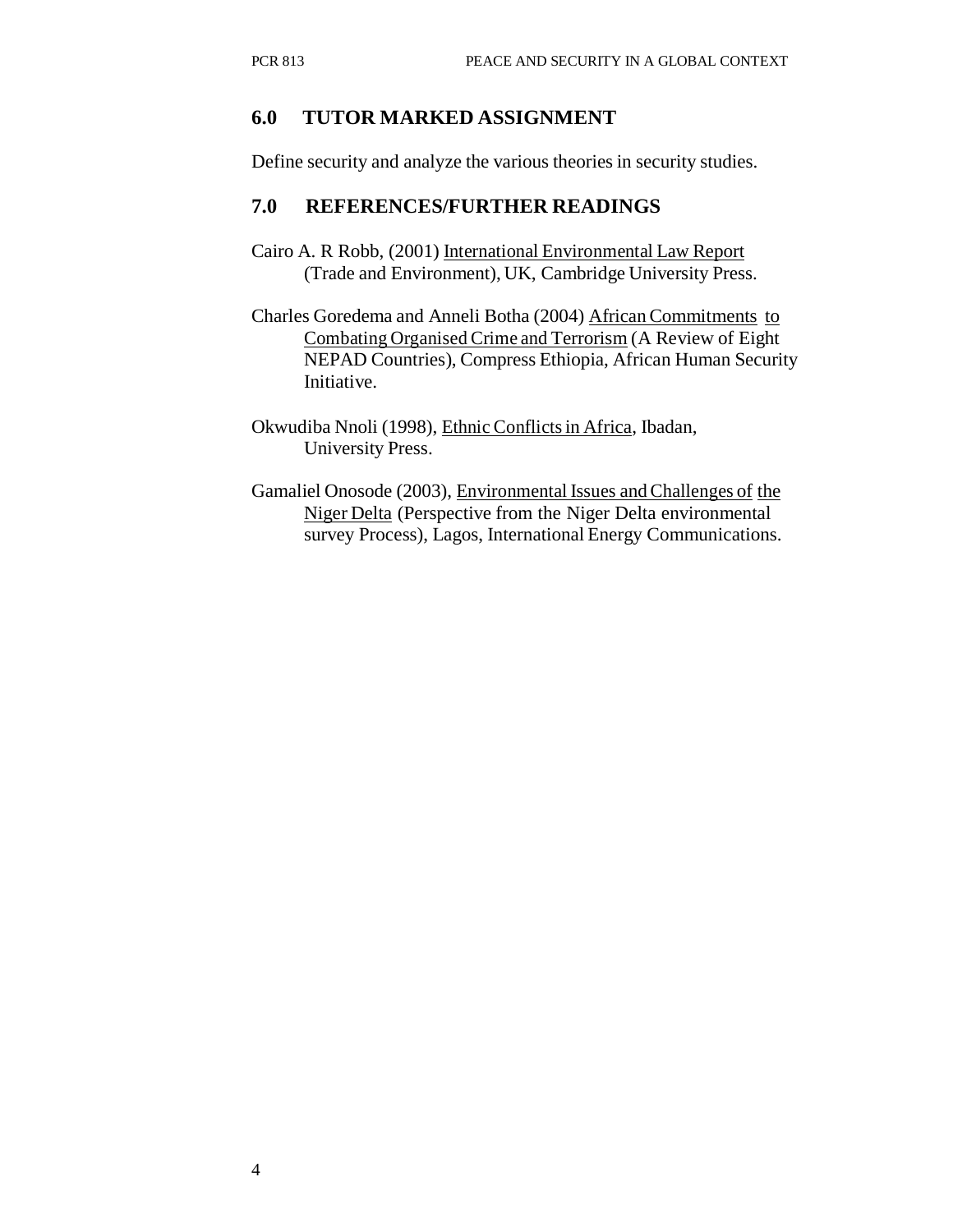## 6.0 TUTOR MARKED ASSIGNMENT

Define security and analyze the various theories in security studies.

## 7.0 REFERENCES/FURTHER READINGS

Cairo A. R Robb, (2001) International Environmental Law Report (Trade and Environment), UK, Cambridge University Press.

Charles Goredema and Anneli Botha (2004) African Commitments to Combating Organised Crime and Terrorism (A Review of Eight NEPAD Countries), Compress Ethiopia, African Human Security Initiative.

Okwudiba Nnoli (1998), Ethnic Conflicts in Africa, Ibadan, University Press.

Gamaliel Onosode (2003), Environmental Issues and Challenges of the Niger Delta (Perspective from the Niger Delta environmental survey Process), Lagos, International Energy Communications.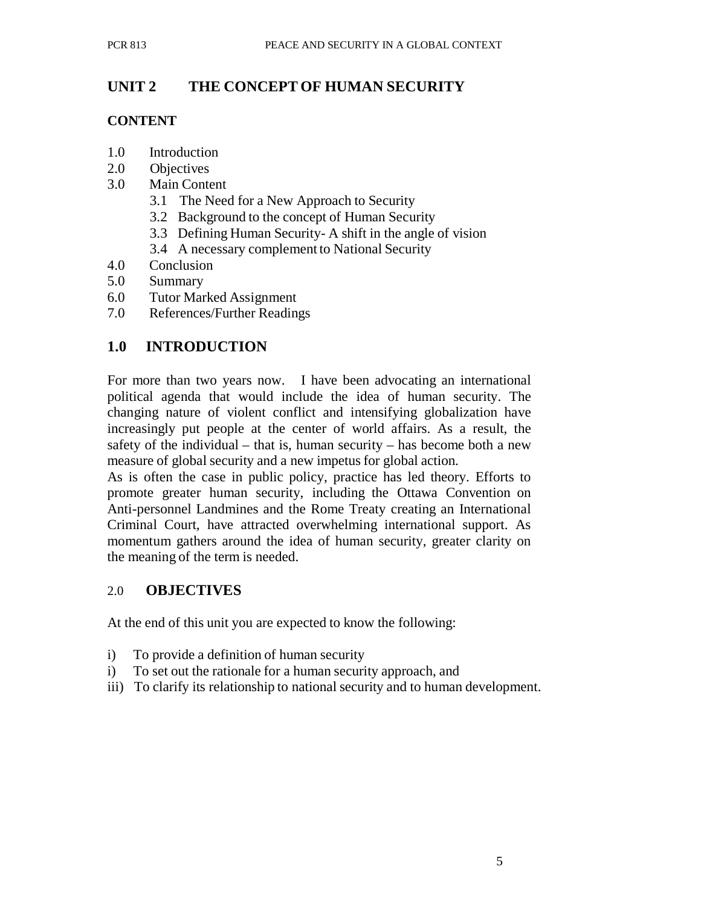## UNIT 2 THE CONCEPT OF HUMAN SECURITY

**CONTENT**

1.0 Introduction
2.0 Objectives
3.0 Main Content
    3.1 The Need for a New Approach to Security
    3.2 Background to the concept of Human Security
    3.3 Defining Human Security- A shift in the angle of vision
    3.4 A necessary complement to National Security
4.0 Conclusion
5.0 Summary
6.0 Tutor Marked Assignment
7.0 References/Further Readings

## 1.0 INTRODUCTION

For more than two years now. I have been advocating an international political agenda that would include the idea of human security. The changing nature of violent conflict and intensifying globalization have increasingly put people at the center of world affairs. As a result, the safety of the individual – that is, human security – has become both a new measure of global security and a new impetus for global action.

As is often the case in public policy, practice has led theory. Efforts to promote greater human security, including the Ottawa Convention on Anti-personnel Landmines and the Rome Treaty creating an International Criminal Court, have attracted overwhelming international support. As momentum gathers around the idea of human security, greater clarity on the meaning of the term is needed.

## 2.0 OBJECTIVES

At the end of this unit you are expected to know the following:

i) To provide a definition of human security
i) To set out the rationale for a human security approach, and
iii) To clarify its relationship to national security and to human development.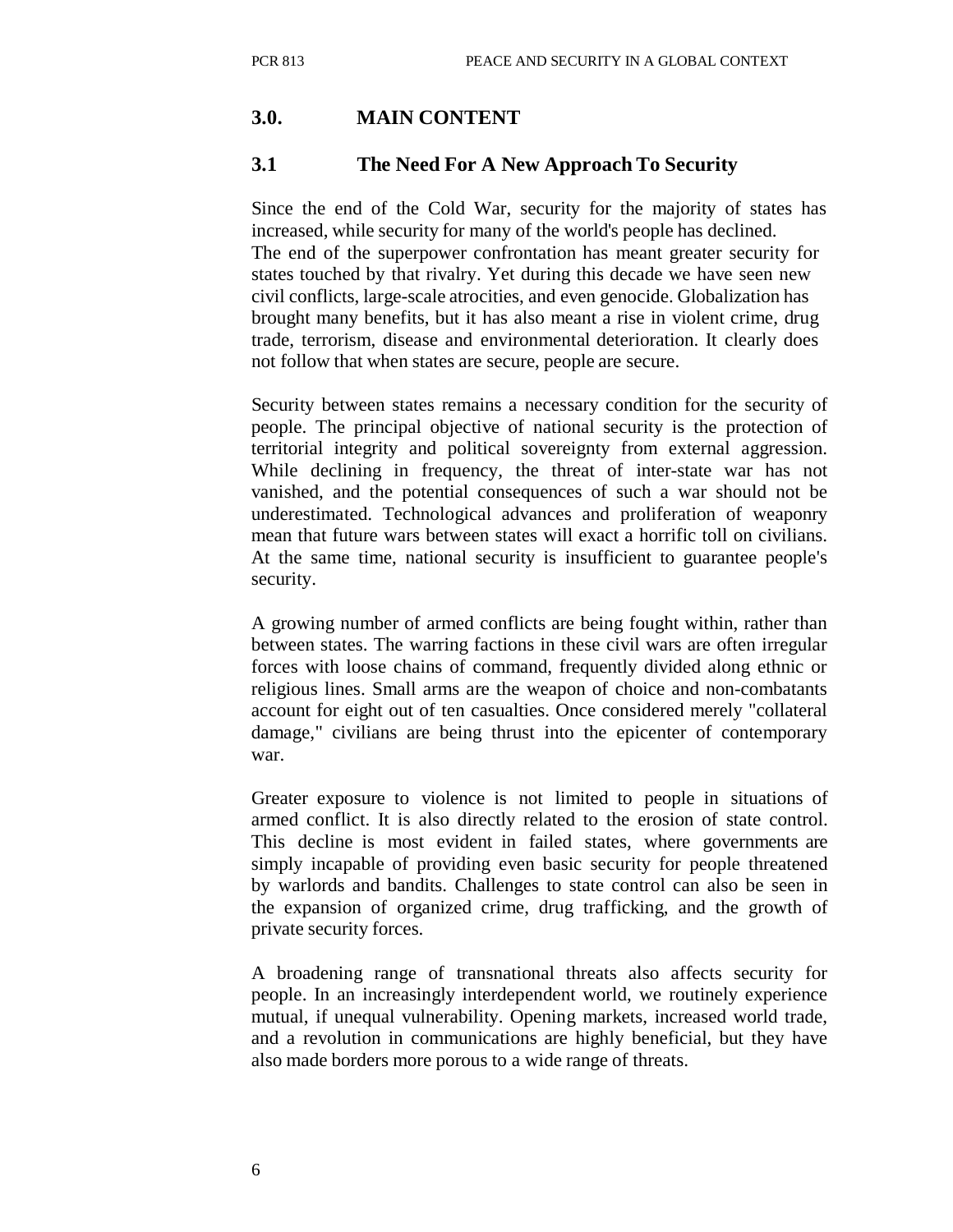## 3.0. MAIN CONTENT

### 3.1 The Need For A New Approach To Security

Since the end of the Cold War, security for the majority of states has increased, while security for many of the world's people has declined. The end of the superpower confrontation has meant greater security for states touched by that rivalry. Yet during this decade we have seen new civil conflicts, large-scale atrocities, and even genocide. Globalization has brought many benefits, but it has also meant a rise in violent crime, drug trade, terrorism, disease and environmental deterioration. It clearly does not follow that when states are secure, people are secure.

Security between states remains a necessary condition for the security of people. The principal objective of national security is the protection of territorial integrity and political sovereignty from external aggression. While declining in frequency, the threat of inter-state war has not vanished, and the potential consequences of such a war should not be underestimated. Technological advances and proliferation of weaponry mean that future wars between states will exact a horrific toll on civilians. At the same time, national security is insufficient to guarantee people's security.

A growing number of armed conflicts are being fought within, rather than between states. The warring factions in these civil wars are often irregular forces with loose chains of command, frequently divided along ethnic or religious lines. Small arms are the weapon of choice and non-combatants account for eight out of ten casualties. Once considered merely "collateral damage," civilians are being thrust into the epicenter of contemporary war.

Greater exposure to violence is not limited to people in situations of armed conflict. It is also directly related to the erosion of state control. This decline is most evident in failed states, where governments are simply incapable of providing even basic security for people threatened by warlords and bandits. Challenges to state control can also be seen in the expansion of organized crime, drug trafficking, and the growth of private security forces.

A broadening range of transnational threats also affects security for people. In an increasingly interdependent world, we routinely experience mutual, if unequal vulnerability. Opening markets, increased world trade, and a revolution in communications are highly beneficial, but they have also made borders more porous to a wide range of threats.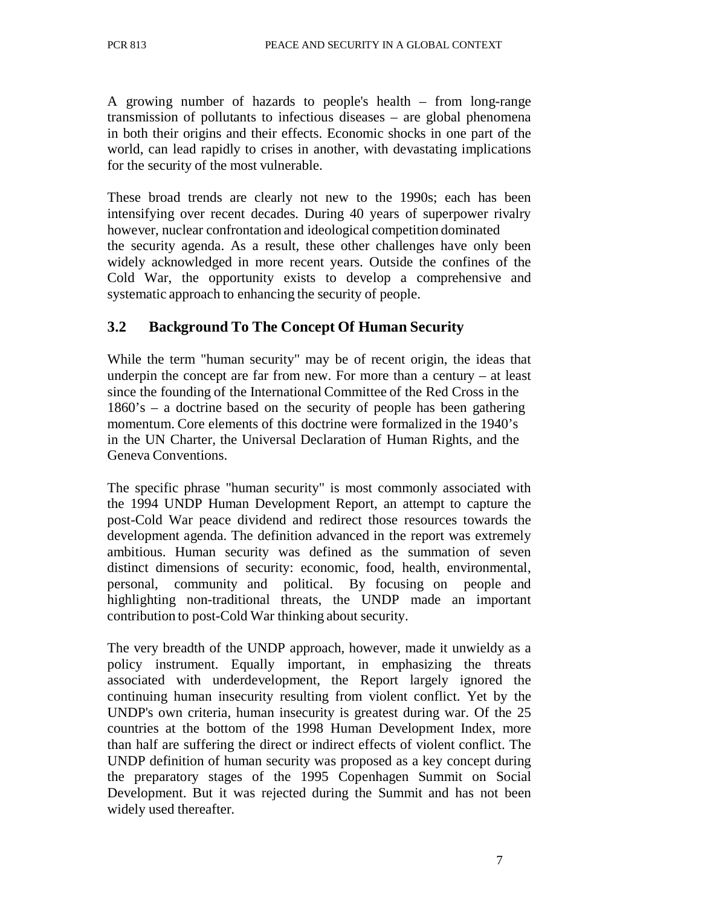A growing number of hazards to people's health – from long-range transmission of pollutants to infectious diseases – are global phenomena in both their origins and their effects. Economic shocks in one part of the world, can lead rapidly to crises in another, with devastating implications for the security of the most vulnerable.

These broad trends are clearly not new to the 1990s; each has been intensifying over recent decades. During 40 years of superpower rivalry however, nuclear confrontation and ideological competition dominated the security agenda. As a result, these other challenges have only been widely acknowledged in more recent years. Outside the confines of the Cold War, the opportunity exists to develop a comprehensive and systematic approach to enhancing the security of people.

### 3.2 Background To The Concept Of Human Security

While the term "human security" may be of recent origin, the ideas that underpin the concept are far from new. For more than a century – at least since the founding of the International Committee of the Red Cross in the 1860's – a doctrine based on the security of people has been gathering momentum. Core elements of this doctrine were formalized in the 1940's in the UN Charter, the Universal Declaration of Human Rights, and the Geneva Conventions.

The specific phrase "human security" is most commonly associated with the 1994 UNDP Human Development Report, an attempt to capture the post-Cold War peace dividend and redirect those resources towards the development agenda. The definition advanced in the report was extremely ambitious. Human security was defined as the summation of seven distinct dimensions of security: economic, food, health, environmental, personal, community and political. By focusing on people and highlighting non-traditional threats, the UNDP made an important contribution to post-Cold War thinking about security.

The very breadth of the UNDP approach, however, made it unwieldy as a policy instrument. Equally important, in emphasizing the threats associated with underdevelopment, the Report largely ignored the continuing human insecurity resulting from violent conflict. Yet by the UNDP's own criteria, human insecurity is greatest during war. Of the 25 countries at the bottom of the 1998 Human Development Index, more than half are suffering the direct or indirect effects of violent conflict. The UNDP definition of human security was proposed as a key concept during the preparatory stages of the 1995 Copenhagen Summit on Social Development. But it was rejected during the Summit and has not been widely used thereafter.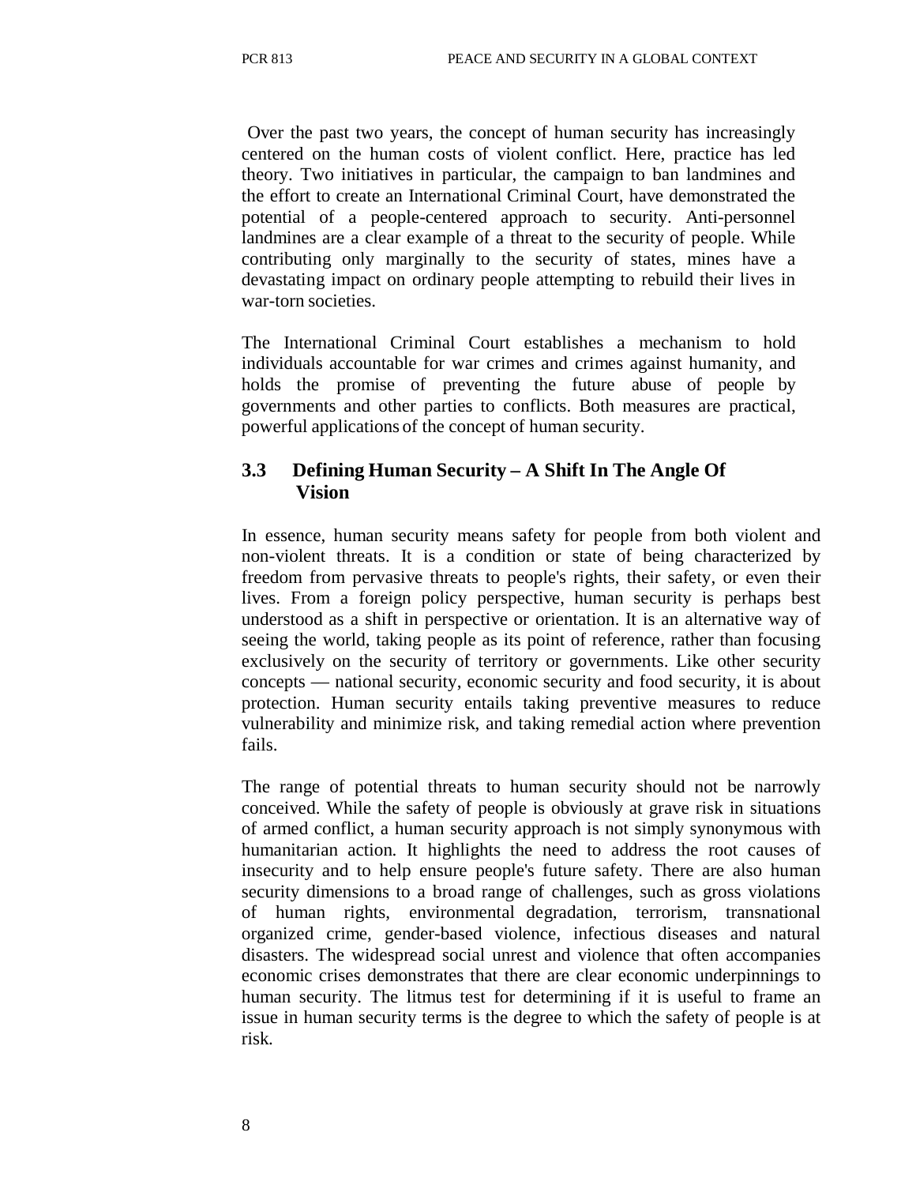Over the past two years, the concept of human security has increasingly centered on the human costs of violent conflict. Here, practice has led theory. Two initiatives in particular, the campaign to ban landmines and the effort to create an International Criminal Court, have demonstrated the potential of a people-centered approach to security. Anti-personnel landmines are a clear example of a threat to the security of people. While contributing only marginally to the security of states, mines have a devastating impact on ordinary people attempting to rebuild their lives in war-torn societies.

The International Criminal Court establishes a mechanism to hold individuals accountable for war crimes and crimes against humanity, and holds the promise of preventing the future abuse of people by governments and other parties to conflicts. Both measures are practical, powerful applications of the concept of human security.

### 3.3 Defining Human Security – A Shift In The Angle Of Vision

In essence, human security means safety for people from both violent and non-violent threats. It is a condition or state of being characterized by freedom from pervasive threats to people's rights, their safety, or even their lives. From a foreign policy perspective, human security is perhaps best understood as a shift in perspective or orientation. It is an alternative way of seeing the world, taking people as its point of reference, rather than focusing exclusively on the security of territory or governments. Like other security concepts — national security, economic security and food security, it is about protection. Human security entails taking preventive measures to reduce vulnerability and minimize risk, and taking remedial action where prevention fails.

The range of potential threats to human security should not be narrowly conceived. While the safety of people is obviously at grave risk in situations of armed conflict, a human security approach is not simply synonymous with humanitarian action. It highlights the need to address the root causes of insecurity and to help ensure people's future safety. There are also human security dimensions to a broad range of challenges, such as gross violations of human rights, environmental degradation, terrorism, transnational organized crime, gender-based violence, infectious diseases and natural disasters. The widespread social unrest and violence that often accompanies economic crises demonstrates that there are clear economic underpinnings to human security. The litmus test for determining if it is useful to frame an issue in human security terms is the degree to which the safety of people is at risk.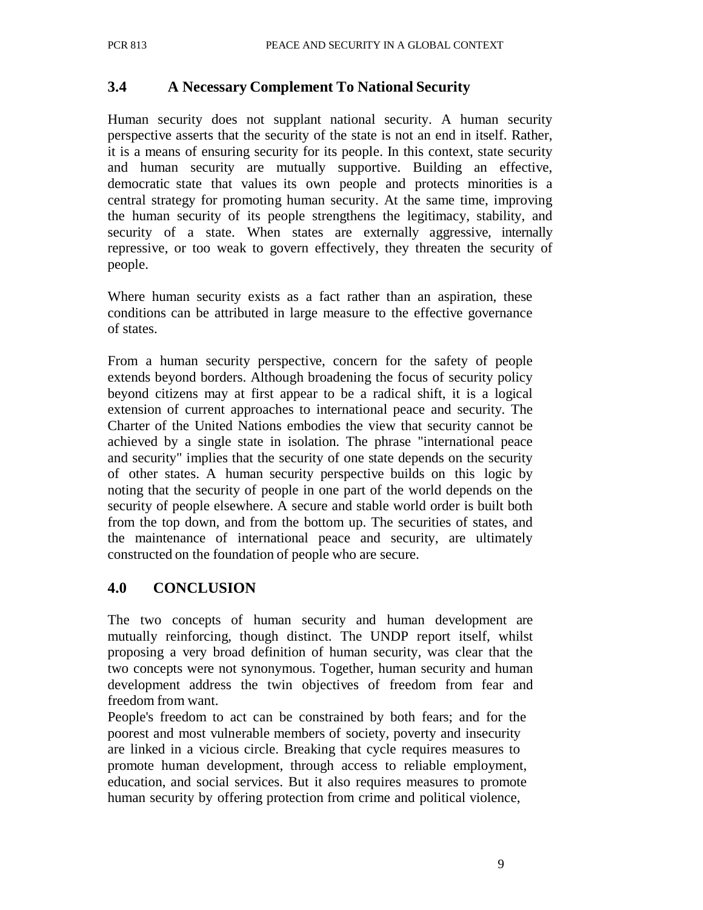## 3.4 A Necessary Complement To National Security

Human security does not supplant national security. A human security perspective asserts that the security of the state is not an end in itself. Rather, it is a means of ensuring security for its people. In this context, state security and human security are mutually supportive. Building an effective, democratic state that values its own people and protects minorities is a central strategy for promoting human security. At the same time, improving the human security of its people strengthens the legitimacy, stability, and security of a state. When states are externally aggressive, internally repressive, or too weak to govern effectively, they threaten the security of people.

Where human security exists as a fact rather than an aspiration, these conditions can be attributed in large measure to the effective governance of states.

From a human security perspective, concern for the safety of people extends beyond borders. Although broadening the focus of security policy beyond citizens may at first appear to be a radical shift, it is a logical extension of current approaches to international peace and security. The Charter of the United Nations embodies the view that security cannot be achieved by a single state in isolation. The phrase "international peace and security" implies that the security of one state depends on the security of other states. A human security perspective builds on this logic by noting that the security of people in one part of the world depends on the security of people elsewhere. A secure and stable world order is built both from the top down, and from the bottom up. The securities of states, and the maintenance of international peace and security, are ultimately constructed on the foundation of people who are secure.

# 4.0 CONCLUSION

The two concepts of human security and human development are mutually reinforcing, though distinct. The UNDP report itself, whilst proposing a very broad definition of human security, was clear that the two concepts were not synonymous. Together, human security and human development address the twin objectives of freedom from fear and freedom from want.

People's freedom to act can be constrained by both fears; and for the poorest and most vulnerable members of society, poverty and insecurity are linked in a vicious circle. Breaking that cycle requires measures to promote human development, through access to reliable employment, education, and social services. But it also requires measures to promote human security by offering protection from crime and political violence,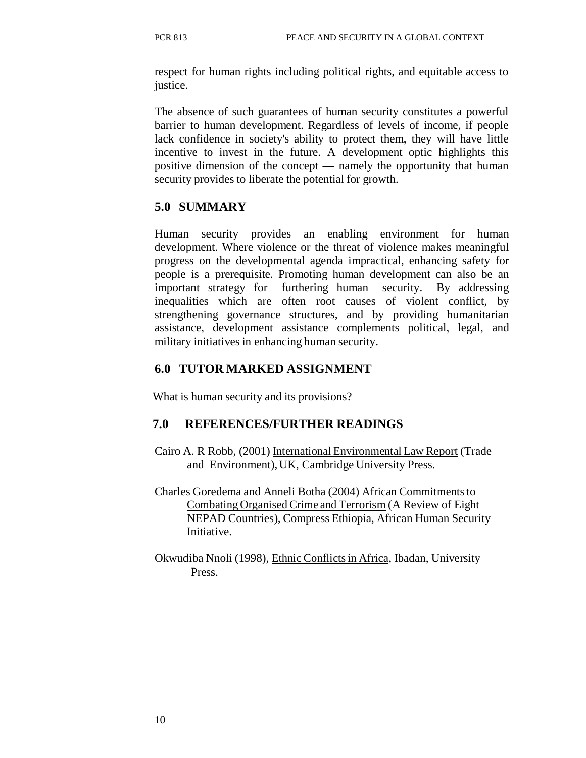respect for human rights including political rights, and equitable access to justice.

The absence of such guarantees of human security constitutes a powerful barrier to human development. Regardless of levels of income, if people lack confidence in society's ability to protect them, they will have little incentive to invest in the future. A development optic highlights this positive dimension of the concept — namely the opportunity that human security provides to liberate the potential for growth.

## 5.0 SUMMARY

Human security provides an enabling environment for human development. Where violence or the threat of violence makes meaningful progress on the developmental agenda impractical, enhancing safety for people is a prerequisite. Promoting human development can also be an important strategy for furthering human security. By addressing inequalities which are often root causes of violent conflict, by strengthening governance structures, and by providing humanitarian assistance, development assistance complements political, legal, and military initiatives in enhancing human security.

## 6.0 TUTOR MARKED ASSIGNMENT

What is human security and its provisions?

## 7.0 REFERENCES/FURTHER READINGS

Cairo A. R Robb, (2001) International Environmental Law Report (Trade and Environment), UK, Cambridge University Press.

Charles Goredema and Anneli Botha (2004) African Commitments to Combating Organised Crime and Terrorism (A Review of Eight NEPAD Countries), Compress Ethiopia, African Human Security Initiative.

Okwudiba Nnoli (1998), Ethnic Conflicts in Africa, Ibadan, University Press.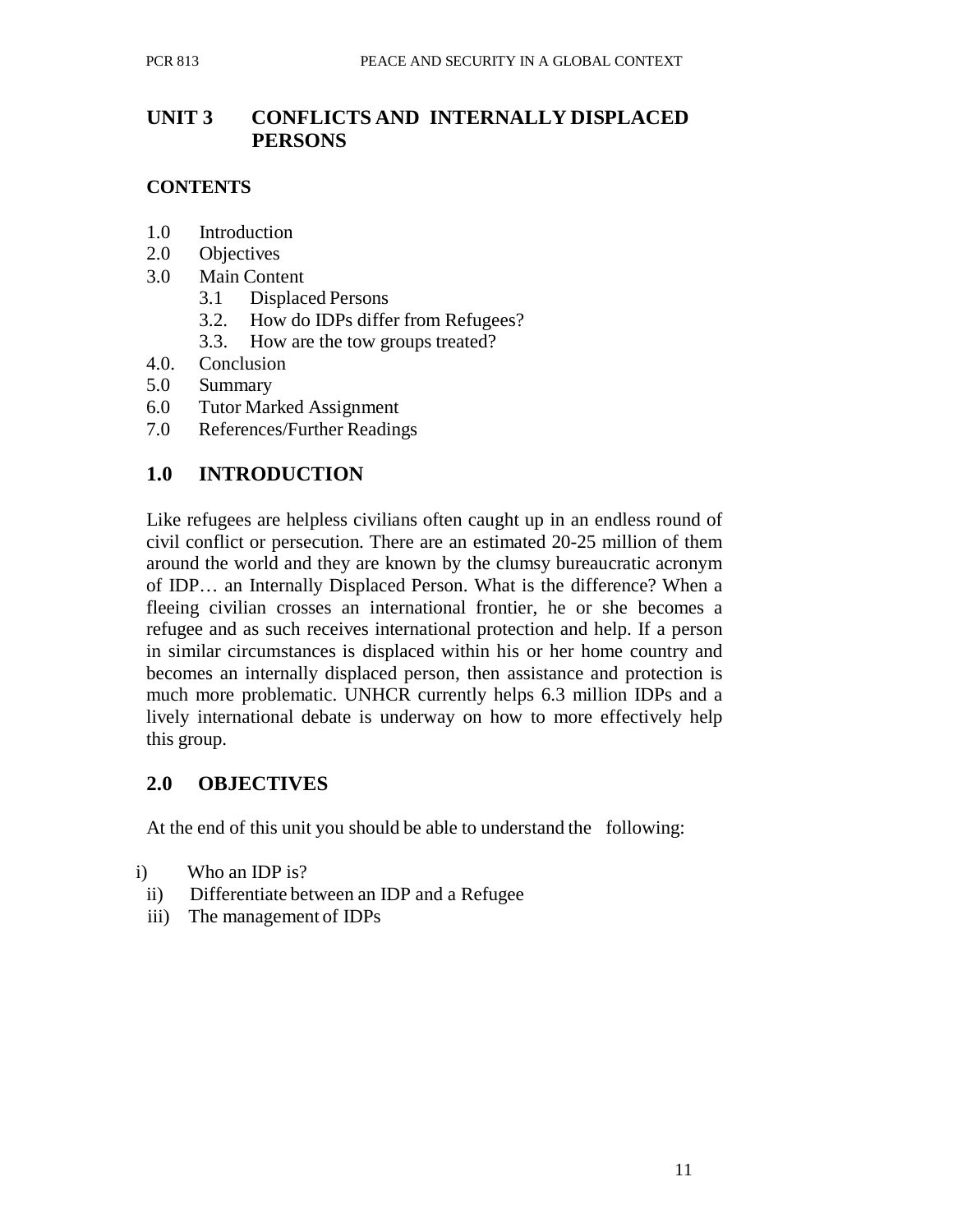# UNIT 3 CONFLICTS AND INTERNALLY DISPLACED PERSONS

**CONTENTS**

- 1.0 Introduction
- 2.0 Objectives
- 3.0 Main Content
  - 3.1 Displaced Persons
  - 3.2. How do IDPs differ from Refugees?
  - 3.3. How are the tow groups treated?
- 4.0. Conclusion
- 5.0 Summary
- 6.0 Tutor Marked Assignment
- 7.0 References/Further Readings

## 1.0 INTRODUCTION

Like refugees are helpless civilians often caught up in an endless round of civil conflict or persecution. There are an estimated 20-25 million of them around the world and they are known by the clumsy bureaucratic acronym of IDP… an Internally Displaced Person. What is the difference? When a fleeing civilian crosses an international frontier, he or she becomes a refugee and as such receives international protection and help. If a person in similar circumstances is displaced within his or her home country and becomes an internally displaced person, then assistance and protection is much more problematic. UNHCR currently helps 6.3 million IDPs and a lively international debate is underway on how to more effectively help this group.

## 2.0 OBJECTIVES

At the end of this unit you should be able to understand the following:

- i) Who an IDP is?
- ii) Differentiate between an IDP and a Refugee
- iii) The management of IDPs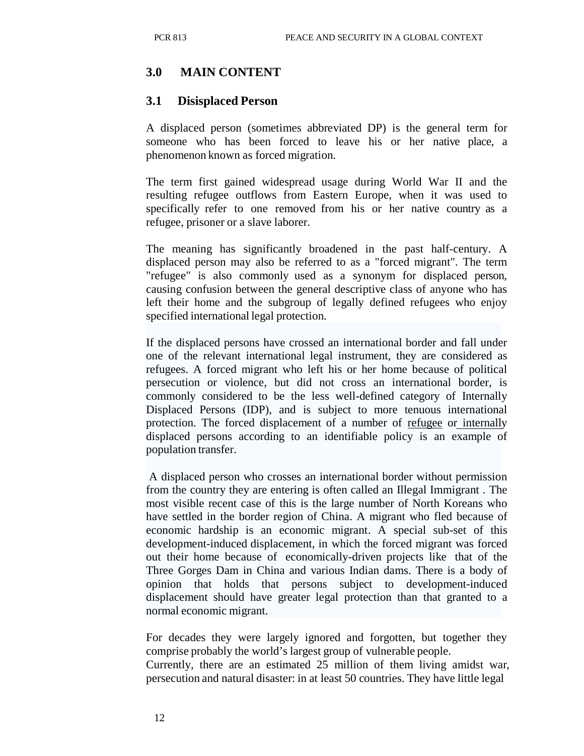## 3.0 MAIN CONTENT

### 3.1 Disisplaced Person

A displaced person (sometimes abbreviated DP) is the general term for someone who has been forced to leave his or her native place, a phenomenon known as forced migration.

The term first gained widespread usage during World War II and the resulting refugee outflows from Eastern Europe, when it was used to specifically refer to one removed from his or her native country as a refugee, prisoner or a slave laborer.

The meaning has significantly broadened in the past half-century. A displaced person may also be referred to as a "forced migrant". The term "refugee" is also commonly used as a synonym for displaced person, causing confusion between the general descriptive class of anyone who has left their home and the subgroup of legally defined refugees who enjoy specified international legal protection.

If the displaced persons have crossed an international border and fall under one of the relevant international legal instrument, they are considered as refugees. A forced migrant who left his or her home because of political persecution or violence, but did not cross an international border, is commonly considered to be the less well-defined category of Internally Displaced Persons (IDP), and is subject to more tenuous international protection. The forced displacement of a number of refugee or internally displaced persons according to an identifiable policy is an example of population transfer.

A displaced person who crosses an international border without permission from the country they are entering is often called an Illegal Immigrant . The most visible recent case of this is the large number of North Koreans who have settled in the border region of China. A migrant who fled because of economic hardship is an economic migrant. A special sub-set of this development-induced displacement, in which the forced migrant was forced out their home because of economically-driven projects like that of the Three Gorges Dam in China and various Indian dams. There is a body of opinion that holds that persons subject to development-induced displacement should have greater legal protection than that granted to a normal economic migrant.

For decades they were largely ignored and forgotten, but together they comprise probably the world's largest group of vulnerable people.
Currently, there are an estimated 25 million of them living amidst war, persecution and natural disaster: in at least 50 countries. They have little legal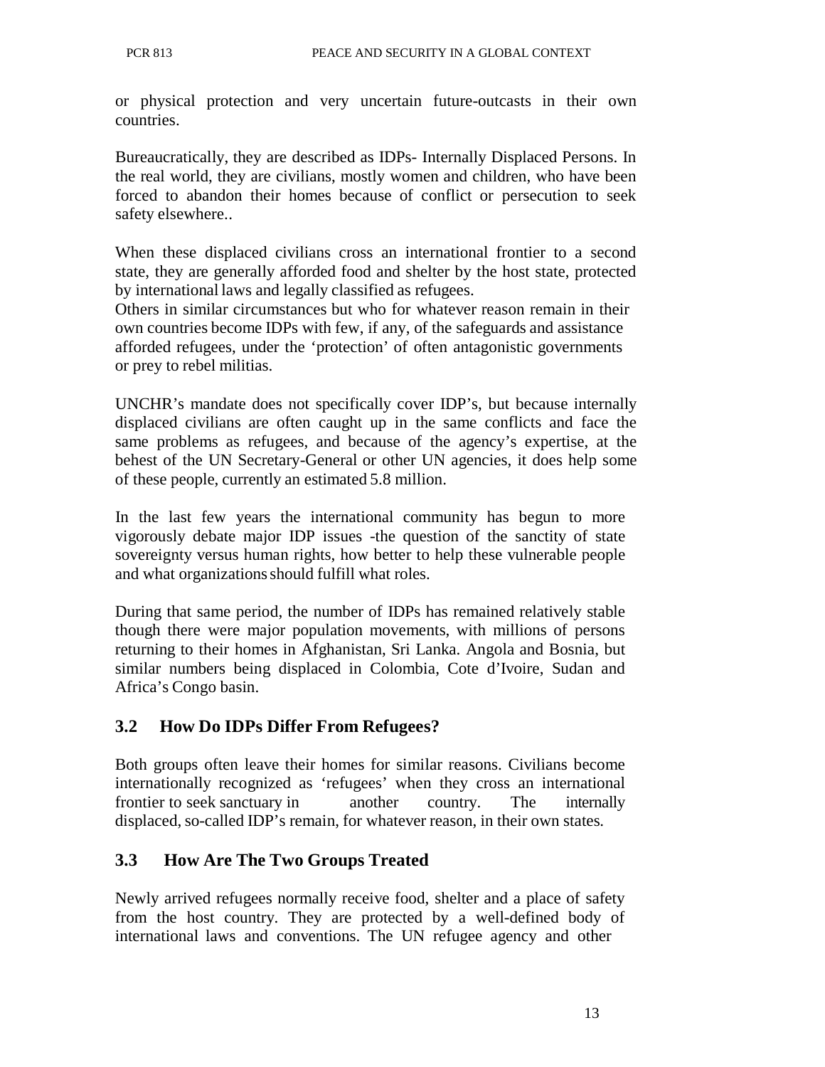or physical protection and very uncertain future-outcasts in their own countries.

Bureaucratically, they are described as IDPs- Internally Displaced Persons. In the real world, they are civilians, mostly women and children, who have been forced to abandon their homes because of conflict or persecution to seek safety elsewhere..

When these displaced civilians cross an international frontier to a second state, they are generally afforded food and shelter by the host state, protected by international laws and legally classified as refugees.
Others in similar circumstances but who for whatever reason remain in their own countries become IDPs with few, if any, of the safeguards and assistance afforded refugees, under the 'protection' of often antagonistic governments or prey to rebel militias.

UNCHR's mandate does not specifically cover IDP's, but because internally displaced civilians are often caught up in the same conflicts and face the same problems as refugees, and because of the agency's expertise, at the behest of the UN Secretary-General or other UN agencies, it does help some of these people, currently an estimated 5.8 million.

In the last few years the international community has begun to more vigorously debate major IDP issues -the question of the sanctity of state sovereignty versus human rights, how better to help these vulnerable people and what organizations should fulfill what roles.

During that same period, the number of IDPs has remained relatively stable though there were major population movements, with millions of persons returning to their homes in Afghanistan, Sri Lanka. Angola and Bosnia, but similar numbers being displaced in Colombia, Cote d'Ivoire, Sudan and Africa's Congo basin.

## 3.2 How Do IDPs Differ From Refugees?

Both groups often leave their homes for similar reasons. Civilians become internationally recognized as 'refugees' when they cross an international frontier to seek sanctuary in another country. The internally displaced, so-called IDP's remain, for whatever reason, in their own states.

## 3.3 How Are The Two Groups Treated

Newly arrived refugees normally receive food, shelter and a place of safety from the host country. They are protected by a well-defined body of international laws and conventions. The UN refugee agency and other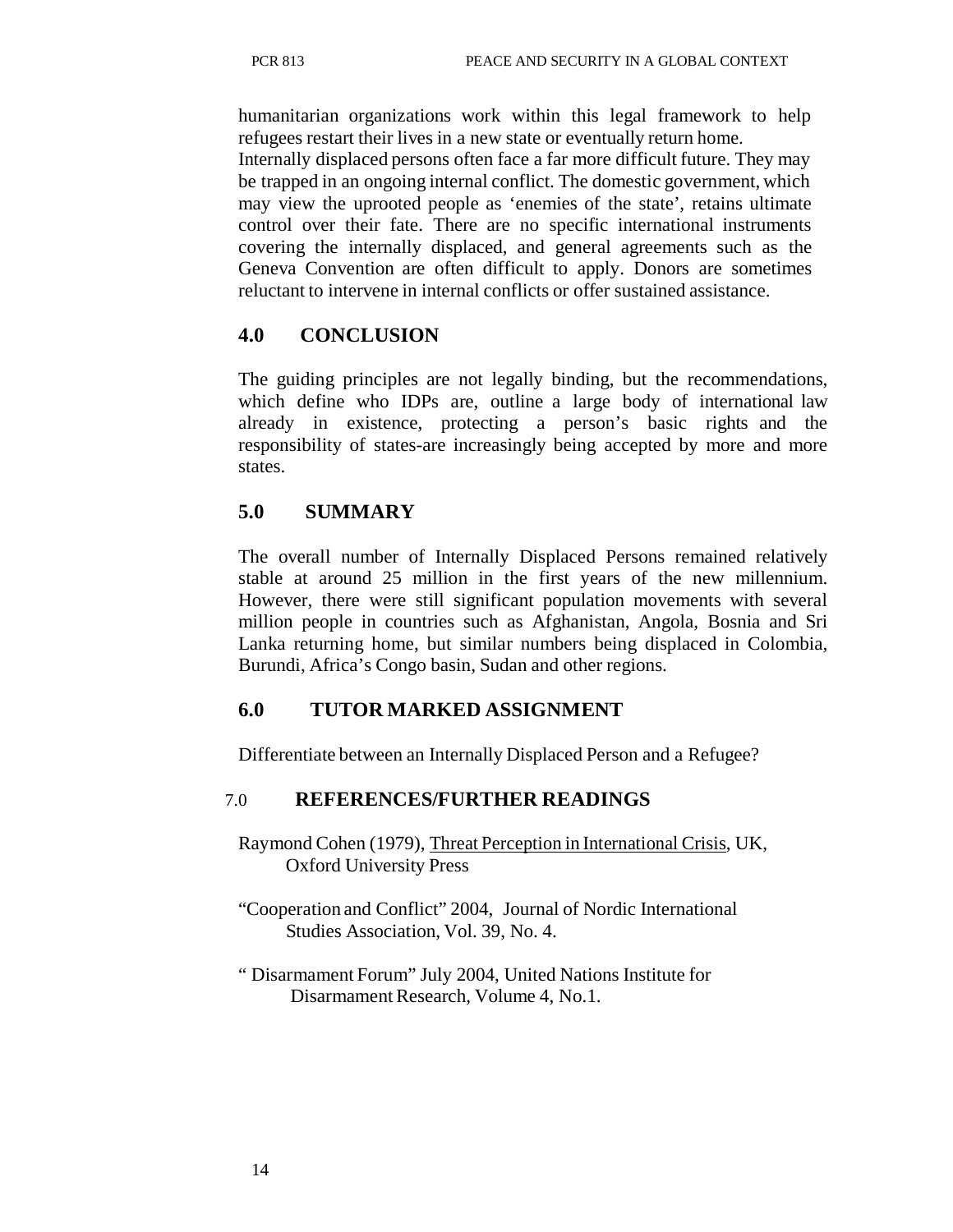humanitarian organizations work within this legal framework to help refugees restart their lives in a new state or eventually return home.
Internally displaced persons often face a far more difficult future. They may be trapped in an ongoing internal conflict. The domestic government, which may view the uprooted people as 'enemies of the state', retains ultimate control over their fate. There are no specific international instruments covering the internally displaced, and general agreements such as the Geneva Convention are often difficult to apply. Donors are sometimes reluctant to intervene in internal conflicts or offer sustained assistance.

## 4.0 CONCLUSION

The guiding principles are not legally binding, but the recommendations, which define who IDPs are, outline a large body of international law already in existence, protecting a person's basic rights and the responsibility of states-are increasingly being accepted by more and more states.

## 5.0 SUMMARY

The overall number of Internally Displaced Persons remained relatively stable at around 25 million in the first years of the new millennium. However, there were still significant population movements with several million people in countries such as Afghanistan, Angola, Bosnia and Sri Lanka returning home, but similar numbers being displaced in Colombia, Burundi, Africa's Congo basin, Sudan and other regions.

## 6.0 TUTOR MARKED ASSIGNMENT

Differentiate between an Internally Displaced Person and a Refugee?

## 7.0 REFERENCES/FURTHER READINGS

Raymond Cohen (1979), Threat Perception in International Crisis, UK, Oxford University Press

"Cooperation and Conflict" 2004, Journal of Nordic International Studies Association, Vol. 39, No. 4.

" Disarmament Forum" July 2004, United Nations Institute for Disarmament Research, Volume 4, No.1.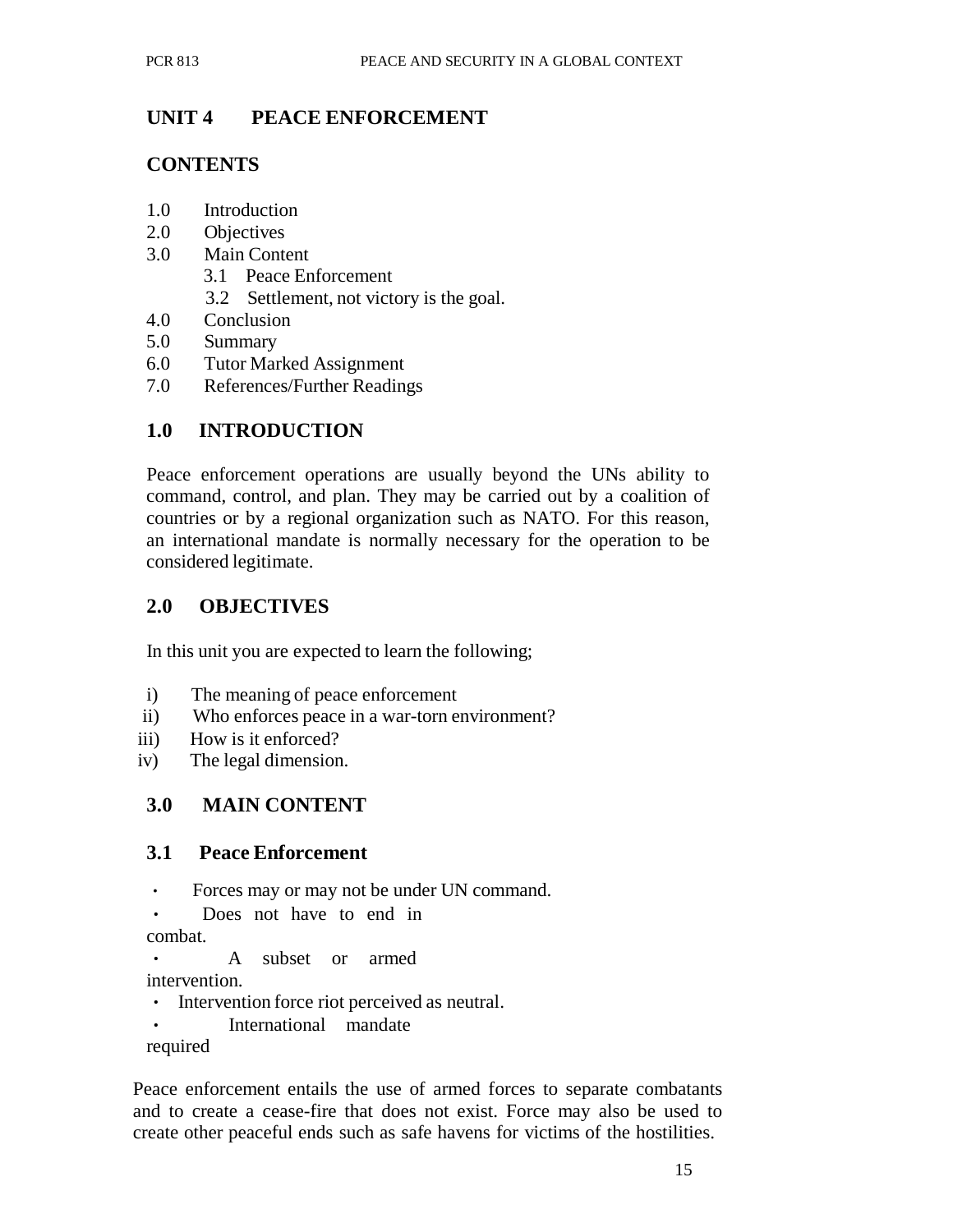## UNIT 4 PEACE ENFORCEMENT

### CONTENTS

1.0 Introduction
2.0 Objectives
3.0 Main Content
   3.1 Peace Enforcement
   3.2 Settlement, not victory is the goal.
4.0 Conclusion
5.0 Summary
6.0 Tutor Marked Assignment
7.0 References/Further Readings

### 1.0 INTRODUCTION

Peace enforcement operations are usually beyond the UNs ability to command, control, and plan. They may be carried out by a coalition of countries or by a regional organization such as NATO. For this reason, an international mandate is normally necessary for the operation to be considered legitimate.

### 2.0 OBJECTIVES

In this unit you are expected to learn the following;

i) The meaning of peace enforcement
ii) Who enforces peace in a war-torn environment?
iii) How is it enforced?
iv) The legal dimension.

### 3.0 MAIN CONTENT

### 3.1 Peace Enforcement

- Forces may or may not be under UN command.
- Does not have to end in combat.
- A subset or armed intervention.
- Intervention force riot perceived as neutral.
- International mandate required

Peace enforcement entails the use of armed forces to separate combatants and to create a cease-fire that does not exist. Force may also be used to create other peaceful ends such as safe havens for victims of the hostilities.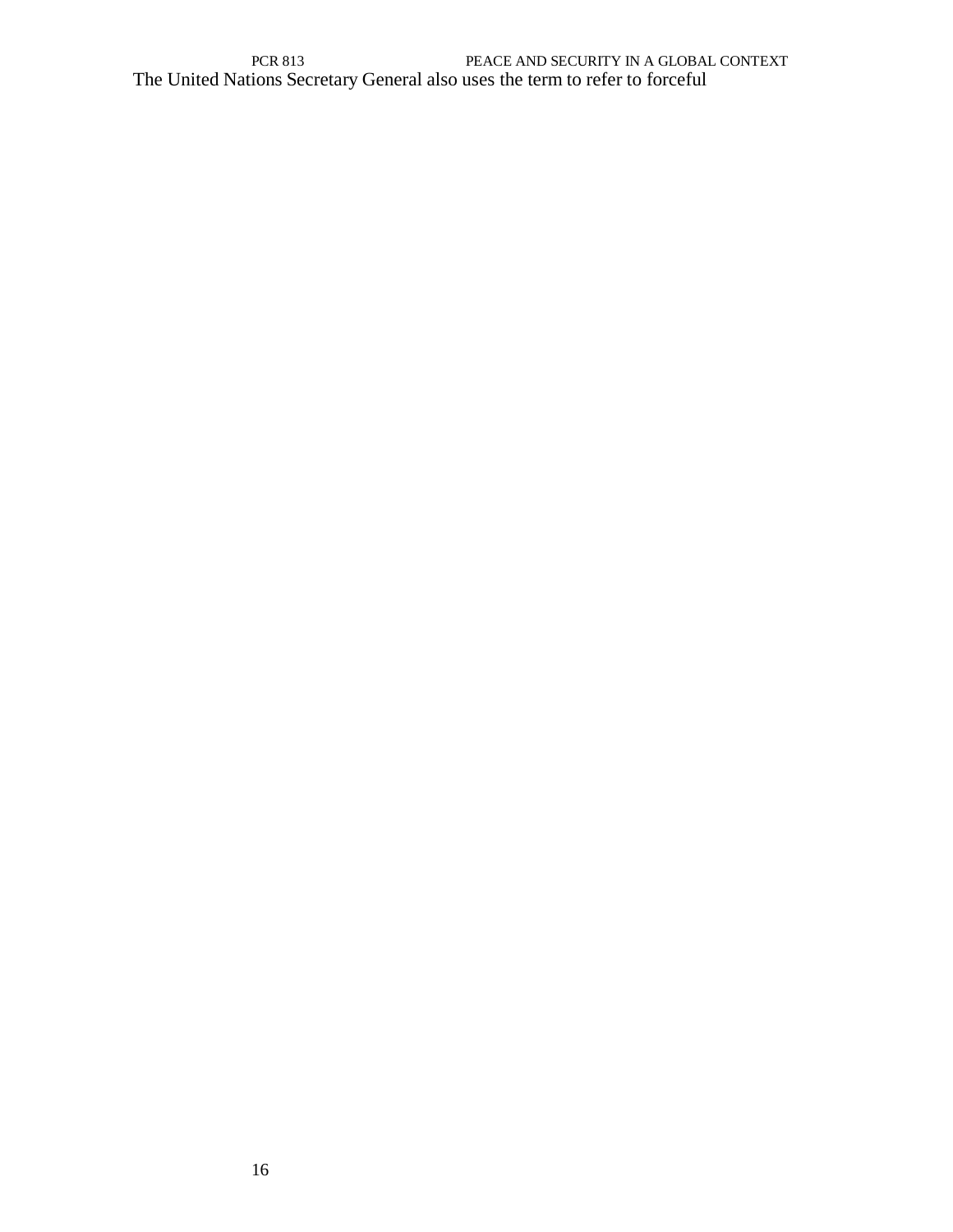The United Nations Secretary General also uses the term to refer to forceful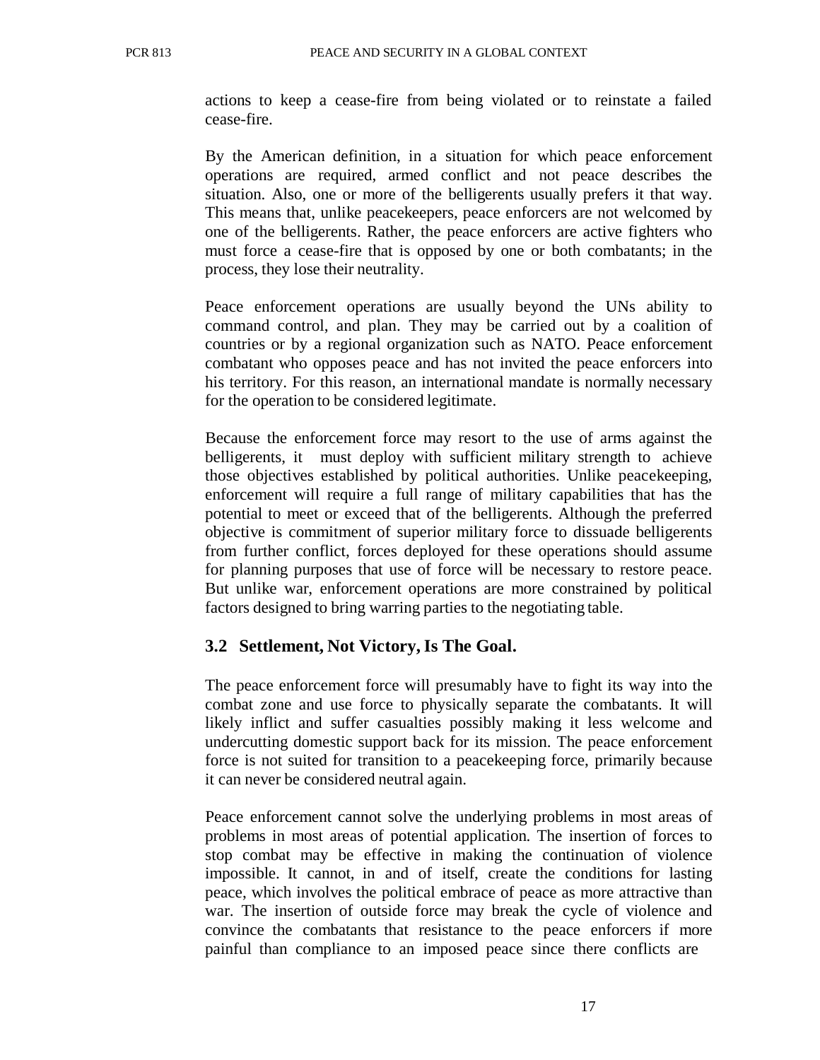actions to keep a cease-fire from being violated or to reinstate a failed cease-fire.

By the American definition, in a situation for which peace enforcement operations are required, armed conflict and not peace describes the situation. Also, one or more of the belligerents usually prefers it that way. This means that, unlike peacekeepers, peace enforcers are not welcomed by one of the belligerents. Rather, the peace enforcers are active fighters who must force a cease-fire that is opposed by one or both combatants; in the process, they lose their neutrality.

Peace enforcement operations are usually beyond the UNs ability to command control, and plan. They may be carried out by a coalition of countries or by a regional organization such as NATO. Peace enforcement combatant who opposes peace and has not invited the peace enforcers into his territory. For this reason, an international mandate is normally necessary for the operation to be considered legitimate.

Because the enforcement force may resort to the use of arms against the belligerents, it must deploy with sufficient military strength to achieve those objectives established by political authorities. Unlike peacekeeping, enforcement will require a full range of military capabilities that has the potential to meet or exceed that of the belligerents. Although the preferred objective is commitment of superior military force to dissuade belligerents from further conflict, forces deployed for these operations should assume for planning purposes that use of force will be necessary to restore peace. But unlike war, enforcement operations are more constrained by political factors designed to bring warring parties to the negotiating table.

## 3.2 Settlement, Not Victory, Is The Goal.

The peace enforcement force will presumably have to fight its way into the combat zone and use force to physically separate the combatants. It will likely inflict and suffer casualties possibly making it less welcome and undercutting domestic support back for its mission. The peace enforcement force is not suited for transition to a peacekeeping force, primarily because it can never be considered neutral again.

Peace enforcement cannot solve the underlying problems in most areas of problems in most areas of potential application. The insertion of forces to stop combat may be effective in making the continuation of violence impossible. It cannot, in and of itself, create the conditions for lasting peace, which involves the political embrace of peace as more attractive than war. The insertion of outside force may break the cycle of violence and convince the combatants that resistance to the peace enforcers if more painful than compliance to an imposed peace since there conflicts are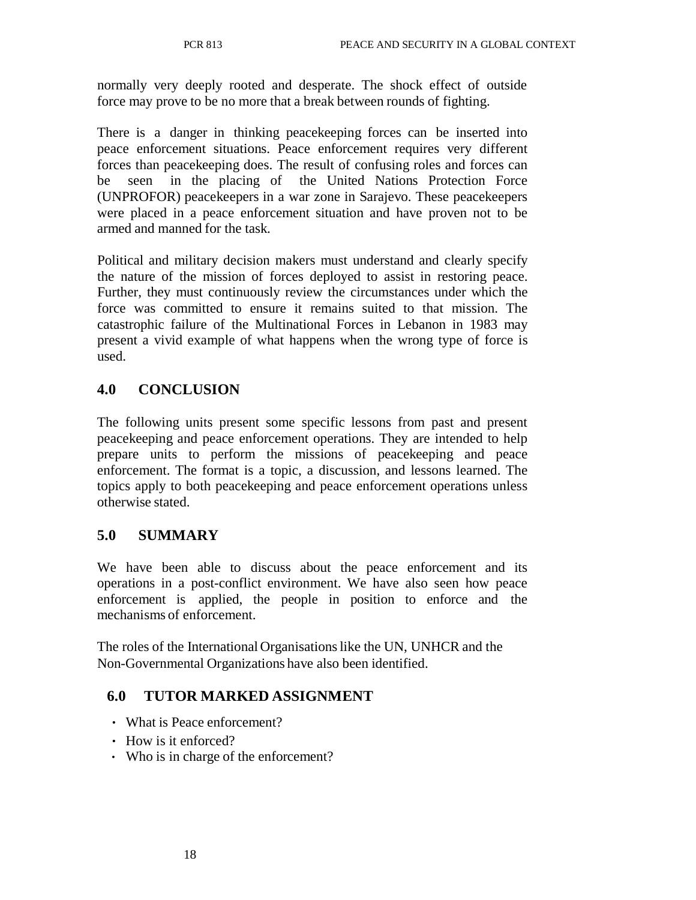normally very deeply rooted and desperate. The shock effect of outside force may prove to be no more that a break between rounds of fighting.

There is a danger in thinking peacekeeping forces can be inserted into peace enforcement situations. Peace enforcement requires very different forces than peacekeeping does. The result of confusing roles and forces can be seen in the placing of the United Nations Protection Force (UNPROFOR) peacekeepers in a war zone in Sarajevo. These peacekeepers were placed in a peace enforcement situation and have proven not to be armed and manned for the task.

Political and military decision makers must understand and clearly specify the nature of the mission of forces deployed to assist in restoring peace. Further, they must continuously review the circumstances under which the force was committed to ensure it remains suited to that mission. The catastrophic failure of the Multinational Forces in Lebanon in 1983 may present a vivid example of what happens when the wrong type of force is used.

## 4.0 CONCLUSION

The following units present some specific lessons from past and present peacekeeping and peace enforcement operations. They are intended to help prepare units to perform the missions of peacekeeping and peace enforcement. The format is a topic, a discussion, and lessons learned. The topics apply to both peacekeeping and peace enforcement operations unless otherwise stated.

## 5.0 SUMMARY

We have been able to discuss about the peace enforcement and its operations in a post-conflict environment. We have also seen how peace enforcement is applied, the people in position to enforce and the mechanisms of enforcement.

The roles of the International Organisations like the UN, UNHCR and the Non-Governmental Organizations have also been identified.

## 6.0 TUTOR MARKED ASSIGNMENT

- What is Peace enforcement?
- How is it enforced?
- Who is in charge of the enforcement?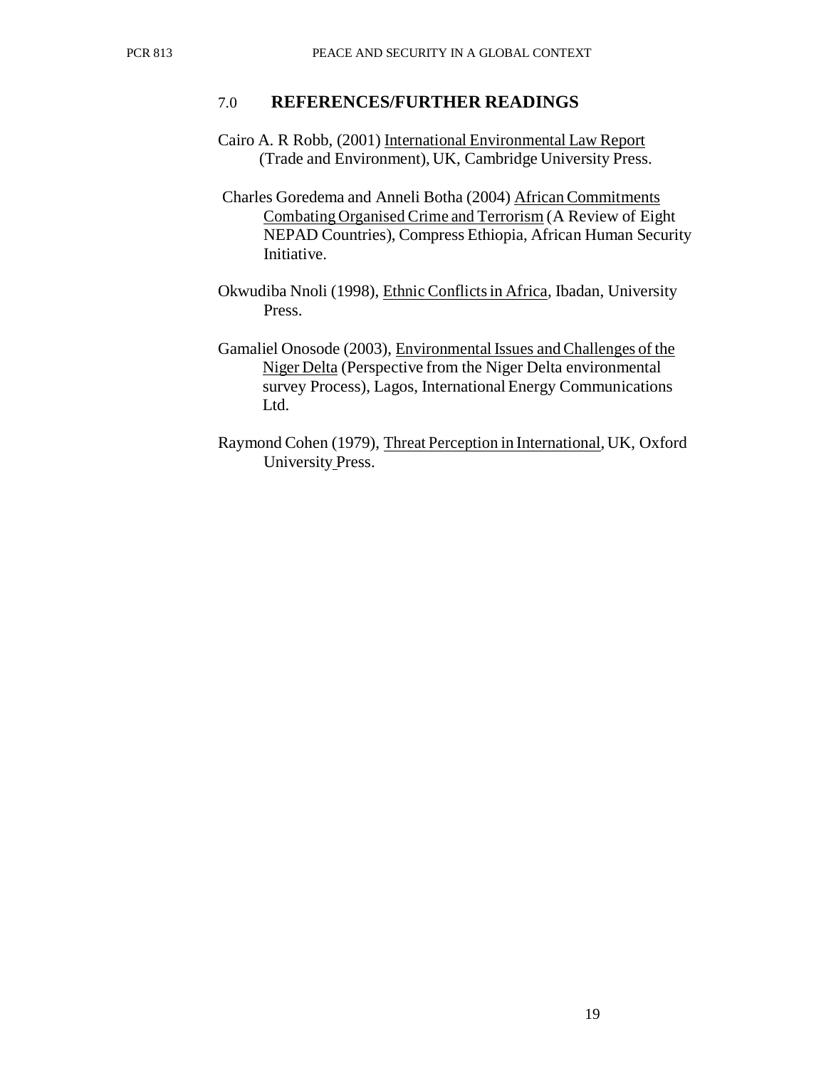## 7.0 REFERENCES/FURTHER READINGS

Cairo A. R Robb, (2001) International Environmental Law Report (Trade and Environment), UK, Cambridge University Press.

Charles Goredema and Anneli Botha (2004) African Commitments Combating Organised Crime and Terrorism (A Review of Eight NEPAD Countries), Compress Ethiopia, African Human Security Initiative.

Okwudiba Nnoli (1998), Ethnic Conflicts in Africa, Ibadan, University Press.

Gamaliel Onosode (2003), Environmental Issues and Challenges of the Niger Delta (Perspective from the Niger Delta environmental survey Process), Lagos, International Energy Communications Ltd.

Raymond Cohen (1979), Threat Perception in International, UK, Oxford University Press.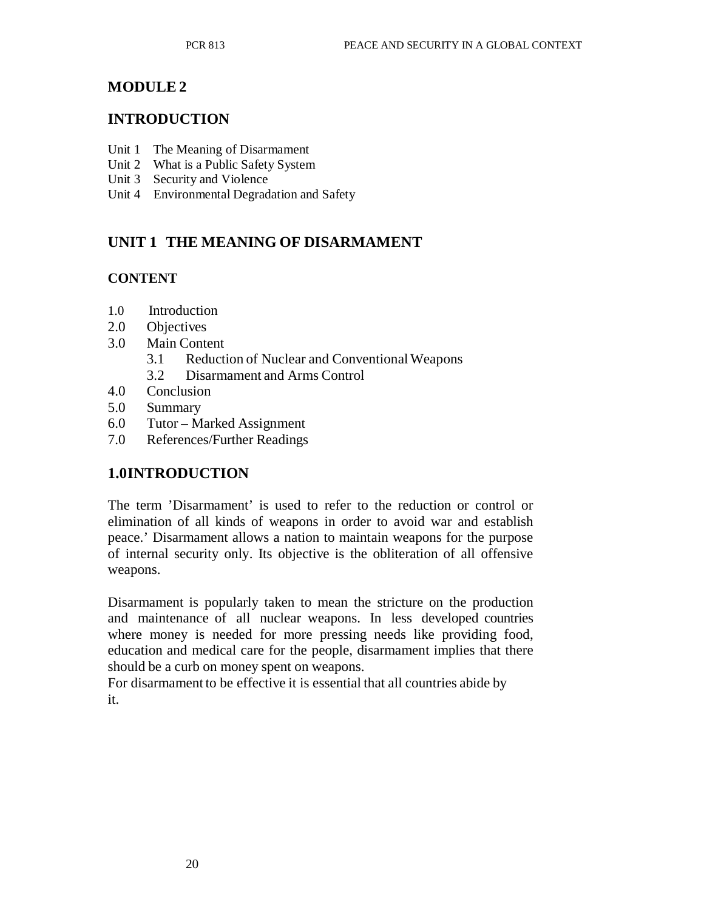# MODULE 2

## INTRODUCTION

- Unit 1 The Meaning of Disarmament
- Unit 2 What is a Public Safety System
- Unit 3 Security and Violence
- Unit 4 Environmental Degradation and Safety

## UNIT 1 THE MEANING OF DISARMAMENT

### CONTENT

- 1.0 Introduction
- 2.0 Objectives
- 3.0 Main Content
  - 3.1 Reduction of Nuclear and Conventional Weapons
  - 3.2 Disarmament and Arms Control
- 4.0 Conclusion
- 5.0 Summary
- 6.0 Tutor – Marked Assignment
- 7.0 References/Further Readings

## 1.0 INTRODUCTION

The term 'Disarmament' is used to refer to the reduction or control or elimination of all kinds of weapons in order to avoid war and establish peace.' Disarmament allows a nation to maintain weapons for the purpose of internal security only. Its objective is the obliteration of all offensive weapons.

Disarmament is popularly taken to mean the stricture on the production and maintenance of all nuclear weapons. In less developed countries where money is needed for more pressing needs like providing food, education and medical care for the people, disarmament implies that there should be a curb on money spent on weapons.

For disarmament to be effective it is essential that all countries abide by it.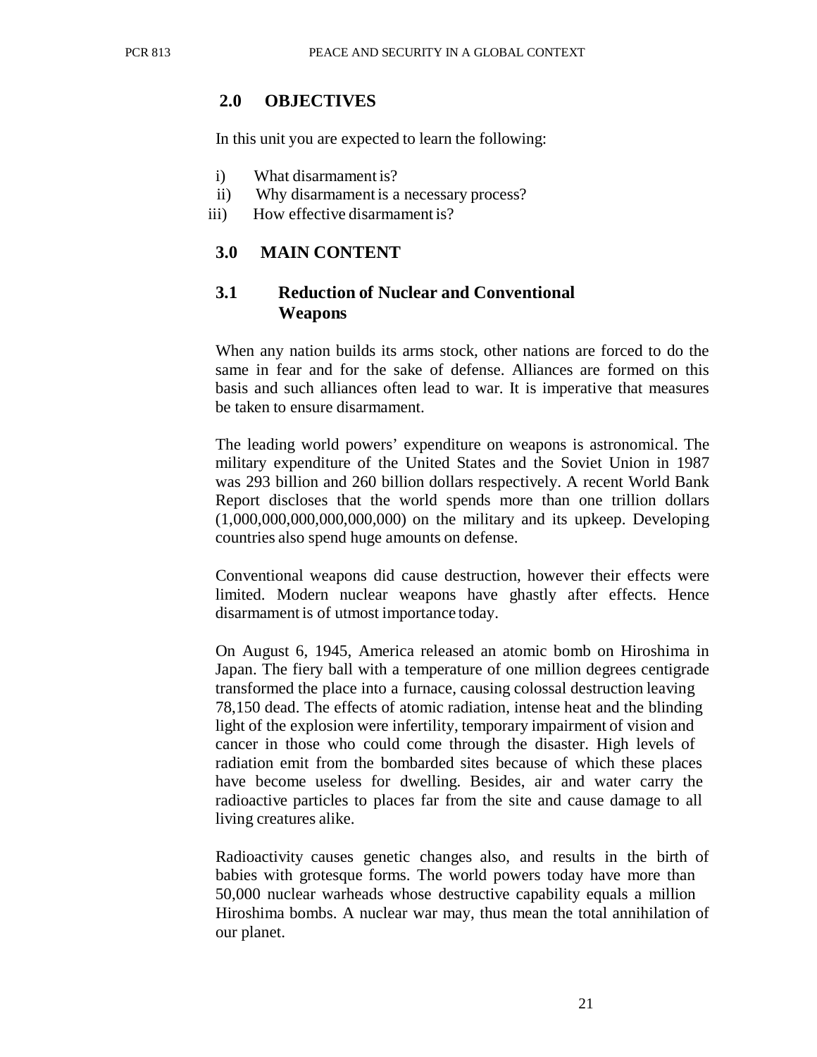## 2.0 OBJECTIVES

In this unit you are expected to learn the following:

i) What disarmament is?
ii) Why disarmament is a necessary process?
iii) How effective disarmament is?

## 3.0 MAIN CONTENT

### 3.1 Reduction of Nuclear and Conventional Weapons

When any nation builds its arms stock, other nations are forced to do the same in fear and for the sake of defense. Alliances are formed on this basis and such alliances often lead to war. It is imperative that measures be taken to ensure disarmament.

The leading world powers' expenditure on weapons is astronomical. The military expenditure of the United States and the Soviet Union in 1987 was 293 billion and 260 billion dollars respectively. A recent World Bank Report discloses that the world spends more than one trillion dollars (1,000,000,000,000,000,000) on the military and its upkeep. Developing countries also spend huge amounts on defense.

Conventional weapons did cause destruction, however their effects were limited. Modern nuclear weapons have ghastly after effects. Hence disarmament is of utmost importance today.

On August 6, 1945, America released an atomic bomb on Hiroshima in Japan. The fiery ball with a temperature of one million degrees centigrade transformed the place into a furnace, causing colossal destruction leaving 78,150 dead. The effects of atomic radiation, intense heat and the blinding light of the explosion were infertility, temporary impairment of vision and cancer in those who could come through the disaster. High levels of radiation emit from the bombarded sites because of which these places have become useless for dwelling. Besides, air and water carry the radioactive particles to places far from the site and cause damage to all living creatures alike.

Radioactivity causes genetic changes also, and results in the birth of babies with grotesque forms. The world powers today have more than 50,000 nuclear warheads whose destructive capability equals a million Hiroshima bombs. A nuclear war may, thus mean the total annihilation of our planet.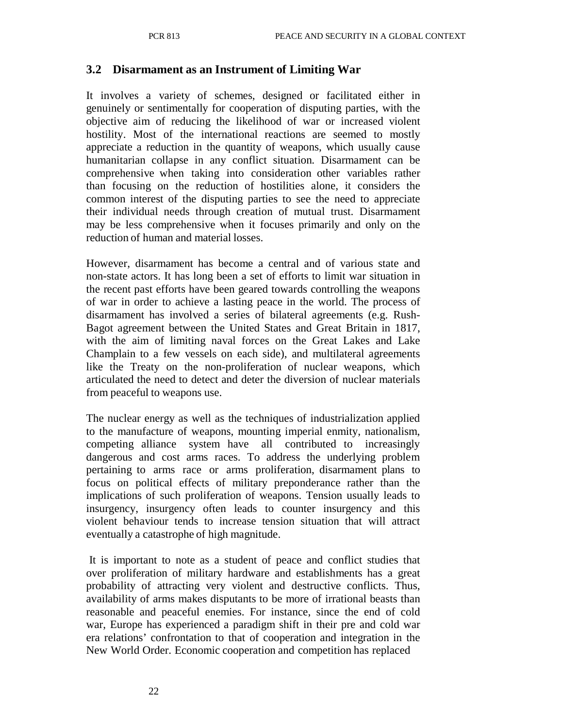### 3.2 Disarmament as an Instrument of Limiting War

It involves a variety of schemes, designed or facilitated either in genuinely or sentimentally for cooperation of disputing parties, with the objective aim of reducing the likelihood of war or increased violent hostility. Most of the international reactions are seemed to mostly appreciate a reduction in the quantity of weapons, which usually cause humanitarian collapse in any conflict situation. Disarmament can be comprehensive when taking into consideration other variables rather than focusing on the reduction of hostilities alone, it considers the common interest of the disputing parties to see the need to appreciate their individual needs through creation of mutual trust. Disarmament may be less comprehensive when it focuses primarily and only on the reduction of human and material losses.

However, disarmament has become a central and of various state and non-state actors. It has long been a set of efforts to limit war situation in the recent past efforts have been geared towards controlling the weapons of war in order to achieve a lasting peace in the world. The process of disarmament has involved a series of bilateral agreements (e.g. Rush-Bagot agreement between the United States and Great Britain in 1817, with the aim of limiting naval forces on the Great Lakes and Lake Champlain to a few vessels on each side), and multilateral agreements like the Treaty on the non-proliferation of nuclear weapons, which articulated the need to detect and deter the diversion of nuclear materials from peaceful to weapons use.

The nuclear energy as well as the techniques of industrialization applied to the manufacture of weapons, mounting imperial enmity, nationalism, competing alliance system have all contributed to increasingly dangerous and cost arms races. To address the underlying problem pertaining to arms race or arms proliferation, disarmament plans to focus on political effects of military preponderance rather than the implications of such proliferation of weapons. Tension usually leads to insurgency, insurgency often leads to counter insurgency and this violent behaviour tends to increase tension situation that will attract eventually a catastrophe of high magnitude.

It is important to note as a student of peace and conflict studies that over proliferation of military hardware and establishments has a great probability of attracting very violent and destructive conflicts. Thus, availability of arms makes disputants to be more of irrational beasts than reasonable and peaceful enemies. For instance, since the end of cold war, Europe has experienced a paradigm shift in their pre and cold war era relations' confrontation to that of cooperation and integration in the New World Order. Economic cooperation and competition has replaced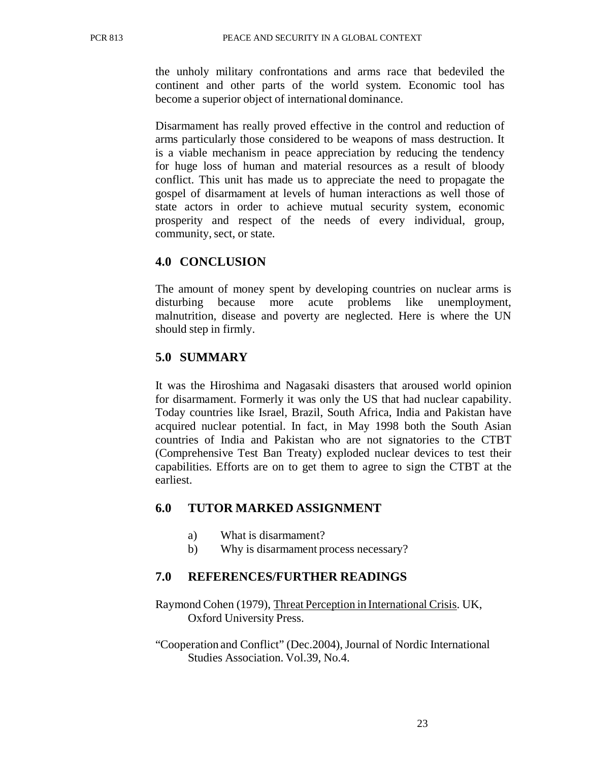the unholy military confrontations and arms race that bedeviled the continent and other parts of the world system. Economic tool has become a superior object of international dominance.

Disarmament has really proved effective in the control and reduction of arms particularly those considered to be weapons of mass destruction. It is a viable mechanism in peace appreciation by reducing the tendency for huge loss of human and material resources as a result of bloody conflict. This unit has made us to appreciate the need to propagate the gospel of disarmament at levels of human interactions as well those of state actors in order to achieve mutual security system, economic prosperity and respect of the needs of every individual, group, community, sect, or state.

## 4.0 CONCLUSION

The amount of money spent by developing countries on nuclear arms is disturbing because more acute problems like unemployment, malnutrition, disease and poverty are neglected. Here is where the UN should step in firmly.

## 5.0 SUMMARY

It was the Hiroshima and Nagasaki disasters that aroused world opinion for disarmament. Formerly it was only the US that had nuclear capability. Today countries like Israel, Brazil, South Africa, India and Pakistan have acquired nuclear potential. In fact, in May 1998 both the South Asian countries of India and Pakistan who are not signatories to the CTBT (Comprehensive Test Ban Treaty) exploded nuclear devices to test their capabilities. Efforts are on to get them to agree to sign the CTBT at the earliest.

## 6.0 TUTOR MARKED ASSIGNMENT

a) What is disarmament?
b) Why is disarmament process necessary?

## 7.0 REFERENCES/FURTHER READINGS

Raymond Cohen (1979), Threat Perception in International Crisis. UK, Oxford University Press.

"Cooperation and Conflict" (Dec.2004), Journal of Nordic International Studies Association. Vol.39, No.4.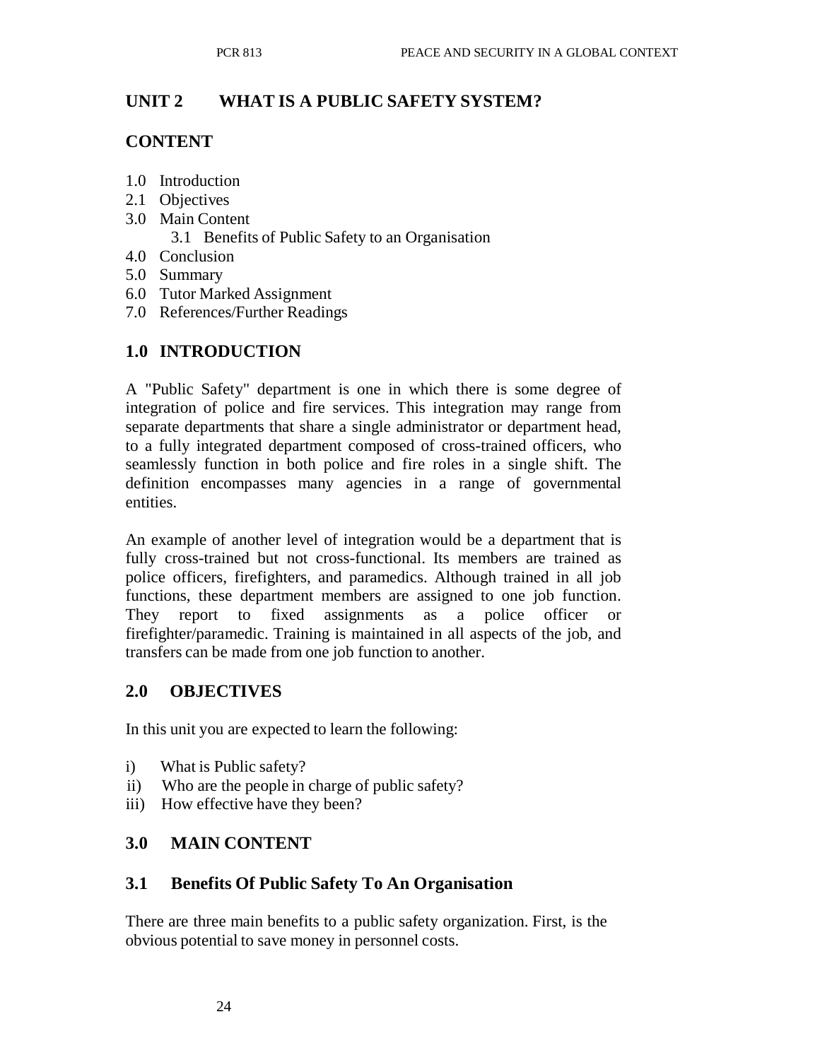## UNIT 2 WHAT IS A PUBLIC SAFETY SYSTEM?

## CONTENT

1.0 Introduction
2.1 Objectives
3.0 Main Content
    3.1 Benefits of Public Safety to an Organisation
4.0 Conclusion
5.0 Summary
6.0 Tutor Marked Assignment
7.0 References/Further Readings

## 1.0 INTRODUCTION

A "Public Safety" department is one in which there is some degree of integration of police and fire services. This integration may range from separate departments that share a single administrator or department head, to a fully integrated department composed of cross-trained officers, who seamlessly function in both police and fire roles in a single shift. The definition encompasses many agencies in a range of governmental entities.

An example of another level of integration would be a department that is fully cross-trained but not cross-functional. Its members are trained as police officers, firefighters, and paramedics. Although trained in all job functions, these department members are assigned to one job function. They report to fixed assignments as a police officer or firefighter/paramedic. Training is maintained in all aspects of the job, and transfers can be made from one job function to another.

## 2.0 OBJECTIVES

In this unit you are expected to learn the following:

i) What is Public safety?
ii) Who are the people in charge of public safety?
iii) How effective have they been?

## 3.0 MAIN CONTENT

### 3.1 Benefits Of Public Safety To An Organisation

There are three main benefits to a public safety organization. First, is the obvious potential to save money in personnel costs.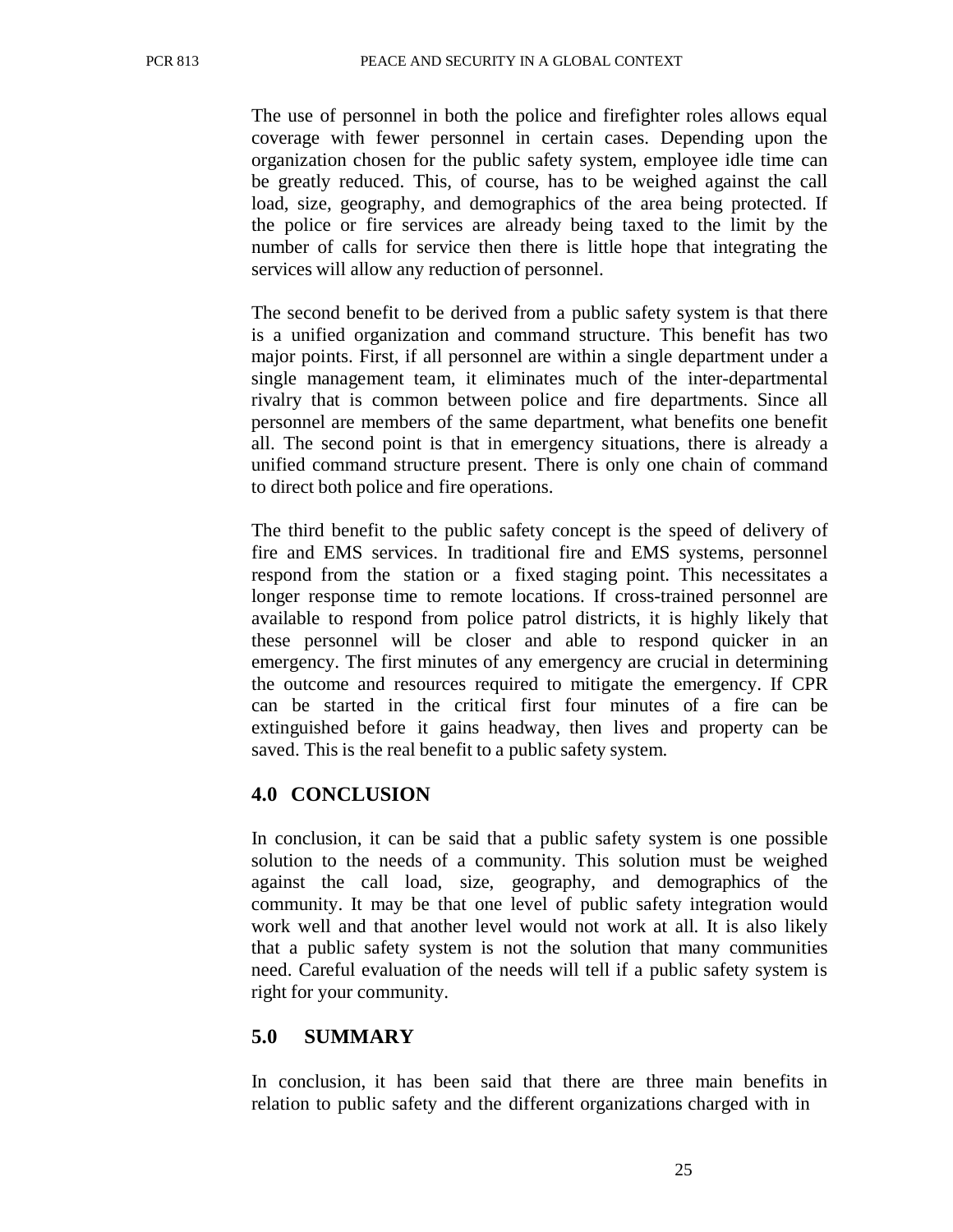The use of personnel in both the police and firefighter roles allows equal coverage with fewer personnel in certain cases. Depending upon the organization chosen for the public safety system, employee idle time can be greatly reduced. This, of course, has to be weighed against the call load, size, geography, and demographics of the area being protected. If the police or fire services are already being taxed to the limit by the number of calls for service then there is little hope that integrating the services will allow any reduction of personnel.

The second benefit to be derived from a public safety system is that there is a unified organization and command structure. This benefit has two major points. First, if all personnel are within a single department under a single management team, it eliminates much of the inter-departmental rivalry that is common between police and fire departments. Since all personnel are members of the same department, what benefits one benefit all. The second point is that in emergency situations, there is already a unified command structure present. There is only one chain of command to direct both police and fire operations.

The third benefit to the public safety concept is the speed of delivery of fire and EMS services. In traditional fire and EMS systems, personnel respond from the station or a fixed staging point. This necessitates a longer response time to remote locations. If cross-trained personnel are available to respond from police patrol districts, it is highly likely that these personnel will be closer and able to respond quicker in an emergency. The first minutes of any emergency are crucial in determining the outcome and resources required to mitigate the emergency. If CPR can be started in the critical first four minutes of a fire can be extinguished before it gains headway, then lives and property can be saved. This is the real benefit to a public safety system.

## 4.0 CONCLUSION

In conclusion, it can be said that a public safety system is one possible solution to the needs of a community. This solution must be weighed against the call load, size, geography, and demographics of the community. It may be that one level of public safety integration would work well and that another level would not work at all. It is also likely that a public safety system is not the solution that many communities need. Careful evaluation of the needs will tell if a public safety system is right for your community.

## 5.0 SUMMARY

In conclusion, it has been said that there are three main benefits in relation to public safety and the different organizations charged with in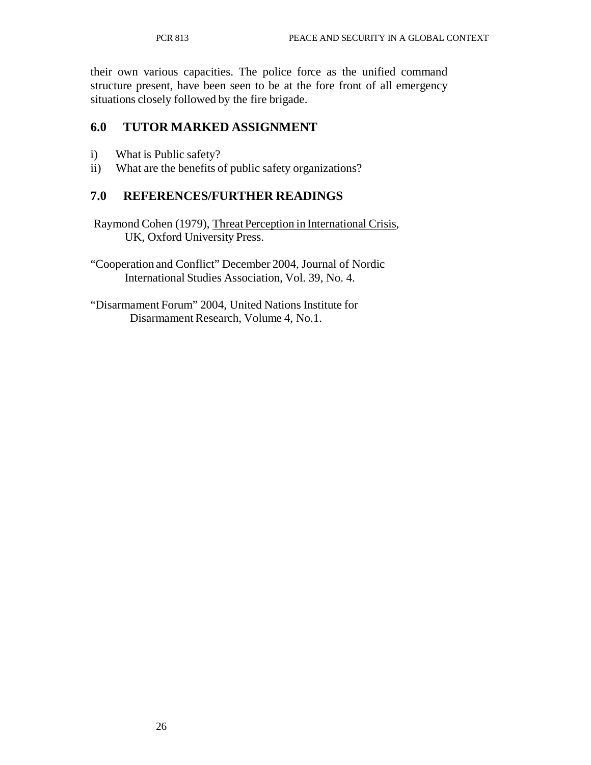their own various capacities. The police force as the unified command structure present, have been seen to be at the fore front of all emergency situations closely followed by the fire brigade.

## 6.0 TUTOR MARKED ASSIGNMENT

i) What is Public safety?
ii) What are the benefits of public safety organizations?

## 7.0 REFERENCES/FURTHER READINGS

Raymond Cohen (1979), Threat Perception in International Crisis, UK, Oxford University Press.

"Cooperation and Conflict" December 2004, Journal of Nordic International Studies Association, Vol. 39, No. 4.

"Disarmament Forum" 2004, United Nations Institute for Disarmament Research, Volume 4, No.1.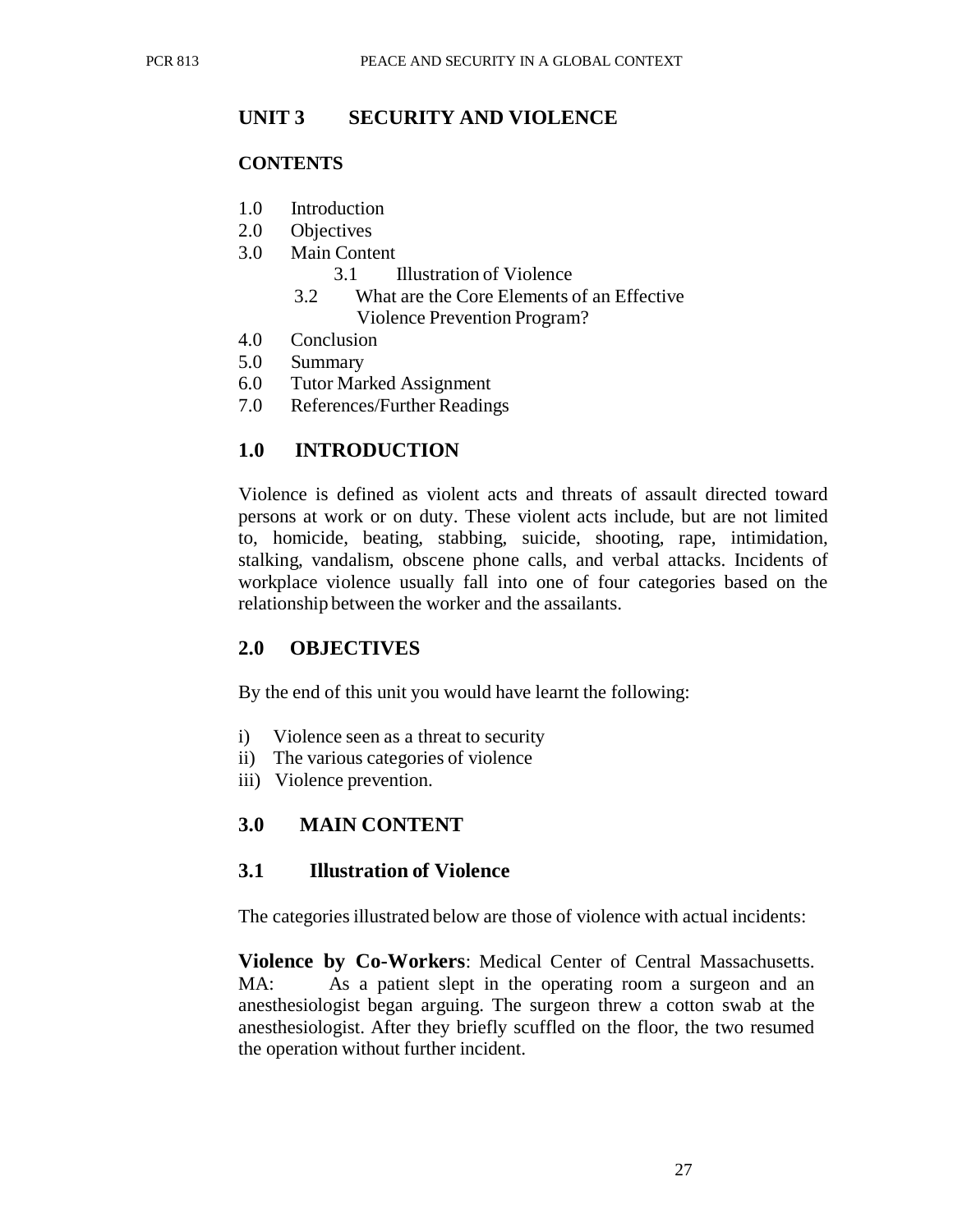## UNIT 3 SECURITY AND VIOLENCE

**CONTENTS**

1.0 Introduction
2.0 Objectives
3.0 Main Content
    3.1 Illustration of Violence
    3.2 What are the Core Elements of an Effective Violence Prevention Program?
4.0 Conclusion
5.0 Summary
6.0 Tutor Marked Assignment
7.0 References/Further Readings

## 1.0 INTRODUCTION

Violence is defined as violent acts and threats of assault directed toward persons at work or on duty. These violent acts include, but are not limited to, homicide, beating, stabbing, suicide, shooting, rape, intimidation, stalking, vandalism, obscene phone calls, and verbal attacks. Incidents of workplace violence usually fall into one of four categories based on the relationship between the worker and the assailants.

## 2.0 OBJECTIVES

By the end of this unit you would have learnt the following:

i) Violence seen as a threat to security
ii) The various categories of violence
iii) Violence prevention.

## 3.0 MAIN CONTENT

### 3.1 Illustration of Violence

The categories illustrated below are those of violence with actual incidents:

**Violence by Co-Workers**: Medical Center of Central Massachusetts. MA: As a patient slept in the operating room a surgeon and an anesthesiologist began arguing. The surgeon threw a cotton swab at the anesthesiologist. After they briefly scuffled on the floor, the two resumed the operation without further incident.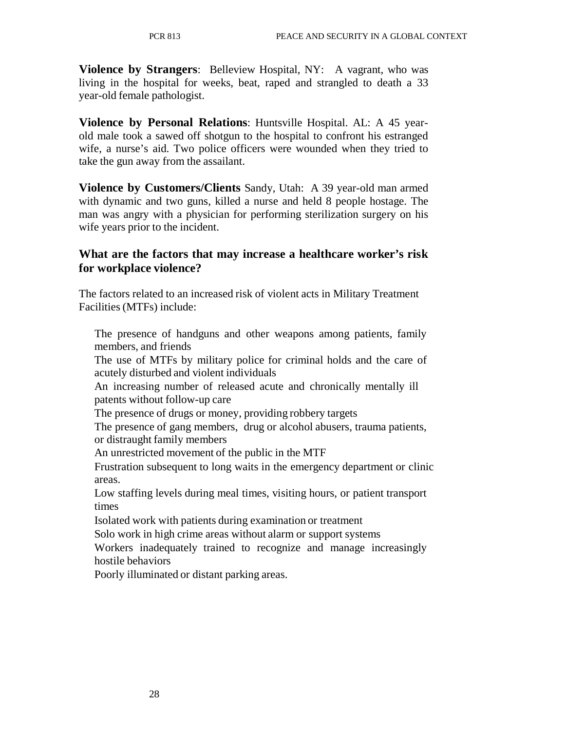**Violence by Strangers**: Belleview Hospital, NY: A vagrant, who was living in the hospital for weeks, beat, raped and strangled to death a 33 year-old female pathologist.

**Violence by Personal Relations**: Huntsville Hospital. AL: A 45 year-old male took a sawed off shotgun to the hospital to confront his estranged wife, a nurse's aid. Two police officers were wounded when they tried to take the gun away from the assailant.

**Violence by Customers/Clients** Sandy, Utah: A 39 year-old man armed with dynamic and two guns, killed a nurse and held 8 people hostage. The man was angry with a physician for performing sterilization surgery on his wife years prior to the incident.

### What are the factors that may increase a healthcare worker's risk for workplace violence?

The factors related to an increased risk of violent acts in Military Treatment Facilities (MTFs) include:

- The presence of handguns and other weapons among patients, family members, and friends
- The use of MTFs by military police for criminal holds and the care of acutely disturbed and violent individuals
- An increasing number of released acute and chronically mentally ill patents without follow-up care
- The presence of drugs or money, providing robbery targets
- The presence of gang members, drug or alcohol abusers, trauma patients, or distraught family members
- An unrestricted movement of the public in the MTF
- Frustration subsequent to long waits in the emergency department or clinic areas.
- Low staffing levels during meal times, visiting hours, or patient transport times
- Isolated work with patients during examination or treatment
- Solo work in high crime areas without alarm or support systems
- Workers inadequately trained to recognize and manage increasingly hostile behaviors
- Poorly illuminated or distant parking areas.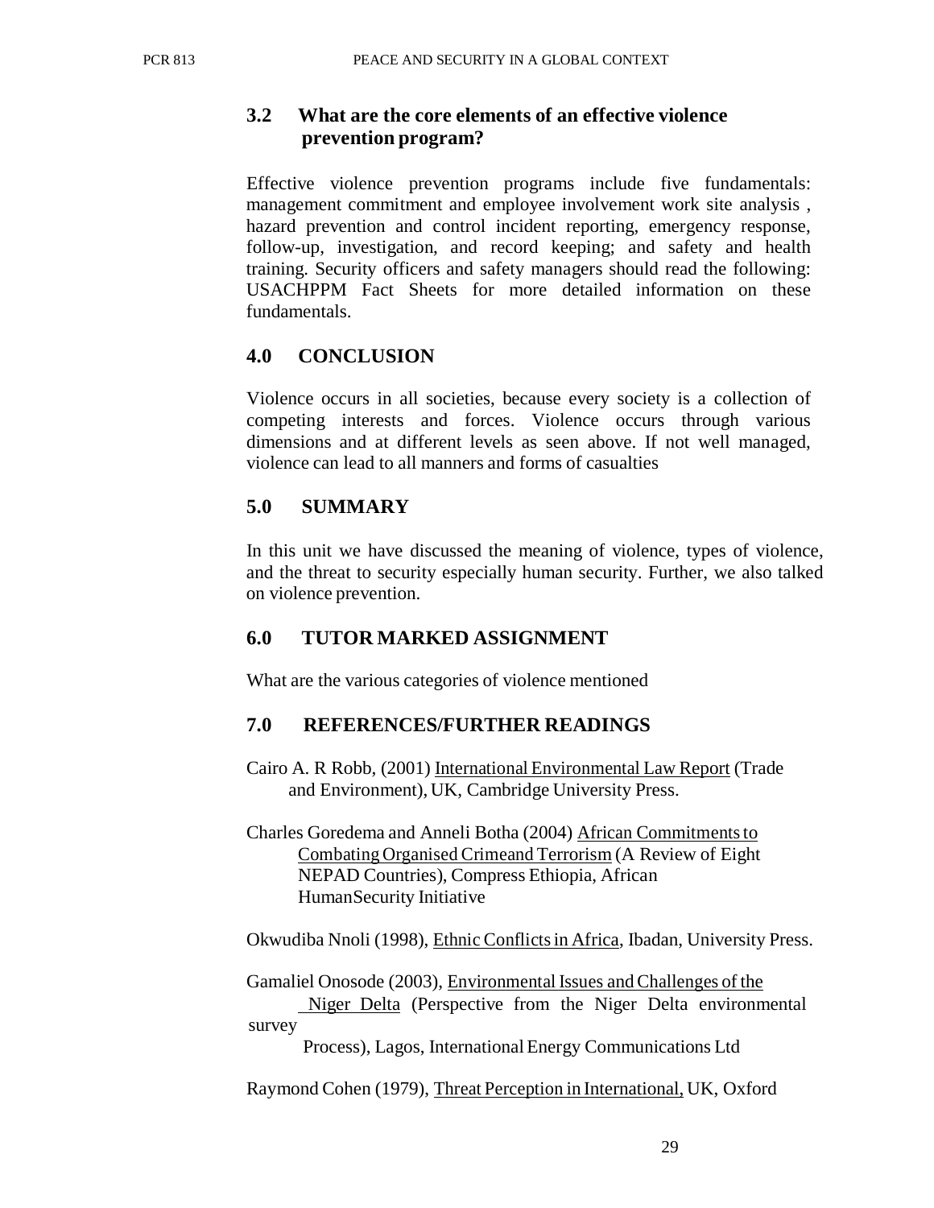## 3.2 What are the core elements of an effective violence prevention program?

Effective violence prevention programs include five fundamentals: management commitment and employee involvement work site analysis , hazard prevention and control incident reporting, emergency response, follow-up, investigation, and record keeping; and safety and health training. Security officers and safety managers should read the following: USACHPPM Fact Sheets for more detailed information on these fundamentals.

## 4.0 CONCLUSION

Violence occurs in all societies, because every society is a collection of competing interests and forces. Violence occurs through various dimensions and at different levels as seen above. If not well managed, violence can lead to all manners and forms of casualties

## 5.0 SUMMARY

In this unit we have discussed the meaning of violence, types of violence, and the threat to security especially human security. Further, we also talked on violence prevention.

## 6.0 TUTOR MARKED ASSIGNMENT

What are the various categories of violence mentioned

## 7.0 REFERENCES/FURTHER READINGS

Cairo A. R Robb, (2001) International Environmental Law Report (Trade and Environment), UK, Cambridge University Press.

Charles Goredema and Anneli Botha (2004) African Commitments to Combating Organised Crimeand Terrorism (A Review of Eight NEPAD Countries), Compress Ethiopia, African HumanSecurity Initiative

Okwudiba Nnoli (1998), Ethnic Conflicts in Africa, Ibadan, University Press.

Gamaliel Onosode (2003), Environmental Issues and Challenges of the Niger Delta (Perspective from the Niger Delta environmental survey Process), Lagos, International Energy Communications Ltd

Raymond Cohen (1979), Threat Perception in International, UK, Oxford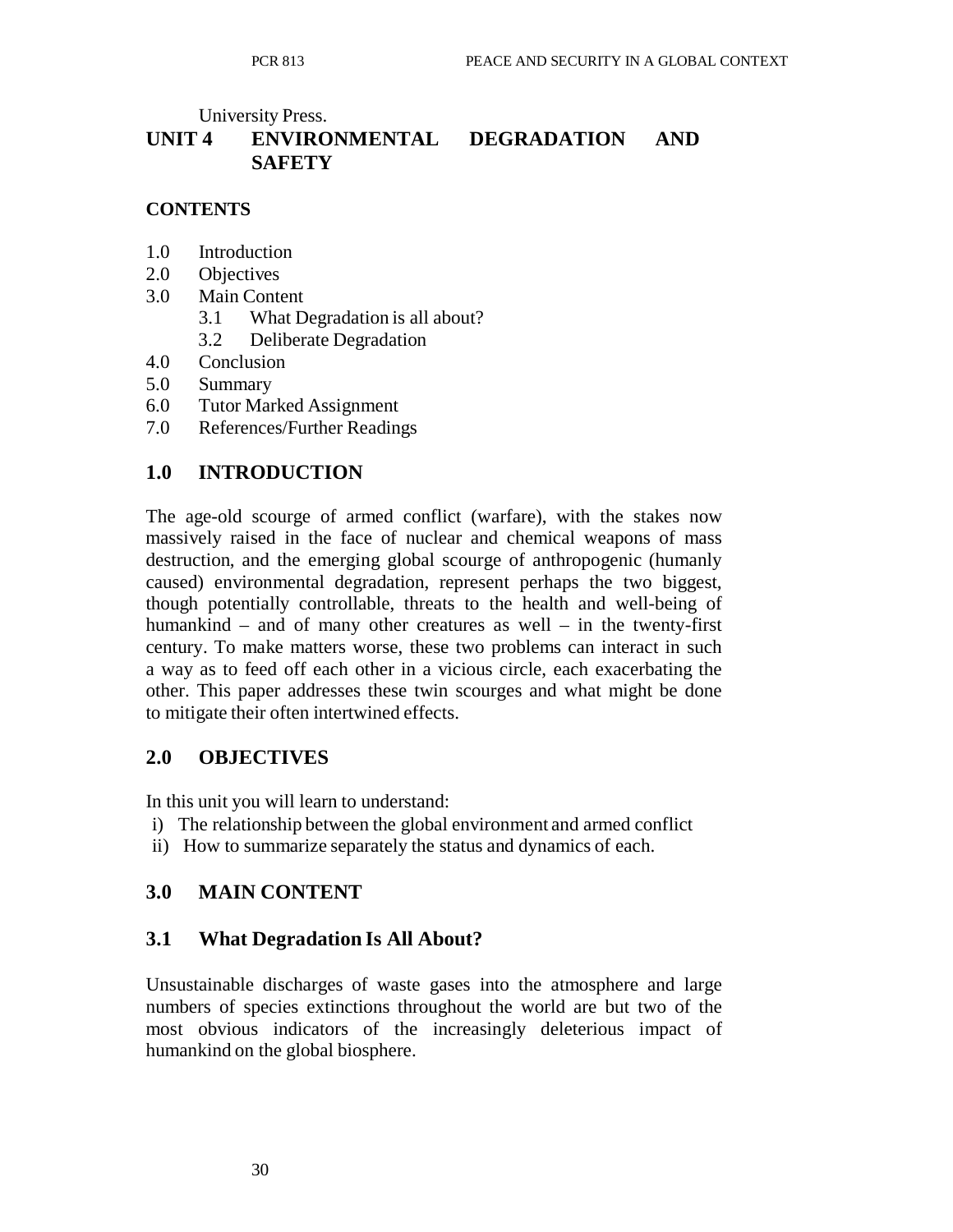University Press.

# UNIT 4 ENVIRONMENTAL DEGRADATION AND SAFETY

## CONTENTS

1.0 Introduction
2.0 Objectives
3.0 Main Content
    3.1 What Degradation is all about?
    3.2 Deliberate Degradation
4.0 Conclusion
5.0 Summary
6.0 Tutor Marked Assignment
7.0 References/Further Readings

## 1.0 INTRODUCTION

The age-old scourge of armed conflict (warfare), with the stakes now massively raised in the face of nuclear and chemical weapons of mass destruction, and the emerging global scourge of anthropogenic (humanly caused) environmental degradation, represent perhaps the two biggest, though potentially controllable, threats to the health and well-being of humankind – and of many other creatures as well – in the twenty-first century. To make matters worse, these two problems can interact in such a way as to feed off each other in a vicious circle, each exacerbating the other. This paper addresses these twin scourges and what might be done to mitigate their often intertwined effects.

## 2.0 OBJECTIVES

In this unit you will learn to understand:

i) The relationship between the global environment and armed conflict
ii) How to summarize separately the status and dynamics of each.

## 3.0 MAIN CONTENT

### 3.1 What Degradation Is All About?

Unsustainable discharges of waste gases into the atmosphere and large numbers of species extinctions throughout the world are but two of the most obvious indicators of the increasingly deleterious impact of humankind on the global biosphere.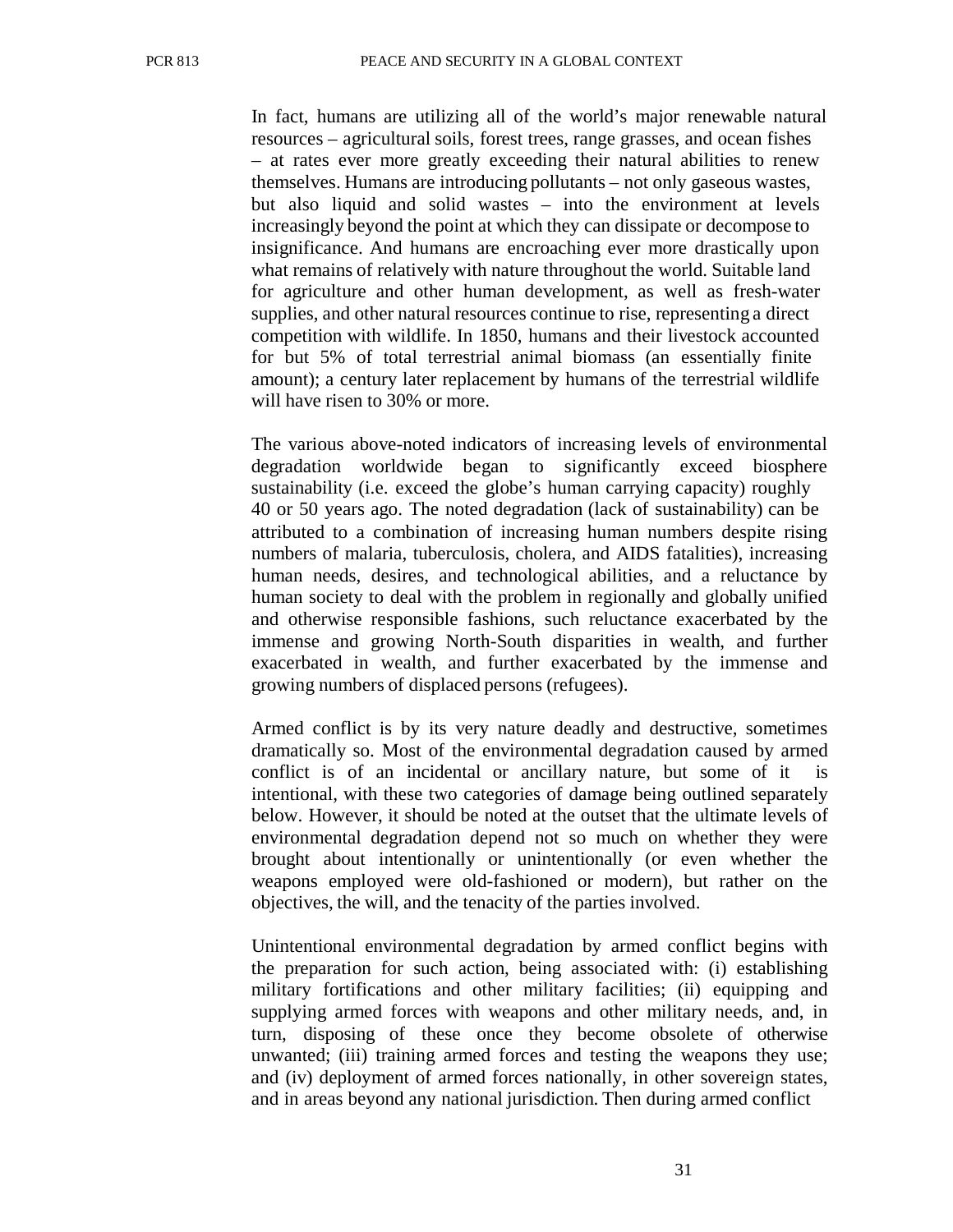In fact, humans are utilizing all of the world's major renewable natural resources – agricultural soils, forest trees, range grasses, and ocean fishes – at rates ever more greatly exceeding their natural abilities to renew themselves. Humans are introducing pollutants – not only gaseous wastes, but also liquid and solid wastes – into the environment at levels increasingly beyond the point at which they can dissipate or decompose to insignificance. And humans are encroaching ever more drastically upon what remains of relatively with nature throughout the world. Suitable land for agriculture and other human development, as well as fresh-water supplies, and other natural resources continue to rise, representing a direct competition with wildlife. In 1850, humans and their livestock accounted for but 5% of total terrestrial animal biomass (an essentially finite amount); a century later replacement by humans of the terrestrial wildlife will have risen to 30% or more.

The various above-noted indicators of increasing levels of environmental degradation worldwide began to significantly exceed biosphere sustainability (i.e. exceed the globe's human carrying capacity) roughly 40 or 50 years ago. The noted degradation (lack of sustainability) can be attributed to a combination of increasing human numbers despite rising numbers of malaria, tuberculosis, cholera, and AIDS fatalities), increasing human needs, desires, and technological abilities, and a reluctance by human society to deal with the problem in regionally and globally unified and otherwise responsible fashions, such reluctance exacerbated by the immense and growing North-South disparities in wealth, and further exacerbated in wealth, and further exacerbated by the immense and growing numbers of displaced persons (refugees).

Armed conflict is by its very nature deadly and destructive, sometimes dramatically so. Most of the environmental degradation caused by armed conflict is of an incidental or ancillary nature, but some of it is intentional, with these two categories of damage being outlined separately below. However, it should be noted at the outset that the ultimate levels of environmental degradation depend not so much on whether they were brought about intentionally or unintentionally (or even whether the weapons employed were old-fashioned or modern), but rather on the objectives, the will, and the tenacity of the parties involved.

Unintentional environmental degradation by armed conflict begins with the preparation for such action, being associated with: (i) establishing military fortifications and other military facilities; (ii) equipping and supplying armed forces with weapons and other military needs, and, in turn, disposing of these once they become obsolete of otherwise unwanted; (iii) training armed forces and testing the weapons they use; and (iv) deployment of armed forces nationally, in other sovereign states, and in areas beyond any national jurisdiction. Then during armed conflict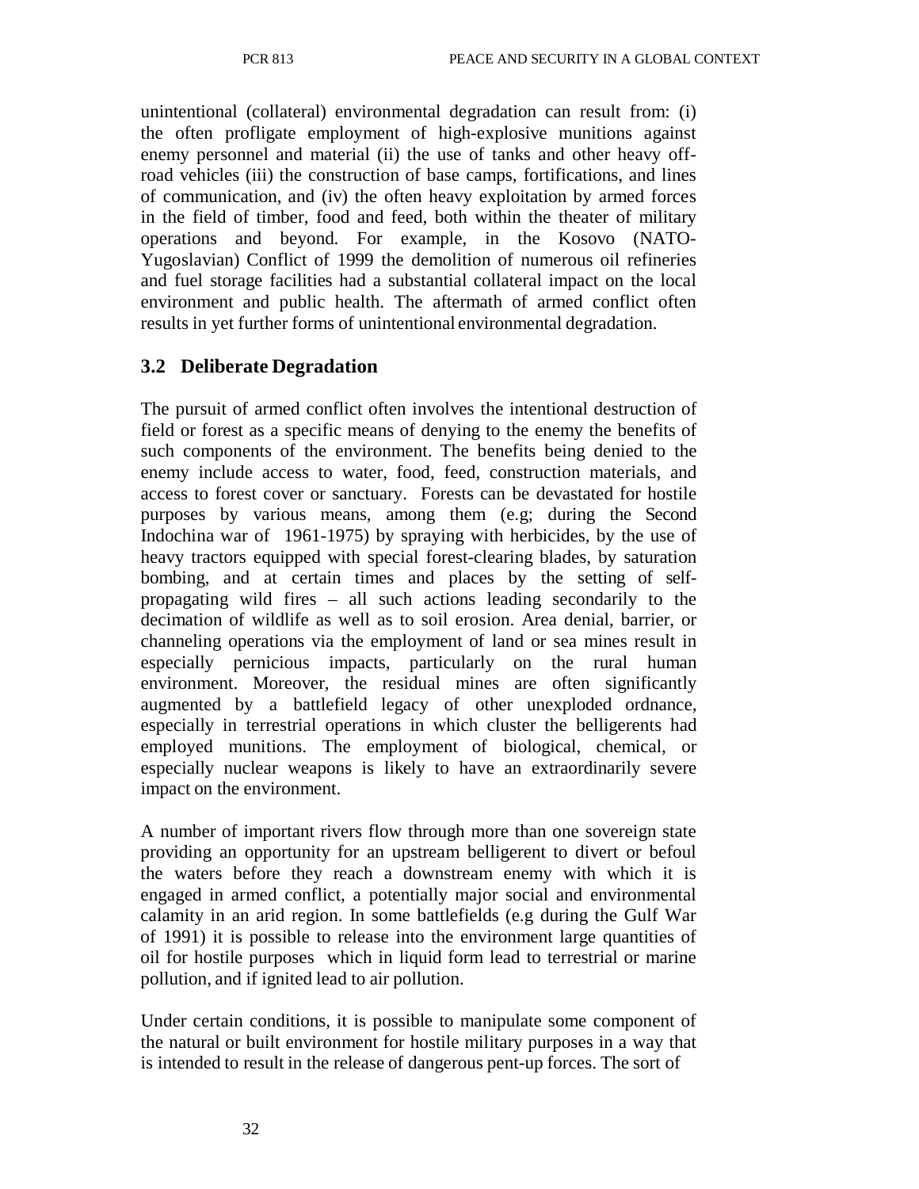unintentional (collateral) environmental degradation can result from: (i) the often profligate employment of high-explosive munitions against enemy personnel and material (ii) the use of tanks and other heavy off-road vehicles (iii) the construction of base camps, fortifications, and lines of communication, and (iv) the often heavy exploitation by armed forces in the field of timber, food and feed, both within the theater of military operations and beyond. For example, in the Kosovo (NATO-Yugoslavian) Conflict of 1999 the demolition of numerous oil refineries and fuel storage facilities had a substantial collateral impact on the local environment and public health. The aftermath of armed conflict often results in yet further forms of unintentional environmental degradation.

### 3.2 Deliberate Degradation

The pursuit of armed conflict often involves the intentional destruction of field or forest as a specific means of denying to the enemy the benefits of such components of the environment. The benefits being denied to the enemy include access to water, food, feed, construction materials, and access to forest cover or sanctuary. Forests can be devastated for hostile purposes by various means, among them (e.g; during the Second Indochina war of 1961-1975) by spraying with herbicides, by the use of heavy tractors equipped with special forest-clearing blades, by saturation bombing, and at certain times and places by the setting of self-propagating wild fires – all such actions leading secondarily to the decimation of wildlife as well as to soil erosion. Area denial, barrier, or channeling operations via the employment of land or sea mines result in especially pernicious impacts, particularly on the rural human environment. Moreover, the residual mines are often significantly augmented by a battlefield legacy of other unexploded ordnance, especially in terrestrial operations in which cluster the belligerents had employed munitions. The employment of biological, chemical, or especially nuclear weapons is likely to have an extraordinarily severe impact on the environment.

A number of important rivers flow through more than one sovereign state providing an opportunity for an upstream belligerent to divert or befoul the waters before they reach a downstream enemy with which it is engaged in armed conflict, a potentially major social and environmental calamity in an arid region. In some battlefields (e.g during the Gulf War of 1991) it is possible to release into the environment large quantities of oil for hostile purposes which in liquid form lead to terrestrial or marine pollution, and if ignited lead to air pollution.

Under certain conditions, it is possible to manipulate some component of the natural or built environment for hostile military purposes in a way that is intended to result in the release of dangerous pent-up forces. The sort of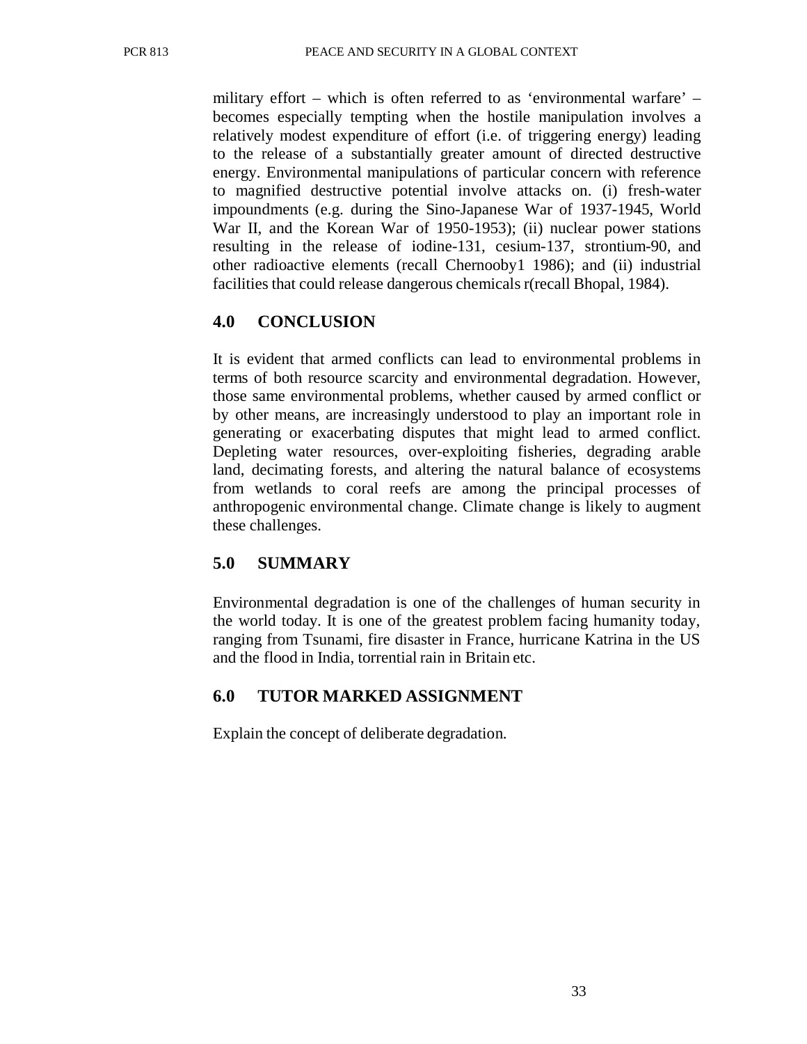military effort – which is often referred to as 'environmental warfare' – becomes especially tempting when the hostile manipulation involves a relatively modest expenditure of effort (i.e. of triggering energy) leading to the release of a substantially greater amount of directed destructive energy. Environmental manipulations of particular concern with reference to magnified destructive potential involve attacks on. (i) fresh-water impoundments (e.g. during the Sino-Japanese War of 1937-1945, World War II, and the Korean War of 1950-1953); (ii) nuclear power stations resulting in the release of iodine-131, cesium-137, strontium-90, and other radioactive elements (recall Chernooby1 1986); and (ii) industrial facilities that could release dangerous chemicals r(recall Bhopal, 1984).

## 4.0 CONCLUSION

It is evident that armed conflicts can lead to environmental problems in terms of both resource scarcity and environmental degradation. However, those same environmental problems, whether caused by armed conflict or by other means, are increasingly understood to play an important role in generating or exacerbating disputes that might lead to armed conflict. Depleting water resources, over-exploiting fisheries, degrading arable land, decimating forests, and altering the natural balance of ecosystems from wetlands to coral reefs are among the principal processes of anthropogenic environmental change. Climate change is likely to augment these challenges.

## 5.0 SUMMARY

Environmental degradation is one of the challenges of human security in the world today. It is one of the greatest problem facing humanity today, ranging from Tsunami, fire disaster in France, hurricane Katrina in the US and the flood in India, torrential rain in Britain etc.

## 6.0 TUTOR MARKED ASSIGNMENT

Explain the concept of deliberate degradation.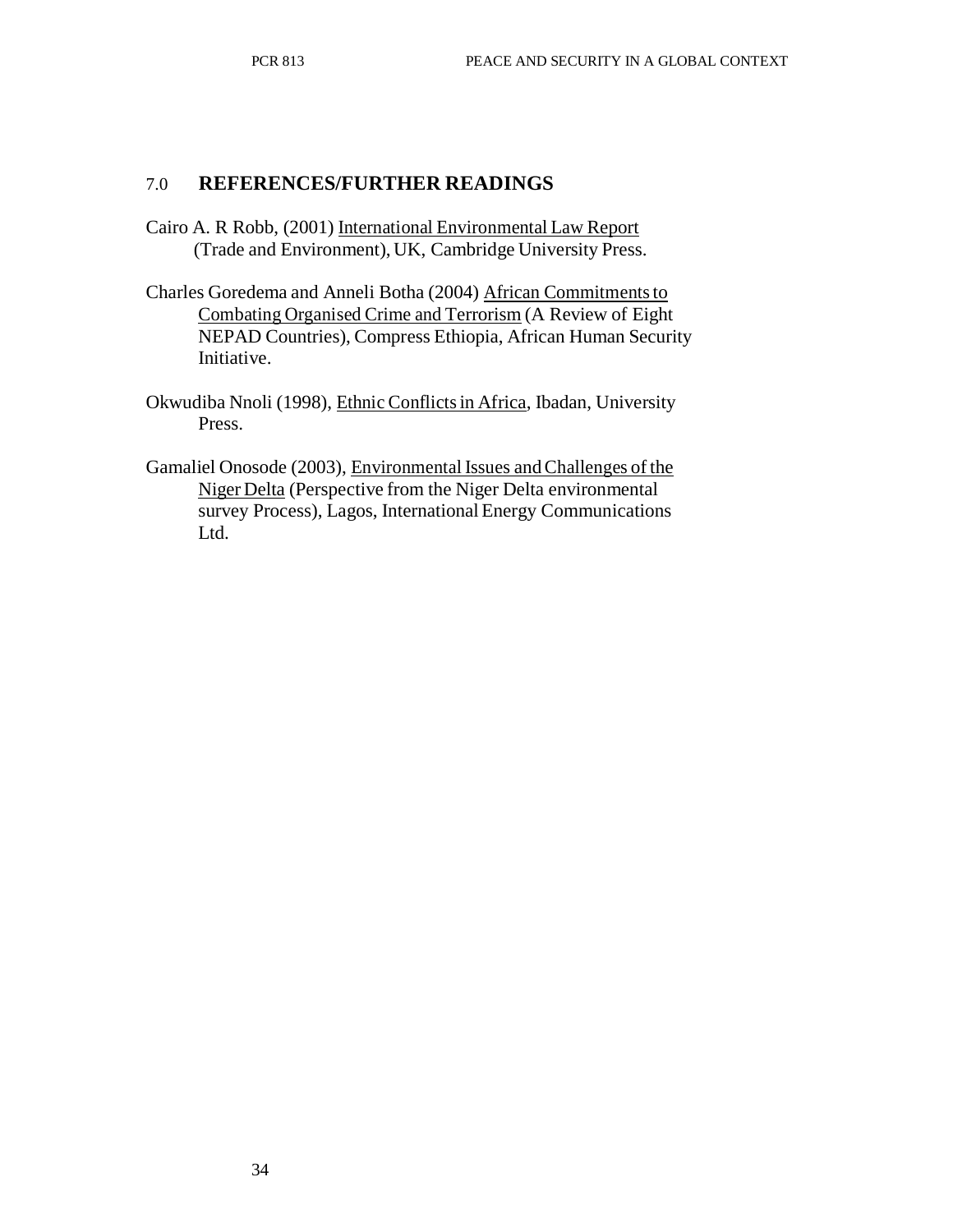## 7.0 REFERENCES/FURTHER READINGS

Cairo A. R Robb, (2001) International Environmental Law Report (Trade and Environment), UK, Cambridge University Press.

Charles Goredema and Anneli Botha (2004) African Commitments to Combating Organised Crime and Terrorism (A Review of Eight NEPAD Countries), Compress Ethiopia, African Human Security Initiative.

Okwudiba Nnoli (1998), Ethnic Conflicts in Africa, Ibadan, University Press.

Gamaliel Onosode (2003), Environmental Issues and Challenges of the Niger Delta (Perspective from the Niger Delta environmental survey Process), Lagos, International Energy Communications Ltd.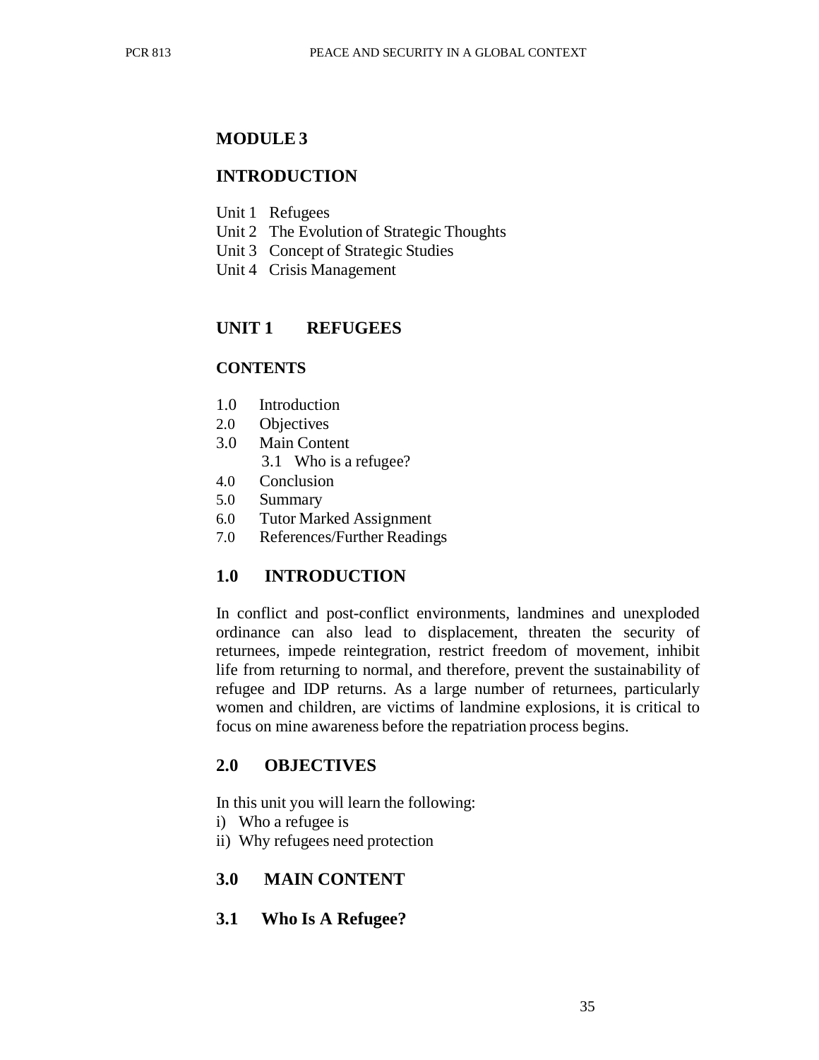## MODULE 3

## INTRODUCTION

Unit 1 Refugees
Unit 2 The Evolution of Strategic Thoughts
Unit 3 Concept of Strategic Studies
Unit 4 Crisis Management

## UNIT 1 REFUGEES

### CONTENTS

1.0 Introduction
2.0 Objectives
3.0 Main Content
  3.1 Who is a refugee?
4.0 Conclusion
5.0 Summary
6.0 Tutor Marked Assignment
7.0 References/Further Readings

### 1.0 INTRODUCTION

In conflict and post-conflict environments, landmines and unexploded ordinance can also lead to displacement, threaten the security of returnees, impede reintegration, restrict freedom of movement, inhibit life from returning to normal, and therefore, prevent the sustainability of refugee and IDP returns. As a large number of returnees, particularly women and children, are victims of landmine explosions, it is critical to focus on mine awareness before the repatriation process begins.

### 2.0 OBJECTIVES

In this unit you will learn the following:

i) Who a refugee is
ii) Why refugees need protection

### 3.0 MAIN CONTENT

### 3.1 Who Is A Refugee?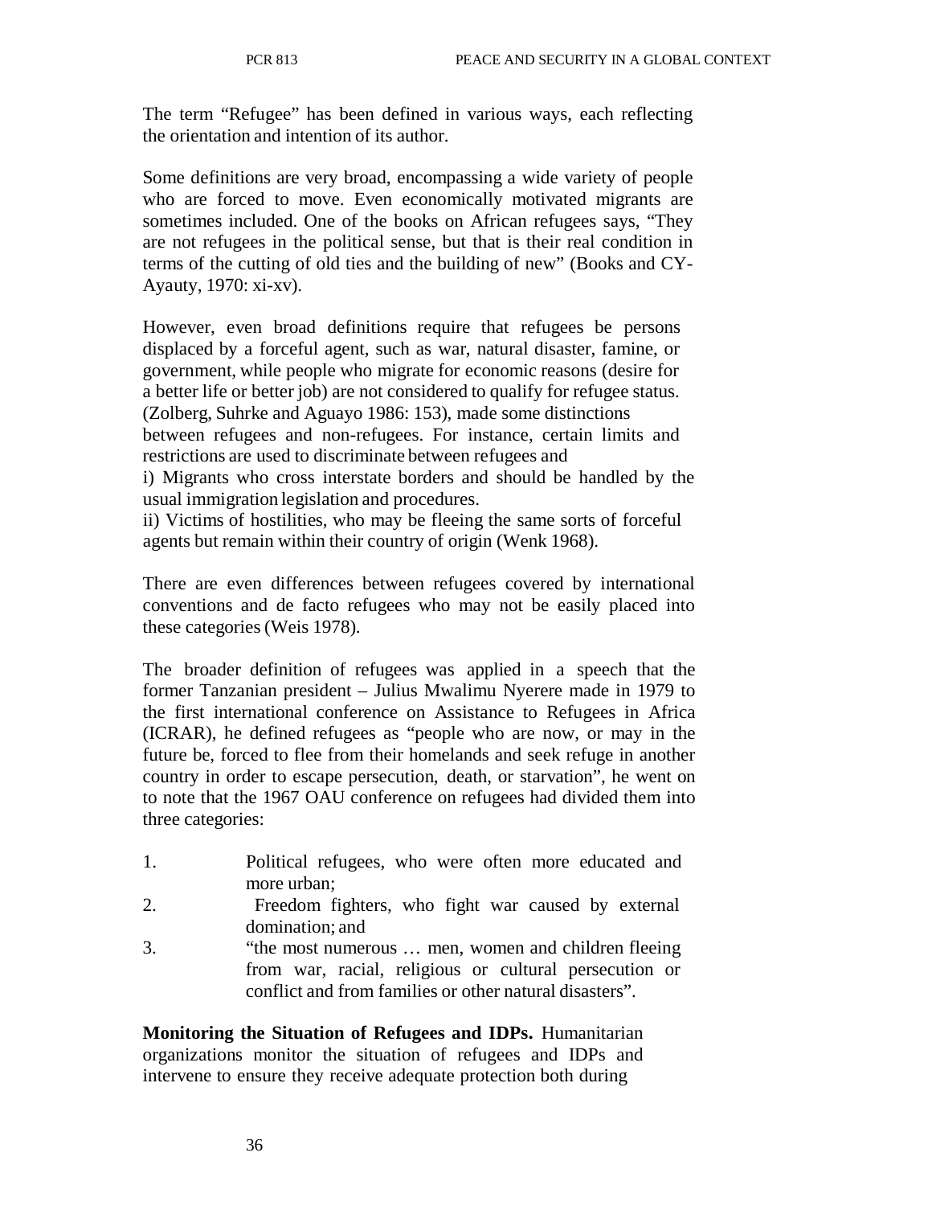The term "Refugee" has been defined in various ways, each reflecting the orientation and intention of its author.

Some definitions are very broad, encompassing a wide variety of people who are forced to move. Even economically motivated migrants are sometimes included. One of the books on African refugees says, "They are not refugees in the political sense, but that is their real condition in terms of the cutting of old ties and the building of new" (Books and CY-Ayauty, 1970: xi-xv).

However, even broad definitions require that refugees be persons displaced by a forceful agent, such as war, natural disaster, famine, or government, while people who migrate for economic reasons (desire for a better life or better job) are not considered to qualify for refugee status. (Zolberg, Suhrke and Aguayo 1986: 153), made some distinctions between refugees and non-refugees. For instance, certain limits and restrictions are used to discriminate between refugees and

i) Migrants who cross interstate borders and should be handled by the usual immigration legislation and procedures.

ii) Victims of hostilities, who may be fleeing the same sorts of forceful agents but remain within their country of origin (Wenk 1968).

There are even differences between refugees covered by international conventions and de facto refugees who may not be easily placed into these categories (Weis 1978).

The broader definition of refugees was applied in a speech that the former Tanzanian president – Julius Mwalimu Nyerere made in 1979 to the first international conference on Assistance to Refugees in Africa (ICRAR), he defined refugees as "people who are now, or may in the future be, forced to flee from their homelands and seek refuge in another country in order to escape persecution, death, or starvation", he went on to note that the 1967 OAU conference on refugees had divided them into three categories:

1. Political refugees, who were often more educated and more urban;
2. Freedom fighters, who fight war caused by external domination; and
3. "the most numerous … men, women and children fleeing from war, racial, religious or cultural persecution or conflict and from families or other natural disasters".

**Monitoring the Situation of Refugees and IDPs.** Humanitarian organizations monitor the situation of refugees and IDPs and intervene to ensure they receive adequate protection both during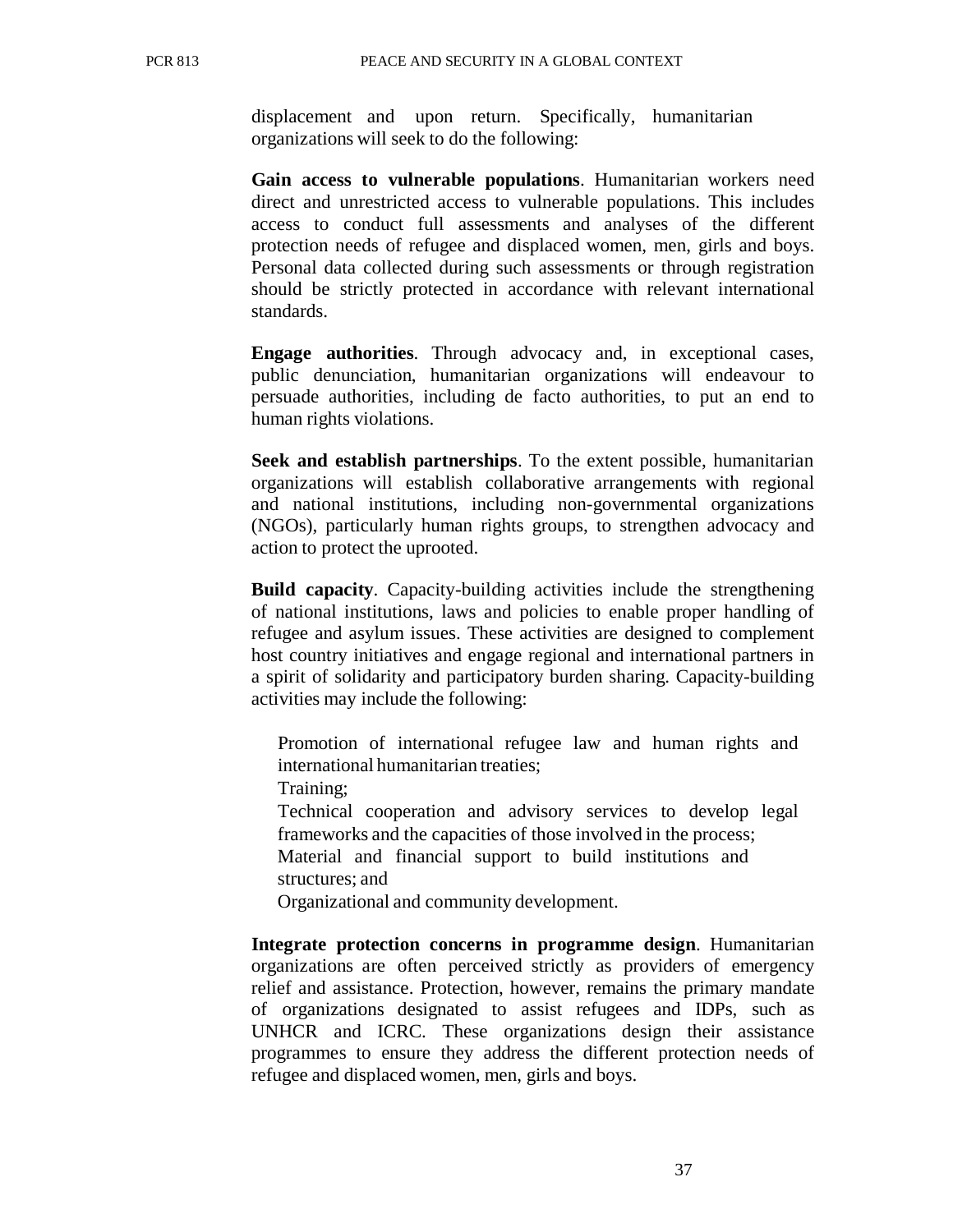displacement and upon return. Specifically, humanitarian organizations will seek to do the following:

**Gain access to vulnerable populations**. Humanitarian workers need direct and unrestricted access to vulnerable populations. This includes access to conduct full assessments and analyses of the different protection needs of refugee and displaced women, men, girls and boys. Personal data collected during such assessments or through registration should be strictly protected in accordance with relevant international standards.

**Engage authorities**. Through advocacy and, in exceptional cases, public denunciation, humanitarian organizations will endeavour to persuade authorities, including de facto authorities, to put an end to human rights violations.

**Seek and establish partnerships**. To the extent possible, humanitarian organizations will establish collaborative arrangements with regional and national institutions, including non-governmental organizations (NGOs), particularly human rights groups, to strengthen advocacy and action to protect the uprooted.

**Build capacity**. Capacity-building activities include the strengthening of national institutions, laws and policies to enable proper handling of refugee and asylum issues. These activities are designed to complement host country initiatives and engage regional and international partners in a spirit of solidarity and participatory burden sharing. Capacity-building activities may include the following:

- Promotion of international refugee law and human rights and international humanitarian treaties;
- Training;
- Technical cooperation and advisory services to develop legal frameworks and the capacities of those involved in the process;
- Material and financial support to build institutions and structures; and
- Organizational and community development.

**Integrate protection concerns in programme design**. Humanitarian organizations are often perceived strictly as providers of emergency relief and assistance. Protection, however, remains the primary mandate of organizations designated to assist refugees and IDPs, such as UNHCR and ICRC. These organizations design their assistance programmes to ensure they address the different protection needs of refugee and displaced women, men, girls and boys.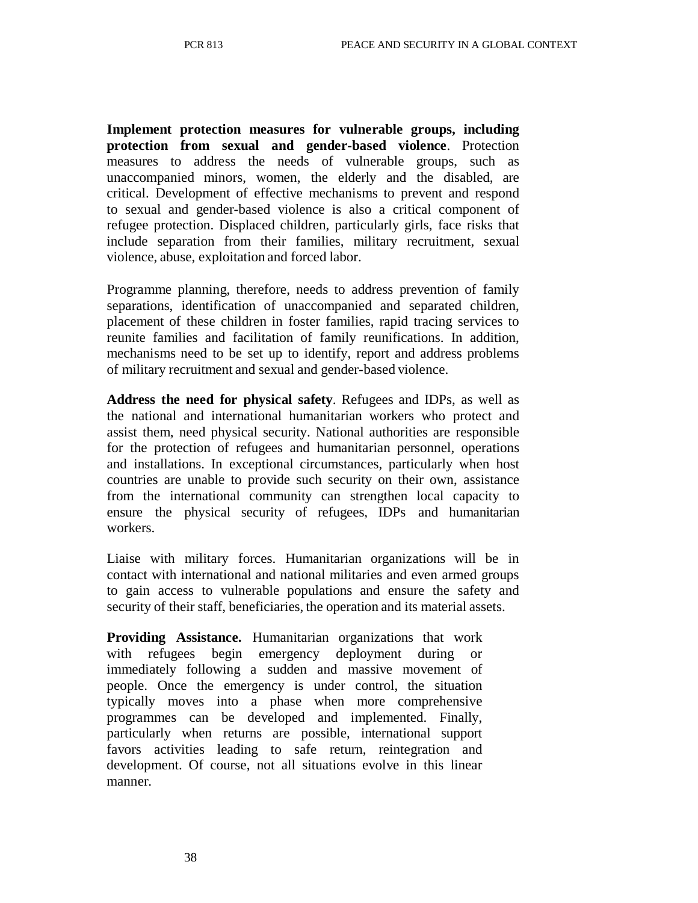**Implement protection measures for vulnerable groups, including protection from sexual and gender-based violence**. Protection measures to address the needs of vulnerable groups, such as unaccompanied minors, women, the elderly and the disabled, are critical. Development of effective mechanisms to prevent and respond to sexual and gender-based violence is also a critical component of refugee protection. Displaced children, particularly girls, face risks that include separation from their families, military recruitment, sexual violence, abuse, exploitation and forced labor.

Programme planning, therefore, needs to address prevention of family separations, identification of unaccompanied and separated children, placement of these children in foster families, rapid tracing services to reunite families and facilitation of family reunifications. In addition, mechanisms need to be set up to identify, report and address problems of military recruitment and sexual and gender-based violence.

**Address the need for physical safety**. Refugees and IDPs, as well as the national and international humanitarian workers who protect and assist them, need physical security. National authorities are responsible for the protection of refugees and humanitarian personnel, operations and installations. In exceptional circumstances, particularly when host countries are unable to provide such security on their own, assistance from the international community can strengthen local capacity to ensure the physical security of refugees, IDPs and humanitarian workers.

Liaise with military forces. Humanitarian organizations will be in contact with international and national militaries and even armed groups to gain access to vulnerable populations and ensure the safety and security of their staff, beneficiaries, the operation and its material assets.

**Providing Assistance.** Humanitarian organizations that work with refugees begin emergency deployment during or immediately following a sudden and massive movement of people. Once the emergency is under control, the situation typically moves into a phase when more comprehensive programmes can be developed and implemented. Finally, particularly when returns are possible, international support favors activities leading to safe return, reintegration and development. Of course, not all situations evolve in this linear manner.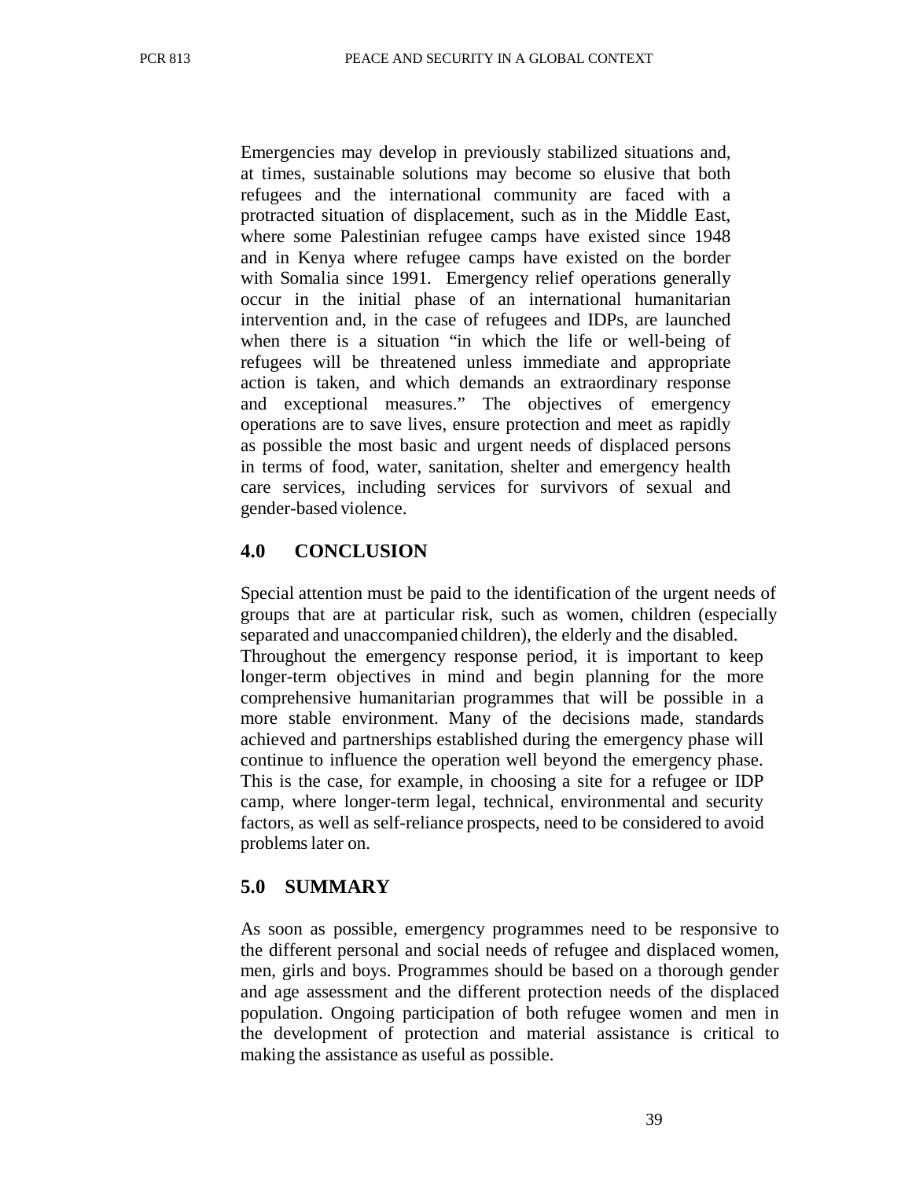Emergencies may develop in previously stabilized situations and, at times, sustainable solutions may become so elusive that both refugees and the international community are faced with a protracted situation of displacement, such as in the Middle East, where some Palestinian refugee camps have existed since 1948 and in Kenya where refugee camps have existed on the border with Somalia since 1991. Emergency relief operations generally occur in the initial phase of an international humanitarian intervention and, in the case of refugees and IDPs, are launched when there is a situation "in which the life or well-being of refugees will be threatened unless immediate and appropriate action is taken, and which demands an extraordinary response and exceptional measures." The objectives of emergency operations are to save lives, ensure protection and meet as rapidly as possible the most basic and urgent needs of displaced persons in terms of food, water, sanitation, shelter and emergency health care services, including services for survivors of sexual and gender-based violence.

## 4.0 CONCLUSION

Special attention must be paid to the identification of the urgent needs of groups that are at particular risk, such as women, children (especially separated and unaccompanied children), the elderly and the disabled. Throughout the emergency response period, it is important to keep longer-term objectives in mind and begin planning for the more comprehensive humanitarian programmes that will be possible in a more stable environment. Many of the decisions made, standards achieved and partnerships established during the emergency phase will continue to influence the operation well beyond the emergency phase. This is the case, for example, in choosing a site for a refugee or IDP camp, where longer-term legal, technical, environmental and security factors, as well as self-reliance prospects, need to be considered to avoid problems later on.

## 5.0 SUMMARY

As soon as possible, emergency programmes need to be responsive to the different personal and social needs of refugee and displaced women, men, girls and boys. Programmes should be based on a thorough gender and age assessment and the different protection needs of the displaced population. Ongoing participation of both refugee women and men in the development of protection and material assistance is critical to making the assistance as useful as possible.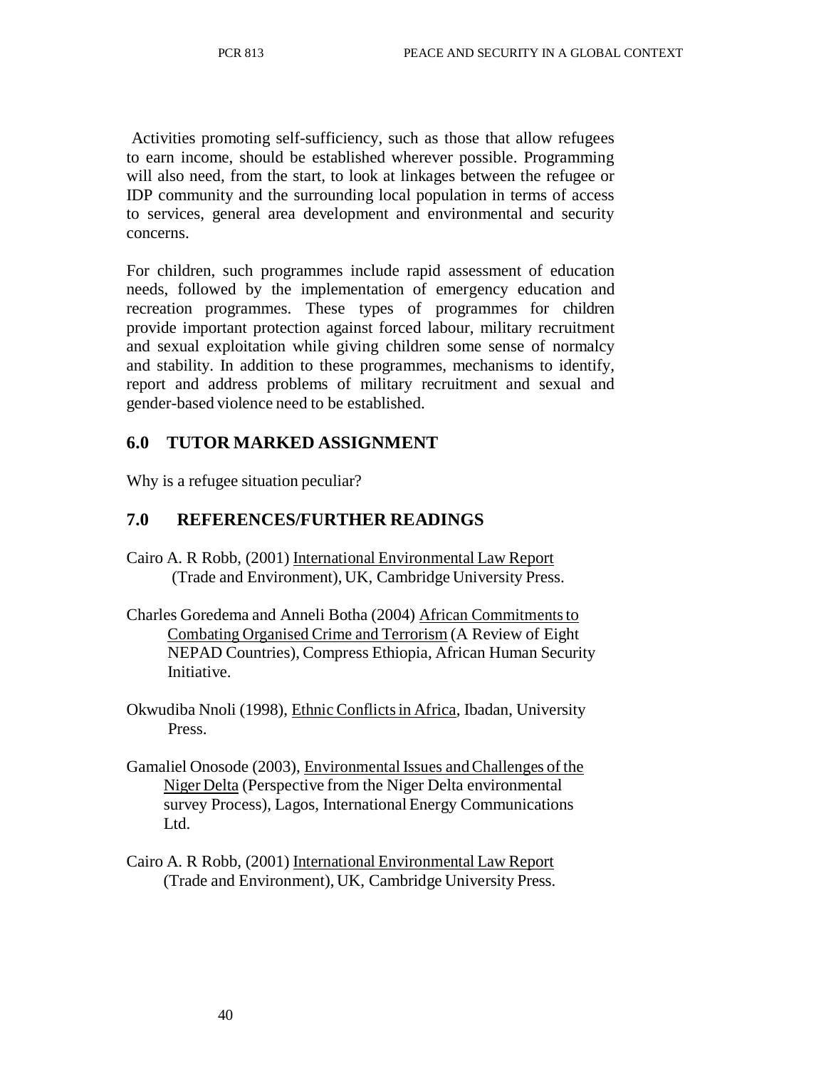Activities promoting self-sufficiency, such as those that allow refugees to earn income, should be established wherever possible. Programming will also need, from the start, to look at linkages between the refugee or IDP community and the surrounding local population in terms of access to services, general area development and environmental and security concerns.

For children, such programmes include rapid assessment of education needs, followed by the implementation of emergency education and recreation programmes. These types of programmes for children provide important protection against forced labour, military recruitment and sexual exploitation while giving children some sense of normalcy and stability. In addition to these programmes, mechanisms to identify, report and address problems of military recruitment and sexual and gender-based violence need to be established.

## 6.0 TUTOR MARKED ASSIGNMENT

Why is a refugee situation peculiar?

## 7.0 REFERENCES/FURTHER READINGS

Cairo A. R Robb, (2001) International Environmental Law Report (Trade and Environment), UK, Cambridge University Press.

Charles Goredema and Anneli Botha (2004) African Commitments to Combating Organised Crime and Terrorism (A Review of Eight NEPAD Countries), Compress Ethiopia, African Human Security Initiative.

Okwudiba Nnoli (1998), Ethnic Conflicts in Africa, Ibadan, University Press.

Gamaliel Onosode (2003), Environmental Issues and Challenges of the Niger Delta (Perspective from the Niger Delta environmental survey Process), Lagos, International Energy Communications Ltd.

Cairo A. R Robb, (2001) International Environmental Law Report (Trade and Environment), UK, Cambridge University Press.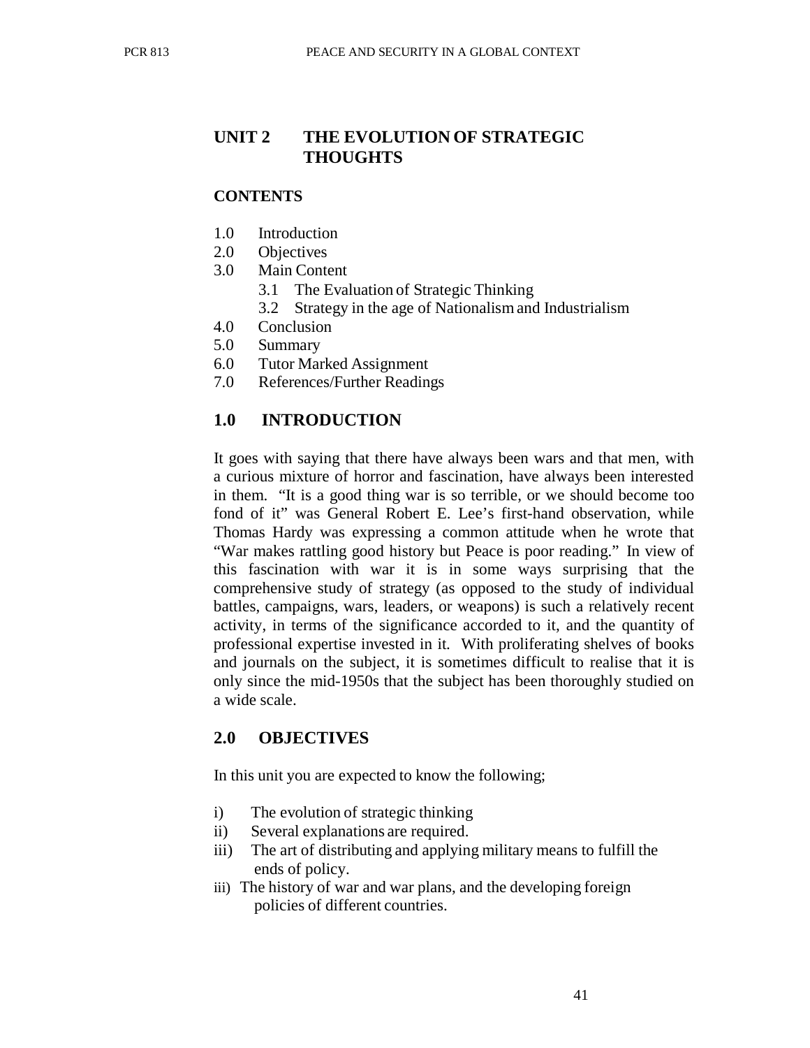## UNIT 2 THE EVOLUTION OF STRATEGIC THOUGHTS

### CONTENTS

1.0 Introduction
2.0 Objectives
3.0 Main Content
  3.1 The Evaluation of Strategic Thinking
  3.2 Strategy in the age of Nationalism and Industrialism
4.0 Conclusion
5.0 Summary
6.0 Tutor Marked Assignment
7.0 References/Further Readings

### 1.0 INTRODUCTION

It goes with saying that there have always been wars and that men, with a curious mixture of horror and fascination, have always been interested in them. "It is a good thing war is so terrible, or we should become too fond of it" was General Robert E. Lee's first-hand observation, while Thomas Hardy was expressing a common attitude when he wrote that "War makes rattling good history but Peace is poor reading." In view of this fascination with war it is in some ways surprising that the comprehensive study of strategy (as opposed to the study of individual battles, campaigns, wars, leaders, or weapons) is such a relatively recent activity, in terms of the significance accorded to it, and the quantity of professional expertise invested in it. With proliferating shelves of books and journals on the subject, it is sometimes difficult to realise that it is only since the mid-1950s that the subject has been thoroughly studied on a wide scale.

### 2.0 OBJECTIVES

In this unit you are expected to know the following;

i) The evolution of strategic thinking
ii) Several explanations are required.
iii) The art of distributing and applying military means to fulfill the ends of policy.
iii) The history of war and war plans, and the developing foreign policies of different countries.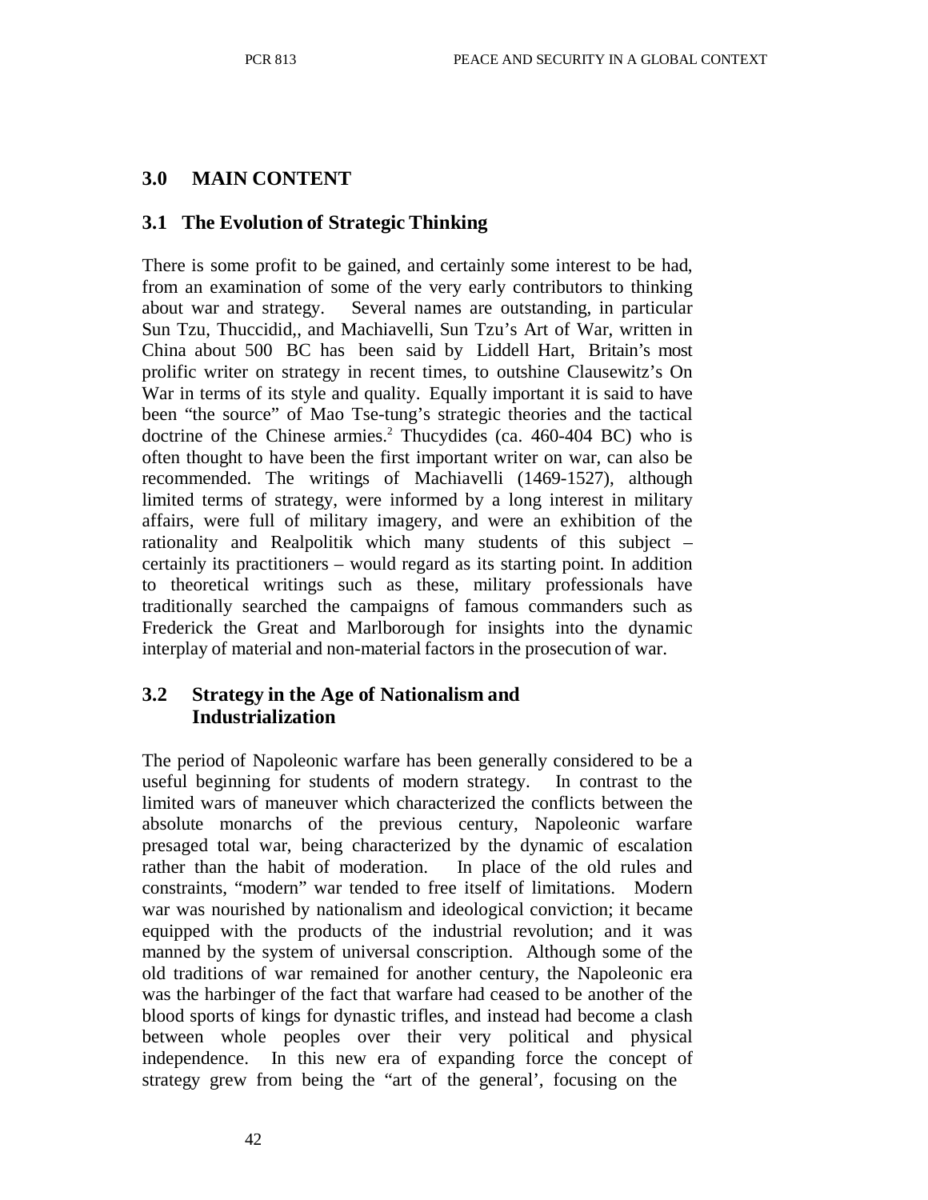## 3.0 MAIN CONTENT

### 3.1 The Evolution of Strategic Thinking

There is some profit to be gained, and certainly some interest to be had, from an examination of some of the very early contributors to thinking about war and strategy. Several names are outstanding, in particular Sun Tzu, Thuccidid,, and Machiavelli, Sun Tzu's Art of War, written in China about 500 BC has been said by Liddell Hart, Britain's most prolific writer on strategy in recent times, to outshine Clausewitz's On War in terms of its style and quality. Equally important it is said to have been "the source" of Mao Tse-tung's strategic theories and the tactical doctrine of the Chinese armies.[2] Thucydides (ca. 460-404 BC) who is often thought to have been the first important writer on war, can also be recommended. The writings of Machiavelli (1469-1527), although limited terms of strategy, were informed by a long interest in military affairs, were full of military imagery, and were an exhibition of the rationality and Realpolitik which many students of this subject – certainly its practitioners – would regard as its starting point. In addition to theoretical writings such as these, military professionals have traditionally searched the campaigns of famous commanders such as Frederick the Great and Marlborough for insights into the dynamic interplay of material and non-material factors in the prosecution of war.

### 3.2 Strategy in the Age of Nationalism and Industrialization

The period of Napoleonic warfare has been generally considered to be a useful beginning for students of modern strategy. In contrast to the limited wars of maneuver which characterized the conflicts between the absolute monarchs of the previous century, Napoleonic warfare presaged total war, being characterized by the dynamic of escalation rather than the habit of moderation. In place of the old rules and constraints, "modern" war tended to free itself of limitations. Modern war was nourished by nationalism and ideological conviction; it became equipped with the products of the industrial revolution; and it was manned by the system of universal conscription. Although some of the old traditions of war remained for another century, the Napoleonic era was the harbinger of the fact that warfare had ceased to be another of the blood sports of kings for dynastic trifles, and instead had become a clash between whole peoples over their very political and physical independence. In this new era of expanding force the concept of strategy grew from being the "art of the general', focusing on the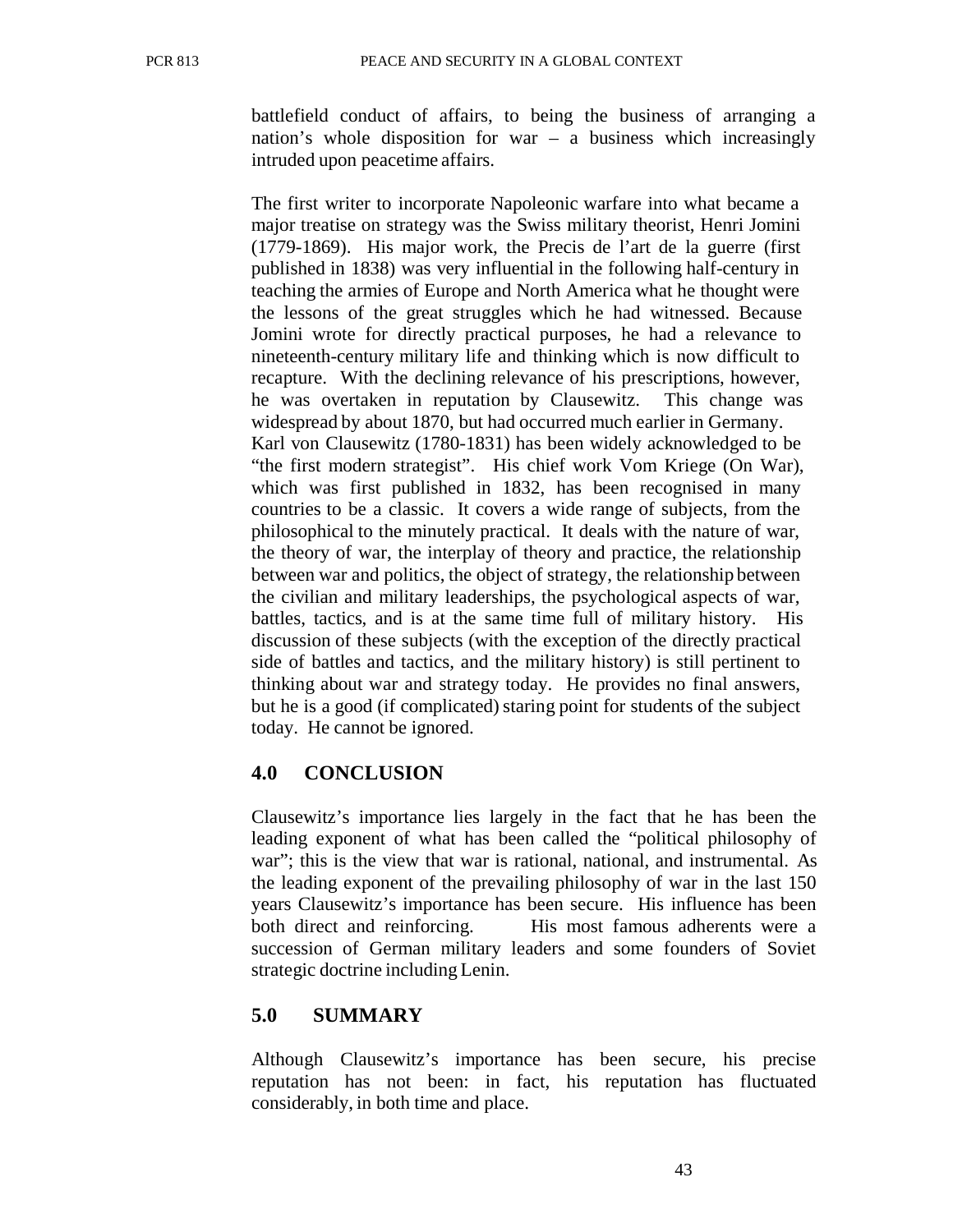battlefield conduct of affairs, to being the business of arranging a nation's whole disposition for war – a business which increasingly intruded upon peacetime affairs.

The first writer to incorporate Napoleonic warfare into what became a major treatise on strategy was the Swiss military theorist, Henri Jomini (1779-1869). His major work, the Precis de l'art de la guerre (first published in 1838) was very influential in the following half-century in teaching the armies of Europe and North America what he thought were the lessons of the great struggles which he had witnessed. Because Jomini wrote for directly practical purposes, he had a relevance to nineteenth-century military life and thinking which is now difficult to recapture. With the declining relevance of his prescriptions, however, he was overtaken in reputation by Clausewitz. This change was widespread by about 1870, but had occurred much earlier in Germany.

Karl von Clausewitz (1780-1831) has been widely acknowledged to be "the first modern strategist". His chief work Vom Kriege (On War), which was first published in 1832, has been recognised in many countries to be a classic. It covers a wide range of subjects, from the philosophical to the minutely practical. It deals with the nature of war, the theory of war, the interplay of theory and practice, the relationship between war and politics, the object of strategy, the relationship between the civilian and military leaderships, the psychological aspects of war, battles, tactics, and is at the same time full of military history. His discussion of these subjects (with the exception of the directly practical side of battles and tactics, and the military history) is still pertinent to thinking about war and strategy today. He provides no final answers, but he is a good (if complicated) staring point for students of the subject today. He cannot be ignored.

## 4.0 CONCLUSION

Clausewitz's importance lies largely in the fact that he has been the leading exponent of what has been called the "political philosophy of war"; this is the view that war is rational, national, and instrumental. As the leading exponent of the prevailing philosophy of war in the last 150 years Clausewitz's importance has been secure. His influence has been both direct and reinforcing. His most famous adherents were a succession of German military leaders and some founders of Soviet strategic doctrine including Lenin.

## 5.0 SUMMARY

Although Clausewitz's importance has been secure, his precise reputation has not been: in fact, his reputation has fluctuated considerably, in both time and place.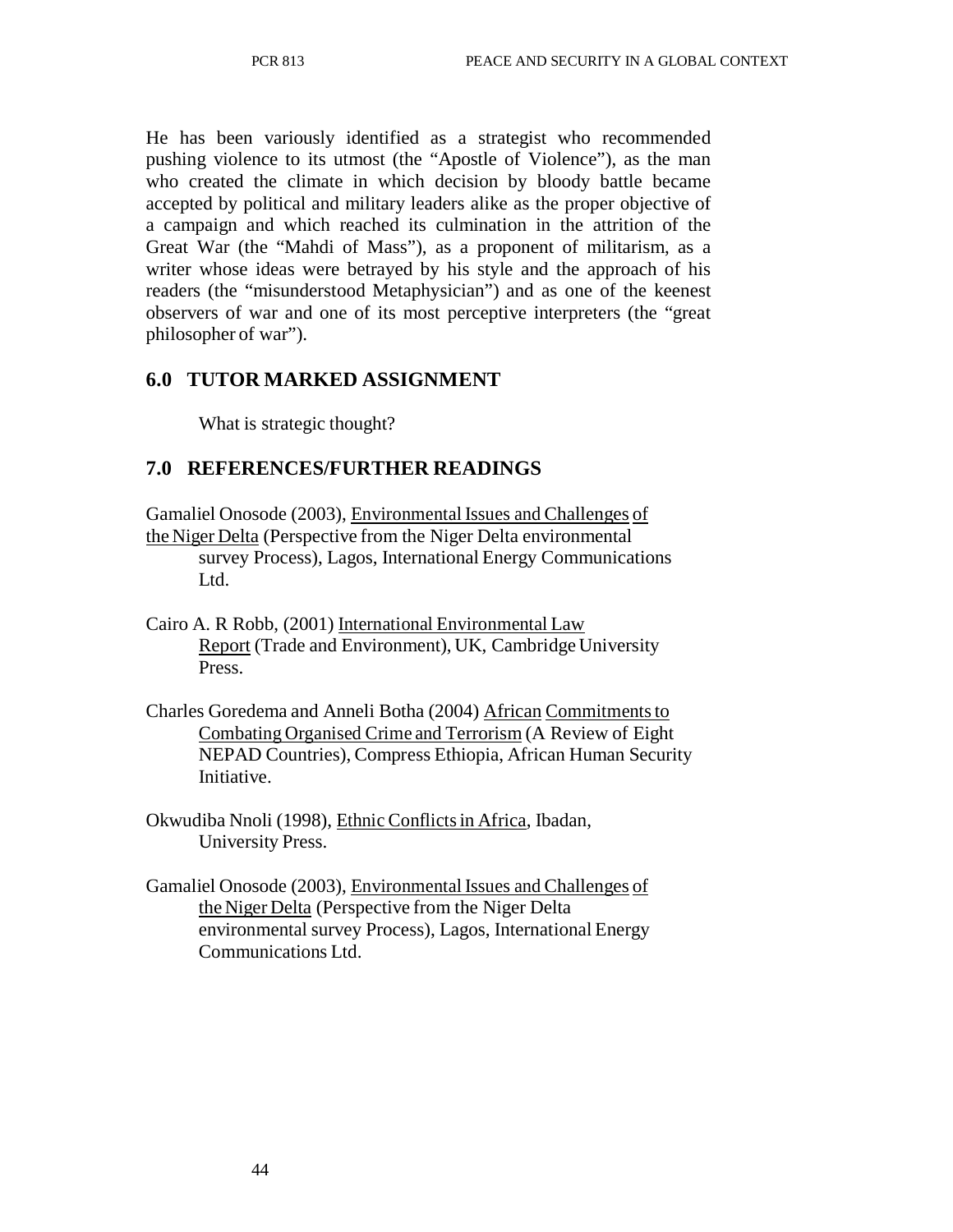He has been variously identified as a strategist who recommended pushing violence to its utmost (the "Apostle of Violence"), as the man who created the climate in which decision by bloody battle became accepted by political and military leaders alike as the proper objective of a campaign and which reached its culmination in the attrition of the Great War (the "Mahdi of Mass"), as a proponent of militarism, as a writer whose ideas were betrayed by his style and the approach of his readers (the "misunderstood Metaphysician") and as one of the keenest observers of war and one of its most perceptive interpreters (the "great philosopher of war").

## 6.0 TUTOR MARKED ASSIGNMENT

What is strategic thought?

## 7.0 REFERENCES/FURTHER READINGS

Gamaliel Onosode (2003), Environmental Issues and Challenges of the Niger Delta (Perspective from the Niger Delta environmental survey Process), Lagos, International Energy Communications Ltd.

Cairo A. R Robb, (2001) International Environmental Law Report (Trade and Environment), UK, Cambridge University Press.

Charles Goredema and Anneli Botha (2004) African Commitments to Combating Organised Crime and Terrorism (A Review of Eight NEPAD Countries), Compress Ethiopia, African Human Security Initiative.

Okwudiba Nnoli (1998), Ethnic Conflicts in Africa, Ibadan, University Press.

Gamaliel Onosode (2003), Environmental Issues and Challenges of the Niger Delta (Perspective from the Niger Delta environmental survey Process), Lagos, International Energy Communications Ltd.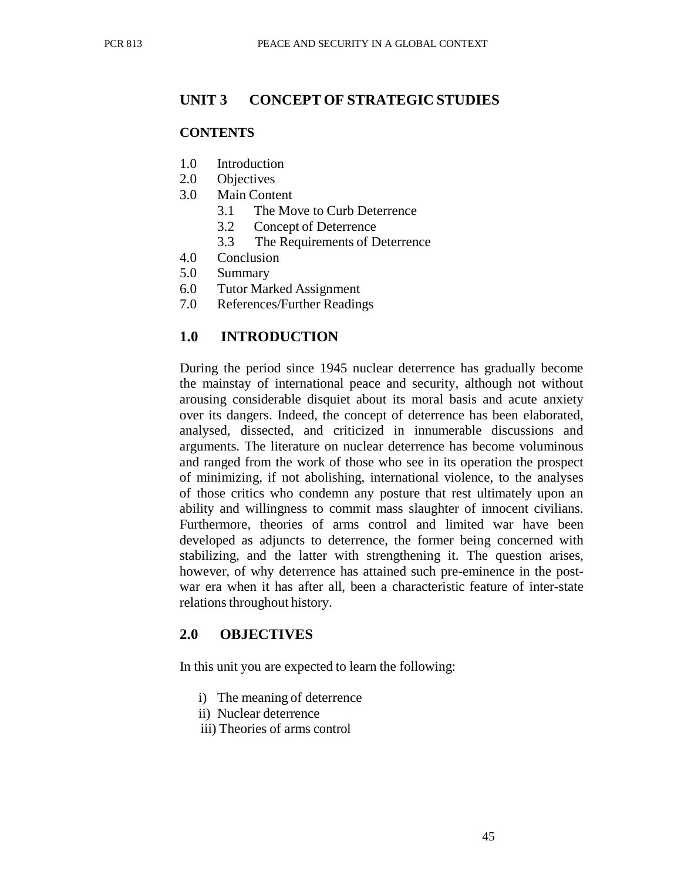## UNIT 3 CONCEPT OF STRATEGIC STUDIES

### CONTENTS

1.0 Introduction
2.0 Objectives
3.0 Main Content
   3.1 The Move to Curb Deterrence
   3.2 Concept of Deterrence
   3.3 The Requirements of Deterrence
4.0 Conclusion
5.0 Summary
6.0 Tutor Marked Assignment
7.0 References/Further Readings

### 1.0 INTRODUCTION

During the period since 1945 nuclear deterrence has gradually become the mainstay of international peace and security, although not without arousing considerable disquiet about its moral basis and acute anxiety over its dangers. Indeed, the concept of deterrence has been elaborated, analysed, dissected, and criticized in innumerable discussions and arguments. The literature on nuclear deterrence has become voluminous and ranged from the work of those who see in its operation the prospect of minimizing, if not abolishing, international violence, to the analyses of those critics who condemn any posture that rest ultimately upon an ability and willingness to commit mass slaughter of innocent civilians. Furthermore, theories of arms control and limited war have been developed as adjuncts to deterrence, the former being concerned with stabilizing, and the latter with strengthening it. The question arises, however, of why deterrence has attained such pre-eminence in the post-war era when it has after all, been a characteristic feature of inter-state relations throughout history.

### 2.0 OBJECTIVES

In this unit you are expected to learn the following:

i) The meaning of deterrence
ii) Nuclear deterrence
iii) Theories of arms control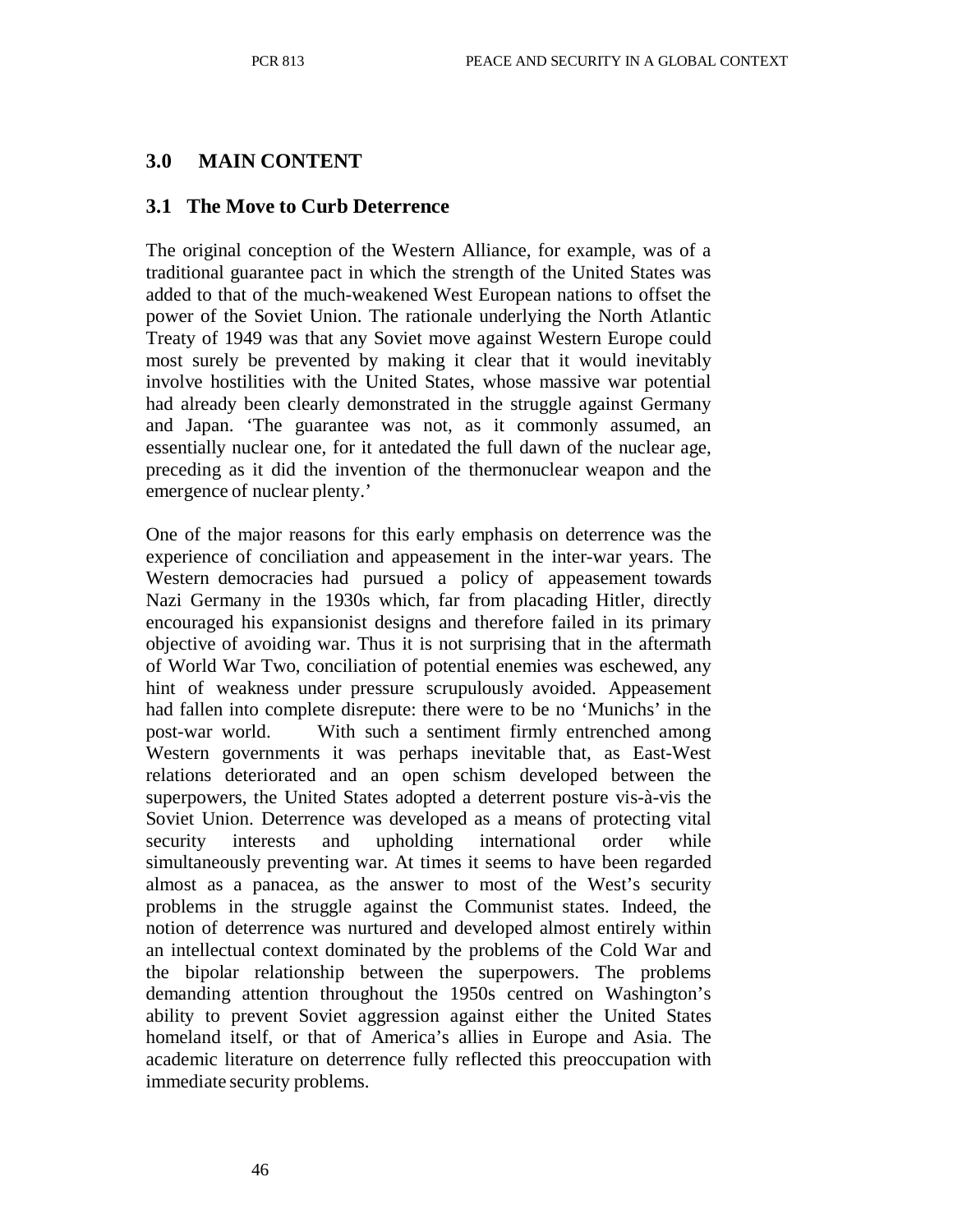## 3.0 MAIN CONTENT

### 3.1 The Move to Curb Deterrence

The original conception of the Western Alliance, for example, was of a traditional guarantee pact in which the strength of the United States was added to that of the much-weakened West European nations to offset the power of the Soviet Union. The rationale underlying the North Atlantic Treaty of 1949 was that any Soviet move against Western Europe could most surely be prevented by making it clear that it would inevitably involve hostilities with the United States, whose massive war potential had already been clearly demonstrated in the struggle against Germany and Japan. 'The guarantee was not, as it commonly assumed, an essentially nuclear one, for it antedated the full dawn of the nuclear age, preceding as it did the invention of the thermonuclear weapon and the emergence of nuclear plenty.'

One of the major reasons for this early emphasis on deterrence was the experience of conciliation and appeasement in the inter-war years. The Western democracies had pursued a policy of appeasement towards Nazi Germany in the 1930s which, far from placading Hitler, directly encouraged his expansionist designs and therefore failed in its primary objective of avoiding war. Thus it is not surprising that in the aftermath of World War Two, conciliation of potential enemies was eschewed, any hint of weakness under pressure scrupulously avoided. Appeasement had fallen into complete disrepute: there were to be no 'Munichs' in the post-war world. With such a sentiment firmly entrenched among Western governments it was perhaps inevitable that, as East-West relations deteriorated and an open schism developed between the superpowers, the United States adopted a deterrent posture vis-à-vis the Soviet Union. Deterrence was developed as a means of protecting vital security interests and upholding international order while simultaneously preventing war. At times it seems to have been regarded almost as a panacea, as the answer to most of the West's security problems in the struggle against the Communist states. Indeed, the notion of deterrence was nurtured and developed almost entirely within an intellectual context dominated by the problems of the Cold War and the bipolar relationship between the superpowers. The problems demanding attention throughout the 1950s centred on Washington's ability to prevent Soviet aggression against either the United States homeland itself, or that of America's allies in Europe and Asia. The academic literature on deterrence fully reflected this preoccupation with immediate security problems.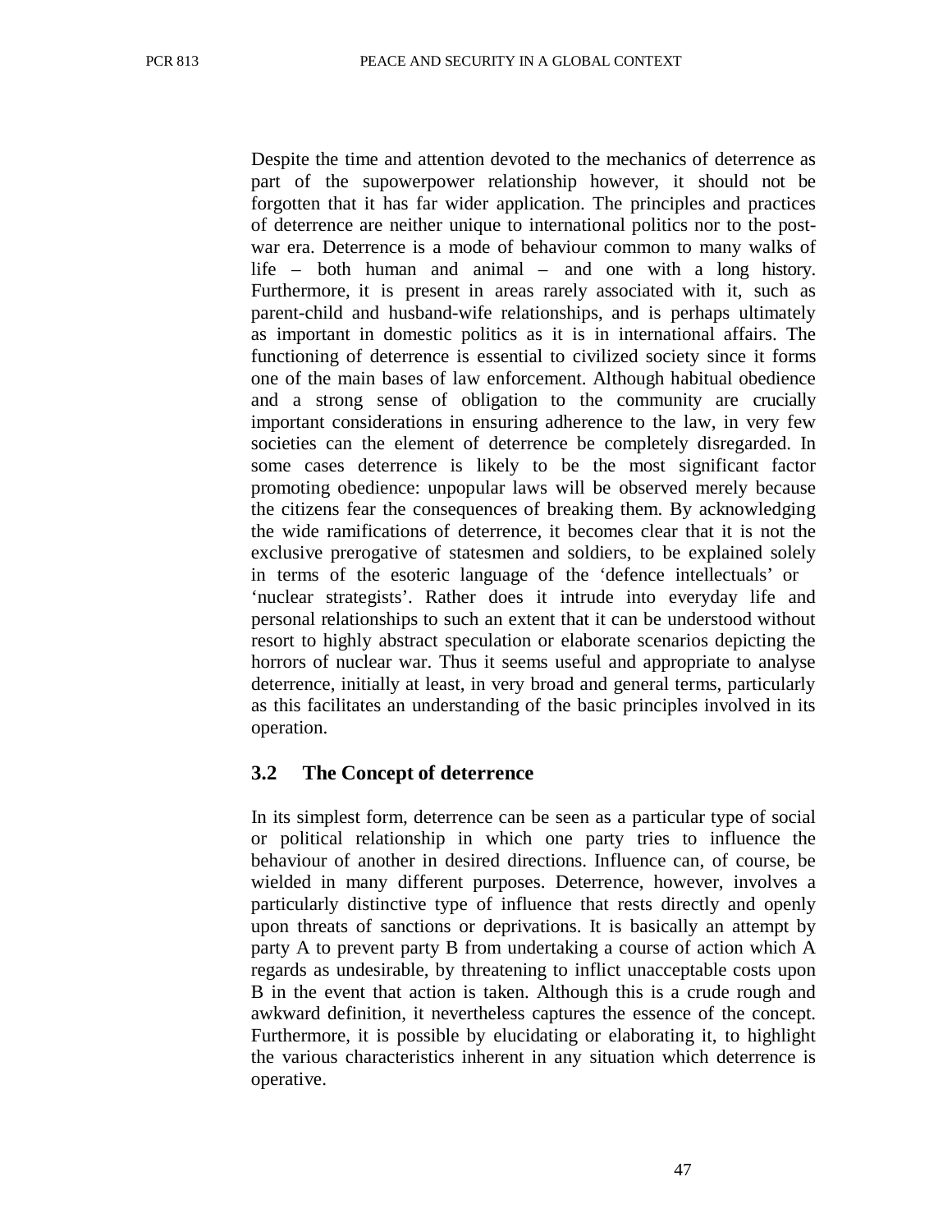Despite the time and attention devoted to the mechanics of deterrence as part of the supowerpower relationship however, it should not be forgotten that it has far wider application. The principles and practices of deterrence are neither unique to international politics nor to the post-war era. Deterrence is a mode of behaviour common to many walks of life – both human and animal – and one with a long history. Furthermore, it is present in areas rarely associated with it, such as parent-child and husband-wife relationships, and is perhaps ultimately as important in domestic politics as it is in international affairs. The functioning of deterrence is essential to civilized society since it forms one of the main bases of law enforcement. Although habitual obedience and a strong sense of obligation to the community are crucially important considerations in ensuring adherence to the law, in very few societies can the element of deterrence be completely disregarded. In some cases deterrence is likely to be the most significant factor promoting obedience: unpopular laws will be observed merely because the citizens fear the consequences of breaking them. By acknowledging the wide ramifications of deterrence, it becomes clear that it is not the exclusive prerogative of statesmen and soldiers, to be explained solely in terms of the esoteric language of the 'defence intellectuals' or 'nuclear strategists'. Rather does it intrude into everyday life and personal relationships to such an extent that it can be understood without resort to highly abstract speculation or elaborate scenarios depicting the horrors of nuclear war. Thus it seems useful and appropriate to analyse deterrence, initially at least, in very broad and general terms, particularly as this facilitates an understanding of the basic principles involved in its operation.

## 3.2 The Concept of deterrence

In its simplest form, deterrence can be seen as a particular type of social or political relationship in which one party tries to influence the behaviour of another in desired directions. Influence can, of course, be wielded in many different purposes. Deterrence, however, involves a particularly distinctive type of influence that rests directly and openly upon threats of sanctions or deprivations. It is basically an attempt by party A to prevent party B from undertaking a course of action which A regards as undesirable, by threatening to inflict unacceptable costs upon B in the event that action is taken. Although this is a crude rough and awkward definition, it nevertheless captures the essence of the concept. Furthermore, it is possible by elucidating or elaborating it, to highlight the various characteristics inherent in any situation which deterrence is operative.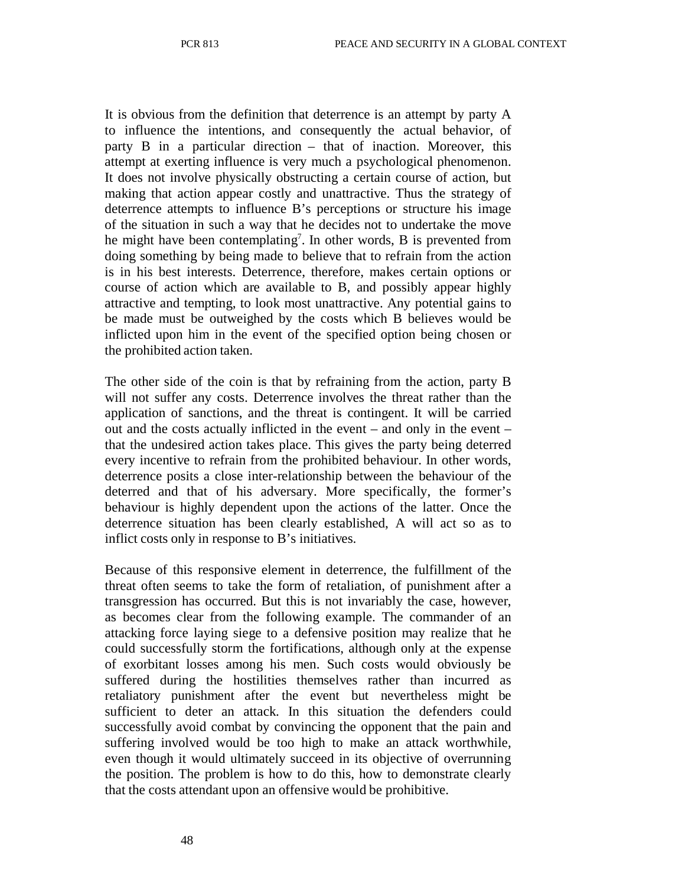It is obvious from the definition that deterrence is an attempt by party A to influence the intentions, and consequently the actual behavior, of party B in a particular direction – that of inaction. Moreover, this attempt at exerting influence is very much a psychological phenomenon. It does not involve physically obstructing a certain course of action, but making that action appear costly and unattractive. Thus the strategy of deterrence attempts to influence B's perceptions or structure his image of the situation in such a way that he decides not to undertake the move he might have been contemplating[7]. In other words, B is prevented from doing something by being made to believe that to refrain from the action is in his best interests. Deterrence, therefore, makes certain options or course of action which are available to B, and possibly appear highly attractive and tempting, to look most unattractive. Any potential gains to be made must be outweighed by the costs which B believes would be inflicted upon him in the event of the specified option being chosen or the prohibited action taken.

The other side of the coin is that by refraining from the action, party B will not suffer any costs. Deterrence involves the threat rather than the application of sanctions, and the threat is contingent. It will be carried out and the costs actually inflicted in the event – and only in the event – that the undesired action takes place. This gives the party being deterred every incentive to refrain from the prohibited behaviour. In other words, deterrence posits a close inter-relationship between the behaviour of the deterred and that of his adversary. More specifically, the former's behaviour is highly dependent upon the actions of the latter. Once the deterrence situation has been clearly established, A will act so as to inflict costs only in response to B's initiatives.

Because of this responsive element in deterrence, the fulfillment of the threat often seems to take the form of retaliation, of punishment after a transgression has occurred. But this is not invariably the case, however, as becomes clear from the following example. The commander of an attacking force laying siege to a defensive position may realize that he could successfully storm the fortifications, although only at the expense of exorbitant losses among his men. Such costs would obviously be suffered during the hostilities themselves rather than incurred as retaliatory punishment after the event but nevertheless might be sufficient to deter an attack. In this situation the defenders could successfully avoid combat by convincing the opponent that the pain and suffering involved would be too high to make an attack worthwhile, even though it would ultimately succeed in its objective of overrunning the position. The problem is how to do this, how to demonstrate clearly that the costs attendant upon an offensive would be prohibitive.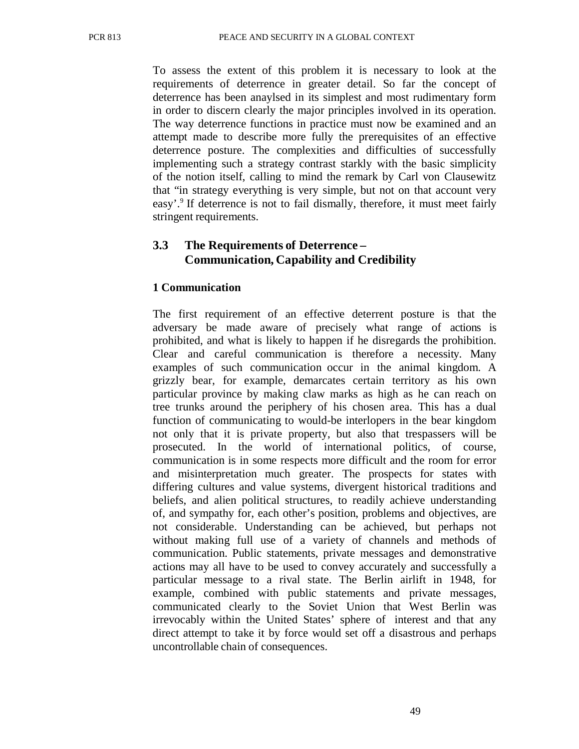To assess the extent of this problem it is necessary to look at the requirements of deterrence in greater detail. So far the concept of deterrence has been anaylsed in its simplest and most rudimentary form in order to discern clearly the major principles involved in its operation. The way deterrence functions in practice must now be examined and an attempt made to describe more fully the prerequisites of an effective deterrence posture. The complexities and difficulties of successfully implementing such a strategy contrast starkly with the basic simplicity of the notion itself, calling to mind the remark by Carl von Clausewitz that "in strategy everything is very simple, but not on that account very easy'.[9] If deterrence is not to fail dismally, therefore, it must meet fairly stringent requirements.

## 3.3 The Requirements of Deterrence – Communication, Capability and Credibility

**1 Communication**

The first requirement of an effective deterrent posture is that the adversary be made aware of precisely what range of actions is prohibited, and what is likely to happen if he disregards the prohibition. Clear and careful communication is therefore a necessity. Many examples of such communication occur in the animal kingdom. A grizzly bear, for example, demarcates certain territory as his own particular province by making claw marks as high as he can reach on tree trunks around the periphery of his chosen area. This has a dual function of communicating to would-be interlopers in the bear kingdom not only that it is private property, but also that trespassers will be prosecuted. In the world of international politics, of course, communication is in some respects more difficult and the room for error and misinterpretation much greater. The prospects for states with differing cultures and value systems, divergent historical traditions and beliefs, and alien political structures, to readily achieve understanding of, and sympathy for, each other's position, problems and objectives, are not considerable. Understanding can be achieved, but perhaps not without making full use of a variety of channels and methods of communication. Public statements, private messages and demonstrative actions may all have to be used to convey accurately and successfully a particular message to a rival state. The Berlin airlift in 1948, for example, combined with public statements and private messages, communicated clearly to the Soviet Union that West Berlin was irrevocably within the United States' sphere of interest and that any direct attempt to take it by force would set off a disastrous and perhaps uncontrollable chain of consequences.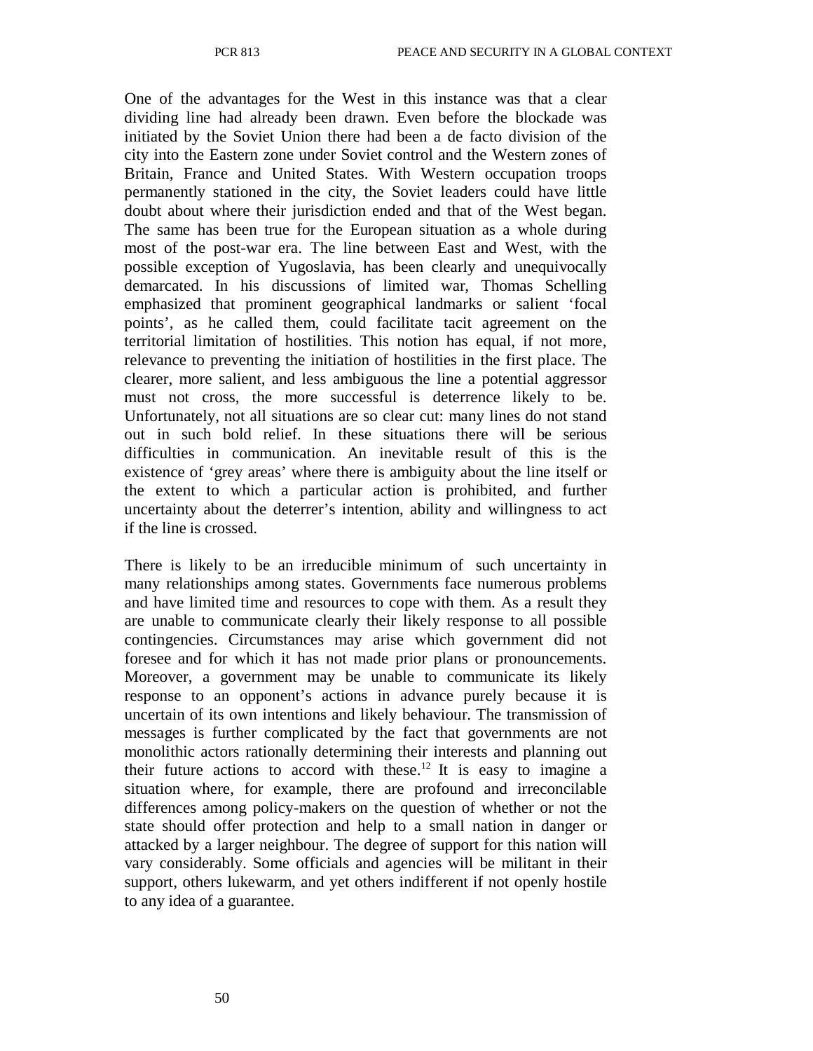One of the advantages for the West in this instance was that a clear dividing line had already been drawn. Even before the blockade was initiated by the Soviet Union there had been a de facto division of the city into the Eastern zone under Soviet control and the Western zones of Britain, France and United States. With Western occupation troops permanently stationed in the city, the Soviet leaders could have little doubt about where their jurisdiction ended and that of the West began. The same has been true for the European situation as a whole during most of the post-war era. The line between East and West, with the possible exception of Yugoslavia, has been clearly and unequivocally demarcated. In his discussions of limited war, Thomas Schelling emphasized that prominent geographical landmarks or salient 'focal points', as he called them, could facilitate tacit agreement on the territorial limitation of hostilities. This notion has equal, if not more, relevance to preventing the initiation of hostilities in the first place. The clearer, more salient, and less ambiguous the line a potential aggressor must not cross, the more successful is deterrence likely to be. Unfortunately, not all situations are so clear cut: many lines do not stand out in such bold relief. In these situations there will be serious difficulties in communication. An inevitable result of this is the existence of 'grey areas' where there is ambiguity about the line itself or the extent to which a particular action is prohibited, and further uncertainty about the deterrer's intention, ability and willingness to act if the line is crossed.

There is likely to be an irreducible minimum of such uncertainty in many relationships among states. Governments face numerous problems and have limited time and resources to cope with them. As a result they are unable to communicate clearly their likely response to all possible contingencies. Circumstances may arise which government did not foresee and for which it has not made prior plans or pronouncements. Moreover, a government may be unable to communicate its likely response to an opponent's actions in advance purely because it is uncertain of its own intentions and likely behaviour. The transmission of messages is further complicated by the fact that governments are not monolithic actors rationally determining their interests and planning out their future actions to accord with these.[12] It is easy to imagine a situation where, for example, there are profound and irreconcilable differences among policy-makers on the question of whether or not the state should offer protection and help to a small nation in danger or attacked by a larger neighbour. The degree of support for this nation will vary considerably. Some officials and agencies will be militant in their support, others lukewarm, and yet others indifferent if not openly hostile to any idea of a guarantee.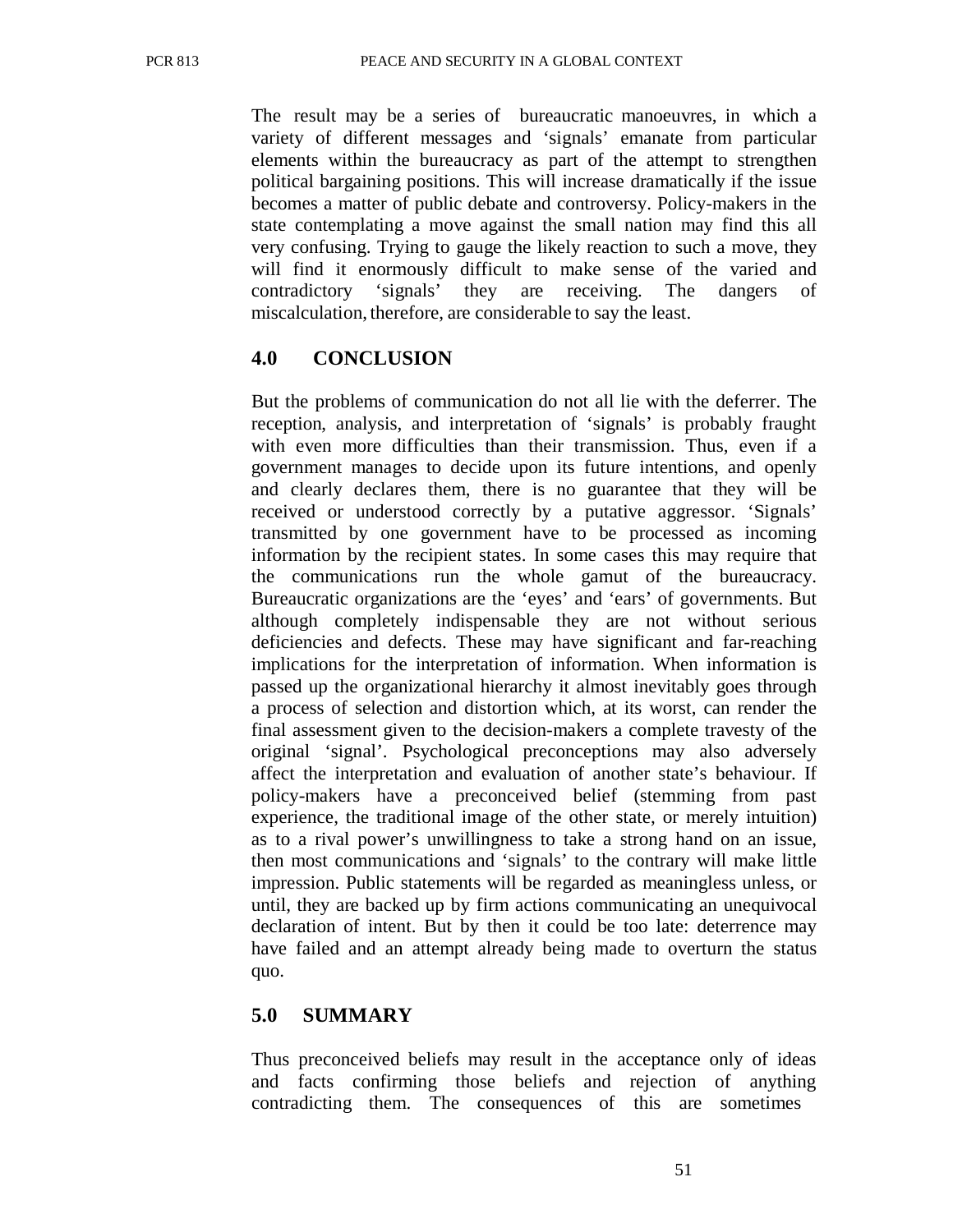The result may be a series of bureaucratic manoeuvres, in which a variety of different messages and 'signals' emanate from particular elements within the bureaucracy as part of the attempt to strengthen political bargaining positions. This will increase dramatically if the issue becomes a matter of public debate and controversy. Policy-makers in the state contemplating a move against the small nation may find this all very confusing. Trying to gauge the likely reaction to such a move, they will find it enormously difficult to make sense of the varied and contradictory 'signals' they are receiving. The dangers of miscalculation, therefore, are considerable to say the least.

## 4.0 CONCLUSION

But the problems of communication do not all lie with the deferrer. The reception, analysis, and interpretation of 'signals' is probably fraught with even more difficulties than their transmission. Thus, even if a government manages to decide upon its future intentions, and openly and clearly declares them, there is no guarantee that they will be received or understood correctly by a putative aggressor. 'Signals' transmitted by one government have to be processed as incoming information by the recipient states. In some cases this may require that the communications run the whole gamut of the bureaucracy. Bureaucratic organizations are the 'eyes' and 'ears' of governments. But although completely indispensable they are not without serious deficiencies and defects. These may have significant and far-reaching implications for the interpretation of information. When information is passed up the organizational hierarchy it almost inevitably goes through a process of selection and distortion which, at its worst, can render the final assessment given to the decision-makers a complete travesty of the original 'signal'. Psychological preconceptions may also adversely affect the interpretation and evaluation of another state's behaviour. If policy-makers have a preconceived belief (stemming from past experience, the traditional image of the other state, or merely intuition) as to a rival power's unwillingness to take a strong hand on an issue, then most communications and 'signals' to the contrary will make little impression. Public statements will be regarded as meaningless unless, or until, they are backed up by firm actions communicating an unequivocal declaration of intent. But by then it could be too late: deterrence may have failed and an attempt already being made to overturn the status quo.

## 5.0 SUMMARY

Thus preconceived beliefs may result in the acceptance only of ideas and facts confirming those beliefs and rejection of anything contradicting them. The consequences of this are sometimes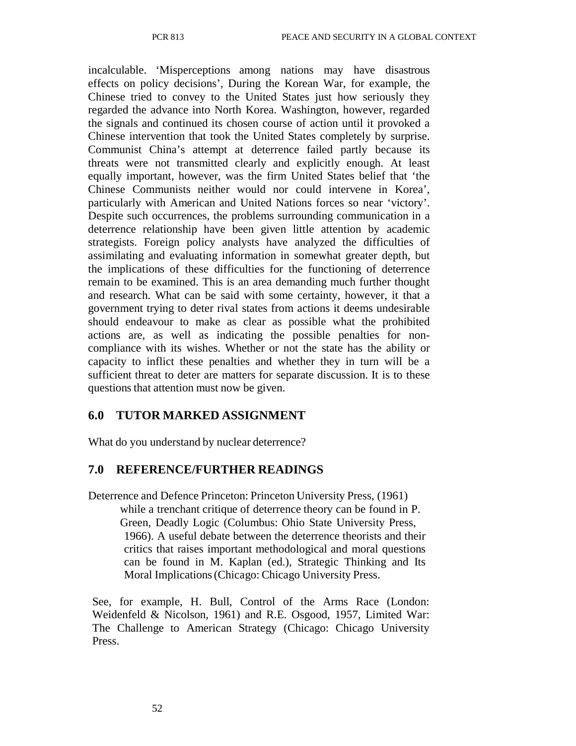incalculable. 'Misperceptions among nations may have disastrous effects on policy decisions', During the Korean War, for example, the Chinese tried to convey to the United States just how seriously they regarded the advance into North Korea. Washington, however, regarded the signals and continued its chosen course of action until it provoked a Chinese intervention that took the United States completely by surprise. Communist China's attempt at deterrence failed partly because its threats were not transmitted clearly and explicitly enough. At least equally important, however, was the firm United States belief that 'the Chinese Communists neither would nor could intervene in Korea', particularly with American and United Nations forces so near 'victory'. Despite such occurrences, the problems surrounding communication in a deterrence relationship have been given little attention by academic strategists. Foreign policy analysts have analyzed the difficulties of assimilating and evaluating information in somewhat greater depth, but the implications of these difficulties for the functioning of deterrence remain to be examined. This is an area demanding much further thought and research. What can be said with some certainty, however, it that a government trying to deter rival states from actions it deems undesirable should endeavour to make as clear as possible what the prohibited actions are, as well as indicating the possible penalties for non-compliance with its wishes. Whether or not the state has the ability or capacity to inflict these penalties and whether they in turn will be a sufficient threat to deter are matters for separate discussion. It is to these questions that attention must now be given.

## 6.0 TUTOR MARKED ASSIGNMENT

What do you understand by nuclear deterrence?

## 7.0 REFERENCE/FURTHER READINGS

Deterrence and Defence Princeton: Princeton University Press, (1961) while a trenchant critique of deterrence theory can be found in P. Green, Deadly Logic (Columbus: Ohio State University Press, 1966). A useful debate between the deterrence theorists and their critics that raises important methodological and moral questions can be found in M. Kaplan (ed.), Strategic Thinking and Its Moral Implications (Chicago: Chicago University Press.

See, for example, H. Bull, Control of the Arms Race (London: Weidenfeld & Nicolson, 1961) and R.E. Osgood, 1957, Limited War: The Challenge to American Strategy (Chicago: Chicago University Press.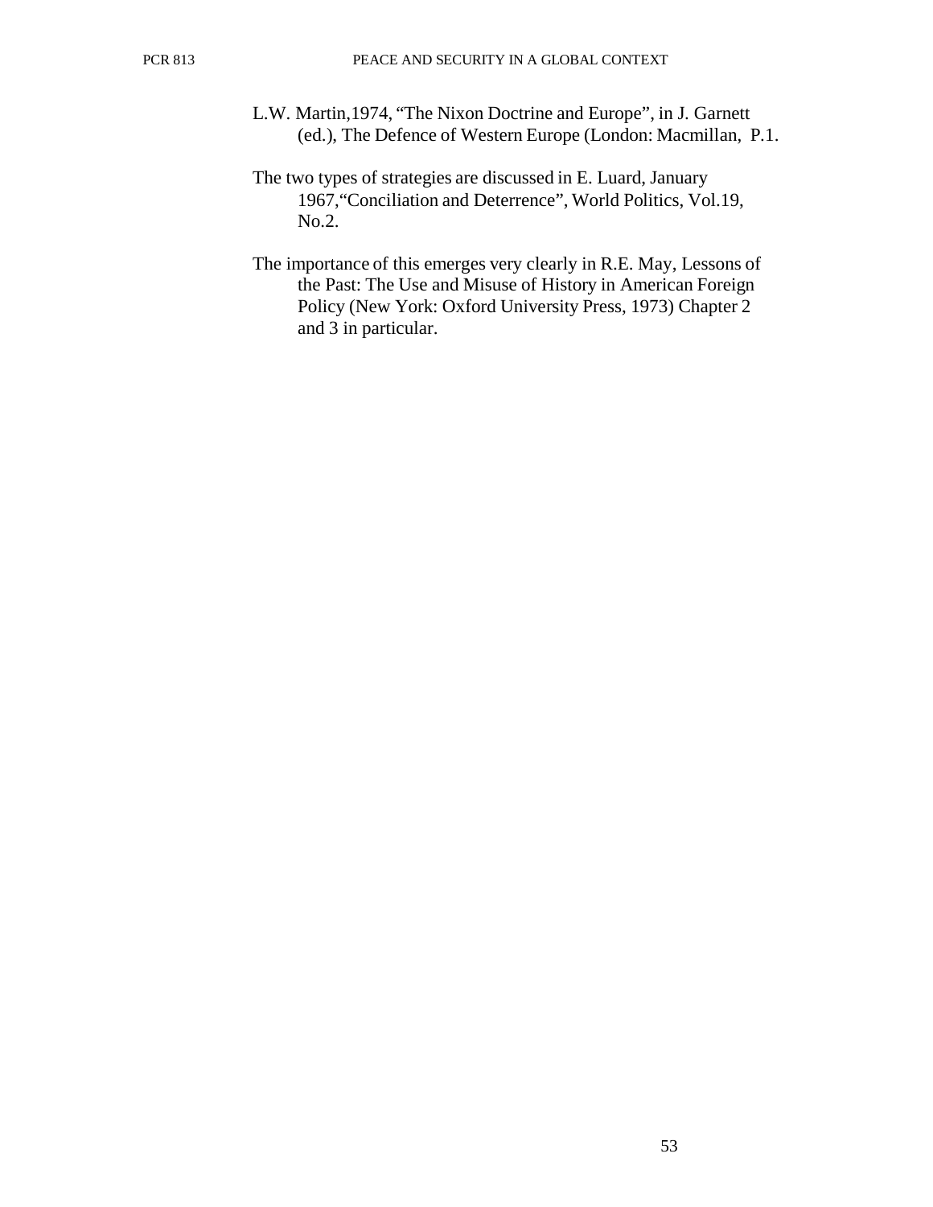L.W. Martin,1974, "The Nixon Doctrine and Europe", in J. Garnett (ed.), The Defence of Western Europe (London: Macmillan, P.1.

The two types of strategies are discussed in E. Luard, January 1967,"Conciliation and Deterrence", World Politics, Vol.19, No.2.

The importance of this emerges very clearly in R.E. May, Lessons of the Past: The Use and Misuse of History in American Foreign Policy (New York: Oxford University Press, 1973) Chapter 2 and 3 in particular.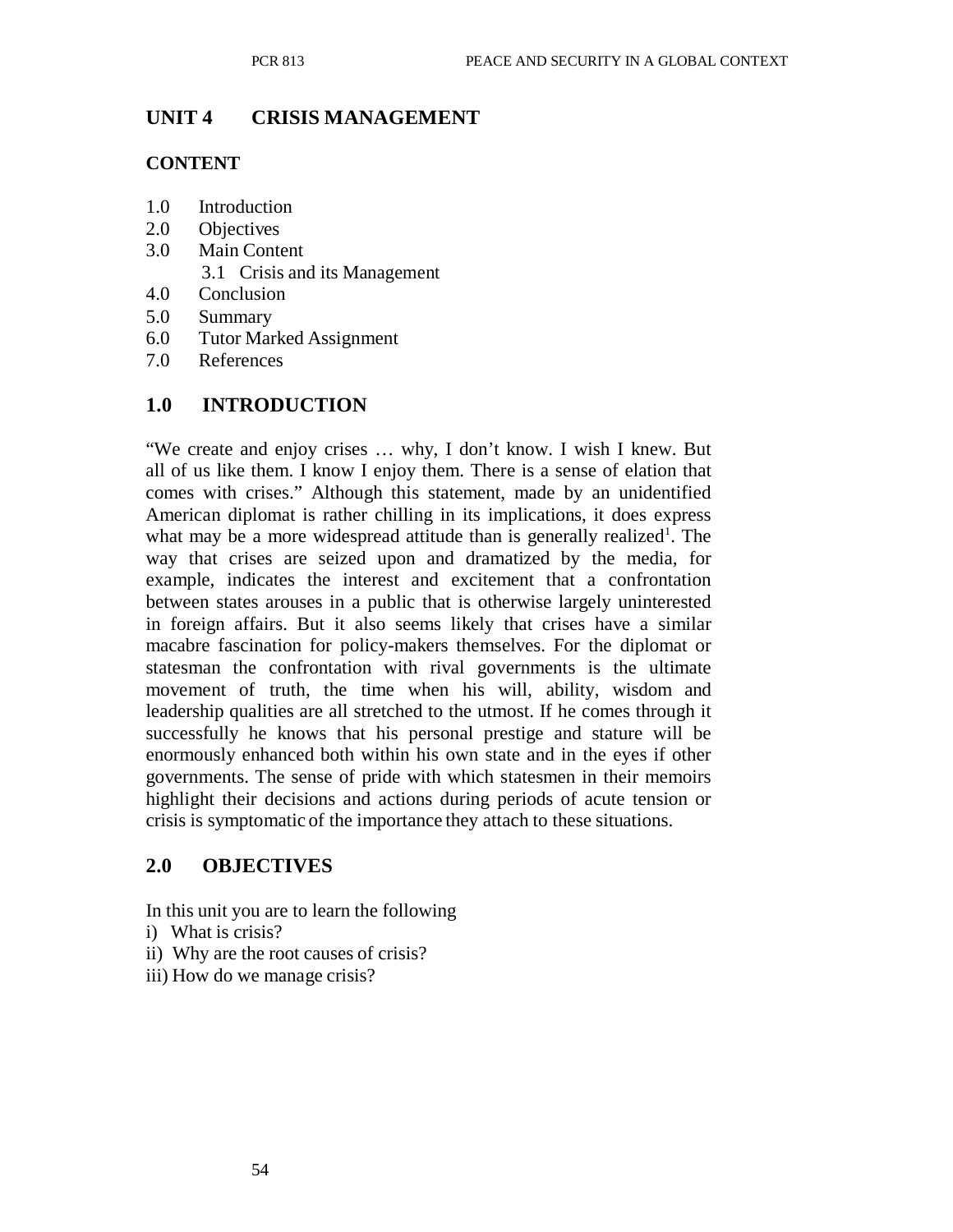# UNIT 4 CRISIS MANAGEMENT

## CONTENT

1.0 Introduction
2.0 Objectives
3.0 Main Content
  3.1 Crisis and its Management
4.0 Conclusion
5.0 Summary
6.0 Tutor Marked Assignment
7.0 References

## 1.0 INTRODUCTION

"We create and enjoy crises … why, I don't know. I wish I knew. But all of us like them. I know I enjoy them. There is a sense of elation that comes with crises." Although this statement, made by an unidentified American diplomat is rather chilling in its implications, it does express what may be a more widespread attitude than is generally realized[1]. The way that crises are seized upon and dramatized by the media, for example, indicates the interest and excitement that a confrontation between states arouses in a public that is otherwise largely uninterested in foreign affairs. But it also seems likely that crises have a similar macabre fascination for policy-makers themselves. For the diplomat or statesman the confrontation with rival governments is the ultimate movement of truth, the time when his will, ability, wisdom and leadership qualities are all stretched to the utmost. If he comes through it successfully he knows that his personal prestige and stature will be enormously enhanced both within his own state and in the eyes if other governments. The sense of pride with which statesmen in their memoirs highlight their decisions and actions during periods of acute tension or crisis is symptomatic of the importance they attach to these situations.

## 2.0 OBJECTIVES

In this unit you are to learn the following

i) What is crisis?
ii) Why are the root causes of crisis?
iii) How do we manage crisis?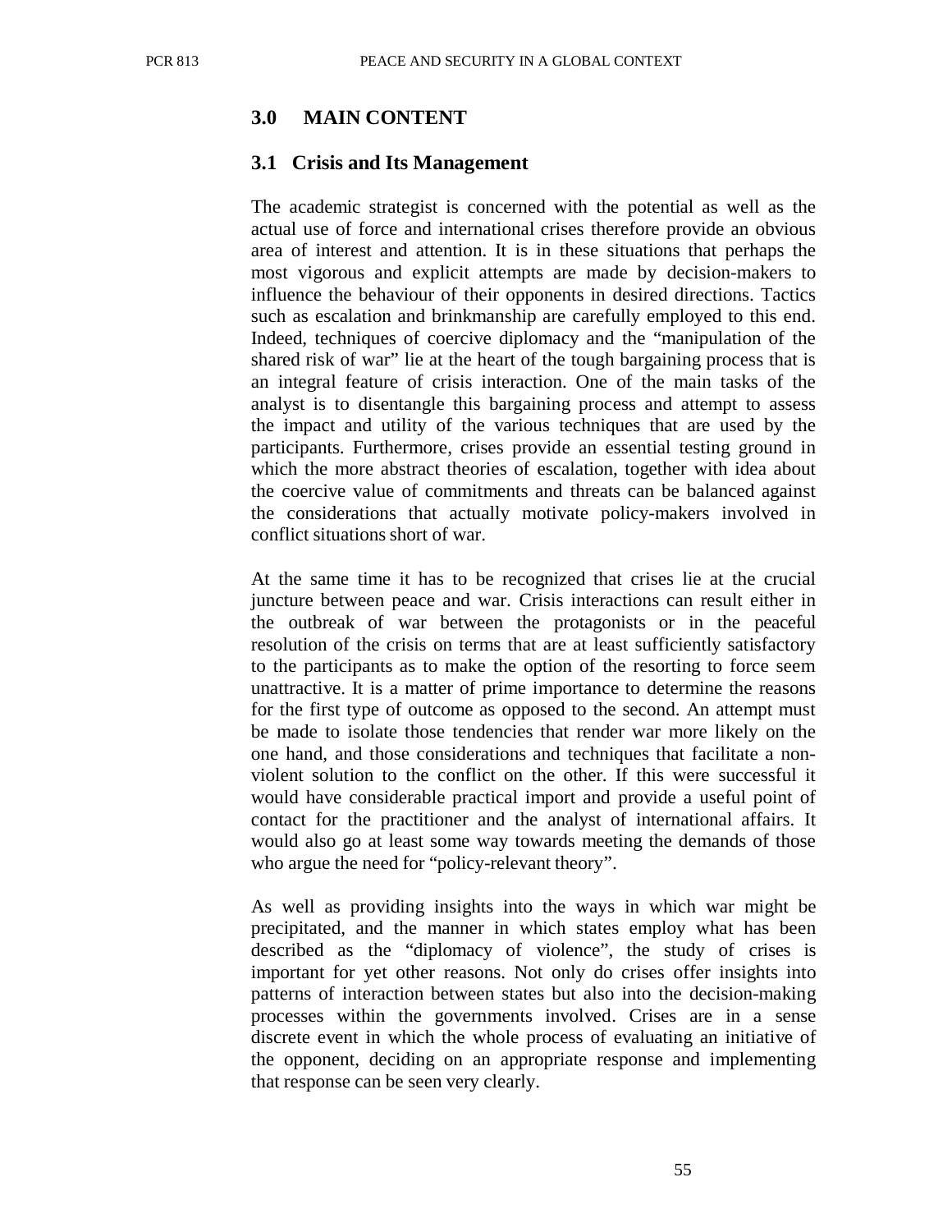## 3.0 MAIN CONTENT

### 3.1 Crisis and Its Management

The academic strategist is concerned with the potential as well as the actual use of force and international crises therefore provide an obvious area of interest and attention. It is in these situations that perhaps the most vigorous and explicit attempts are made by decision-makers to influence the behaviour of their opponents in desired directions. Tactics such as escalation and brinkmanship are carefully employed to this end. Indeed, techniques of coercive diplomacy and the "manipulation of the shared risk of war" lie at the heart of the tough bargaining process that is an integral feature of crisis interaction. One of the main tasks of the analyst is to disentangle this bargaining process and attempt to assess the impact and utility of the various techniques that are used by the participants. Furthermore, crises provide an essential testing ground in which the more abstract theories of escalation, together with idea about the coercive value of commitments and threats can be balanced against the considerations that actually motivate policy-makers involved in conflict situations short of war.

At the same time it has to be recognized that crises lie at the crucial juncture between peace and war. Crisis interactions can result either in the outbreak of war between the protagonists or in the peaceful resolution of the crisis on terms that are at least sufficiently satisfactory to the participants as to make the option of the resorting to force seem unattractive. It is a matter of prime importance to determine the reasons for the first type of outcome as opposed to the second. An attempt must be made to isolate those tendencies that render war more likely on the one hand, and those considerations and techniques that facilitate a non-violent solution to the conflict on the other. If this were successful it would have considerable practical import and provide a useful point of contact for the practitioner and the analyst of international affairs. It would also go at least some way towards meeting the demands of those who argue the need for "policy-relevant theory".

As well as providing insights into the ways in which war might be precipitated, and the manner in which states employ what has been described as the "diplomacy of violence", the study of crises is important for yet other reasons. Not only do crises offer insights into patterns of interaction between states but also into the decision-making processes within the governments involved. Crises are in a sense discrete event in which the whole process of evaluating an initiative of the opponent, deciding on an appropriate response and implementing that response can be seen very clearly.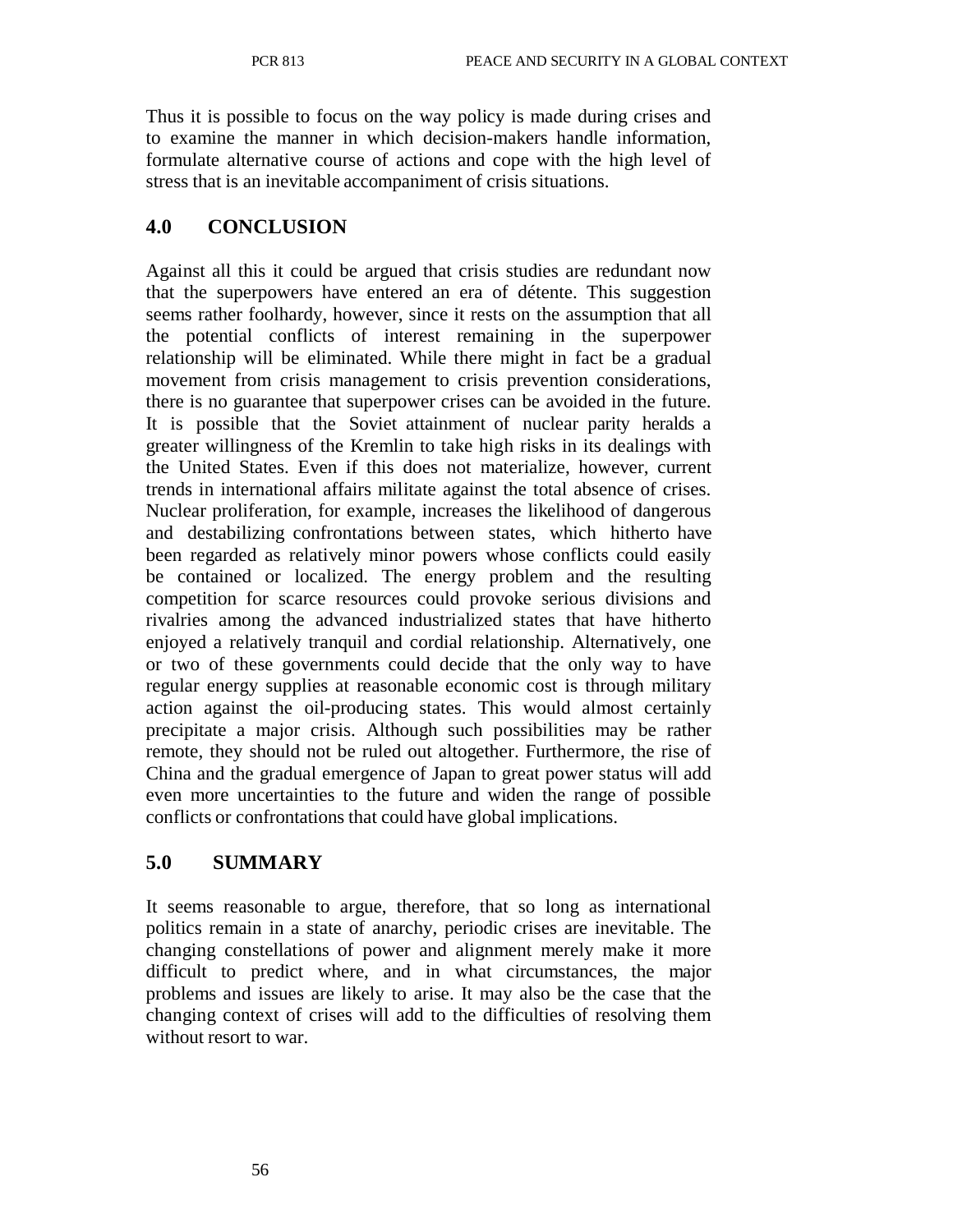Thus it is possible to focus on the way policy is made during crises and to examine the manner in which decision-makers handle information, formulate alternative course of actions and cope with the high level of stress that is an inevitable accompaniment of crisis situations.

## 4.0 CONCLUSION

Against all this it could be argued that crisis studies are redundant now that the superpowers have entered an era of détente. This suggestion seems rather foolhardy, however, since it rests on the assumption that all the potential conflicts of interest remaining in the superpower relationship will be eliminated. While there might in fact be a gradual movement from crisis management to crisis prevention considerations, there is no guarantee that superpower crises can be avoided in the future. It is possible that the Soviet attainment of nuclear parity heralds a greater willingness of the Kremlin to take high risks in its dealings with the United States. Even if this does not materialize, however, current trends in international affairs militate against the total absence of crises. Nuclear proliferation, for example, increases the likelihood of dangerous and destabilizing confrontations between states, which hitherto have been regarded as relatively minor powers whose conflicts could easily be contained or localized. The energy problem and the resulting competition for scarce resources could provoke serious divisions and rivalries among the advanced industrialized states that have hitherto enjoyed a relatively tranquil and cordial relationship. Alternatively, one or two of these governments could decide that the only way to have regular energy supplies at reasonable economic cost is through military action against the oil-producing states. This would almost certainly precipitate a major crisis. Although such possibilities may be rather remote, they should not be ruled out altogether. Furthermore, the rise of China and the gradual emergence of Japan to great power status will add even more uncertainties to the future and widen the range of possible conflicts or confrontations that could have global implications.

## 5.0 SUMMARY

It seems reasonable to argue, therefore, that so long as international politics remain in a state of anarchy, periodic crises are inevitable. The changing constellations of power and alignment merely make it more difficult to predict where, and in what circumstances, the major problems and issues are likely to arise. It may also be the case that the changing context of crises will add to the difficulties of resolving them without resort to war.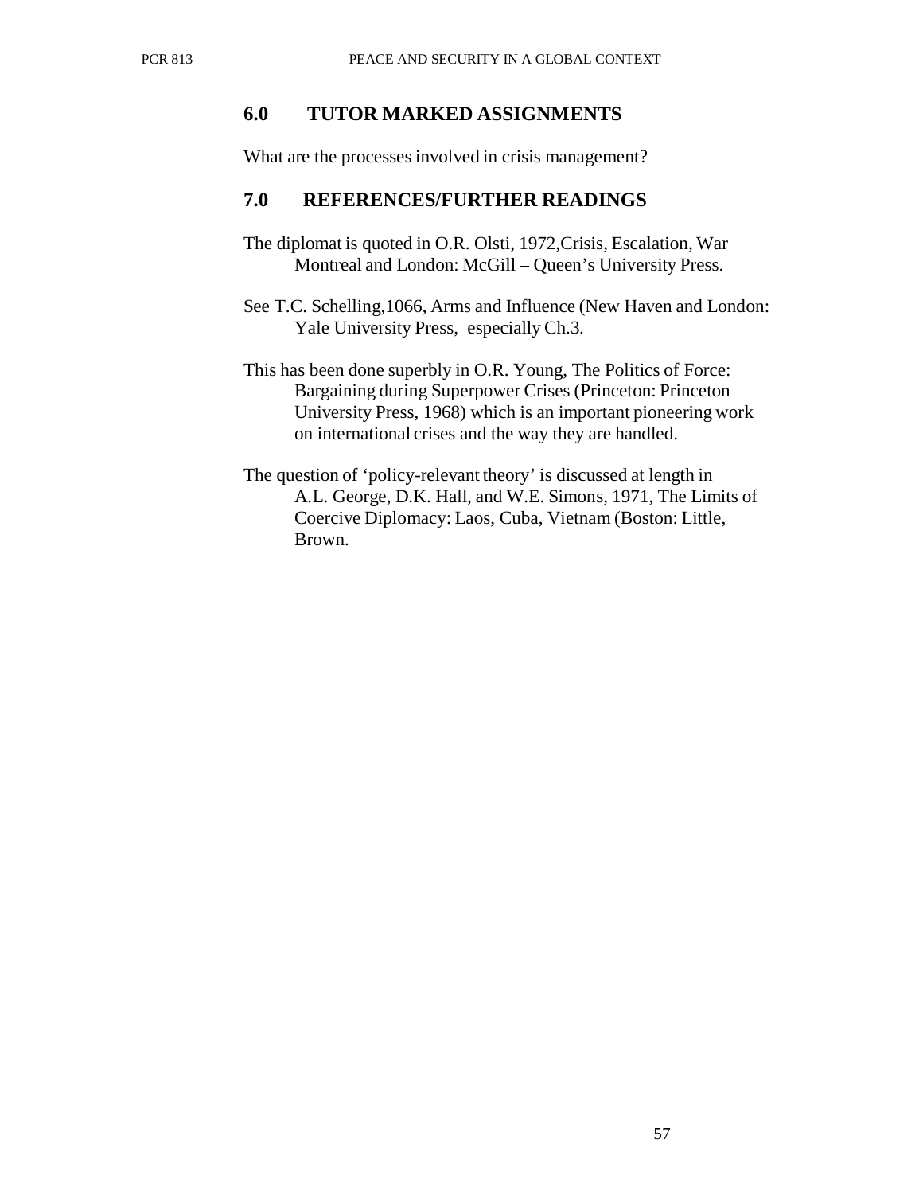## 6.0 TUTOR MARKED ASSIGNMENTS

What are the processes involved in crisis management?

## 7.0 REFERENCES/FURTHER READINGS

The diplomat is quoted in O.R. Olsti, 1972,Crisis, Escalation, War Montreal and London: McGill – Queen's University Press.

See T.C. Schelling,1066, Arms and Influence (New Haven and London: Yale University Press, especially Ch.3.

This has been done superbly in O.R. Young, The Politics of Force: Bargaining during Superpower Crises (Princeton: Princeton University Press, 1968) which is an important pioneering work on international crises and the way they are handled.

The question of 'policy-relevant theory' is discussed at length in A.L. George, D.K. Hall, and W.E. Simons, 1971, The Limits of Coercive Diplomacy: Laos, Cuba, Vietnam (Boston: Little, Brown.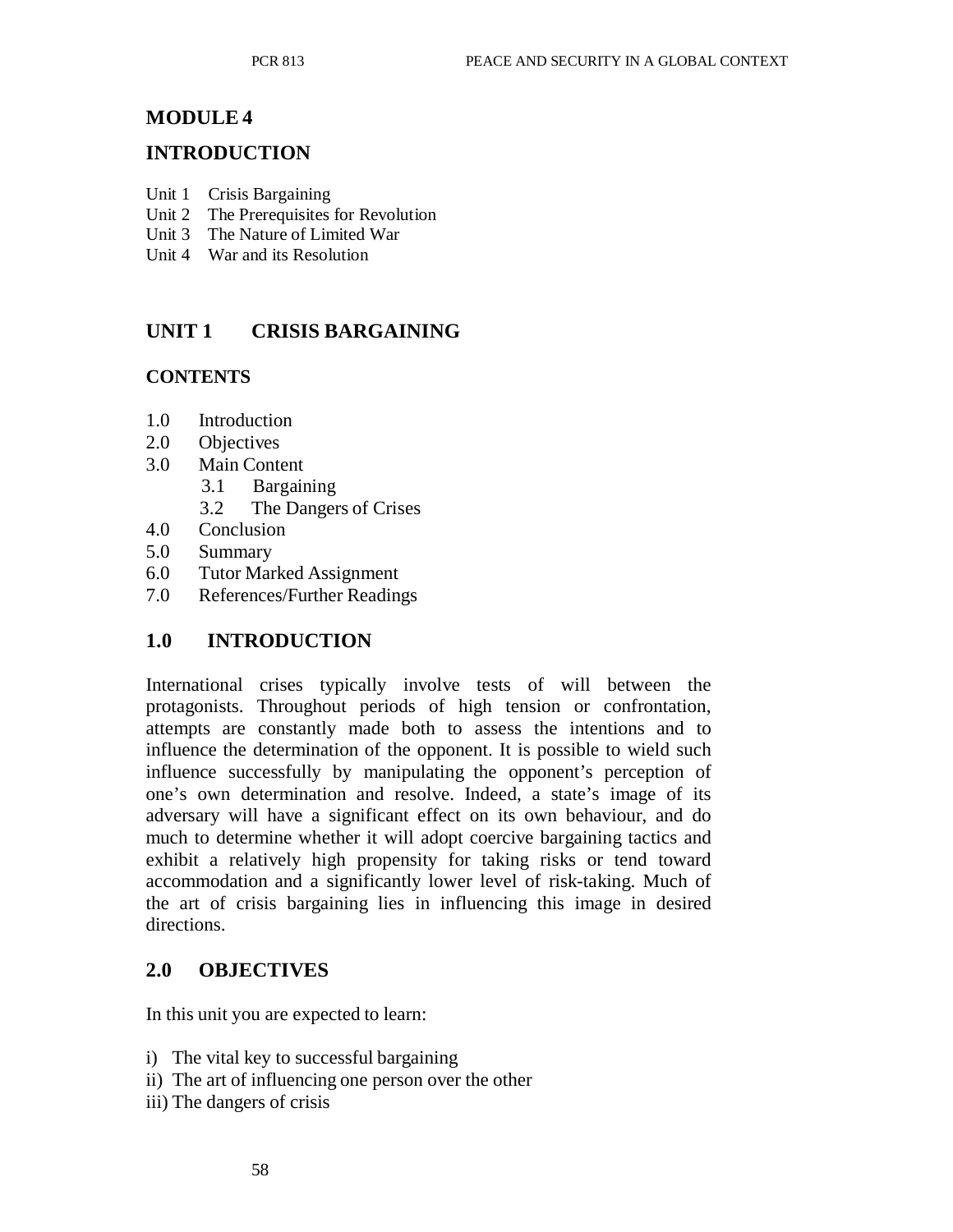# MODULE 4

## INTRODUCTION

Unit 1 Crisis Bargaining
Unit 2 The Prerequisites for Revolution
Unit 3 The Nature of Limited War
Unit 4 War and its Resolution

## UNIT 1 CRISIS BARGAINING

### CONTENTS

1.0 Introduction
2.0 Objectives
3.0 Main Content
  3.1 Bargaining
  3.2 The Dangers of Crises
4.0 Conclusion
5.0 Summary
6.0 Tutor Marked Assignment
7.0 References/Further Readings

## 1.0 INTRODUCTION

International crises typically involve tests of will between the protagonists. Throughout periods of high tension or confrontation, attempts are constantly made both to assess the intentions and to influence the determination of the opponent. It is possible to wield such influence successfully by manipulating the opponent's perception of one's own determination and resolve. Indeed, a state's image of its adversary will have a significant effect on its own behaviour, and do much to determine whether it will adopt coercive bargaining tactics and exhibit a relatively high propensity for taking risks or tend toward accommodation and a significantly lower level of risk-taking. Much of the art of crisis bargaining lies in influencing this image in desired directions.

## 2.0 OBJECTIVES

In this unit you are expected to learn:

i) The vital key to successful bargaining
ii) The art of influencing one person over the other
iii) The dangers of crisis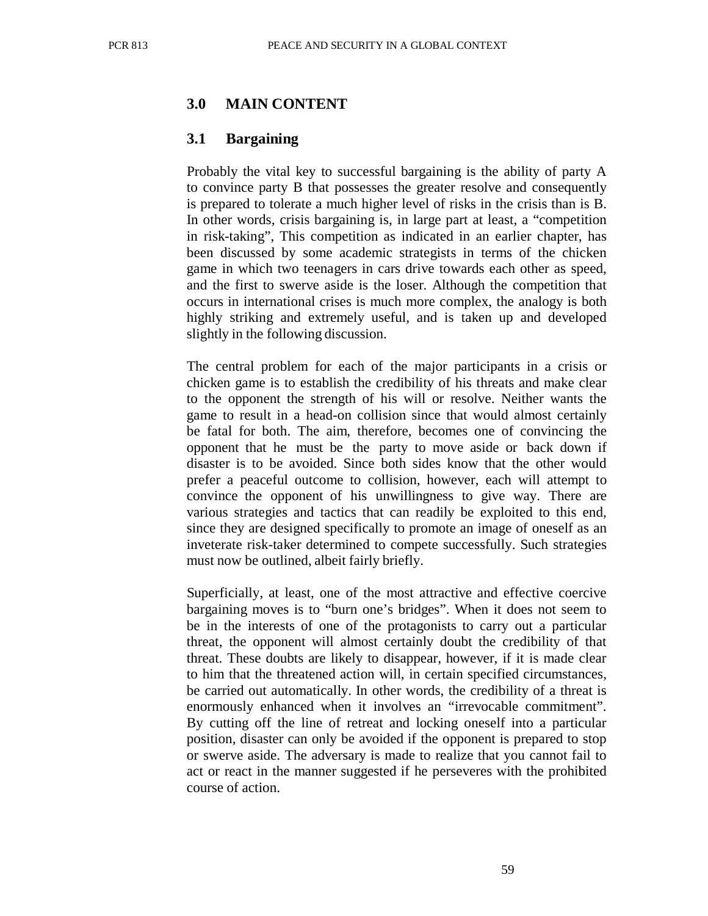## 3.0 MAIN CONTENT

### 3.1 Bargaining

Probably the vital key to successful bargaining is the ability of party A to convince party B that possesses the greater resolve and consequently is prepared to tolerate a much higher level of risks in the crisis than is B. In other words, crisis bargaining is, in large part at least, a "competition in risk-taking", This competition as indicated in an earlier chapter, has been discussed by some academic strategists in terms of the chicken game in which two teenagers in cars drive towards each other as speed, and the first to swerve aside is the loser. Although the competition that occurs in international crises is much more complex, the analogy is both highly striking and extremely useful, and is taken up and developed slightly in the following discussion.

The central problem for each of the major participants in a crisis or chicken game is to establish the credibility of his threats and make clear to the opponent the strength of his will or resolve. Neither wants the game to result in a head-on collision since that would almost certainly be fatal for both. The aim, therefore, becomes one of convincing the opponent that he must be the party to move aside or back down if disaster is to be avoided. Since both sides know that the other would prefer a peaceful outcome to collision, however, each will attempt to convince the opponent of his unwillingness to give way. There are various strategies and tactics that can readily be exploited to this end, since they are designed specifically to promote an image of oneself as an inveterate risk-taker determined to compete successfully. Such strategies must now be outlined, albeit fairly briefly.

Superficially, at least, one of the most attractive and effective coercive bargaining moves is to "burn one's bridges". When it does not seem to be in the interests of one of the protagonists to carry out a particular threat, the opponent will almost certainly doubt the credibility of that threat. These doubts are likely to disappear, however, if it is made clear to him that the threatened action will, in certain specified circumstances, be carried out automatically. In other words, the credibility of a threat is enormously enhanced when it involves an "irrevocable commitment". By cutting off the line of retreat and locking oneself into a particular position, disaster can only be avoided if the opponent is prepared to stop or swerve aside. The adversary is made to realize that you cannot fail to act or react in the manner suggested if he perseveres with the prohibited course of action.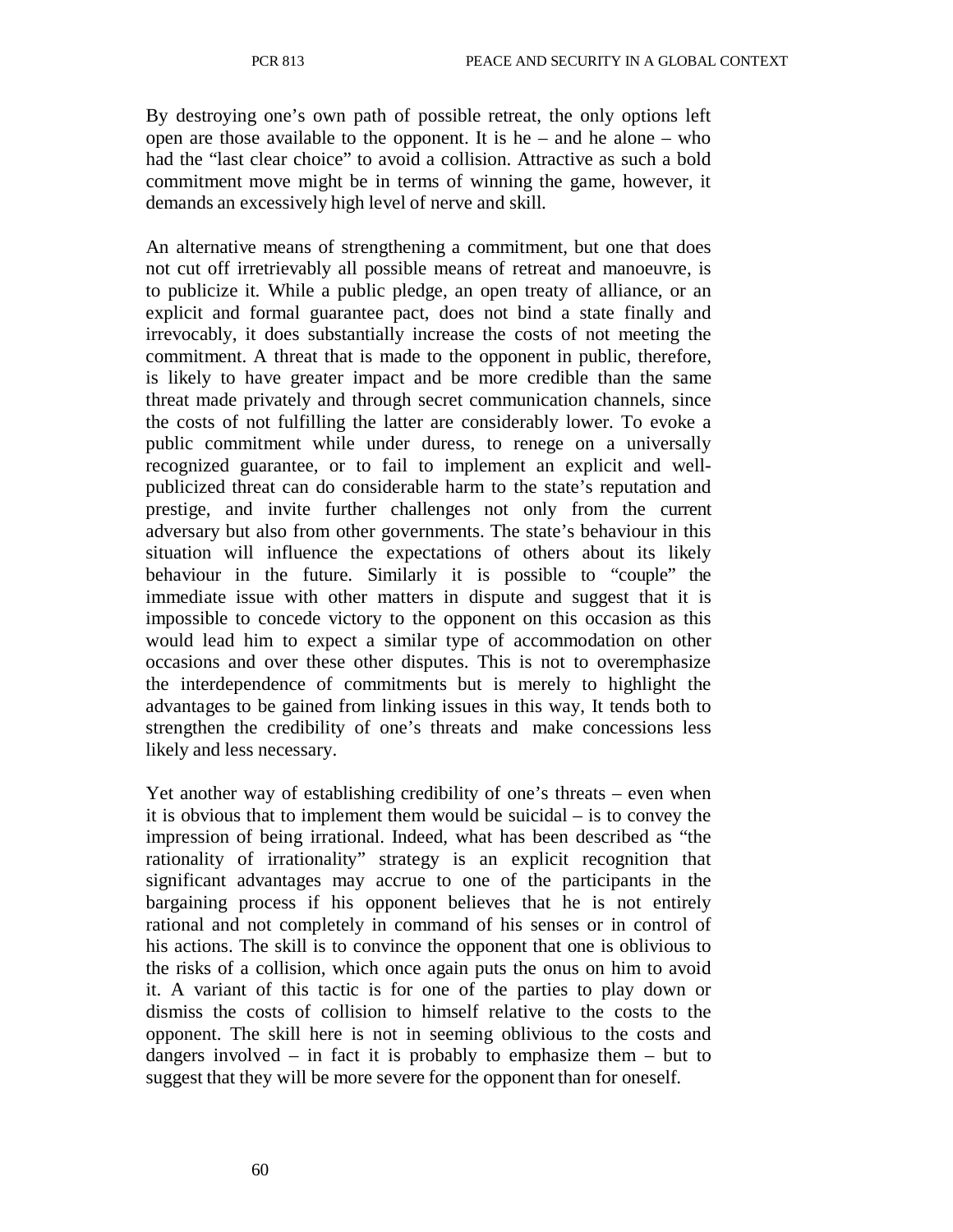By destroying one's own path of possible retreat, the only options left open are those available to the opponent. It is he – and he alone – who had the "last clear choice" to avoid a collision. Attractive as such a bold commitment move might be in terms of winning the game, however, it demands an excessively high level of nerve and skill.

An alternative means of strengthening a commitment, but one that does not cut off irretrievably all possible means of retreat and manoeuvre, is to publicize it. While a public pledge, an open treaty of alliance, or an explicit and formal guarantee pact, does not bind a state finally and irrevocably, it does substantially increase the costs of not meeting the commitment. A threat that is made to the opponent in public, therefore, is likely to have greater impact and be more credible than the same threat made privately and through secret communication channels, since the costs of not fulfilling the latter are considerably lower. To evoke a public commitment while under duress, to renege on a universally recognized guarantee, or to fail to implement an explicit and well-publicized threat can do considerable harm to the state's reputation and prestige, and invite further challenges not only from the current adversary but also from other governments. The state's behaviour in this situation will influence the expectations of others about its likely behaviour in the future. Similarly it is possible to "couple" the immediate issue with other matters in dispute and suggest that it is impossible to concede victory to the opponent on this occasion as this would lead him to expect a similar type of accommodation on other occasions and over these other disputes. This is not to overemphasize the interdependence of commitments but is merely to highlight the advantages to be gained from linking issues in this way, It tends both to strengthen the credibility of one's threats and make concessions less likely and less necessary.

Yet another way of establishing credibility of one's threats – even when it is obvious that to implement them would be suicidal – is to convey the impression of being irrational. Indeed, what has been described as "the rationality of irrationality" strategy is an explicit recognition that significant advantages may accrue to one of the participants in the bargaining process if his opponent believes that he is not entirely rational and not completely in command of his senses or in control of his actions. The skill is to convince the opponent that one is oblivious to the risks of a collision, which once again puts the onus on him to avoid it. A variant of this tactic is for one of the parties to play down or dismiss the costs of collision to himself relative to the costs to the opponent. The skill here is not in seeming oblivious to the costs and dangers involved – in fact it is probably to emphasize them – but to suggest that they will be more severe for the opponent than for oneself.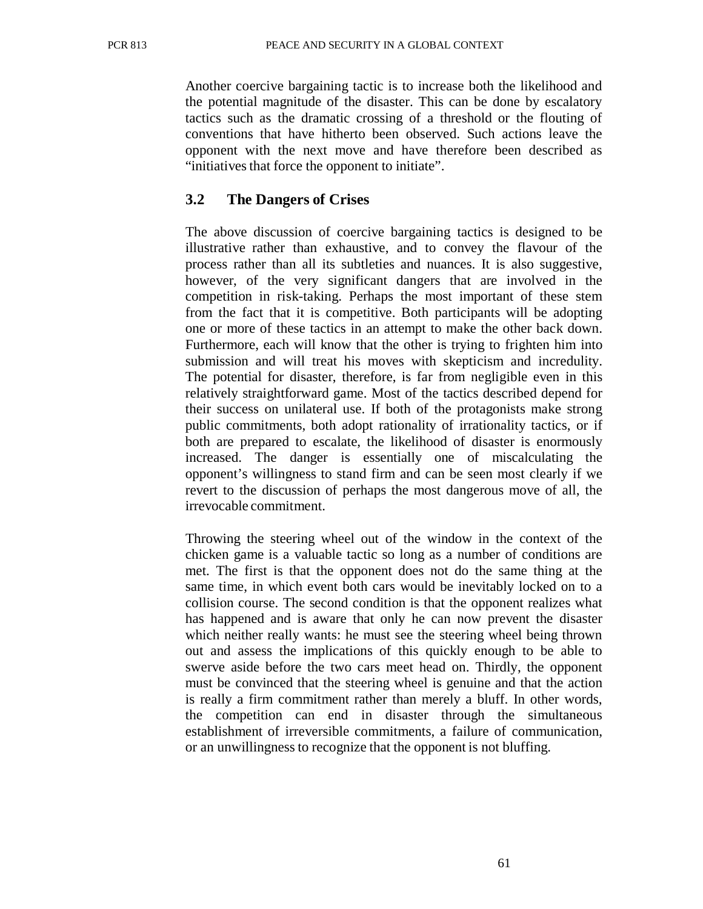Another coercive bargaining tactic is to increase both the likelihood and the potential magnitude of the disaster. This can be done by escalatory tactics such as the dramatic crossing of a threshold or the flouting of conventions that have hitherto been observed. Such actions leave the opponent with the next move and have therefore been described as "initiatives that force the opponent to initiate".

### 3.2 The Dangers of Crises

The above discussion of coercive bargaining tactics is designed to be illustrative rather than exhaustive, and to convey the flavour of the process rather than all its subtleties and nuances. It is also suggestive, however, of the very significant dangers that are involved in the competition in risk-taking. Perhaps the most important of these stem from the fact that it is competitive. Both participants will be adopting one or more of these tactics in an attempt to make the other back down. Furthermore, each will know that the other is trying to frighten him into submission and will treat his moves with skepticism and incredulity. The potential for disaster, therefore, is far from negligible even in this relatively straightforward game. Most of the tactics described depend for their success on unilateral use. If both of the protagonists make strong public commitments, both adopt rationality of irrationality tactics, or if both are prepared to escalate, the likelihood of disaster is enormously increased. The danger is essentially one of miscalculating the opponent's willingness to stand firm and can be seen most clearly if we revert to the discussion of perhaps the most dangerous move of all, the irrevocable commitment.

Throwing the steering wheel out of the window in the context of the chicken game is a valuable tactic so long as a number of conditions are met. The first is that the opponent does not do the same thing at the same time, in which event both cars would be inevitably locked on to a collision course. The second condition is that the opponent realizes what has happened and is aware that only he can now prevent the disaster which neither really wants: he must see the steering wheel being thrown out and assess the implications of this quickly enough to be able to swerve aside before the two cars meet head on. Thirdly, the opponent must be convinced that the steering wheel is genuine and that the action is really a firm commitment rather than merely a bluff. In other words, the competition can end in disaster through the simultaneous establishment of irreversible commitments, a failure of communication, or an unwillingness to recognize that the opponent is not bluffing.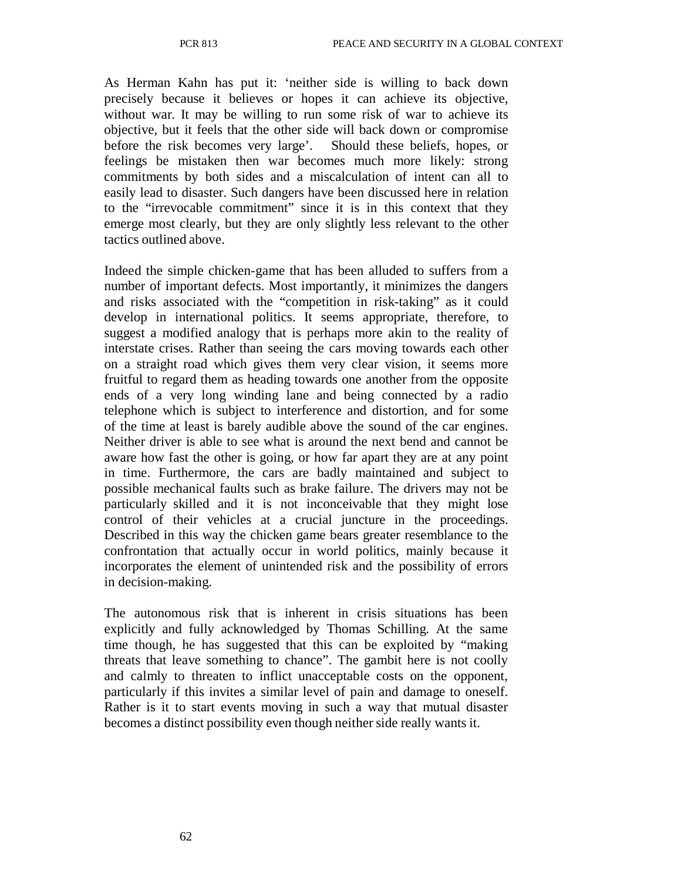As Herman Kahn has put it: 'neither side is willing to back down precisely because it believes or hopes it can achieve its objective, without war. It may be willing to run some risk of war to achieve its objective, but it feels that the other side will back down or compromise before the risk becomes very large'. Should these beliefs, hopes, or feelings be mistaken then war becomes much more likely: strong commitments by both sides and a miscalculation of intent can all to easily lead to disaster. Such dangers have been discussed here in relation to the "irrevocable commitment" since it is in this context that they emerge most clearly, but they are only slightly less relevant to the other tactics outlined above.

Indeed the simple chicken-game that has been alluded to suffers from a number of important defects. Most importantly, it minimizes the dangers and risks associated with the "competition in risk-taking" as it could develop in international politics. It seems appropriate, therefore, to suggest a modified analogy that is perhaps more akin to the reality of interstate crises. Rather than seeing the cars moving towards each other on a straight road which gives them very clear vision, it seems more fruitful to regard them as heading towards one another from the opposite ends of a very long winding lane and being connected by a radio telephone which is subject to interference and distortion, and for some of the time at least is barely audible above the sound of the car engines. Neither driver is able to see what is around the next bend and cannot be aware how fast the other is going, or how far apart they are at any point in time. Furthermore, the cars are badly maintained and subject to possible mechanical faults such as brake failure. The drivers may not be particularly skilled and it is not inconceivable that they might lose control of their vehicles at a crucial juncture in the proceedings. Described in this way the chicken game bears greater resemblance to the confrontation that actually occur in world politics, mainly because it incorporates the element of unintended risk and the possibility of errors in decision-making.

The autonomous risk that is inherent in crisis situations has been explicitly and fully acknowledged by Thomas Schilling. At the same time though, he has suggested that this can be exploited by "making threats that leave something to chance". The gambit here is not coolly and calmly to threaten to inflict unacceptable costs on the opponent, particularly if this invites a similar level of pain and damage to oneself. Rather is it to start events moving in such a way that mutual disaster becomes a distinct possibility even though neither side really wants it.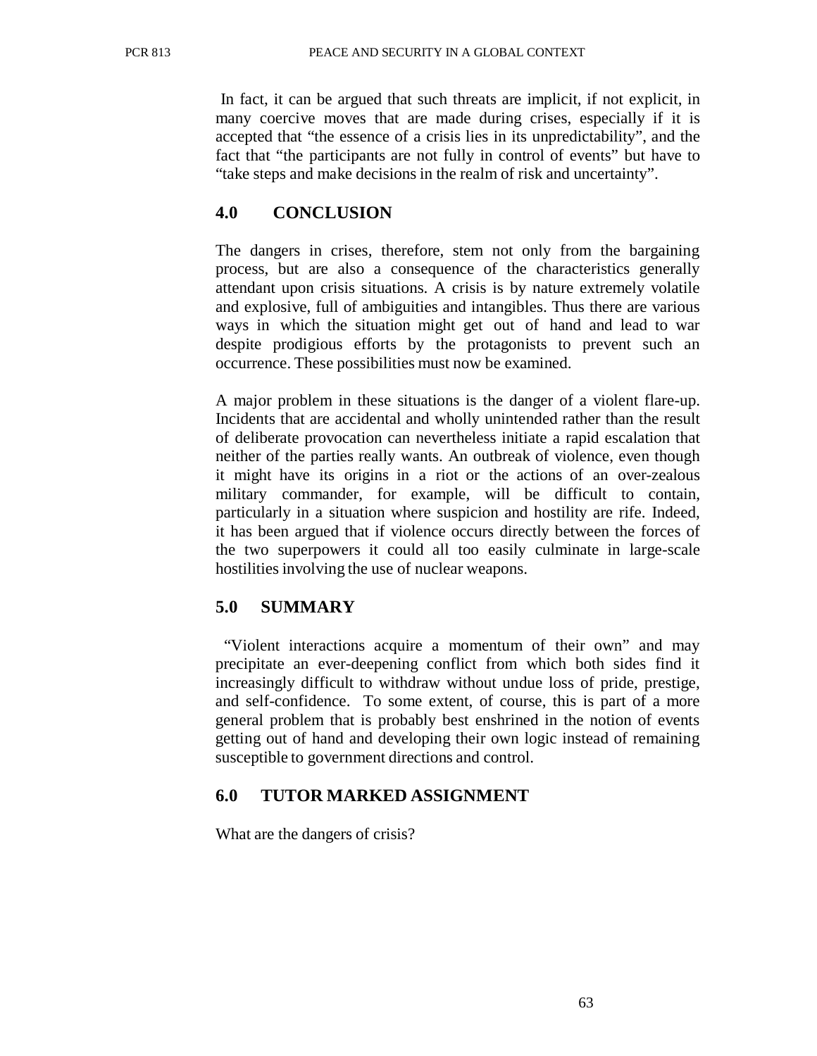In fact, it can be argued that such threats are implicit, if not explicit, in many coercive moves that are made during crises, especially if it is accepted that "the essence of a crisis lies in its unpredictability", and the fact that "the participants are not fully in control of events" but have to "take steps and make decisions in the realm of risk and uncertainty".

## 4.0 CONCLUSION

The dangers in crises, therefore, stem not only from the bargaining process, but are also a consequence of the characteristics generally attendant upon crisis situations. A crisis is by nature extremely volatile and explosive, full of ambiguities and intangibles. Thus there are various ways in which the situation might get out of hand and lead to war despite prodigious efforts by the protagonists to prevent such an occurrence. These possibilities must now be examined.

A major problem in these situations is the danger of a violent flare-up. Incidents that are accidental and wholly unintended rather than the result of deliberate provocation can nevertheless initiate a rapid escalation that neither of the parties really wants. An outbreak of violence, even though it might have its origins in a riot or the actions of an over-zealous military commander, for example, will be difficult to contain, particularly in a situation where suspicion and hostility are rife. Indeed, it has been argued that if violence occurs directly between the forces of the two superpowers it could all too easily culminate in large-scale hostilities involving the use of nuclear weapons.

## 5.0 SUMMARY

"Violent interactions acquire a momentum of their own" and may precipitate an ever-deepening conflict from which both sides find it increasingly difficult to withdraw without undue loss of pride, prestige, and self-confidence. To some extent, of course, this is part of a more general problem that is probably best enshrined in the notion of events getting out of hand and developing their own logic instead of remaining susceptible to government directions and control.

## 6.0 TUTOR MARKED ASSIGNMENT

What are the dangers of crisis?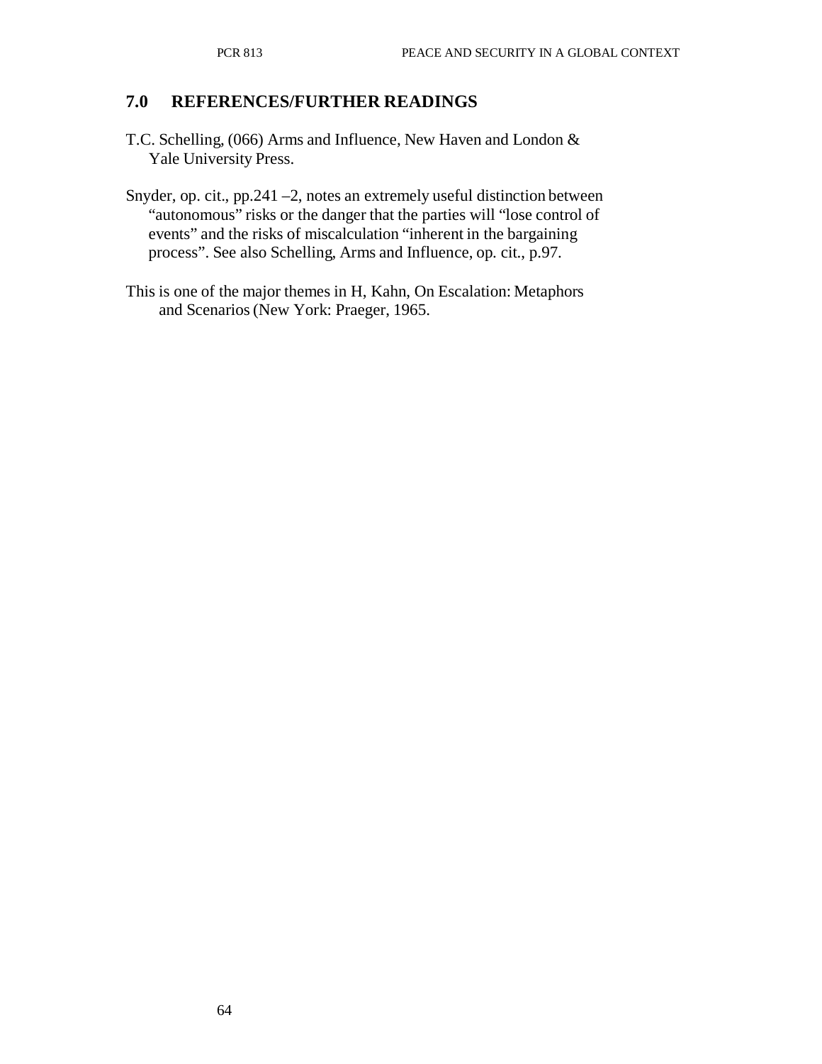## 7.0 REFERENCES/FURTHER READINGS

T.C. Schelling, (066) Arms and Influence, New Haven and London & Yale University Press.

Snyder, op. cit., pp.241 –2, notes an extremely useful distinction between "autonomous" risks or the danger that the parties will "lose control of events" and the risks of miscalculation "inherent in the bargaining process". See also Schelling, Arms and Influence, op. cit., p.97.

This is one of the major themes in H, Kahn, On Escalation: Metaphors and Scenarios (New York: Praeger, 1965.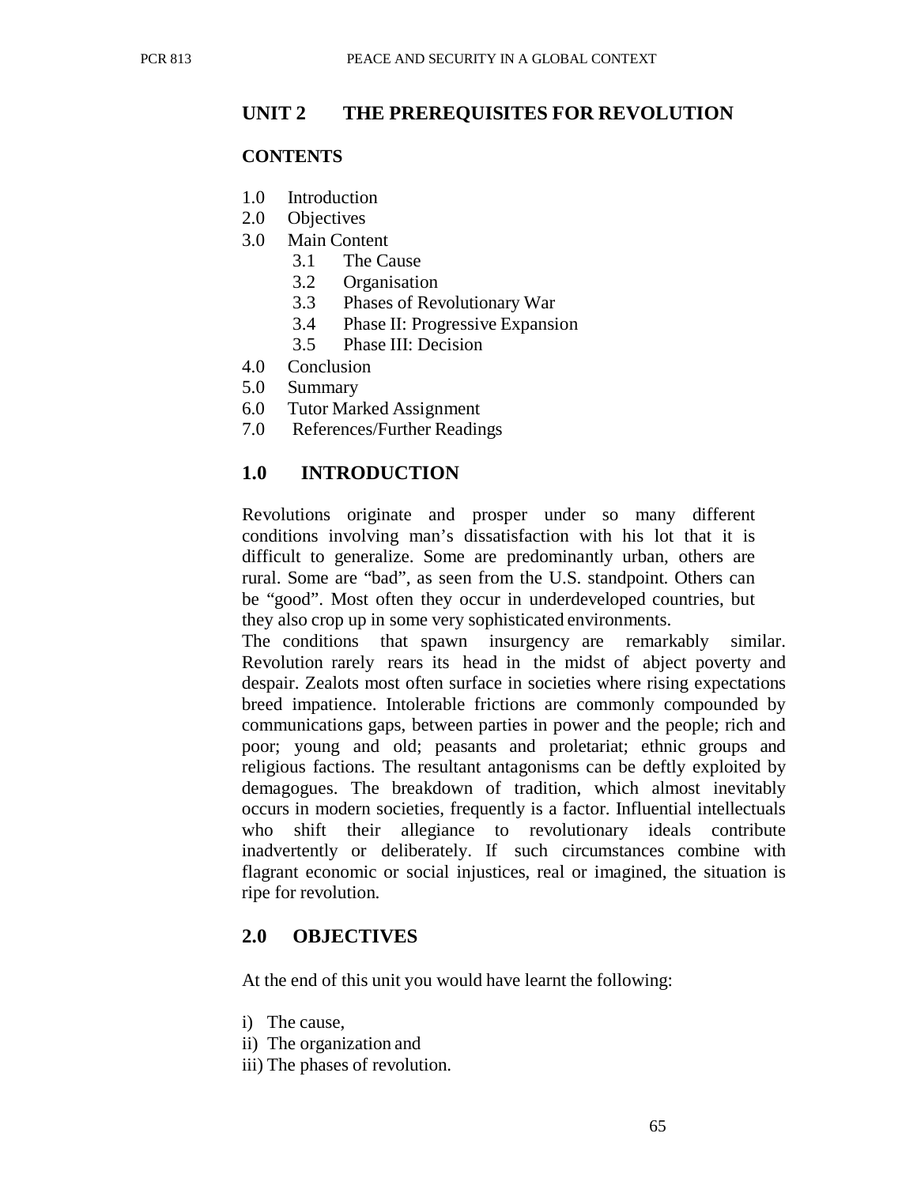## UNIT 2 THE PREREQUISITES FOR REVOLUTION

### CONTENTS

1.0 Introduction
2.0 Objectives
3.0 Main Content
  3.1 The Cause
  3.2 Organisation
  3.3 Phases of Revolutionary War
  3.4 Phase II: Progressive Expansion
  3.5 Phase III: Decision
4.0 Conclusion
5.0 Summary
6.0 Tutor Marked Assignment
7.0 References/Further Readings

### 1.0 INTRODUCTION

Revolutions originate and prosper under so many different conditions involving man's dissatisfaction with his lot that it is difficult to generalize. Some are predominantly urban, others are rural. Some are "bad", as seen from the U.S. standpoint. Others can be "good". Most often they occur in underdeveloped countries, but they also crop up in some very sophisticated environments.

The conditions that spawn insurgency are remarkably similar. Revolution rarely rears its head in the midst of abject poverty and despair. Zealots most often surface in societies where rising expectations breed impatience. Intolerable frictions are commonly compounded by communications gaps, between parties in power and the people; rich and poor; young and old; peasants and proletariat; ethnic groups and religious factions. The resultant antagonisms can be deftly exploited by demagogues. The breakdown of tradition, which almost inevitably occurs in modern societies, frequently is a factor. Influential intellectuals who shift their allegiance to revolutionary ideals contribute inadvertently or deliberately. If such circumstances combine with flagrant economic or social injustices, real or imagined, the situation is ripe for revolution.

### 2.0 OBJECTIVES

At the end of this unit you would have learnt the following:

i) The cause,
ii) The organization and
iii) The phases of revolution.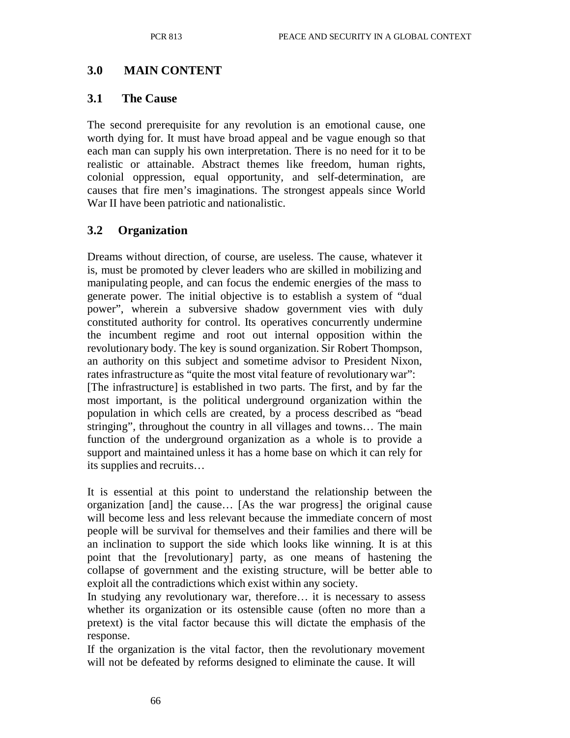## 3.0 MAIN CONTENT

### 3.1 The Cause

The second prerequisite for any revolution is an emotional cause, one worth dying for. It must have broad appeal and be vague enough so that each man can supply his own interpretation. There is no need for it to be realistic or attainable. Abstract themes like freedom, human rights, colonial oppression, equal opportunity, and self-determination, are causes that fire men's imaginations. The strongest appeals since World War II have been patriotic and nationalistic.

### 3.2 Organization

Dreams without direction, of course, are useless. The cause, whatever it is, must be promoted by clever leaders who are skilled in mobilizing and manipulating people, and can focus the endemic energies of the mass to generate power. The initial objective is to establish a system of "dual power", wherein a subversive shadow government vies with duly constituted authority for control. Its operatives concurrently undermine the incumbent regime and root out internal opposition within the revolutionary body. The key is sound organization. Sir Robert Thompson, an authority on this subject and sometime advisor to President Nixon, rates infrastructure as "quite the most vital feature of revolutionary war":
[The infrastructure] is established in two parts. The first, and by far the most important, is the political underground organization within the population in which cells are created, by a process described as "bead stringing", throughout the country in all villages and towns… The main function of the underground organization as a whole is to provide a support and maintained unless it has a home base on which it can rely for its supplies and recruits…

It is essential at this point to understand the relationship between the organization [and] the cause… [As the war progress] the original cause will become less and less relevant because the immediate concern of most people will be survival for themselves and their families and there will be an inclination to support the side which looks like winning. It is at this point that the [revolutionary] party, as one means of hastening the collapse of government and the existing structure, will be better able to exploit all the contradictions which exist within any society.
In studying any revolutionary war, therefore… it is necessary to assess whether its organization or its ostensible cause (often no more than a pretext) is the vital factor because this will dictate the emphasis of the response.
If the organization is the vital factor, then the revolutionary movement will not be defeated by reforms designed to eliminate the cause. It will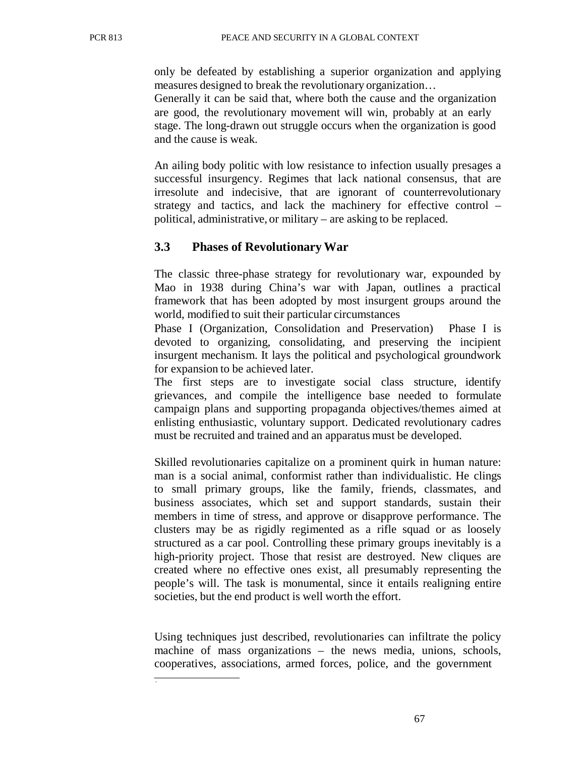only be defeated by establishing a superior organization and applying measures designed to break the revolutionary organization…

Generally it can be said that, where both the cause and the organization are good, the revolutionary movement will win, probably at an early stage. The long-drawn out struggle occurs when the organization is good and the cause is weak.

An ailing body politic with low resistance to infection usually presages a successful insurgency. Regimes that lack national consensus, that are irresolute and indecisive, that are ignorant of counterrevolutionary strategy and tactics, and lack the machinery for effective control – political, administrative, or military – are asking to be replaced.

### 3.3 Phases of Revolutionary War

The classic three-phase strategy for revolutionary war, expounded by Mao in 1938 during China's war with Japan, outlines a practical framework that has been adopted by most insurgent groups around the world, modified to suit their particular circumstances

Phase I (Organization, Consolidation and Preservation) Phase I is devoted to organizing, consolidating, and preserving the incipient insurgent mechanism. It lays the political and psychological groundwork for expansion to be achieved later.

The first steps are to investigate social class structure, identify grievances, and compile the intelligence base needed to formulate campaign plans and supporting propaganda objectives/themes aimed at enlisting enthusiastic, voluntary support. Dedicated revolutionary cadres must be recruited and trained and an apparatus must be developed.

Skilled revolutionaries capitalize on a prominent quirk in human nature: man is a social animal, conformist rather than individualistic. He clings to small primary groups, like the family, friends, classmates, and business associates, which set and support standards, sustain their members in time of stress, and approve or disapprove performance. The clusters may be as rigidly regimented as a rifle squad or as loosely structured as a car pool. Controlling these primary groups inevitably is a high-priority project. Those that resist are destroyed. New cliques are created where no effective ones exist, all presumably representing the people's will. The task is monumental, since it entails realigning entire societies, but the end product is well worth the effort.

Using techniques just described, revolutionaries can infiltrate the policy machine of mass organizations – the news media, unions, schools, cooperatives, associations, armed forces, police, and the government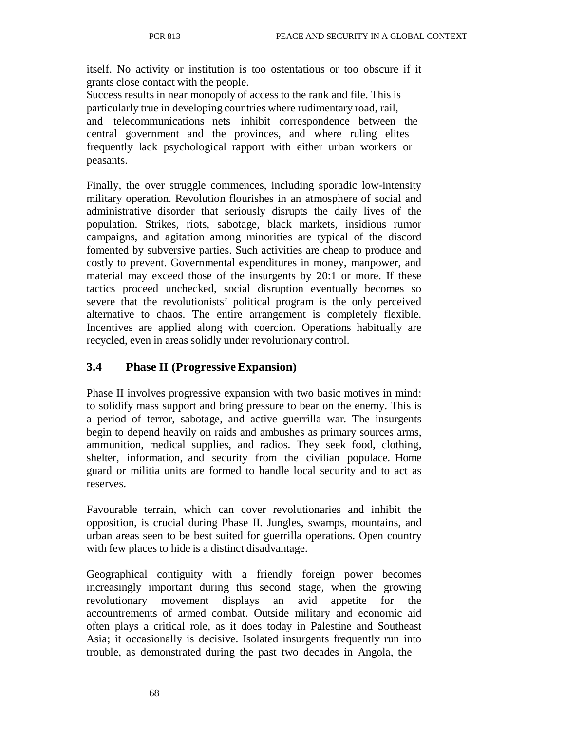itself. No activity or institution is too ostentatious or too obscure if it grants close contact with the people.

Success results in near monopoly of access to the rank and file. This is particularly true in developing countries where rudimentary road, rail, and telecommunications nets inhibit correspondence between the central government and the provinces, and where ruling elites frequently lack psychological rapport with either urban workers or peasants.

Finally, the over struggle commences, including sporadic low-intensity military operation. Revolution flourishes in an atmosphere of social and administrative disorder that seriously disrupts the daily lives of the population. Strikes, riots, sabotage, black markets, insidious rumor campaigns, and agitation among minorities are typical of the discord fomented by subversive parties. Such activities are cheap to produce and costly to prevent. Governmental expenditures in money, manpower, and material may exceed those of the insurgents by 20:1 or more. If these tactics proceed unchecked, social disruption eventually becomes so severe that the revolutionists' political program is the only perceived alternative to chaos. The entire arrangement is completely flexible. Incentives are applied along with coercion. Operations habitually are recycled, even in areas solidly under revolutionary control.

### 3.4 Phase II (Progressive Expansion)

Phase II involves progressive expansion with two basic motives in mind: to solidify mass support and bring pressure to bear on the enemy. This is a period of terror, sabotage, and active guerrilla war. The insurgents begin to depend heavily on raids and ambushes as primary sources arms, ammunition, medical supplies, and radios. They seek food, clothing, shelter, information, and security from the civilian populace. Home guard or militia units are formed to handle local security and to act as reserves.

Favourable terrain, which can cover revolutionaries and inhibit the opposition, is crucial during Phase II. Jungles, swamps, mountains, and urban areas seen to be best suited for guerrilla operations. Open country with few places to hide is a distinct disadvantage.

Geographical contiguity with a friendly foreign power becomes increasingly important during this second stage, when the growing revolutionary movement displays an avid appetite for the accountrements of armed combat. Outside military and economic aid often plays a critical role, as it does today in Palestine and Southeast Asia; it occasionally is decisive. Isolated insurgents frequently run into trouble, as demonstrated during the past two decades in Angola, the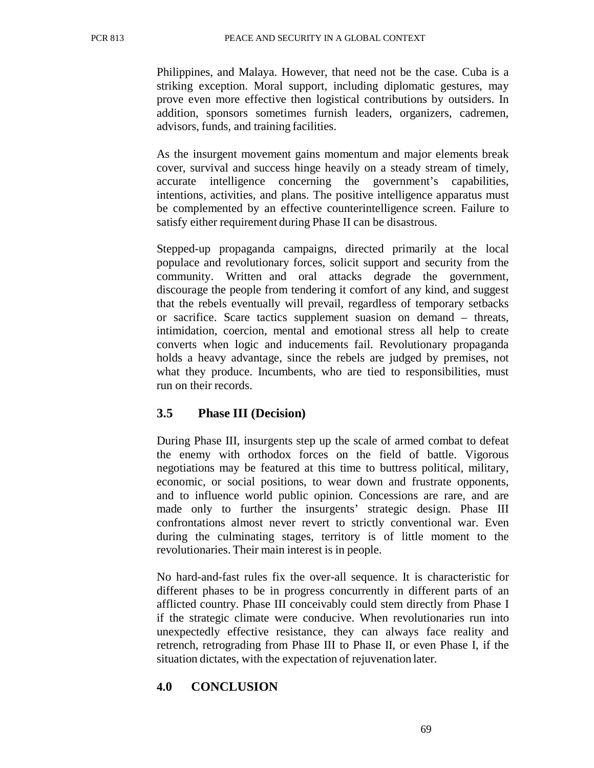Philippines, and Malaya. However, that need not be the case. Cuba is a striking exception. Moral support, including diplomatic gestures, may prove even more effective then logistical contributions by outsiders. In addition, sponsors sometimes furnish leaders, organizers, cadremen, advisors, funds, and training facilities.

As the insurgent movement gains momentum and major elements break cover, survival and success hinge heavily on a steady stream of timely, accurate intelligence concerning the government's capabilities, intentions, activities, and plans. The positive intelligence apparatus must be complemented by an effective counterintelligence screen. Failure to satisfy either requirement during Phase II can be disastrous.

Stepped-up propaganda campaigns, directed primarily at the local populace and revolutionary forces, solicit support and security from the community. Written and oral attacks degrade the government, discourage the people from tendering it comfort of any kind, and suggest that the rebels eventually will prevail, regardless of temporary setbacks or sacrifice. Scare tactics supplement suasion on demand – threats, intimidation, coercion, mental and emotional stress all help to create converts when logic and inducements fail. Revolutionary propaganda holds a heavy advantage, since the rebels are judged by premises, not what they produce. Incumbents, who are tied to responsibilities, must run on their records.

## 3.5 Phase III (Decision)

During Phase III, insurgents step up the scale of armed combat to defeat the enemy with orthodox forces on the field of battle. Vigorous negotiations may be featured at this time to buttress political, military, economic, or social positions, to wear down and frustrate opponents, and to influence world public opinion. Concessions are rare, and are made only to further the insurgents' strategic design. Phase III confrontations almost never revert to strictly conventional war. Even during the culminating stages, territory is of little moment to the revolutionaries. Their main interest is in people.

No hard-and-fast rules fix the over-all sequence. It is characteristic for different phases to be in progress concurrently in different parts of an afflicted country. Phase III conceivably could stem directly from Phase I if the strategic climate were conducive. When revolutionaries run into unexpectedly effective resistance, they can always face reality and retrench, retrograding from Phase III to Phase II, or even Phase I, if the situation dictates, with the expectation of rejuvenation later.

# 4.0 CONCLUSION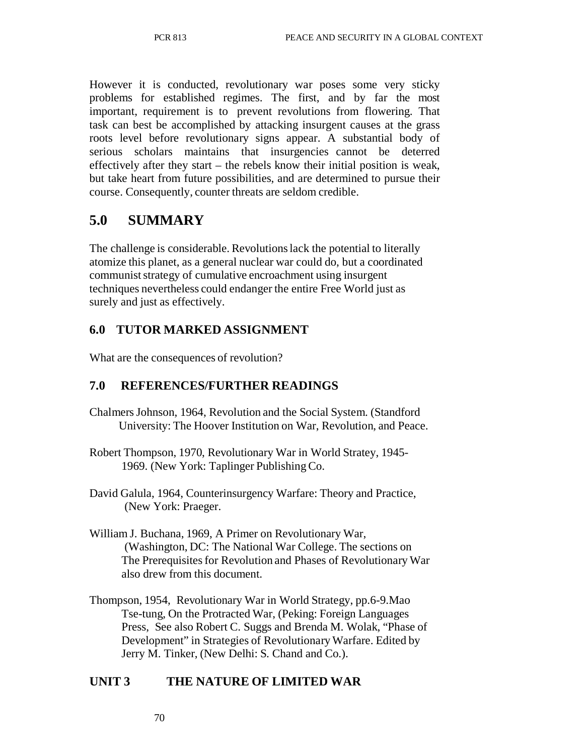However it is conducted, revolutionary war poses some very sticky problems for established regimes. The first, and by far the most important, requirement is to prevent revolutions from flowering. That task can best be accomplished by attacking insurgent causes at the grass roots level before revolutionary signs appear. A substantial body of serious scholars maintains that insurgencies cannot be deterred effectively after they start – the rebels know their initial position is weak, but take heart from future possibilities, and are determined to pursue their course. Consequently, counter threats are seldom credible.

## 5.0 SUMMARY

The challenge is considerable. Revolutions lack the potential to literally atomize this planet, as a general nuclear war could do, but a coordinated communist strategy of cumulative encroachment using insurgent techniques nevertheless could endanger the entire Free World just as surely and just as effectively.

### 6.0 TUTOR MARKED ASSIGNMENT

What are the consequences of revolution?

### 7.0 REFERENCES/FURTHER READINGS

Chalmers Johnson, 1964, Revolution and the Social System. (Standford University: The Hoover Institution on War, Revolution, and Peace.

Robert Thompson, 1970, Revolutionary War in World Stratey, 1945-1969. (New York: Taplinger Publishing Co.

David Galula, 1964, Counterinsurgency Warfare: Theory and Practice, (New York: Praeger.

William J. Buchana, 1969, A Primer on Revolutionary War, (Washington, DC: The National War College. The sections on The Prerequisites for Revolution and Phases of Revolutionary War also drew from this document.

Thompson, 1954, Revolutionary War in World Strategy, pp.6-9.Mao Tse-tung, On the Protracted War, (Peking: Foreign Languages Press, See also Robert C. Suggs and Brenda M. Wolak, "Phase of Development" in Strategies of Revolutionary Warfare. Edited by Jerry M. Tinker, (New Delhi: S. Chand and Co.).

## UNIT 3 THE NATURE OF LIMITED WAR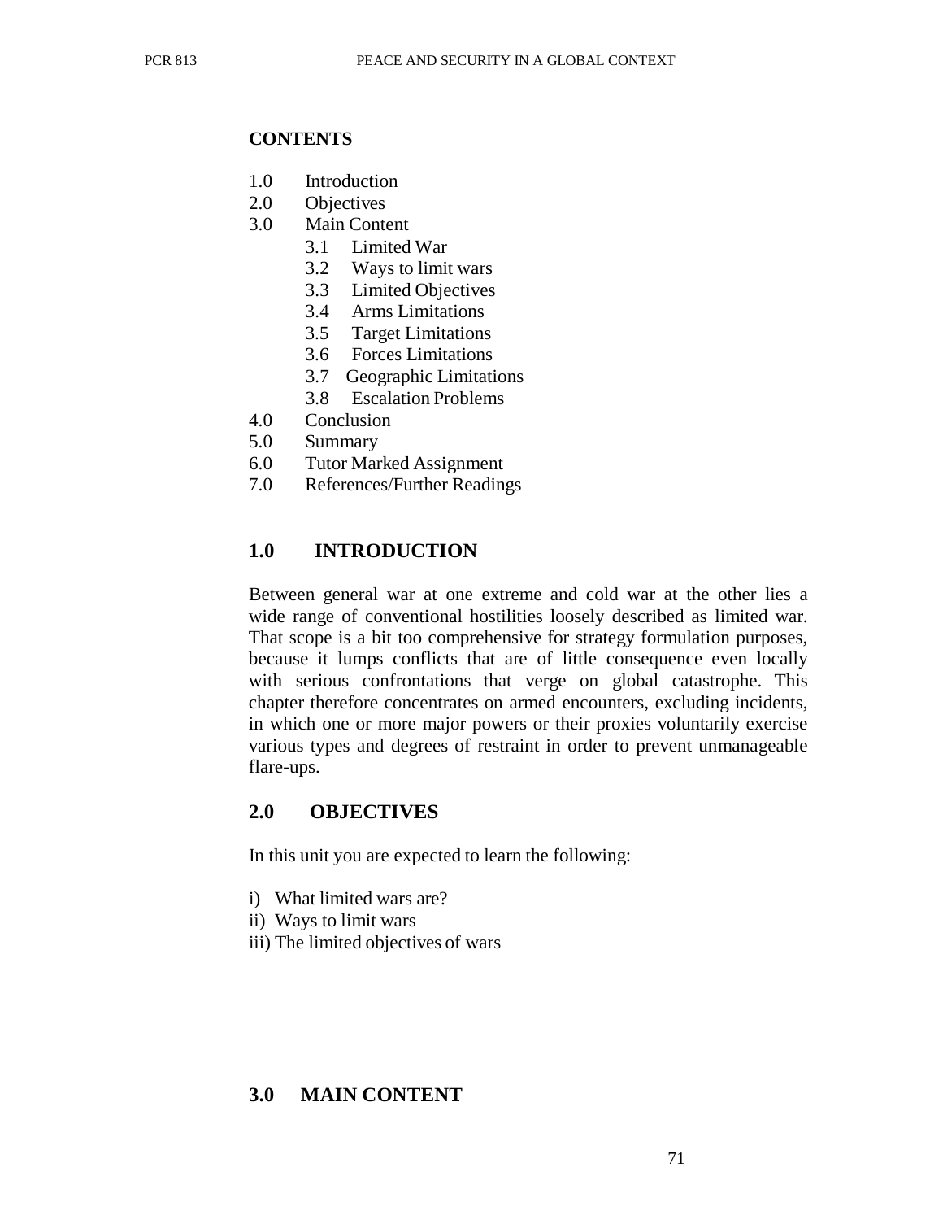**CONTENTS**

1.0 Introduction
2.0 Objectives
3.0 Main Content
    3.1 Limited War
    3.2 Ways to limit wars
    3.3 Limited Objectives
    3.4 Arms Limitations
    3.5 Target Limitations
    3.6 Forces Limitations
    3.7 Geographic Limitations
    3.8 Escalation Problems
4.0 Conclusion
5.0 Summary
6.0 Tutor Marked Assignment
7.0 References/Further Readings

## 1.0 INTRODUCTION

Between general war at one extreme and cold war at the other lies a wide range of conventional hostilities loosely described as limited war. That scope is a bit too comprehensive for strategy formulation purposes, because it lumps conflicts that are of little consequence even locally with serious confrontations that verge on global catastrophe. This chapter therefore concentrates on armed encounters, excluding incidents, in which one or more major powers or their proxies voluntarily exercise various types and degrees of restraint in order to prevent unmanageable flare-ups.

## 2.0 OBJECTIVES

In this unit you are expected to learn the following:

i) What limited wars are?
ii) Ways to limit wars
iii) The limited objectives of wars

## 3.0 MAIN CONTENT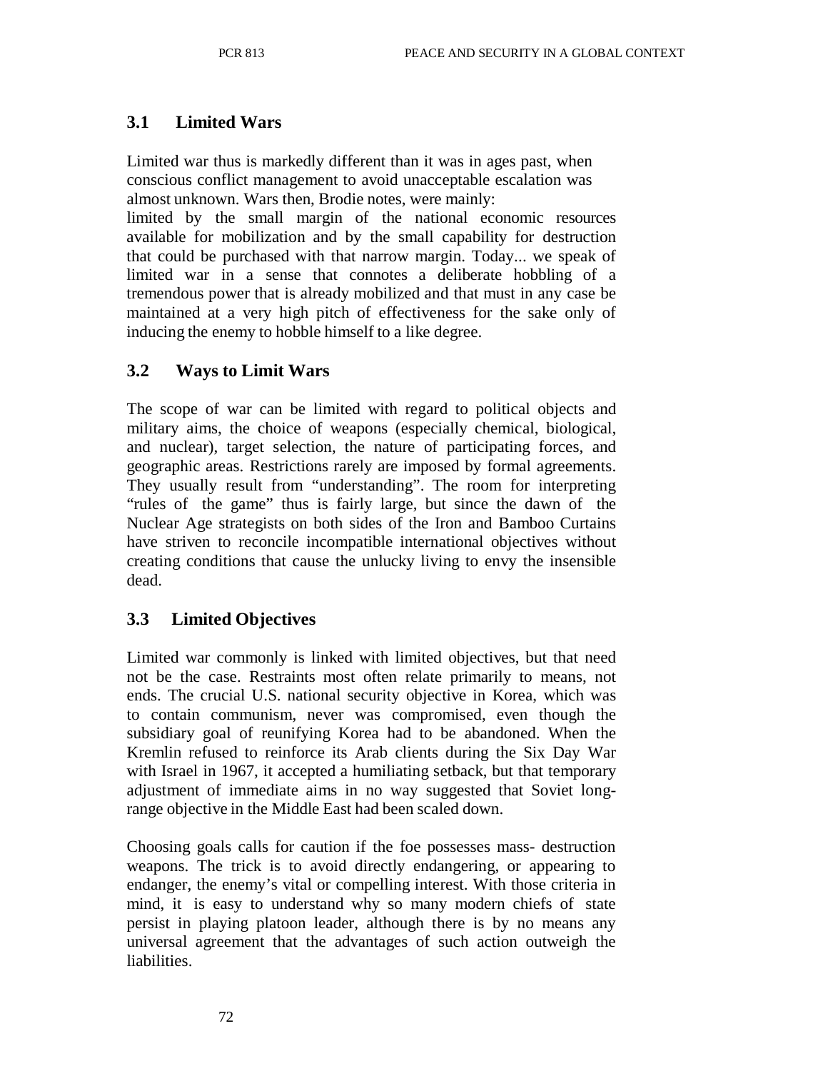## 3.1 Limited Wars

Limited war thus is markedly different than it was in ages past, when conscious conflict management to avoid unacceptable escalation was almost unknown. Wars then, Brodie notes, were mainly:

limited by the small margin of the national economic resources available for mobilization and by the small capability for destruction that could be purchased with that narrow margin. Today... we speak of limited war in a sense that connotes a deliberate hobbling of a tremendous power that is already mobilized and that must in any case be maintained at a very high pitch of effectiveness for the sake only of inducing the enemy to hobble himself to a like degree.

## 3.2 Ways to Limit Wars

The scope of war can be limited with regard to political objects and military aims, the choice of weapons (especially chemical, biological, and nuclear), target selection, the nature of participating forces, and geographic areas. Restrictions rarely are imposed by formal agreements. They usually result from "understanding". The room for interpreting "rules of the game" thus is fairly large, but since the dawn of the Nuclear Age strategists on both sides of the Iron and Bamboo Curtains have striven to reconcile incompatible international objectives without creating conditions that cause the unlucky living to envy the insensible dead.

## 3.3 Limited Objectives

Limited war commonly is linked with limited objectives, but that need not be the case. Restraints most often relate primarily to means, not ends. The crucial U.S. national security objective in Korea, which was to contain communism, never was compromised, even though the subsidiary goal of reunifying Korea had to be abandoned. When the Kremlin refused to reinforce its Arab clients during the Six Day War with Israel in 1967, it accepted a humiliating setback, but that temporary adjustment of immediate aims in no way suggested that Soviet long-range objective in the Middle East had been scaled down.

Choosing goals calls for caution if the foe possesses mass- destruction weapons. The trick is to avoid directly endangering, or appearing to endanger, the enemy's vital or compelling interest. With those criteria in mind, it is easy to understand why so many modern chiefs of state persist in playing platoon leader, although there is by no means any universal agreement that the advantages of such action outweigh the liabilities.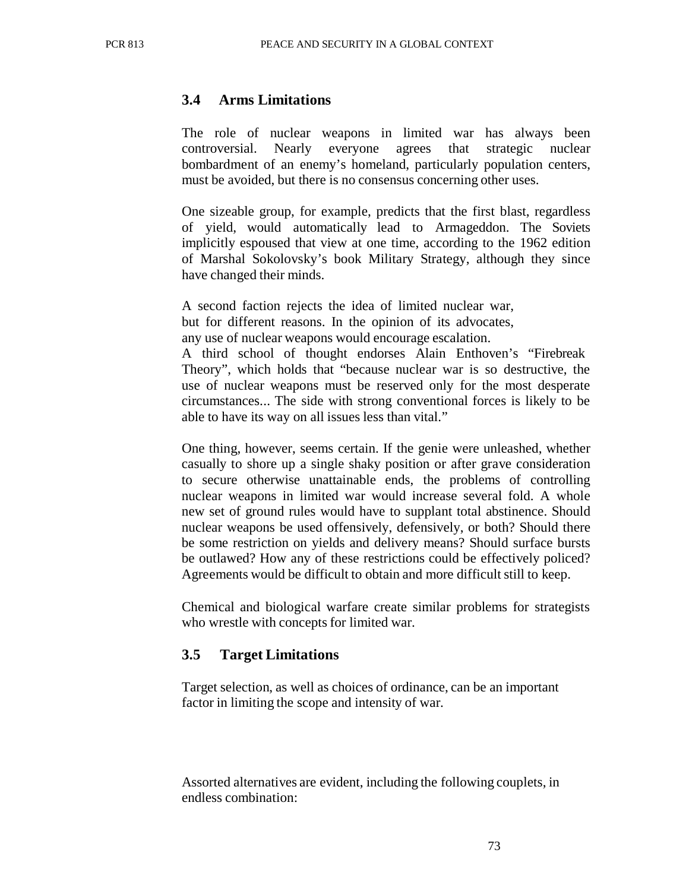### 3.4 Arms Limitations

The role of nuclear weapons in limited war has always been controversial. Nearly everyone agrees that strategic nuclear bombardment of an enemy's homeland, particularly population centers, must be avoided, but there is no consensus concerning other uses.

One sizeable group, for example, predicts that the first blast, regardless of yield, would automatically lead to Armageddon. The Soviets implicitly espoused that view at one time, according to the 1962 edition of Marshal Sokolovsky's book Military Strategy, although they since have changed their minds.

A second faction rejects the idea of limited nuclear war, but for different reasons. In the opinion of its advocates, any use of nuclear weapons would encourage escalation.

A third school of thought endorses Alain Enthoven's "Firebreak Theory", which holds that "because nuclear war is so destructive, the use of nuclear weapons must be reserved only for the most desperate circumstances... The side with strong conventional forces is likely to be able to have its way on all issues less than vital."

One thing, however, seems certain. If the genie were unleashed, whether casually to shore up a single shaky position or after grave consideration to secure otherwise unattainable ends, the problems of controlling nuclear weapons in limited war would increase several fold. A whole new set of ground rules would have to supplant total abstinence. Should nuclear weapons be used offensively, defensively, or both? Should there be some restriction on yields and delivery means? Should surface bursts be outlawed? How any of these restrictions could be effectively policed? Agreements would be difficult to obtain and more difficult still to keep.

Chemical and biological warfare create similar problems for strategists who wrestle with concepts for limited war.

### 3.5 Target Limitations

Target selection, as well as choices of ordinance, can be an important factor in limiting the scope and intensity of war.

Assorted alternatives are evident, including the following couplets, in endless combination: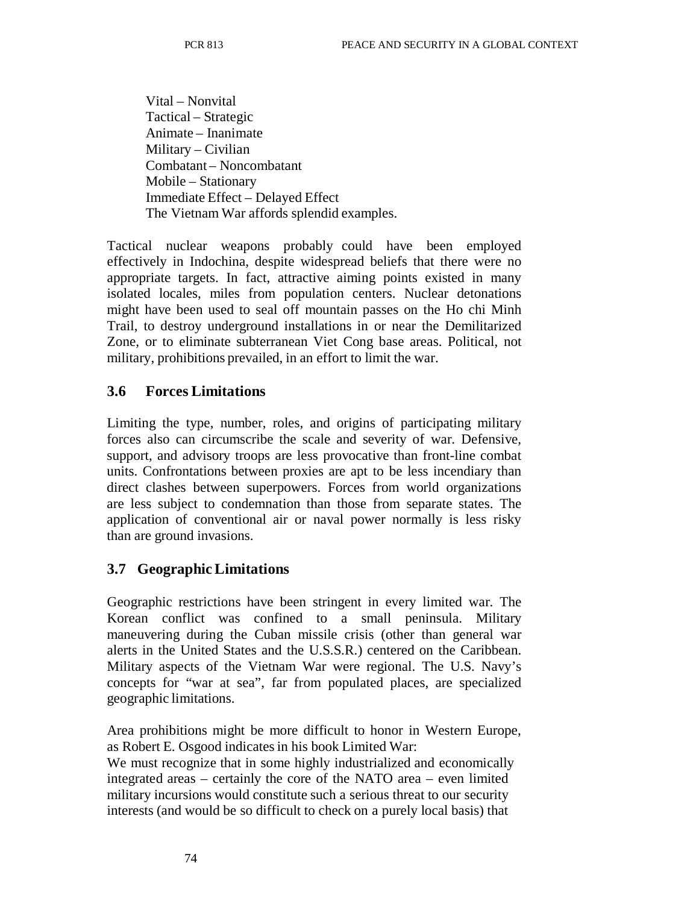Vital – Nonvital  
Tactical – Strategic  
Animate – Inanimate  
Military – Civilian  
Combatant – Noncombatant  
Mobile – Stationary  
Immediate Effect – Delayed Effect  
The Vietnam War affords splendid examples.

Tactical nuclear weapons probably could have been employed effectively in Indochina, despite widespread beliefs that there were no appropriate targets. In fact, attractive aiming points existed in many isolated locales, miles from population centers. Nuclear detonations might have been used to seal off mountain passes on the Ho chi Minh Trail, to destroy underground installations in or near the Demilitarized Zone, or to eliminate subterranean Viet Cong base areas. Political, not military, prohibitions prevailed, in an effort to limit the war.

## 3.6 Forces Limitations

Limiting the type, number, roles, and origins of participating military forces also can circumscribe the scale and severity of war. Defensive, support, and advisory troops are less provocative than front-line combat units. Confrontations between proxies are apt to be less incendiary than direct clashes between superpowers. Forces from world organizations are less subject to condemnation than those from separate states. The application of conventional air or naval power normally is less risky than are ground invasions.

## 3.7 Geographic Limitations

Geographic restrictions have been stringent in every limited war. The Korean conflict was confined to a small peninsula. Military maneuvering during the Cuban missile crisis (other than general war alerts in the United States and the U.S.S.R.) centered on the Caribbean. Military aspects of the Vietnam War were regional. The U.S. Navy's concepts for "war at sea", far from populated places, are specialized geographic limitations.

Area prohibitions might be more difficult to honor in Western Europe, as Robert E. Osgood indicates in his book Limited War:

We must recognize that in some highly industrialized and economically integrated areas – certainly the core of the NATO area – even limited military incursions would constitute such a serious threat to our security interests (and would be so difficult to check on a purely local basis) that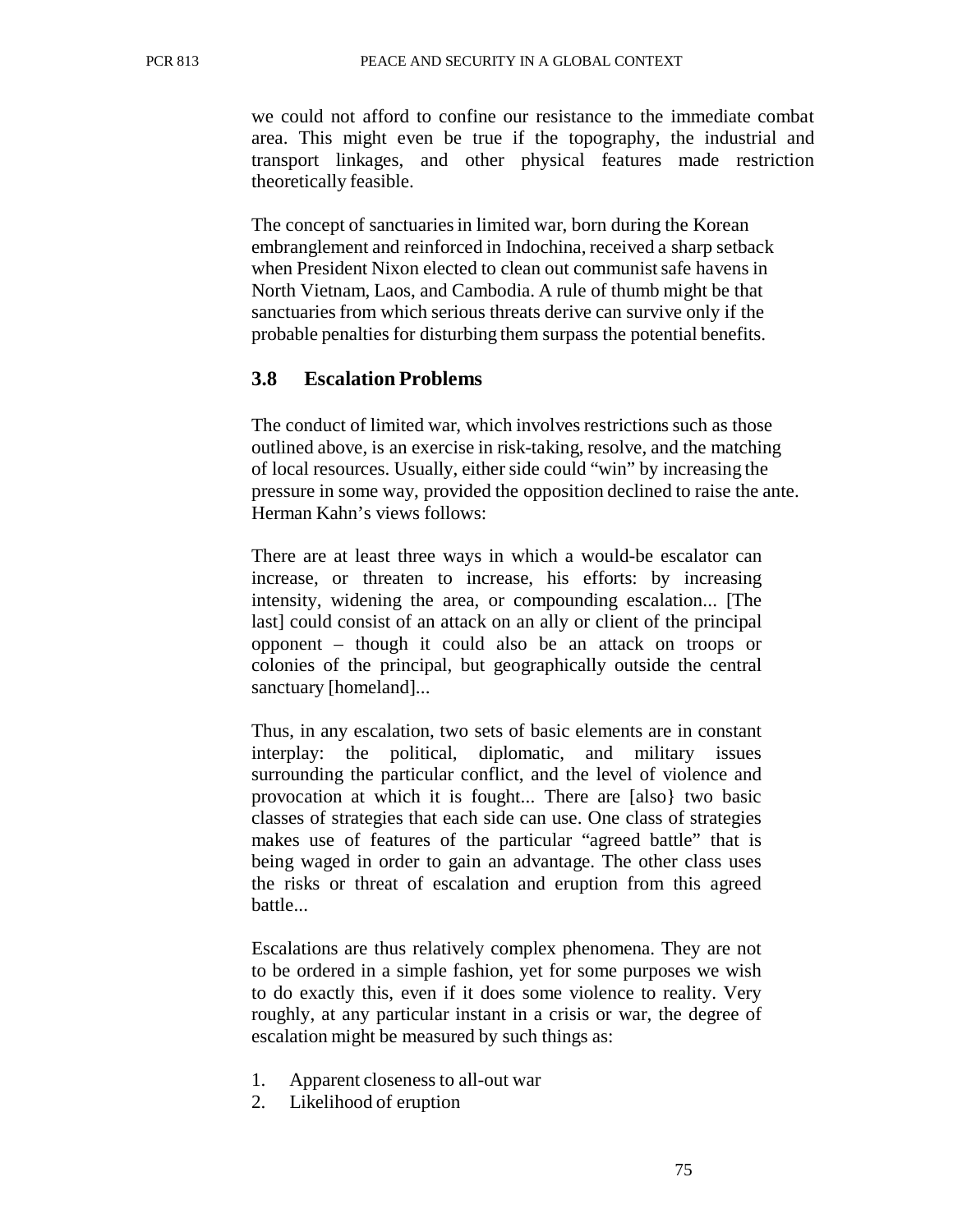we could not afford to confine our resistance to the immediate combat area. This might even be true if the topography, the industrial and transport linkages, and other physical features made restriction theoretically feasible.

The concept of sanctuaries in limited war, born during the Korean embranglement and reinforced in Indochina, received a sharp setback when President Nixon elected to clean out communist safe havens in North Vietnam, Laos, and Cambodia. A rule of thumb might be that sanctuaries from which serious threats derive can survive only if the probable penalties for disturbing them surpass the potential benefits.

### 3.8 Escalation Problems

The conduct of limited war, which involves restrictions such as those outlined above, is an exercise in risk-taking, resolve, and the matching of local resources. Usually, either side could "win" by increasing the pressure in some way, provided the opposition declined to raise the ante. Herman Kahn's views follows:

> There are at least three ways in which a would-be escalator can increase, or threaten to increase, his efforts: by increasing intensity, widening the area, or compounding escalation... [The last] could consist of an attack on an ally or client of the principal opponent – though it could also be an attack on troops or colonies of the principal, but geographically outside the central sanctuary [homeland]...
>
> Thus, in any escalation, two sets of basic elements are in constant interplay: the political, diplomatic, and military issues surrounding the particular conflict, and the level of violence and provocation at which it is fought... There are [also} two basic classes of strategies that each side can use. One class of strategies makes use of features of the particular "agreed battle" that is being waged in order to gain an advantage. The other class uses the risks or threat of escalation and eruption from this agreed battle...
>
> Escalations are thus relatively complex phenomena. They are not to be ordered in a simple fashion, yet for some purposes we wish to do exactly this, even if it does some violence to reality. Very roughly, at any particular instant in a crisis or war, the degree of escalation might be measured by such things as:
>
> 1. Apparent closeness to all-out war
> 2. Likelihood of eruption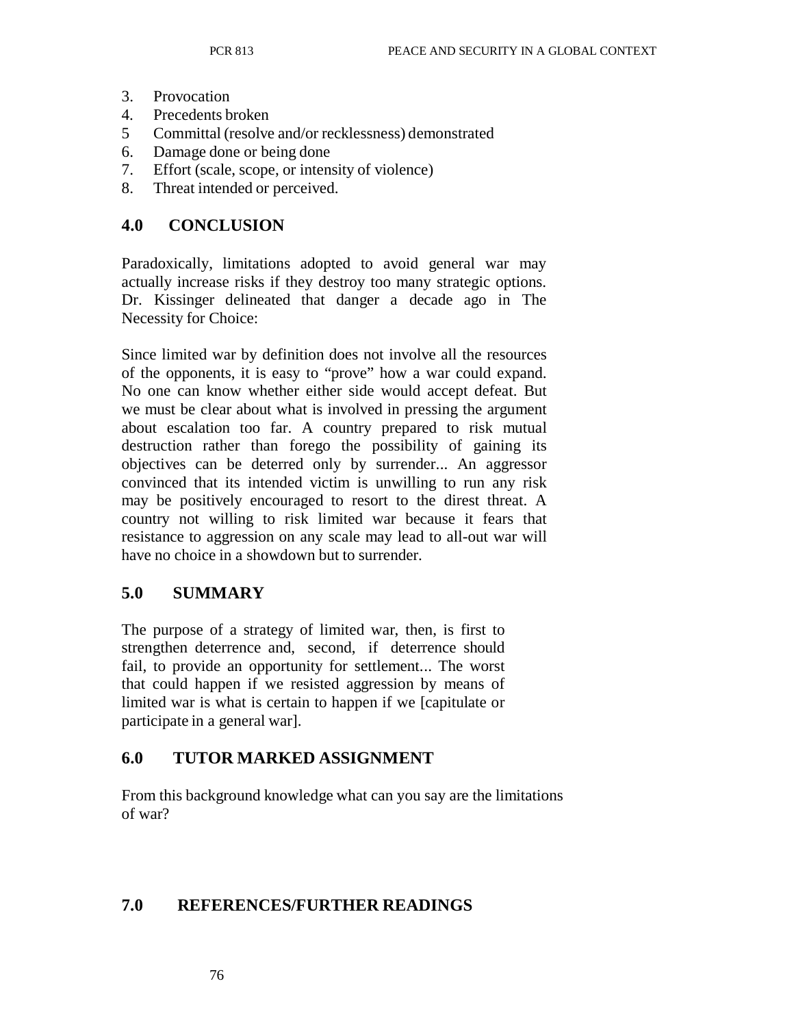3. Provocation
4. Precedents broken
5 Committal (resolve and/or recklessness) demonstrated
6. Damage done or being done
7. Effort (scale, scope, or intensity of violence)
8. Threat intended or perceived.

## 4.0 CONCLUSION

Paradoxically, limitations adopted to avoid general war may actually increase risks if they destroy too many strategic options. Dr. Kissinger delineated that danger a decade ago in The Necessity for Choice:

Since limited war by definition does not involve all the resources of the opponents, it is easy to "prove" how a war could expand. No one can know whether either side would accept defeat. But we must be clear about what is involved in pressing the argument about escalation too far. A country prepared to risk mutual destruction rather than forego the possibility of gaining its objectives can be deterred only by surrender... An aggressor convinced that its intended victim is unwilling to run any risk may be positively encouraged to resort to the direst threat. A country not willing to risk limited war because it fears that resistance to aggression on any scale may lead to all-out war will have no choice in a showdown but to surrender.

## 5.0 SUMMARY

The purpose of a strategy of limited war, then, is first to strengthen deterrence and, second, if deterrence should fail, to provide an opportunity for settlement... The worst that could happen if we resisted aggression by means of limited war is what is certain to happen if we [capitulate or participate in a general war].

## 6.0 TUTOR MARKED ASSIGNMENT

From this background knowledge what can you say are the limitations of war?

## 7.0 REFERENCES/FURTHER READINGS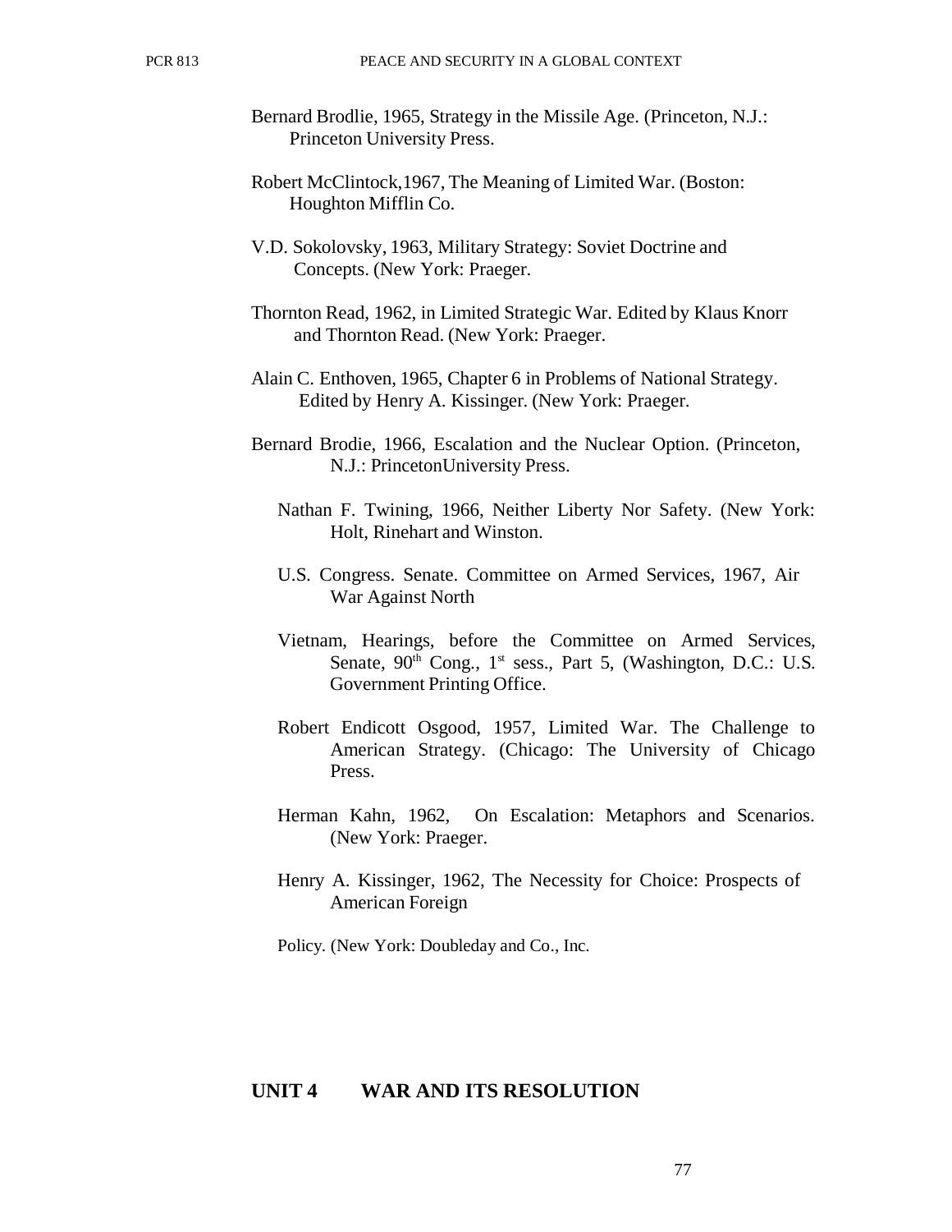Bernard Brodlie, 1965, Strategy in the Missile Age. (Princeton, N.J.: Princeton University Press.

Robert McClintock,1967, The Meaning of Limited War. (Boston: Houghton Mifflin Co.

V.D. Sokolovsky, 1963, Military Strategy: Soviet Doctrine and Concepts. (New York: Praeger.

Thornton Read, 1962, in Limited Strategic War. Edited by Klaus Knorr and Thornton Read. (New York: Praeger.

Alain C. Enthoven, 1965, Chapter 6 in Problems of National Strategy. Edited by Henry A. Kissinger. (New York: Praeger.

Bernard Brodie, 1966, Escalation and the Nuclear Option. (Princeton, N.J.: PrincetonUniversity Press.

Nathan F. Twining, 1966, Neither Liberty Nor Safety. (New York: Holt, Rinehart and Winston.

U.S. Congress. Senate. Committee on Armed Services, 1967, Air War Against North

Vietnam, Hearings, before the Committee on Armed Services, Senate, 90th Cong., 1st sess., Part 5, (Washington, D.C.: U.S. Government Printing Office.

Robert Endicott Osgood, 1957, Limited War. The Challenge to American Strategy. (Chicago: The University of Chicago Press.

Herman Kahn, 1962, On Escalation: Metaphors and Scenarios. (New York: Praeger.

Henry A. Kissinger, 1962, The Necessity for Choice: Prospects of American Foreign

Policy. (New York: Doubleday and Co., Inc.

## UNIT 4 WAR AND ITS RESOLUTION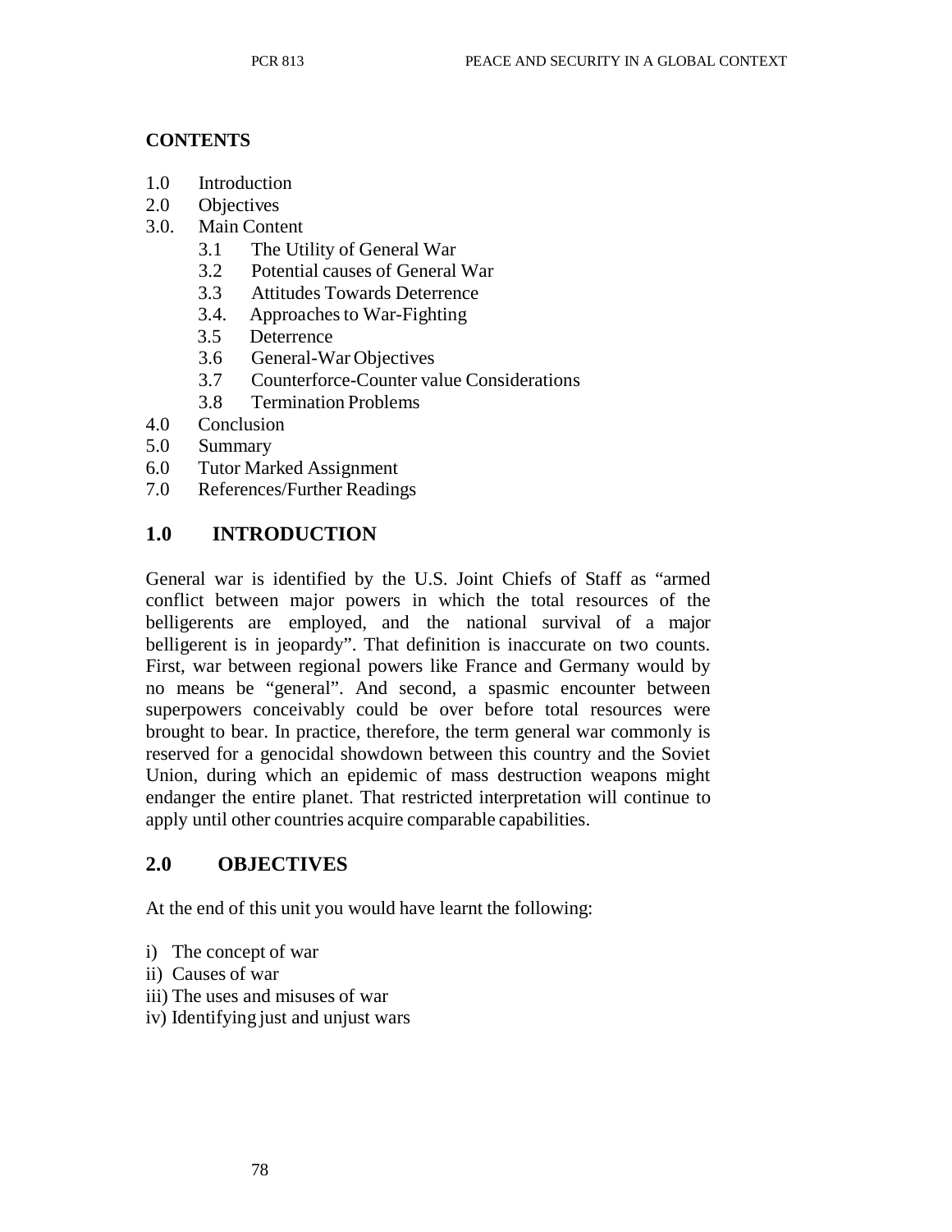**CONTENTS**

1.0 Introduction
2.0 Objectives
3.0. Main Content
    3.1 The Utility of General War
    3.2 Potential causes of General War
    3.3 Attitudes Towards Deterrence
    3.4. Approaches to War-Fighting
    3.5 Deterrence
    3.6 General-War Objectives
    3.7 Counterforce-Counter value Considerations
    3.8 Termination Problems
4.0 Conclusion
5.0 Summary
6.0 Tutor Marked Assignment
7.0 References/Further Readings

## 1.0 INTRODUCTION

General war is identified by the U.S. Joint Chiefs of Staff as "armed conflict between major powers in which the total resources of the belligerents are employed, and the national survival of a major belligerent is in jeopardy". That definition is inaccurate on two counts. First, war between regional powers like France and Germany would by no means be "general". And second, a spasmic encounter between superpowers conceivably could be over before total resources were brought to bear. In practice, therefore, the term general war commonly is reserved for a genocidal showdown between this country and the Soviet Union, during which an epidemic of mass destruction weapons might endanger the entire planet. That restricted interpretation will continue to apply until other countries acquire comparable capabilities.

## 2.0 OBJECTIVES

At the end of this unit you would have learnt the following:

i) The concept of war
ii) Causes of war
iii) The uses and misuses of war
iv) Identifying just and unjust wars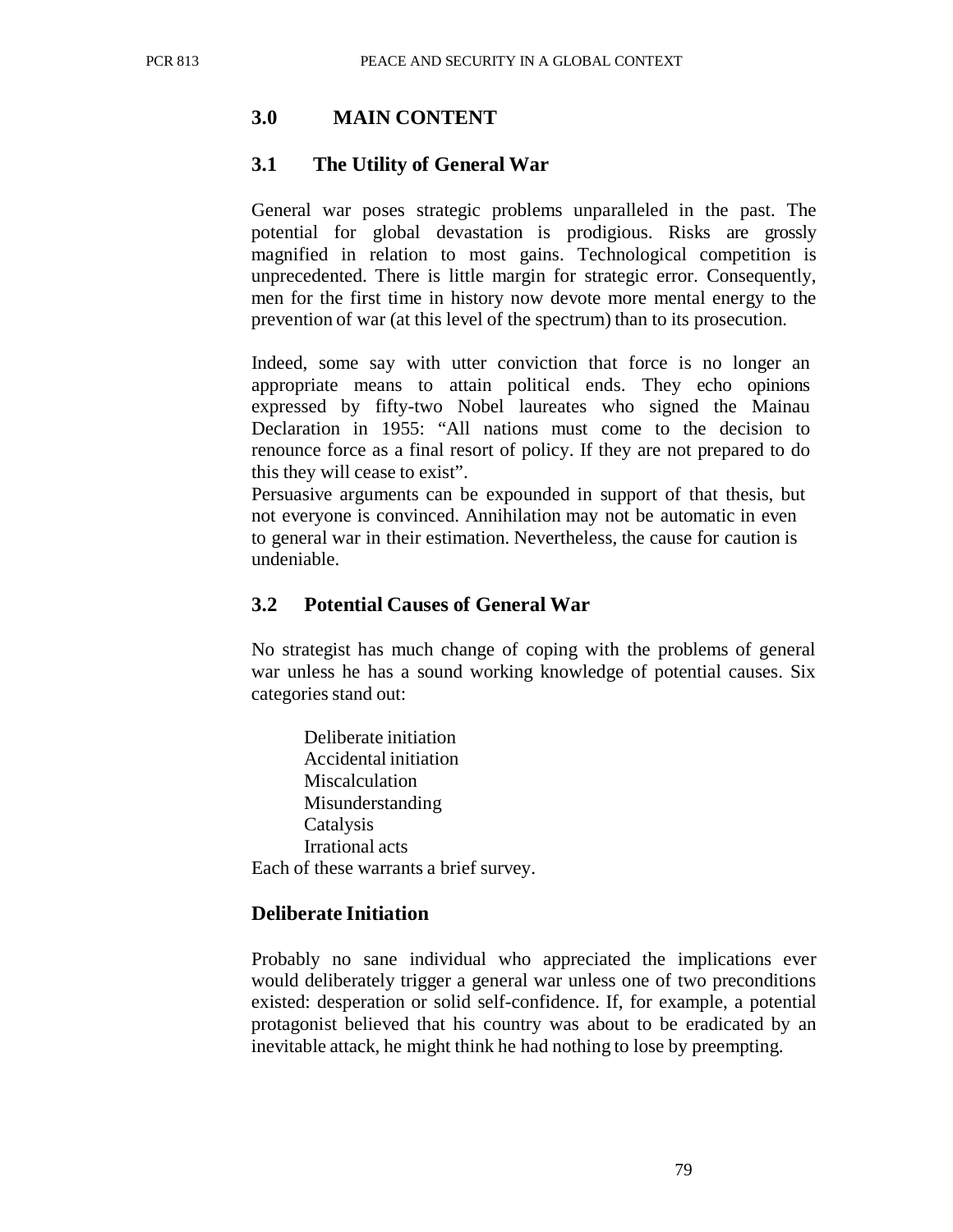## 3.0 MAIN CONTENT

### 3.1 The Utility of General War

General war poses strategic problems unparalleled in the past. The potential for global devastation is prodigious. Risks are grossly magnified in relation to most gains. Technological competition is unprecedented. There is little margin for strategic error. Consequently, men for the first time in history now devote more mental energy to the prevention of war (at this level of the spectrum) than to its prosecution.

Indeed, some say with utter conviction that force is no longer an appropriate means to attain political ends. They echo opinions expressed by fifty-two Nobel laureates who signed the Mainau Declaration in 1955: "All nations must come to the decision to renounce force as a final resort of policy. If they are not prepared to do this they will cease to exist".

Persuasive arguments can be expounded in support of that thesis, but not everyone is convinced. Annihilation may not be automatic in even to general war in their estimation. Nevertheless, the cause for caution is undeniable.

### 3.2 Potential Causes of General War

No strategist has much change of coping with the problems of general war unless he has a sound working knowledge of potential causes. Six categories stand out:

- Deliberate initiation
- Accidental initiation
- Miscalculation
- Misunderstanding
- Catalysis
- Irrational acts

Each of these warrants a brief survey.

**Deliberate Initiation**

Probably no sane individual who appreciated the implications ever would deliberately trigger a general war unless one of two preconditions existed: desperation or solid self-confidence. If, for example, a potential protagonist believed that his country was about to be eradicated by an inevitable attack, he might think he had nothing to lose by preempting.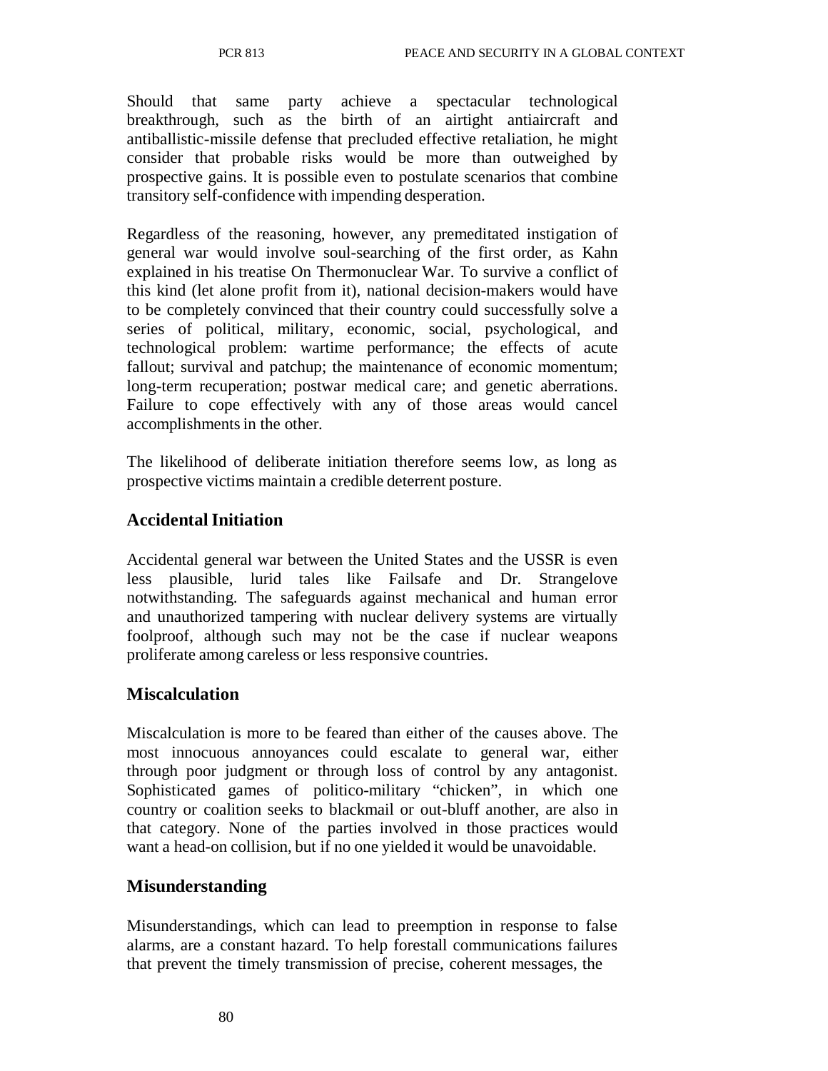Should that same party achieve a spectacular technological breakthrough, such as the birth of an airtight antiaircraft and antiballistic-missile defense that precluded effective retaliation, he might consider that probable risks would be more than outweighed by prospective gains. It is possible even to postulate scenarios that combine transitory self-confidence with impending desperation.

Regardless of the reasoning, however, any premeditated instigation of general war would involve soul-searching of the first order, as Kahn explained in his treatise On Thermonuclear War. To survive a conflict of this kind (let alone profit from it), national decision-makers would have to be completely convinced that their country could successfully solve a series of political, military, economic, social, psychological, and technological problem: wartime performance; the effects of acute fallout; survival and patchup; the maintenance of economic momentum; long-term recuperation; postwar medical care; and genetic aberrations. Failure to cope effectively with any of those areas would cancel accomplishments in the other.

The likelihood of deliberate initiation therefore seems low, as long as prospective victims maintain a credible deterrent posture.

## Accidental Initiation

Accidental general war between the United States and the USSR is even less plausible, lurid tales like Failsafe and Dr. Strangelove notwithstanding. The safeguards against mechanical and human error and unauthorized tampering with nuclear delivery systems are virtually foolproof, although such may not be the case if nuclear weapons proliferate among careless or less responsive countries.

## Miscalculation

Miscalculation is more to be feared than either of the causes above. The most innocuous annoyances could escalate to general war, either through poor judgment or through loss of control by any antagonist. Sophisticated games of politico-military "chicken", in which one country or coalition seeks to blackmail or out-bluff another, are also in that category. None of the parties involved in those practices would want a head-on collision, but if no one yielded it would be unavoidable.

## Misunderstanding

Misunderstandings, which can lead to preemption in response to false alarms, are a constant hazard. To help forestall communications failures that prevent the timely transmission of precise, coherent messages, the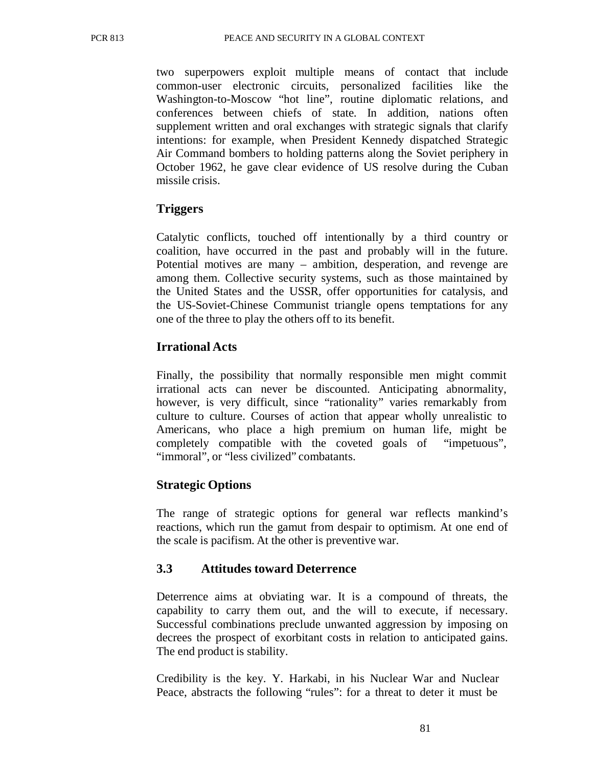two superpowers exploit multiple means of contact that include common-user electronic circuits, personalized facilities like the Washington-to-Moscow "hot line", routine diplomatic relations, and conferences between chiefs of state. In addition, nations often supplement written and oral exchanges with strategic signals that clarify intentions: for example, when President Kennedy dispatched Strategic Air Command bombers to holding patterns along the Soviet periphery in October 1962, he gave clear evidence of US resolve during the Cuban missile crisis.

**Triggers**

Catalytic conflicts, touched off intentionally by a third country or coalition, have occurred in the past and probably will in the future. Potential motives are many – ambition, desperation, and revenge are among them. Collective security systems, such as those maintained by the United States and the USSR, offer opportunities for catalysis, and the US-Soviet-Chinese Communist triangle opens temptations for any one of the three to play the others off to its benefit.

**Irrational Acts**

Finally, the possibility that normally responsible men might commit irrational acts can never be discounted. Anticipating abnormality, however, is very difficult, since "rationality" varies remarkably from culture to culture. Courses of action that appear wholly unrealistic to Americans, who place a high premium on human life, might be completely compatible with the coveted goals of "impetuous", "immoral", or "less civilized" combatants.

**Strategic Options**

The range of strategic options for general war reflects mankind's reactions, which run the gamut from despair to optimism. At one end of the scale is pacifism. At the other is preventive war.

## 3.3 Attitudes toward Deterrence

Deterrence aims at obviating war. It is a compound of threats, the capability to carry them out, and the will to execute, if necessary. Successful combinations preclude unwanted aggression by imposing on decrees the prospect of exorbitant costs in relation to anticipated gains. The end product is stability.

Credibility is the key. Y. Harkabi, in his Nuclear War and Nuclear Peace, abstracts the following "rules": for a threat to deter it must be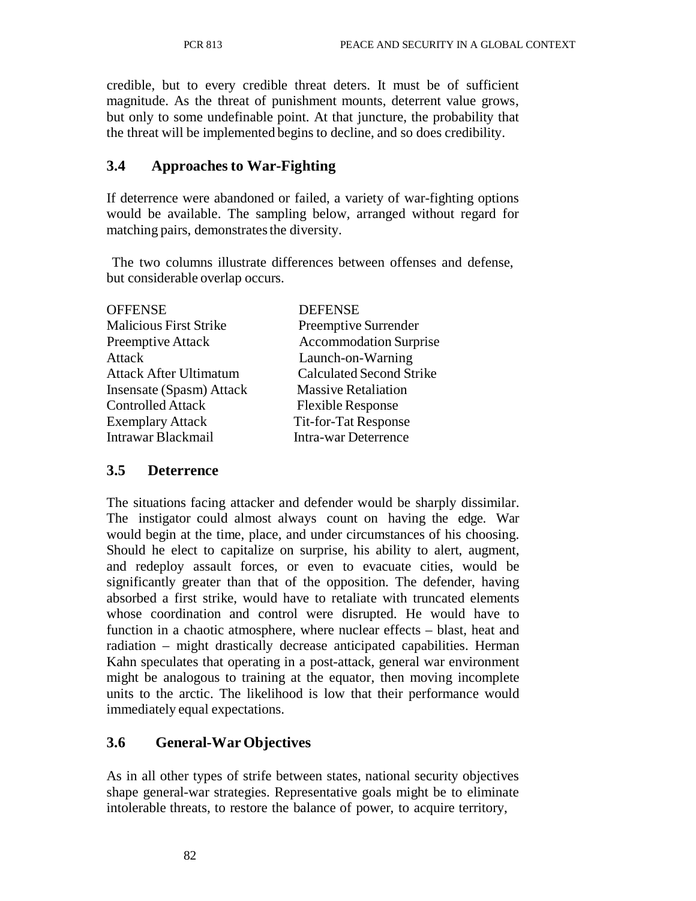credible, but to every credible threat deters. It must be of sufficient magnitude. As the threat of punishment mounts, deterrent value grows, but only to some undefinable point. At that juncture, the probability that the threat will be implemented begins to decline, and so does credibility.

## 3.4 Approaches to War-Fighting

If deterrence were abandoned or failed, a variety of war-fighting options would be available. The sampling below, arranged without regard for matching pairs, demonstrates the diversity.

The two columns illustrate differences between offenses and defense, but considerable overlap occurs.

| OFFENSE | DEFENSE |
|---|---|
| Malicious First Strike | Preemptive Surrender |
| Preemptive Attack | Accommodation Surprise |
| Attack | Launch-on-Warning |
| Attack After Ultimatum | Calculated Second Strike |
| Insensate (Spasm) Attack | Massive Retaliation |
| Controlled Attack | Flexible Response |
| Exemplary Attack | Tit-for-Tat Response |
| Intrawar Blackmail | Intra-war Deterrence |

## 3.5 Deterrence

The situations facing attacker and defender would be sharply dissimilar. The instigator could almost always count on having the edge. War would begin at the time, place, and under circumstances of his choosing. Should he elect to capitalize on surprise, his ability to alert, augment, and redeploy assault forces, or even to evacuate cities, would be significantly greater than that of the opposition. The defender, having absorbed a first strike, would have to retaliate with truncated elements whose coordination and control were disrupted. He would have to function in a chaotic atmosphere, where nuclear effects – blast, heat and radiation – might drastically decrease anticipated capabilities. Herman Kahn speculates that operating in a post-attack, general war environment might be analogous to training at the equator, then moving incomplete units to the arctic. The likelihood is low that their performance would immediately equal expectations.

## 3.6 General-War Objectives

As in all other types of strife between states, national security objectives shape general-war strategies. Representative goals might be to eliminate intolerable threats, to restore the balance of power, to acquire territory,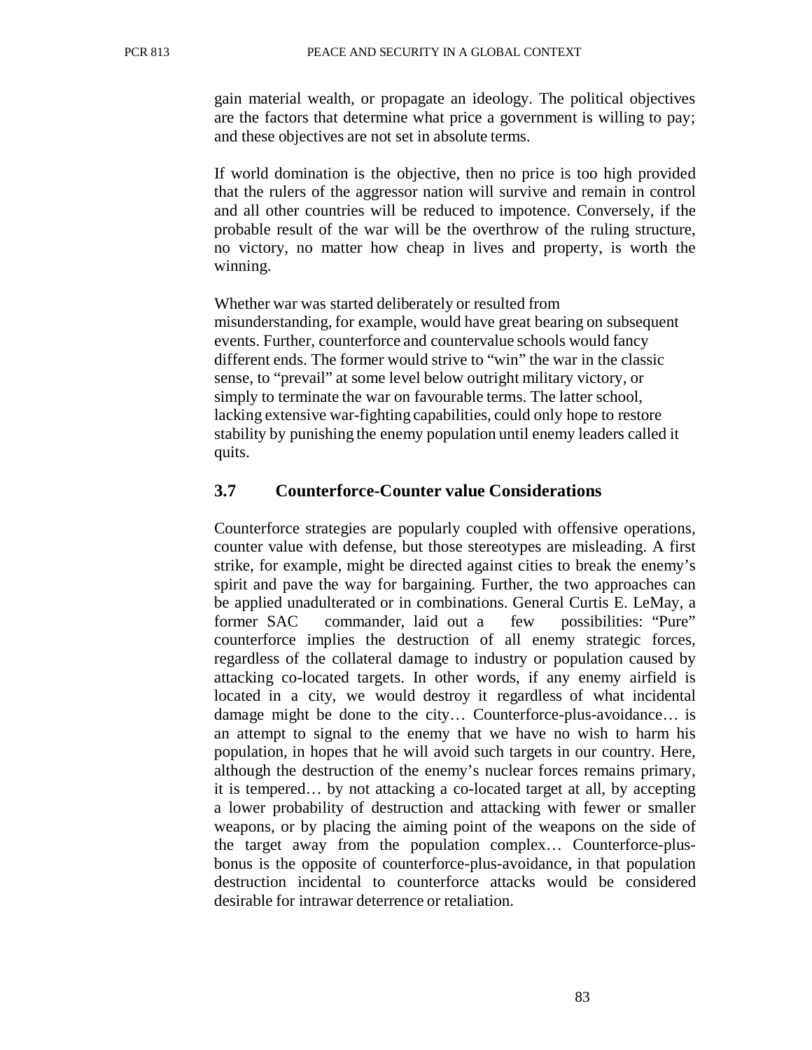gain material wealth, or propagate an ideology. The political objectives are the factors that determine what price a government is willing to pay; and these objectives are not set in absolute terms.

If world domination is the objective, then no price is too high provided that the rulers of the aggressor nation will survive and remain in control and all other countries will be reduced to impotence. Conversely, if the probable result of the war will be the overthrow of the ruling structure, no victory, no matter how cheap in lives and property, is worth the winning.

Whether war was started deliberately or resulted from misunderstanding, for example, would have great bearing on subsequent events. Further, counterforce and countervalue schools would fancy different ends. The former would strive to "win" the war in the classic sense, to "prevail" at some level below outright military victory, or simply to terminate the war on favourable terms. The latter school, lacking extensive war-fighting capabilities, could only hope to restore stability by punishing the enemy population until enemy leaders called it quits.

### 3.7 Counterforce-Counter value Considerations

Counterforce strategies are popularly coupled with offensive operations, counter value with defense, but those stereotypes are misleading. A first strike, for example, might be directed against cities to break the enemy's spirit and pave the way for bargaining. Further, the two approaches can be applied unadulterated or in combinations. General Curtis E. LeMay, a former SAC commander, laid out a few possibilities: "Pure" counterforce implies the destruction of all enemy strategic forces, regardless of the collateral damage to industry or population caused by attacking co-located targets. In other words, if any enemy airfield is located in a city, we would destroy it regardless of what incidental damage might be done to the city… Counterforce-plus-avoidance… is an attempt to signal to the enemy that we have no wish to harm his population, in hopes that he will avoid such targets in our country. Here, although the destruction of the enemy's nuclear forces remains primary, it is tempered… by not attacking a co-located target at all, by accepting a lower probability of destruction and attacking with fewer or smaller weapons, or by placing the aiming point of the weapons on the side of the target away from the population complex… Counterforce-plus-bonus is the opposite of counterforce-plus-avoidance, in that population destruction incidental to counterforce attacks would be considered desirable for intrawar deterrence or retaliation.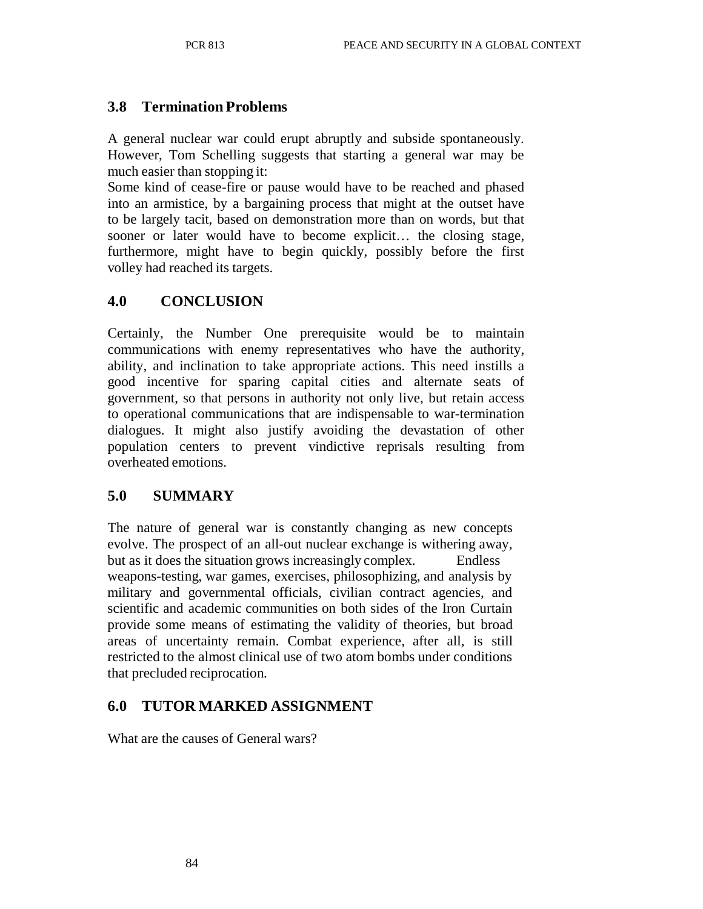## 3.8 Termination Problems

A general nuclear war could erupt abruptly and subside spontaneously. However, Tom Schelling suggests that starting a general war may be much easier than stopping it:

Some kind of cease-fire or pause would have to be reached and phased into an armistice, by a bargaining process that might at the outset have to be largely tacit, based on demonstration more than on words, but that sooner or later would have to become explicit… the closing stage, furthermore, might have to begin quickly, possibly before the first volley had reached its targets.

## 4.0 CONCLUSION

Certainly, the Number One prerequisite would be to maintain communications with enemy representatives who have the authority, ability, and inclination to take appropriate actions. This need instills a good incentive for sparing capital cities and alternate seats of government, so that persons in authority not only live, but retain access to operational communications that are indispensable to war-termination dialogues. It might also justify avoiding the devastation of other population centers to prevent vindictive reprisals resulting from overheated emotions.

## 5.0 SUMMARY

The nature of general war is constantly changing as new concepts evolve. The prospect of an all-out nuclear exchange is withering away, but as it does the situation grows increasingly complex. Endless weapons-testing, war games, exercises, philosophizing, and analysis by military and governmental officials, civilian contract agencies, and scientific and academic communities on both sides of the Iron Curtain provide some means of estimating the validity of theories, but broad areas of uncertainty remain. Combat experience, after all, is still restricted to the almost clinical use of two atom bombs under conditions that precluded reciprocation.

## 6.0 TUTOR MARKED ASSIGNMENT

What are the causes of General wars?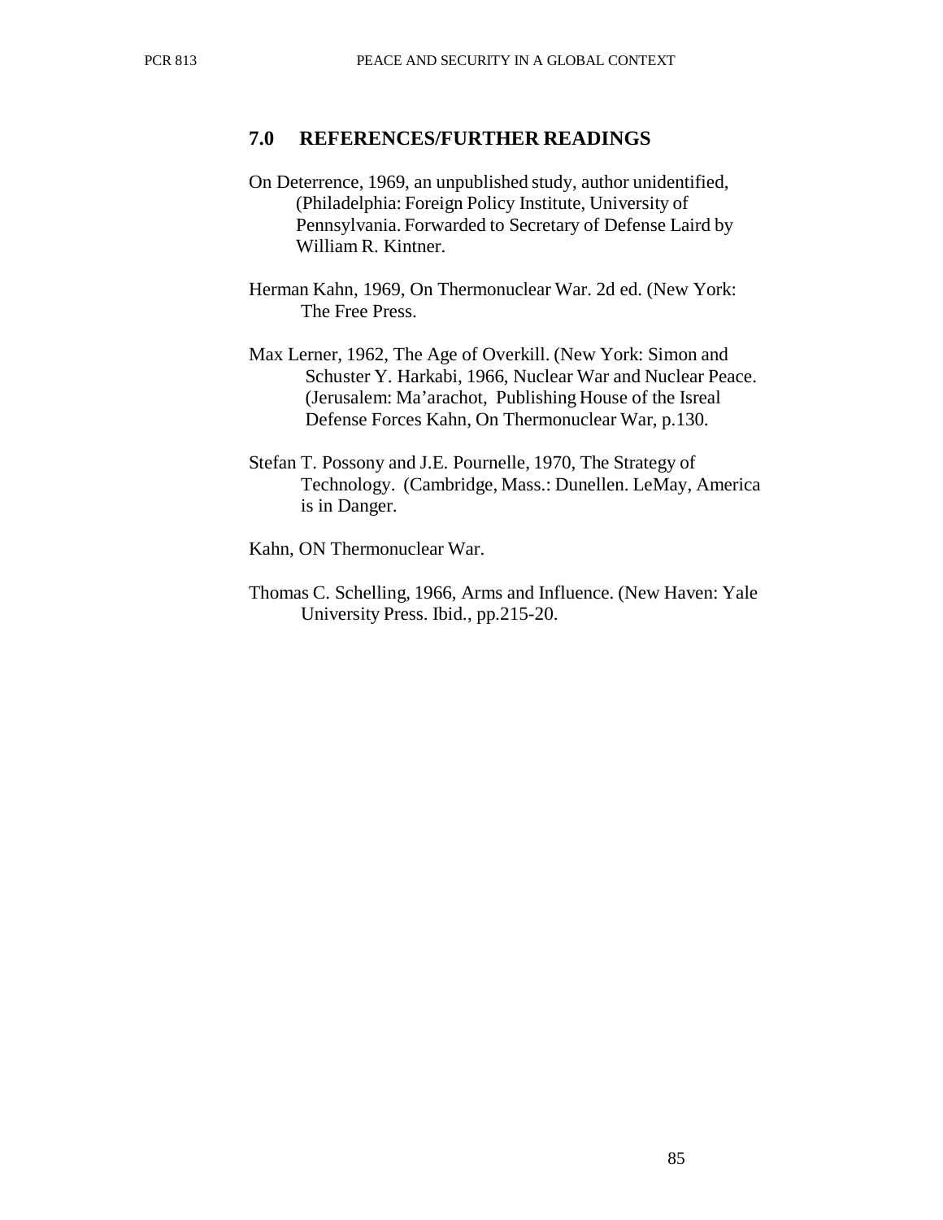## 7.0 REFERENCES/FURTHER READINGS

On Deterrence, 1969, an unpublished study, author unidentified, (Philadelphia: Foreign Policy Institute, University of Pennsylvania. Forwarded to Secretary of Defense Laird by William R. Kintner.

Herman Kahn, 1969, On Thermonuclear War. 2d ed. (New York: The Free Press.

Max Lerner, 1962, The Age of Overkill. (New York: Simon and Schuster Y. Harkabi, 1966, Nuclear War and Nuclear Peace. (Jerusalem: Ma'arachot, Publishing House of the Isreal Defense Forces Kahn, On Thermonuclear War, p.130.

Stefan T. Possony and J.E. Pournelle, 1970, The Strategy of Technology. (Cambridge, Mass.: Dunellen. LeMay, America is in Danger.

Kahn, ON Thermonuclear War.

Thomas C. Schelling, 1966, Arms and Influence. (New Haven: Yale University Press. Ibid., pp.215-20.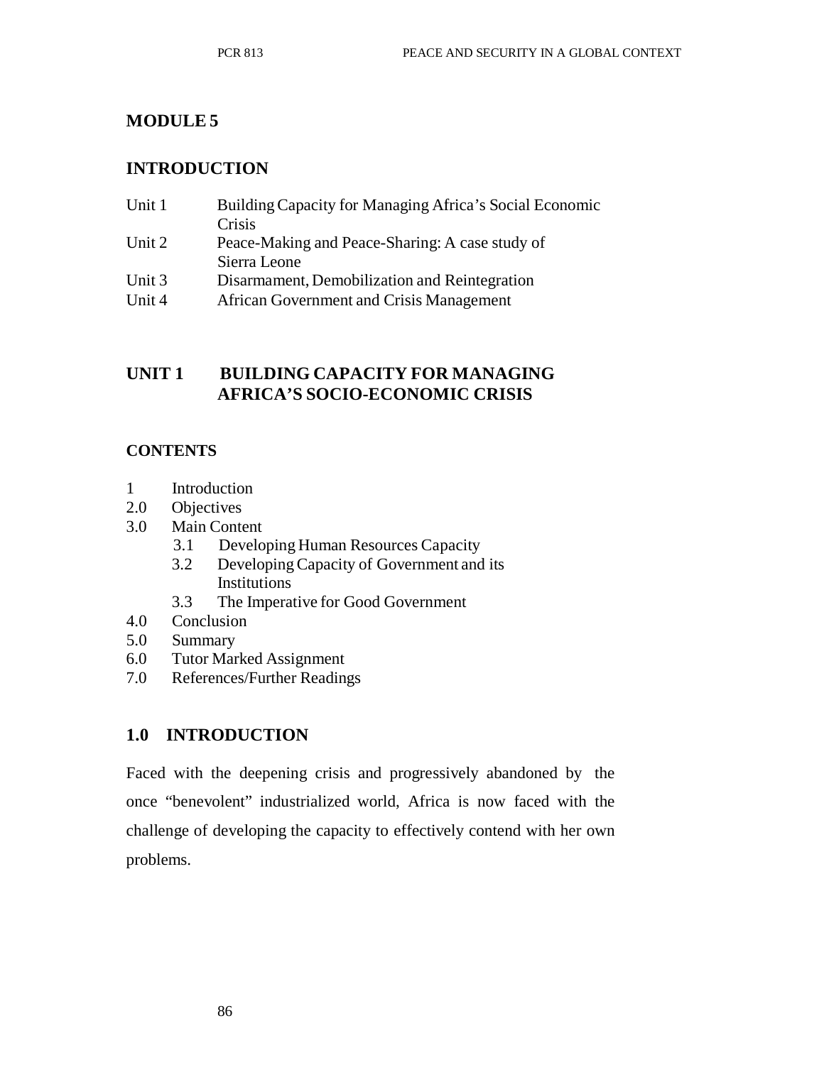## MODULE 5

## INTRODUCTION

Unit 1 Building Capacity for Managing Africa's Social Economic Crisis
Unit 2 Peace-Making and Peace-Sharing: A case study of Sierra Leone
Unit 3 Disarmament, Demobilization and Reintegration
Unit 4 African Government and Crisis Management

## UNIT 1 BUILDING CAPACITY FOR MANAGING AFRICA'S SOCIO-ECONOMIC CRISIS

### CONTENTS

1 Introduction
2.0 Objectives
3.0 Main Content
  3.1 Developing Human Resources Capacity
  3.2 Developing Capacity of Government and its Institutions
  3.3 The Imperative for Good Government
4.0 Conclusion
5.0 Summary
6.0 Tutor Marked Assignment
7.0 References/Further Readings

### 1.0 INTRODUCTION

Faced with the deepening crisis and progressively abandoned by the once "benevolent" industrialized world, Africa is now faced with the challenge of developing the capacity to effectively contend with her own problems.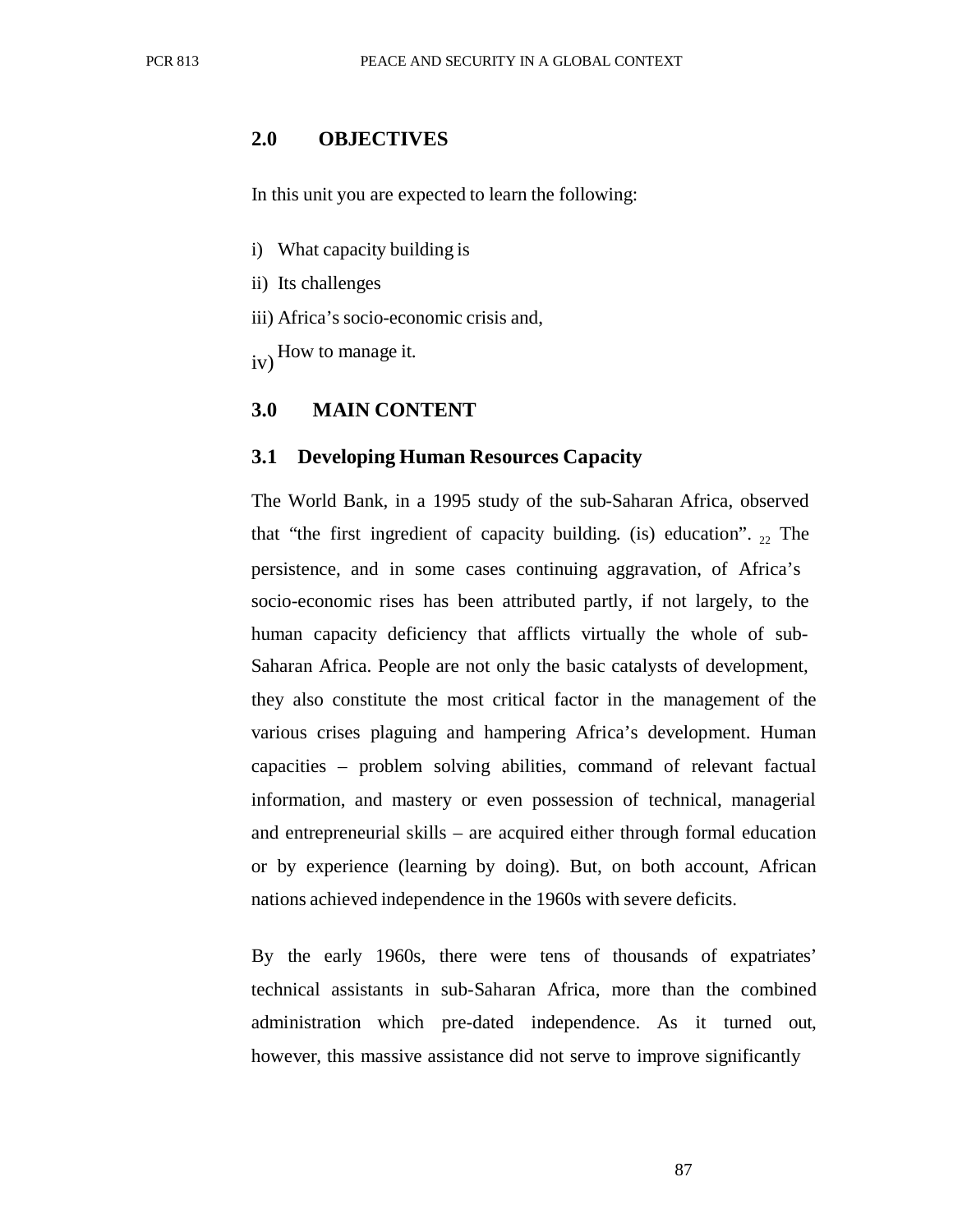## 2.0 OBJECTIVES

In this unit you are expected to learn the following:

i) What capacity building is

ii) Its challenges

iii) Africa's socio-economic crisis and,

iv) How to manage it.

## 3.0 MAIN CONTENT

### 3.1 Developing Human Resources Capacity

The World Bank, in a 1995 study of the sub-Saharan Africa, observed that "the first ingredient of capacity building. (is) education". [22] The persistence, and in some cases continuing aggravation, of Africa's socio-economic rises has been attributed partly, if not largely, to the human capacity deficiency that afflicts virtually the whole of sub-Saharan Africa. People are not only the basic catalysts of development, they also constitute the most critical factor in the management of the various crises plaguing and hampering Africa's development. Human capacities – problem solving abilities, command of relevant factual information, and mastery or even possession of technical, managerial and entrepreneurial skills – are acquired either through formal education or by experience (learning by doing). But, on both account, African nations achieved independence in the 1960s with severe deficits.

By the early 1960s, there were tens of thousands of expatriates' technical assistants in sub-Saharan Africa, more than the combined administration which pre-dated independence. As it turned out, however, this massive assistance did not serve to improve significantly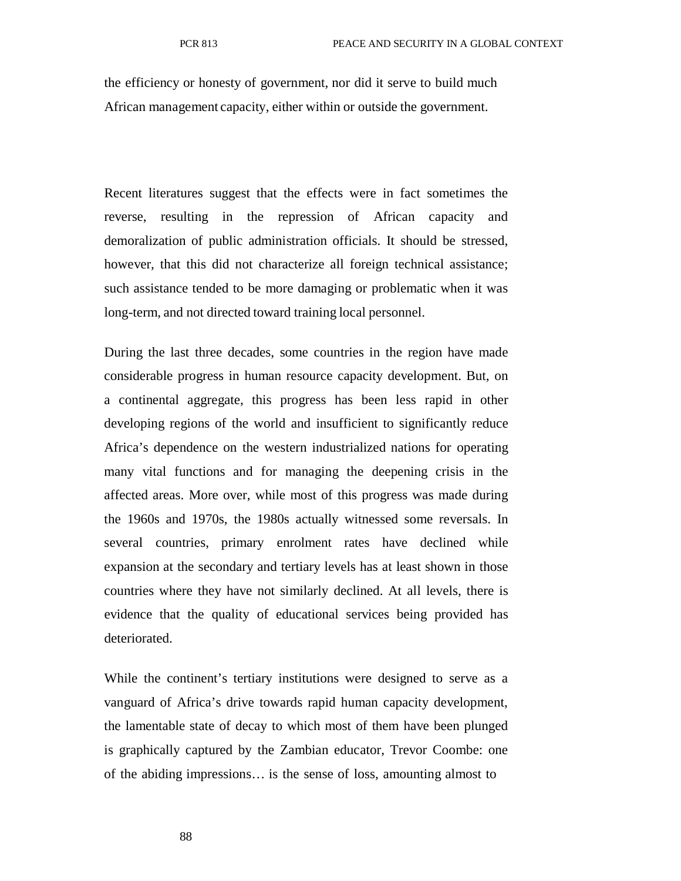the efficiency or honesty of government, nor did it serve to build much African management capacity, either within or outside the government.

Recent literatures suggest that the effects were in fact sometimes the reverse, resulting in the repression of African capacity and demoralization of public administration officials. It should be stressed, however, that this did not characterize all foreign technical assistance; such assistance tended to be more damaging or problematic when it was long-term, and not directed toward training local personnel.

During the last three decades, some countries in the region have made considerable progress in human resource capacity development. But, on a continental aggregate, this progress has been less rapid in other developing regions of the world and insufficient to significantly reduce Africa's dependence on the western industrialized nations for operating many vital functions and for managing the deepening crisis in the affected areas. More over, while most of this progress was made during the 1960s and 1970s, the 1980s actually witnessed some reversals. In several countries, primary enrolment rates have declined while expansion at the secondary and tertiary levels has at least shown in those countries where they have not similarly declined. At all levels, there is evidence that the quality of educational services being provided has deteriorated.

While the continent's tertiary institutions were designed to serve as a vanguard of Africa's drive towards rapid human capacity development, the lamentable state of decay to which most of them have been plunged is graphically captured by the Zambian educator, Trevor Coombe: one of the abiding impressions… is the sense of loss, amounting almost to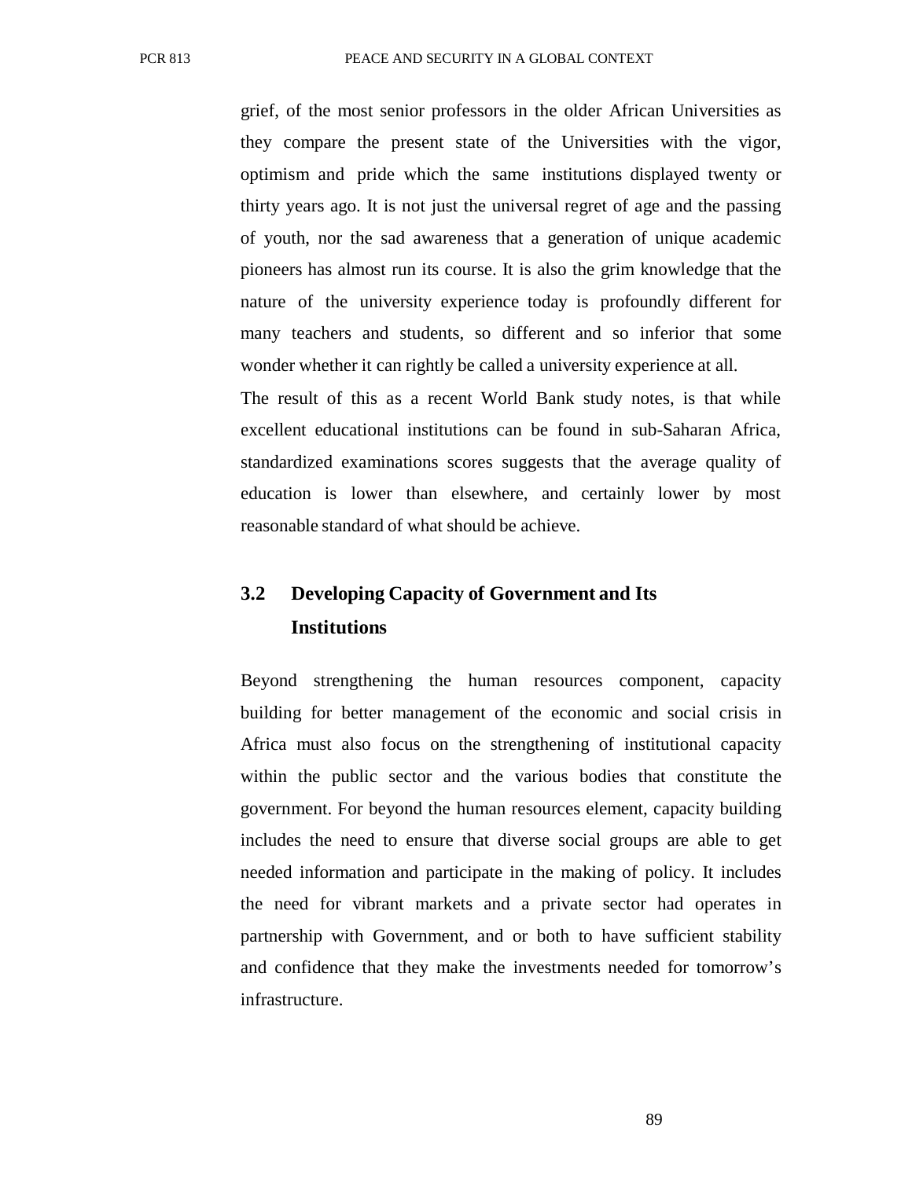grief, of the most senior professors in the older African Universities as they compare the present state of the Universities with the vigor, optimism and pride which the same institutions displayed twenty or thirty years ago. It is not just the universal regret of age and the passing of youth, nor the sad awareness that a generation of unique academic pioneers has almost run its course. It is also the grim knowledge that the nature of the university experience today is profoundly different for many teachers and students, so different and so inferior that some wonder whether it can rightly be called a university experience at all.

The result of this as a recent World Bank study notes, is that while excellent educational institutions can be found in sub-Saharan Africa, standardized examinations scores suggests that the average quality of education is lower than elsewhere, and certainly lower by most reasonable standard of what should be achieve.

## 3.2 Developing Capacity of Government and Its Institutions

Beyond strengthening the human resources component, capacity building for better management of the economic and social crisis in Africa must also focus on the strengthening of institutional capacity within the public sector and the various bodies that constitute the government. For beyond the human resources element, capacity building includes the need to ensure that diverse social groups are able to get needed information and participate in the making of policy. It includes the need for vibrant markets and a private sector had operates in partnership with Government, and or both to have sufficient stability and confidence that they make the investments needed for tomorrow's infrastructure.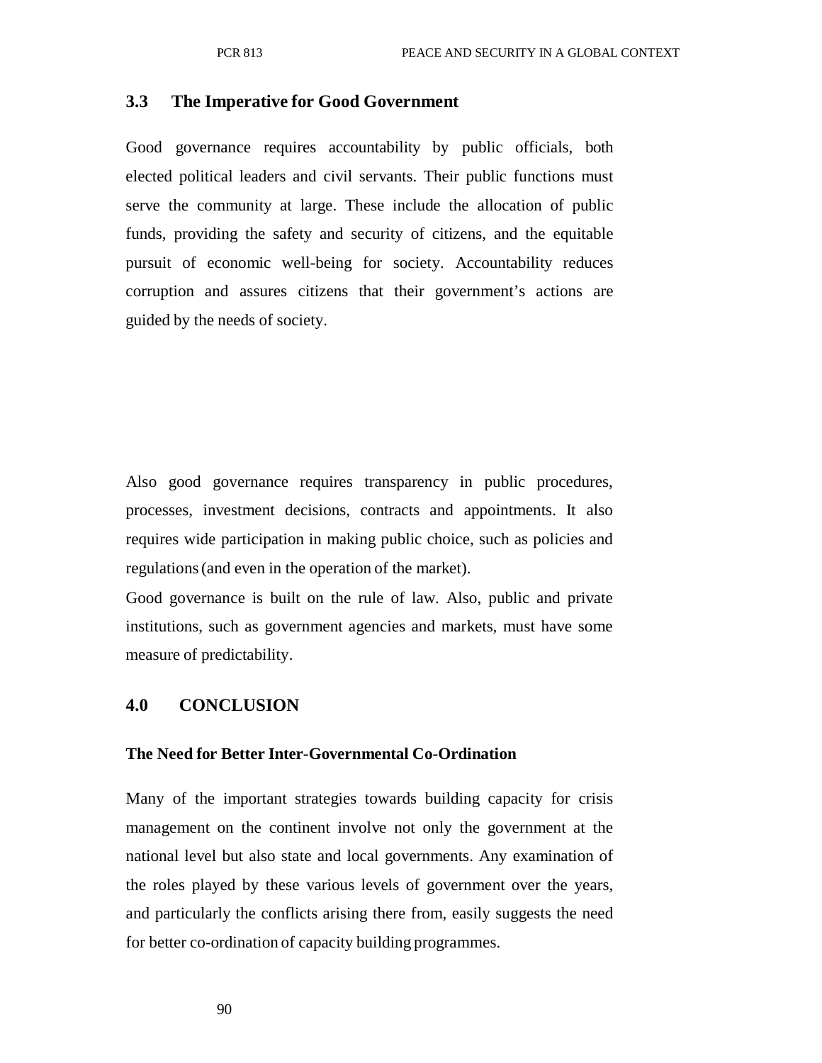## 3.3 The Imperative for Good Government

Good governance requires accountability by public officials, both elected political leaders and civil servants. Their public functions must serve the community at large. These include the allocation of public funds, providing the safety and security of citizens, and the equitable pursuit of economic well-being for society. Accountability reduces corruption and assures citizens that their government's actions are guided by the needs of society.

Also good governance requires transparency in public procedures, processes, investment decisions, contracts and appointments. It also requires wide participation in making public choice, such as policies and regulations (and even in the operation of the market).

Good governance is built on the rule of law. Also, public and private institutions, such as government agencies and markets, must have some measure of predictability.

## 4.0 CONCLUSION

**The Need for Better Inter-Governmental Co-Ordination**

Many of the important strategies towards building capacity for crisis management on the continent involve not only the government at the national level but also state and local governments. Any examination of the roles played by these various levels of government over the years, and particularly the conflicts arising there from, easily suggests the need for better co-ordination of capacity building programmes.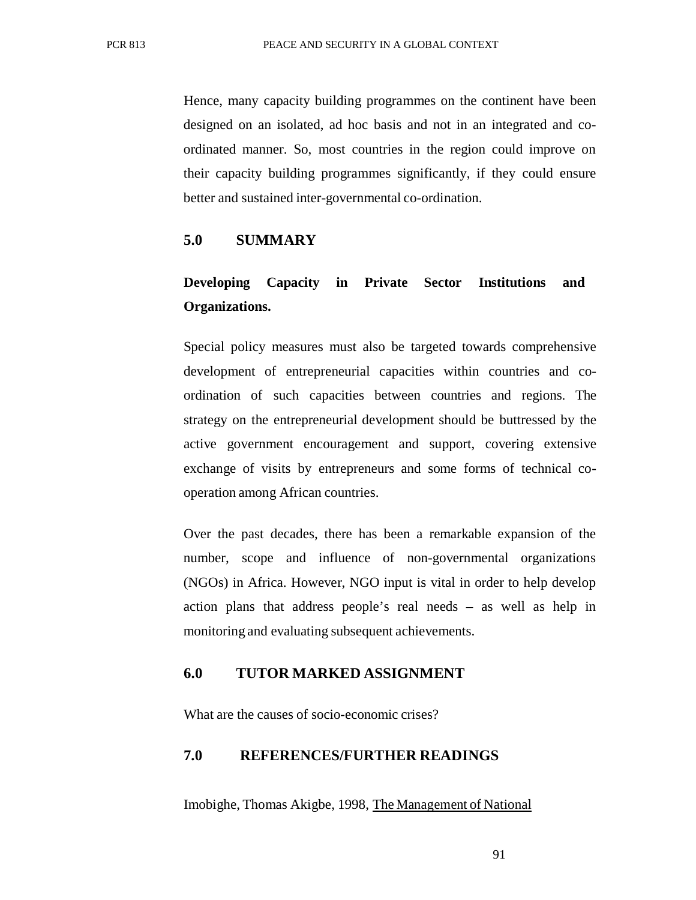Hence, many capacity building programmes on the continent have been designed on an isolated, ad hoc basis and not in an integrated and co-ordinated manner. So, most countries in the region could improve on their capacity building programmes significantly, if they could ensure better and sustained inter-governmental co-ordination.

## 5.0 SUMMARY

**Developing Capacity in Private Sector Institutions and Organizations.**

Special policy measures must also be targeted towards comprehensive development of entrepreneurial capacities within countries and co-ordination of such capacities between countries and regions. The strategy on the entrepreneurial development should be buttressed by the active government encouragement and support, covering extensive exchange of visits by entrepreneurs and some forms of technical co-operation among African countries.

Over the past decades, there has been a remarkable expansion of the number, scope and influence of non-governmental organizations (NGOs) in Africa. However, NGO input is vital in order to help develop action plans that address people's real needs – as well as help in monitoring and evaluating subsequent achievements.

## 6.0 TUTOR MARKED ASSIGNMENT

What are the causes of socio-economic crises?

## 7.0 REFERENCES/FURTHER READINGS

Imobighe, Thomas Akigbe, 1998, The Management of National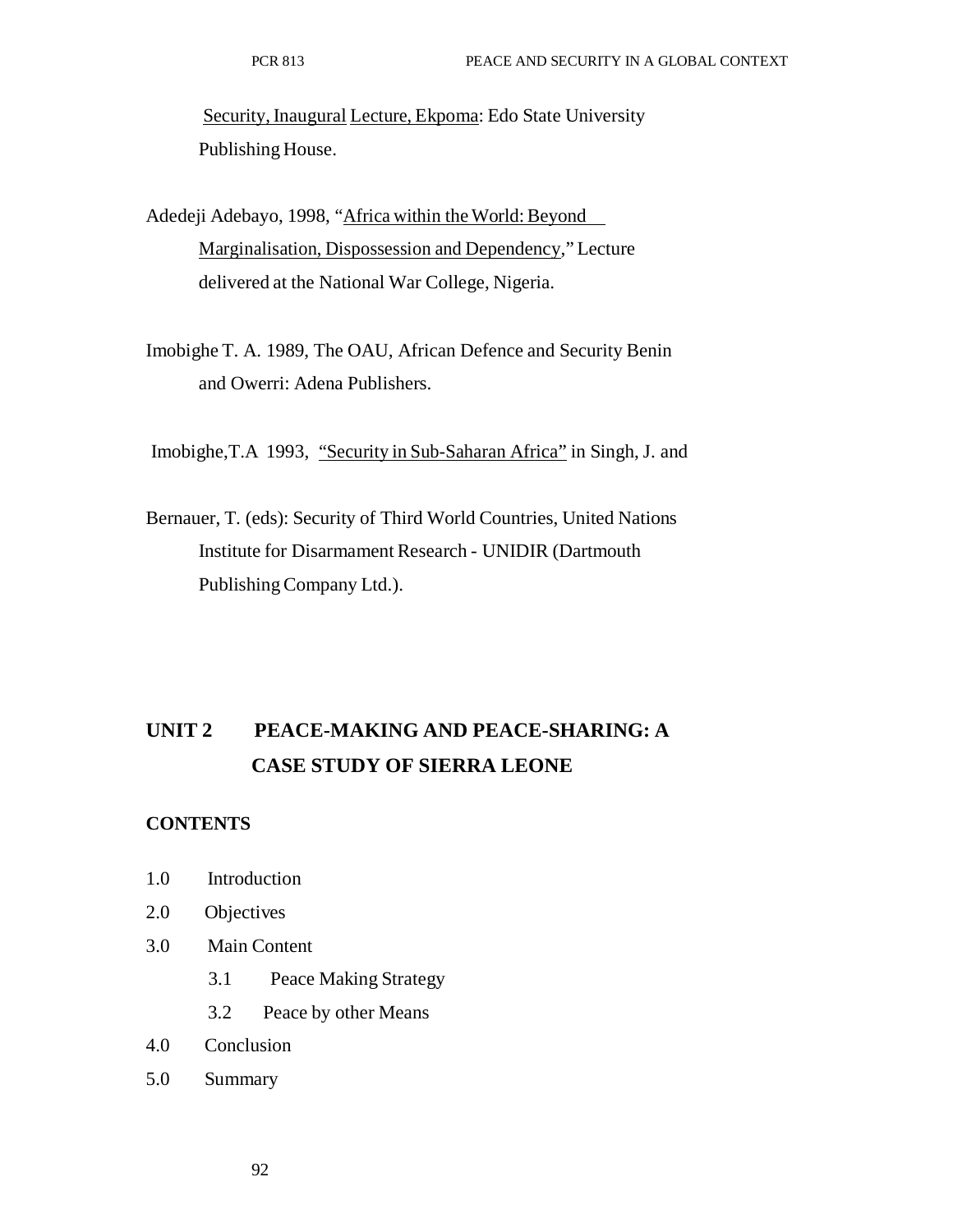Security, Inaugural Lecture, Ekpoma: Edo State University Publishing House.

Adedeji Adebayo, 1998, "Africa within the World: Beyond Marginalisation, Dispossession and Dependency," Lecture delivered at the National War College, Nigeria.

Imobighe T. A. 1989, The OAU, African Defence and Security Benin and Owerri: Adena Publishers.

Imobighe,T.A 1993, "Security in Sub-Saharan Africa" in Singh, J. and

Bernauer, T. (eds): Security of Third World Countries, United Nations Institute for Disarmament Research - UNIDIR (Dartmouth Publishing Company Ltd.).

## UNIT 2 PEACE-MAKING AND PEACE-SHARING: A CASE STUDY OF SIERRA LEONE

### CONTENTS

1.0 Introduction
2.0 Objectives
3.0 Main Content
 3.1 Peace Making Strategy
 3.2 Peace by other Means
4.0 Conclusion
5.0 Summary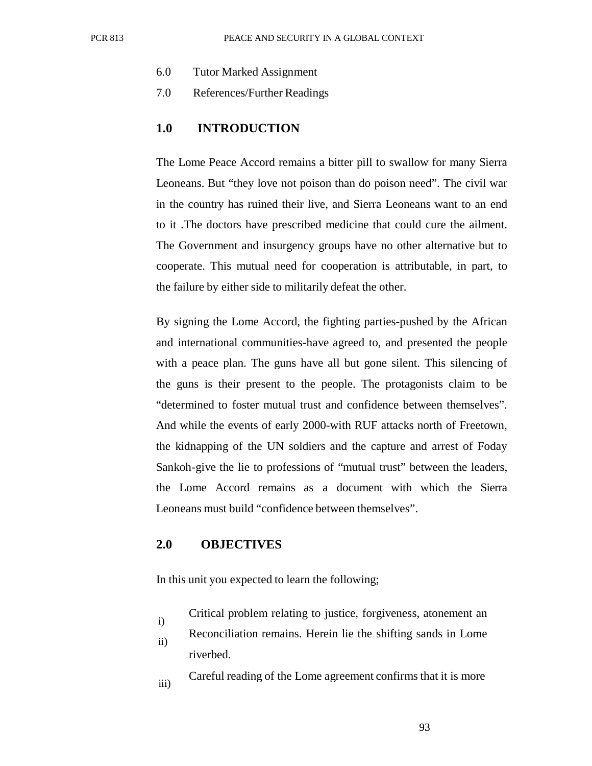6.0 Tutor Marked Assignment

7.0 References/Further Readings

## 1.0 INTRODUCTION

The Lome Peace Accord remains a bitter pill to swallow for many Sierra Leoneans. But "they love not poison than do poison need". The civil war in the country has ruined their live, and Sierra Leoneans want to an end to it .The doctors have prescribed medicine that could cure the ailment. The Government and insurgency groups have no other alternative but to cooperate. This mutual need for cooperation is attributable, in part, to the failure by either side to militarily defeat the other.

By signing the Lome Accord, the fighting parties-pushed by the African and international communities-have agreed to, and presented the people with a peace plan. The guns have all but gone silent. This silencing of the guns is their present to the people. The protagonists claim to be "determined to foster mutual trust and confidence between themselves". And while the events of early 2000-with RUF attacks north of Freetown, the kidnapping of the UN soldiers and the capture and arrest of Foday Sankoh-give the lie to professions of "mutual trust" between the leaders, the Lome Accord remains as a document with which the Sierra Leoneans must build "confidence between themselves".

## 2.0 OBJECTIVES

In this unit you expected to learn the following;

i) Critical problem relating to justice, forgiveness, atonement an

ii) Reconciliation remains. Herein lie the shifting sands in Lome riverbed.

iii) Careful reading of the Lome agreement confirms that it is more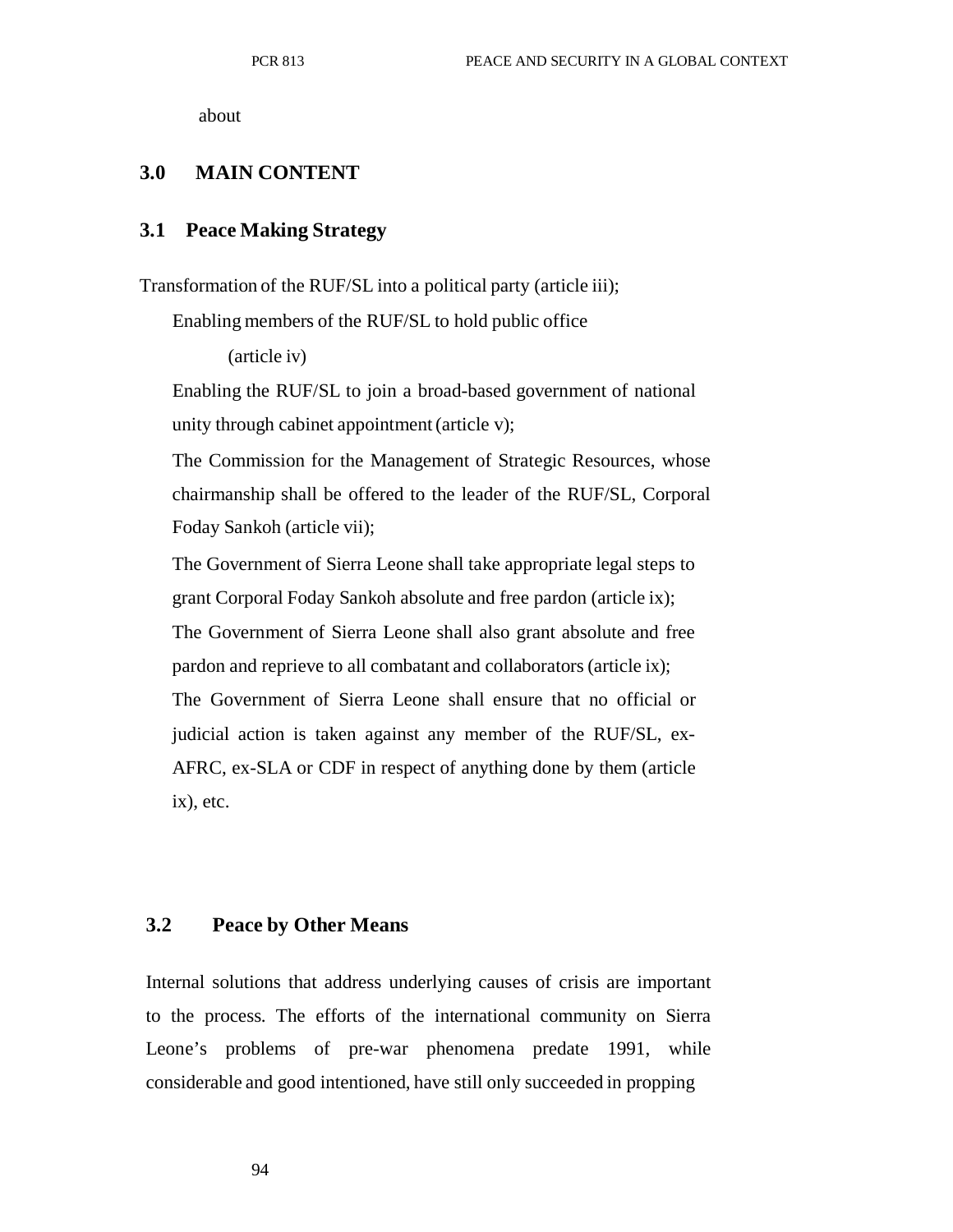about

## 3.0 MAIN CONTENT

### 3.1 Peace Making Strategy

Transformation of the RUF/SL into a political party (article iii);

Enabling members of the RUF/SL to hold public office (article iv)

Enabling the RUF/SL to join a broad-based government of national unity through cabinet appointment (article v);

The Commission for the Management of Strategic Resources, whose chairmanship shall be offered to the leader of the RUF/SL, Corporal Foday Sankoh (article vii);

The Government of Sierra Leone shall take appropriate legal steps to grant Corporal Foday Sankoh absolute and free pardon (article ix);

The Government of Sierra Leone shall also grant absolute and free pardon and reprieve to all combatant and collaborators (article ix);

The Government of Sierra Leone shall ensure that no official or judicial action is taken against any member of the RUF/SL, ex-AFRC, ex-SLA or CDF in respect of anything done by them (article ix), etc.

### 3.2 Peace by Other Means

Internal solutions that address underlying causes of crisis are important to the process. The efforts of the international community on Sierra Leone's problems of pre-war phenomena predate 1991, while considerable and good intentioned, have still only succeeded in propping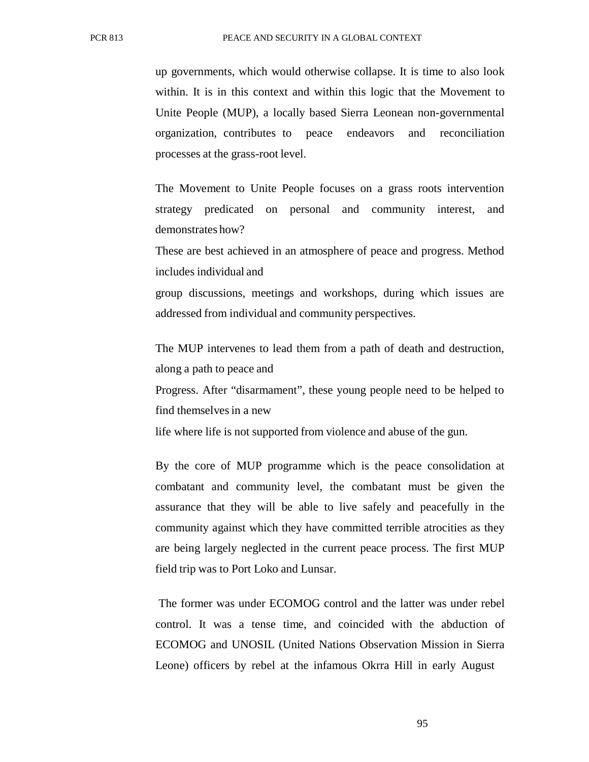up governments, which would otherwise collapse. It is time to also look within. It is in this context and within this logic that the Movement to Unite People (MUP), a locally based Sierra Leonean non-governmental organization, contributes to peace endeavors and reconciliation processes at the grass-root level.

The Movement to Unite People focuses on a grass roots intervention strategy predicated on personal and community interest, and demonstrates how?

These are best achieved in an atmosphere of peace and progress. Method includes individual and

group discussions, meetings and workshops, during which issues are addressed from individual and community perspectives.

The MUP intervenes to lead them from a path of death and destruction, along a path to peace and

Progress. After "disarmament", these young people need to be helped to find themselves in a new

life where life is not supported from violence and abuse of the gun.

By the core of MUP programme which is the peace consolidation at combatant and community level, the combatant must be given the assurance that they will be able to live safely and peacefully in the community against which they have committed terrible atrocities as they are being largely neglected in the current peace process. The first MUP field trip was to Port Loko and Lunsar.

The former was under ECOMOG control and the latter was under rebel control. It was a tense time, and coincided with the abduction of ECOMOG and UNOSIL (United Nations Observation Mission in Sierra Leone) officers by rebel at the infamous Okrra Hill in early August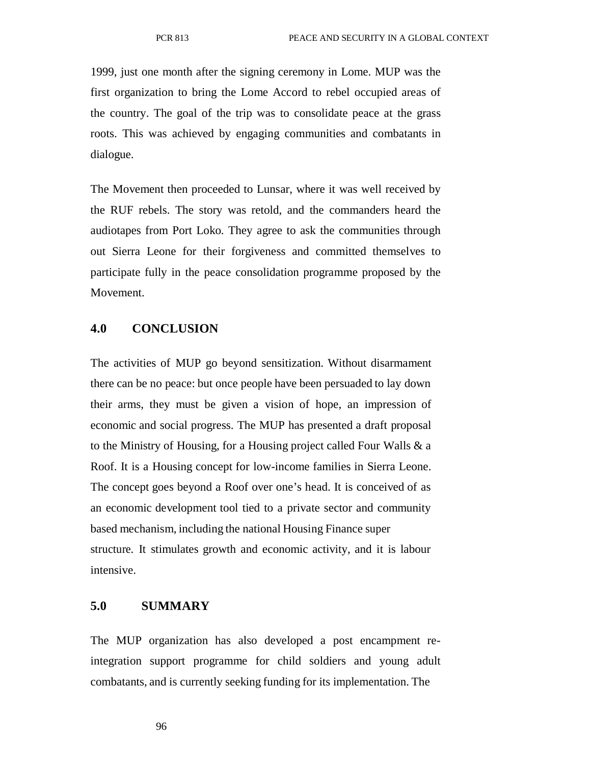1999, just one month after the signing ceremony in Lome. MUP was the first organization to bring the Lome Accord to rebel occupied areas of the country. The goal of the trip was to consolidate peace at the grass roots. This was achieved by engaging communities and combatants in dialogue.

The Movement then proceeded to Lunsar, where it was well received by the RUF rebels. The story was retold, and the commanders heard the audiotapes from Port Loko. They agree to ask the communities through out Sierra Leone for their forgiveness and committed themselves to participate fully in the peace consolidation programme proposed by the Movement.

## 4.0 CONCLUSION

The activities of MUP go beyond sensitization. Without disarmament there can be no peace: but once people have been persuaded to lay down their arms, they must be given a vision of hope, an impression of economic and social progress. The MUP has presented a draft proposal to the Ministry of Housing, for a Housing project called Four Walls & a Roof. It is a Housing concept for low-income families in Sierra Leone. The concept goes beyond a Roof over one's head. It is conceived of as an economic development tool tied to a private sector and community based mechanism, including the national Housing Finance super structure. It stimulates growth and economic activity, and it is labour intensive.

## 5.0 SUMMARY

The MUP organization has also developed a post encampment re-integration support programme for child soldiers and young adult combatants, and is currently seeking funding for its implementation. The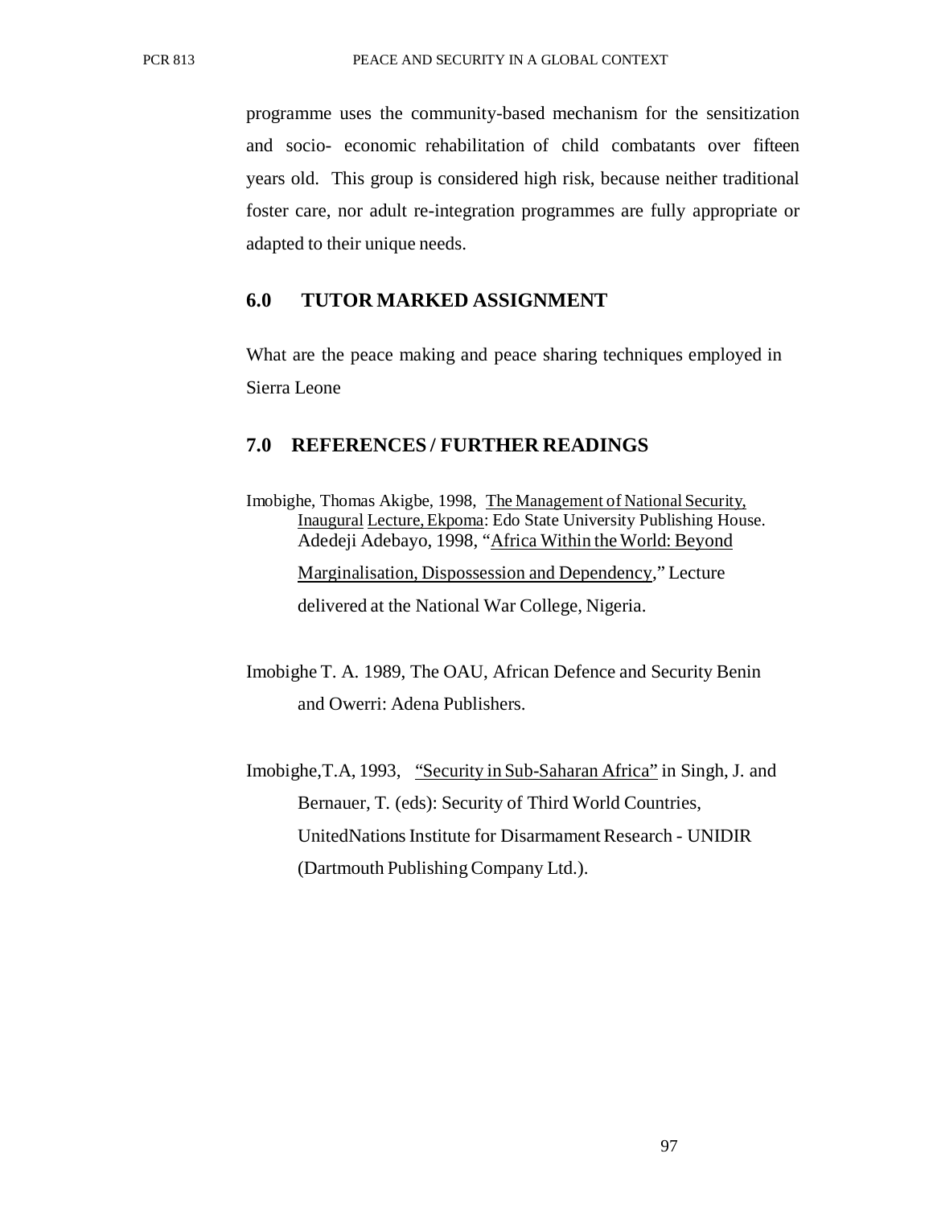programme uses the community-based mechanism for the sensitization and socio- economic rehabilitation of child combatants over fifteen years old. This group is considered high risk, because neither traditional foster care, nor adult re-integration programmes are fully appropriate or adapted to their unique needs.

## 6.0 TUTOR MARKED ASSIGNMENT

What are the peace making and peace sharing techniques employed in Sierra Leone

## 7.0 REFERENCES / FURTHER READINGS

Imobighe, Thomas Akigbe, 1998, The Management of National Security, Inaugural Lecture, Ekpoma: Edo State University Publishing House. Adedeji Adebayo, 1998, "Africa Within the World: Beyond Marginalisation, Dispossession and Dependency," Lecture delivered at the National War College, Nigeria.

Imobighe T. A. 1989, The OAU, African Defence and Security Benin and Owerri: Adena Publishers.

Imobighe,T.A, 1993, "Security in Sub-Saharan Africa" in Singh, J. and Bernauer, T. (eds): Security of Third World Countries, UnitedNations Institute for Disarmament Research - UNIDIR (Dartmouth Publishing Company Ltd.).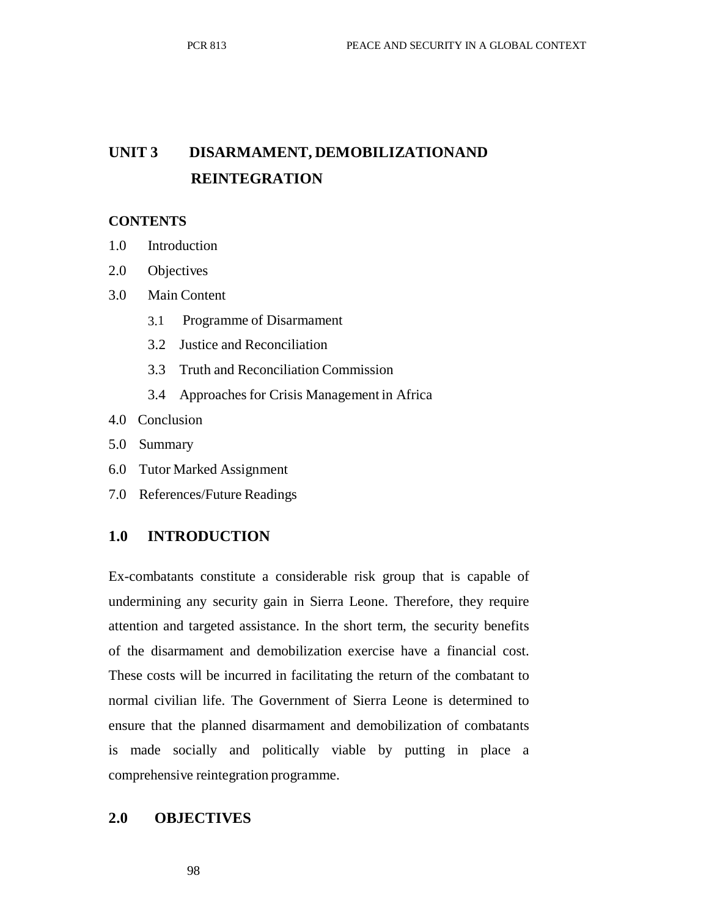# UNIT 3 DISARMAMENT, DEMOBILIZATIONAND REINTEGRATION

**CONTENTS**

1.0 Introduction
2.0 Objectives
3.0 Main Content
 3.1 Programme of Disarmament
 3.2 Justice and Reconciliation
 3.3 Truth and Reconciliation Commission
 3.4 Approaches for Crisis Management in Africa
4.0 Conclusion
5.0 Summary
6.0 Tutor Marked Assignment
7.0 References/Future Readings

## 1.0 INTRODUCTION

Ex-combatants constitute a considerable risk group that is capable of undermining any security gain in Sierra Leone. Therefore, they require attention and targeted assistance. In the short term, the security benefits of the disarmament and demobilization exercise have a financial cost. These costs will be incurred in facilitating the return of the combatant to normal civilian life. The Government of Sierra Leone is determined to ensure that the planned disarmament and demobilization of combatants is made socially and politically viable by putting in place a comprehensive reintegration programme.

## 2.0 OBJECTIVES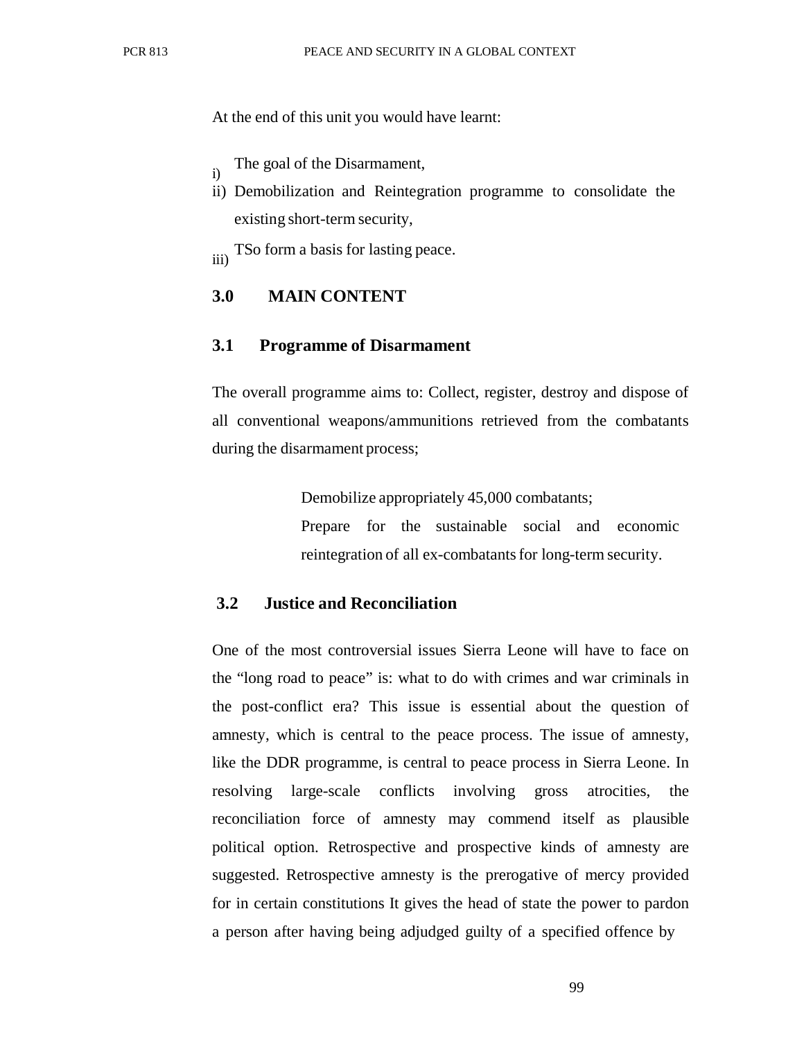At the end of this unit you would have learnt:

i) The goal of the Disarmament,
ii) Demobilization and Reintegration programme to consolidate the existing short-term security,
iii) TSo form a basis for lasting peace.

## 3.0 MAIN CONTENT

### 3.1 Programme of Disarmament

The overall programme aims to: Collect, register, destroy and dispose of all conventional weapons/ammunitions retrieved from the combatants during the disarmament process;

Demobilize appropriately 45,000 combatants;

Prepare for the sustainable social and economic reintegration of all ex-combatants for long-term security.

### 3.2 Justice and Reconciliation

One of the most controversial issues Sierra Leone will have to face on the "long road to peace" is: what to do with crimes and war criminals in the post-conflict era? This issue is essential about the question of amnesty, which is central to the peace process. The issue of amnesty, like the DDR programme, is central to peace process in Sierra Leone. In resolving large-scale conflicts involving gross atrocities, the reconciliation force of amnesty may commend itself as plausible political option. Retrospective and prospective kinds of amnesty are suggested. Retrospective amnesty is the prerogative of mercy provided for in certain constitutions It gives the head of state the power to pardon a person after having being adjudged guilty of a specified offence by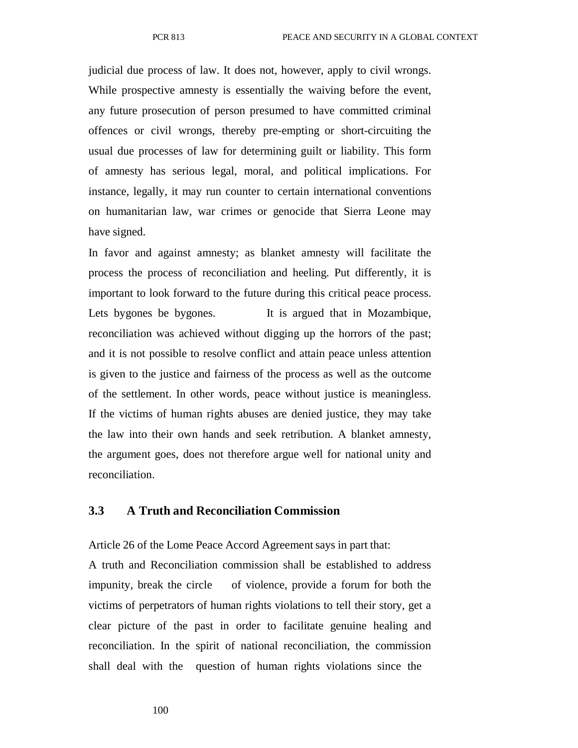judicial due process of law. It does not, however, apply to civil wrongs. While prospective amnesty is essentially the waiving before the event, any future prosecution of person presumed to have committed criminal offences or civil wrongs, thereby pre-empting or short-circuiting the usual due processes of law for determining guilt or liability. This form of amnesty has serious legal, moral, and political implications. For instance, legally, it may run counter to certain international conventions on humanitarian law, war crimes or genocide that Sierra Leone may have signed.

In favor and against amnesty; as blanket amnesty will facilitate the process the process of reconciliation and heeling. Put differently, it is important to look forward to the future during this critical peace process. Lets bygones be bygones. It is argued that in Mozambique, reconciliation was achieved without digging up the horrors of the past; and it is not possible to resolve conflict and attain peace unless attention is given to the justice and fairness of the process as well as the outcome of the settlement. In other words, peace without justice is meaningless. If the victims of human rights abuses are denied justice, they may take the law into their own hands and seek retribution. A blanket amnesty, the argument goes, does not therefore argue well for national unity and reconciliation.

### 3.3 A Truth and Reconciliation Commission

Article 26 of the Lome Peace Accord Agreement says in part that:

A truth and Reconciliation commission shall be established to address impunity, break the circle of violence, provide a forum for both the victims of perpetrators of human rights violations to tell their story, get a clear picture of the past in order to facilitate genuine healing and reconciliation. In the spirit of national reconciliation, the commission shall deal with the question of human rights violations since the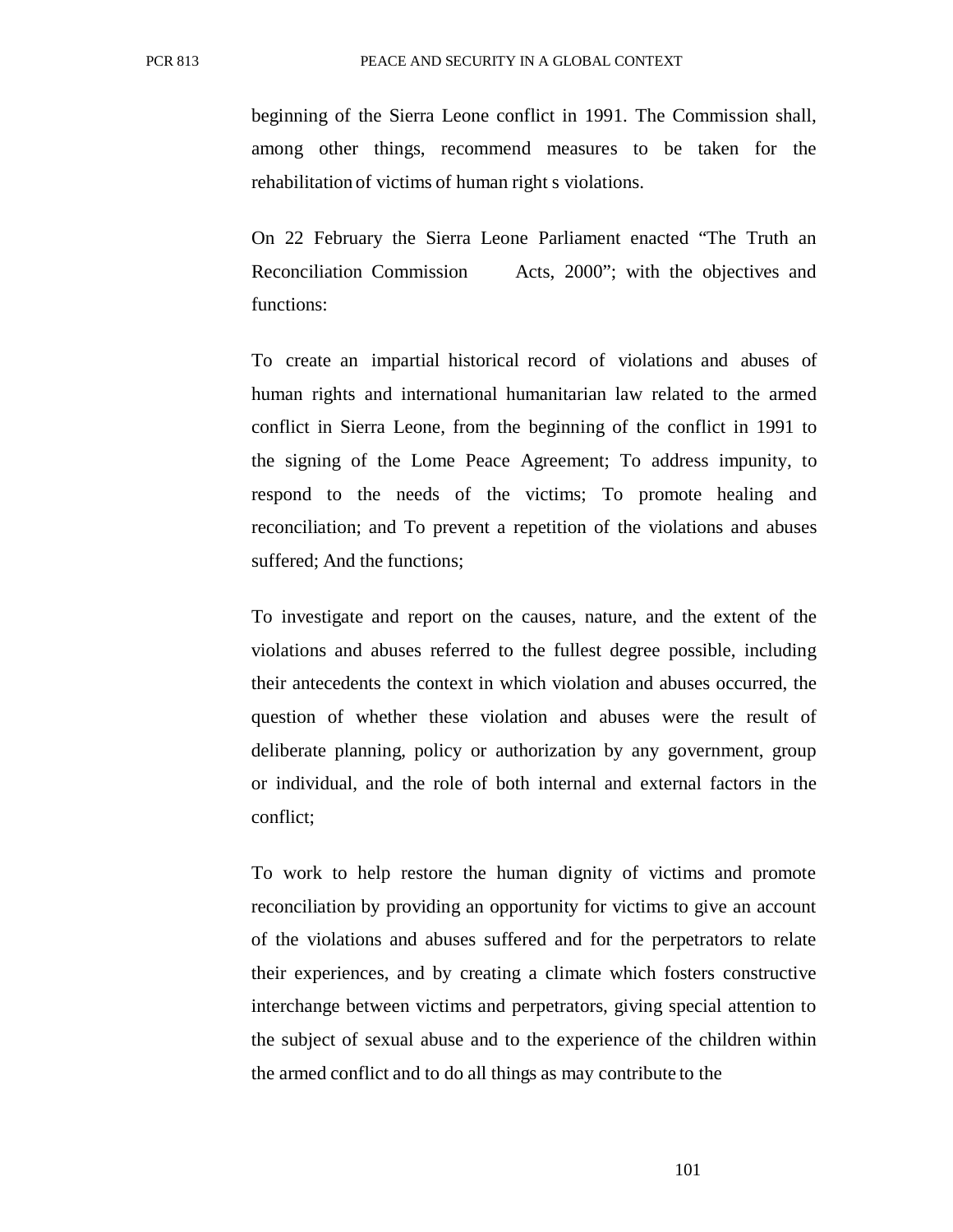beginning of the Sierra Leone conflict in 1991. The Commission shall, among other things, recommend measures to be taken for the rehabilitation of victims of human right s violations.

On 22 February the Sierra Leone Parliament enacted "The Truth an Reconciliation Commission Acts, 2000"; with the objectives and functions:

To create an impartial historical record of violations and abuses of human rights and international humanitarian law related to the armed conflict in Sierra Leone, from the beginning of the conflict in 1991 to the signing of the Lome Peace Agreement; To address impunity, to respond to the needs of the victims; To promote healing and reconciliation; and To prevent a repetition of the violations and abuses suffered; And the functions;

To investigate and report on the causes, nature, and the extent of the violations and abuses referred to the fullest degree possible, including their antecedents the context in which violation and abuses occurred, the question of whether these violation and abuses were the result of deliberate planning, policy or authorization by any government, group or individual, and the role of both internal and external factors in the conflict;

To work to help restore the human dignity of victims and promote reconciliation by providing an opportunity for victims to give an account of the violations and abuses suffered and for the perpetrators to relate their experiences, and by creating a climate which fosters constructive interchange between victims and perpetrators, giving special attention to the subject of sexual abuse and to the experience of the children within the armed conflict and to do all things as may contribute to the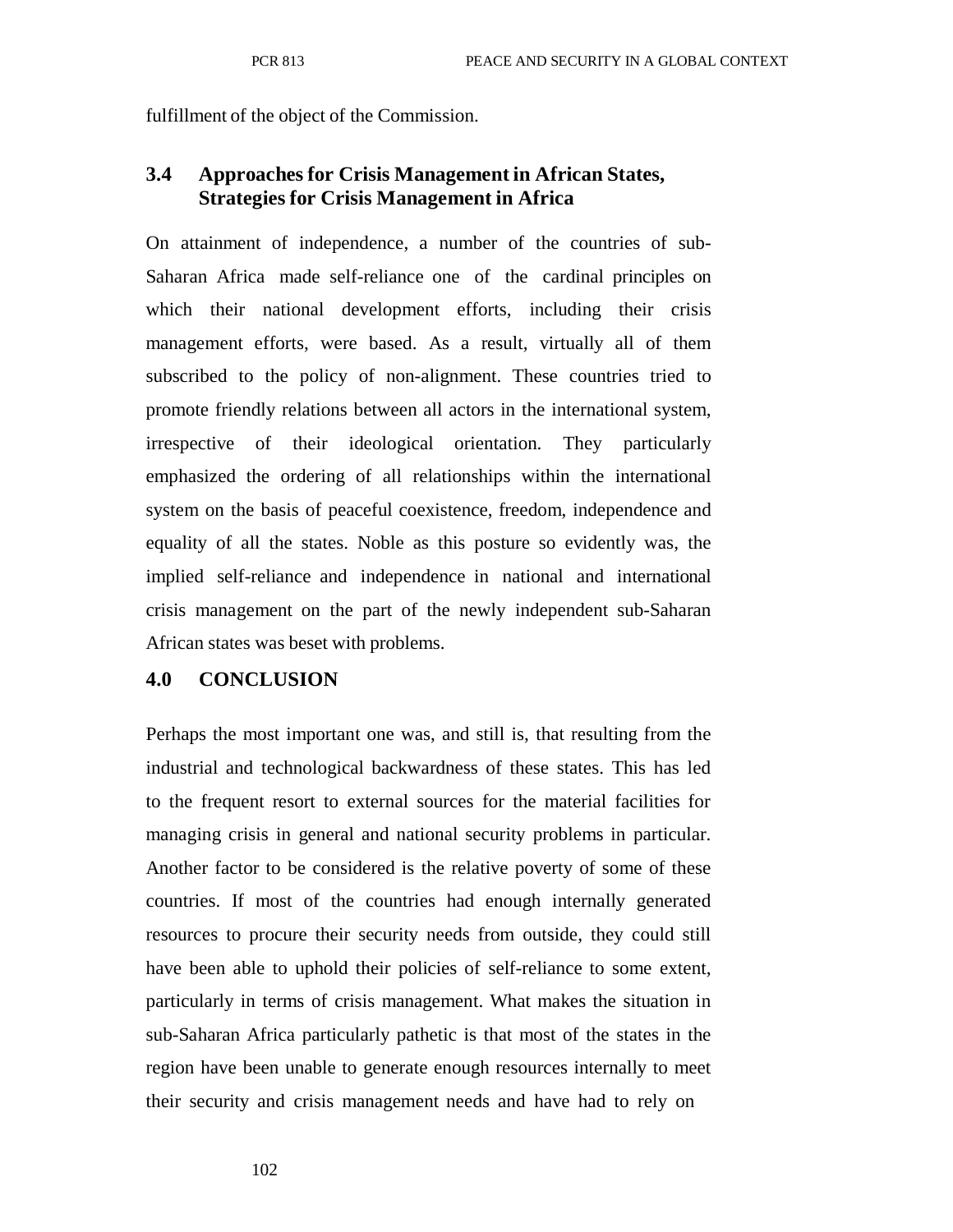fulfillment of the object of the Commission.

## 3.4 Approaches for Crisis Management in African States, Strategies for Crisis Management in Africa

On attainment of independence, a number of the countries of sub-Saharan Africa made self-reliance one of the cardinal principles on which their national development efforts, including their crisis management efforts, were based. As a result, virtually all of them subscribed to the policy of non-alignment. These countries tried to promote friendly relations between all actors in the international system, irrespective of their ideological orientation. They particularly emphasized the ordering of all relationships within the international system on the basis of peaceful coexistence, freedom, independence and equality of all the states. Noble as this posture so evidently was, the implied self-reliance and independence in national and international crisis management on the part of the newly independent sub-Saharan African states was beset with problems.

## 4.0 CONCLUSION

Perhaps the most important one was, and still is, that resulting from the industrial and technological backwardness of these states. This has led to the frequent resort to external sources for the material facilities for managing crisis in general and national security problems in particular. Another factor to be considered is the relative poverty of some of these countries. If most of the countries had enough internally generated resources to procure their security needs from outside, they could still have been able to uphold their policies of self-reliance to some extent, particularly in terms of crisis management. What makes the situation in sub-Saharan Africa particularly pathetic is that most of the states in the region have been unable to generate enough resources internally to meet their security and crisis management needs and have had to rely on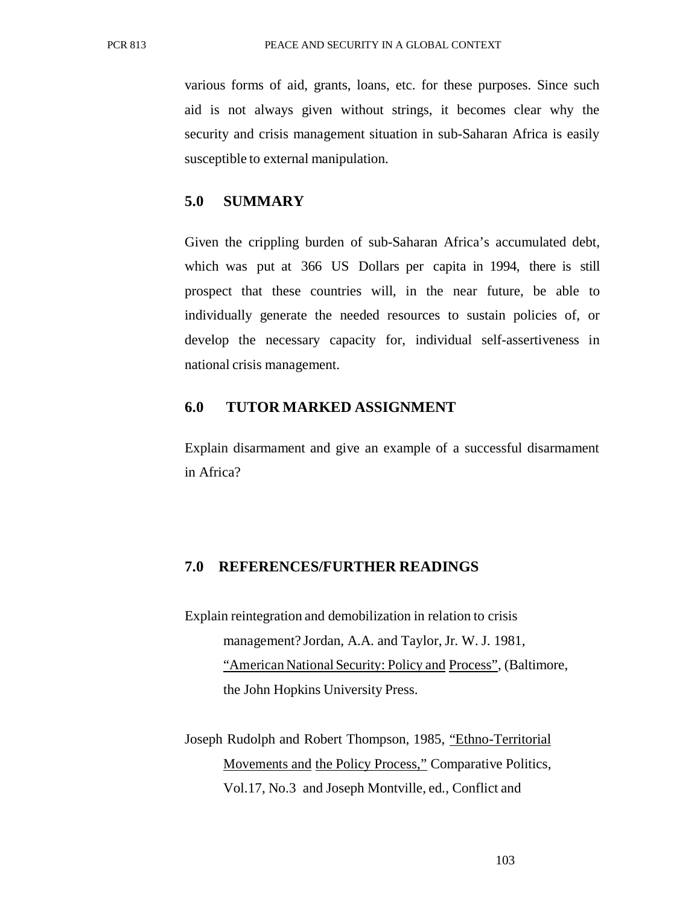various forms of aid, grants, loans, etc. for these purposes. Since such aid is not always given without strings, it becomes clear why the security and crisis management situation in sub-Saharan Africa is easily susceptible to external manipulation.

## 5.0 SUMMARY

Given the crippling burden of sub-Saharan Africa's accumulated debt, which was put at 366 US Dollars per capita in 1994, there is still prospect that these countries will, in the near future, be able to individually generate the needed resources to sustain policies of, or develop the necessary capacity for, individual self-assertiveness in national crisis management.

## 6.0 TUTOR MARKED ASSIGNMENT

Explain disarmament and give an example of a successful disarmament in Africa?

## 7.0 REFERENCES/FURTHER READINGS

Explain reintegration and demobilization in relation to crisis management? Jordan, A.A. and Taylor, Jr. W. J. 1981, "American National Security: Policy and Process", (Baltimore, the John Hopkins University Press.

Joseph Rudolph and Robert Thompson, 1985, "Ethno-Territorial Movements and the Policy Process," Comparative Politics, Vol.17, No.3 and Joseph Montville, ed., Conflict and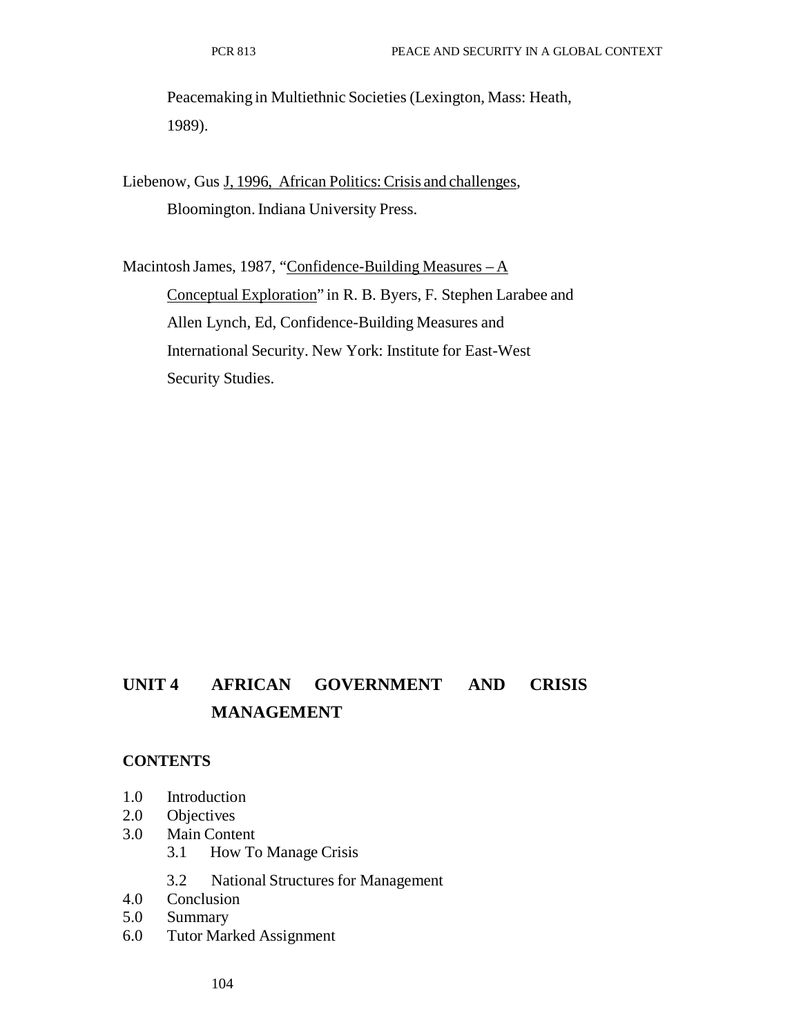Peacemaking in Multiethnic Societies (Lexington, Mass: Heath, 1989).

Liebenow, Gus J, 1996, African Politics: Crisis and challenges, Bloomington. Indiana University Press.

Macintosh James, 1987, "Confidence-Building Measures – A Conceptual Exploration" in R. B. Byers, F. Stephen Larabee and Allen Lynch, Ed, Confidence-Building Measures and International Security. New York: Institute for East-West Security Studies.

# UNIT 4 AFRICAN GOVERNMENT AND CRISIS MANAGEMENT

**CONTENTS**

- 1.0 Introduction
- 2.0 Objectives
- 3.0 Main Content
  - 3.1 How To Manage Crisis
  - 3.2 National Structures for Management
- 4.0 Conclusion
- 5.0 Summary
- 6.0 Tutor Marked Assignment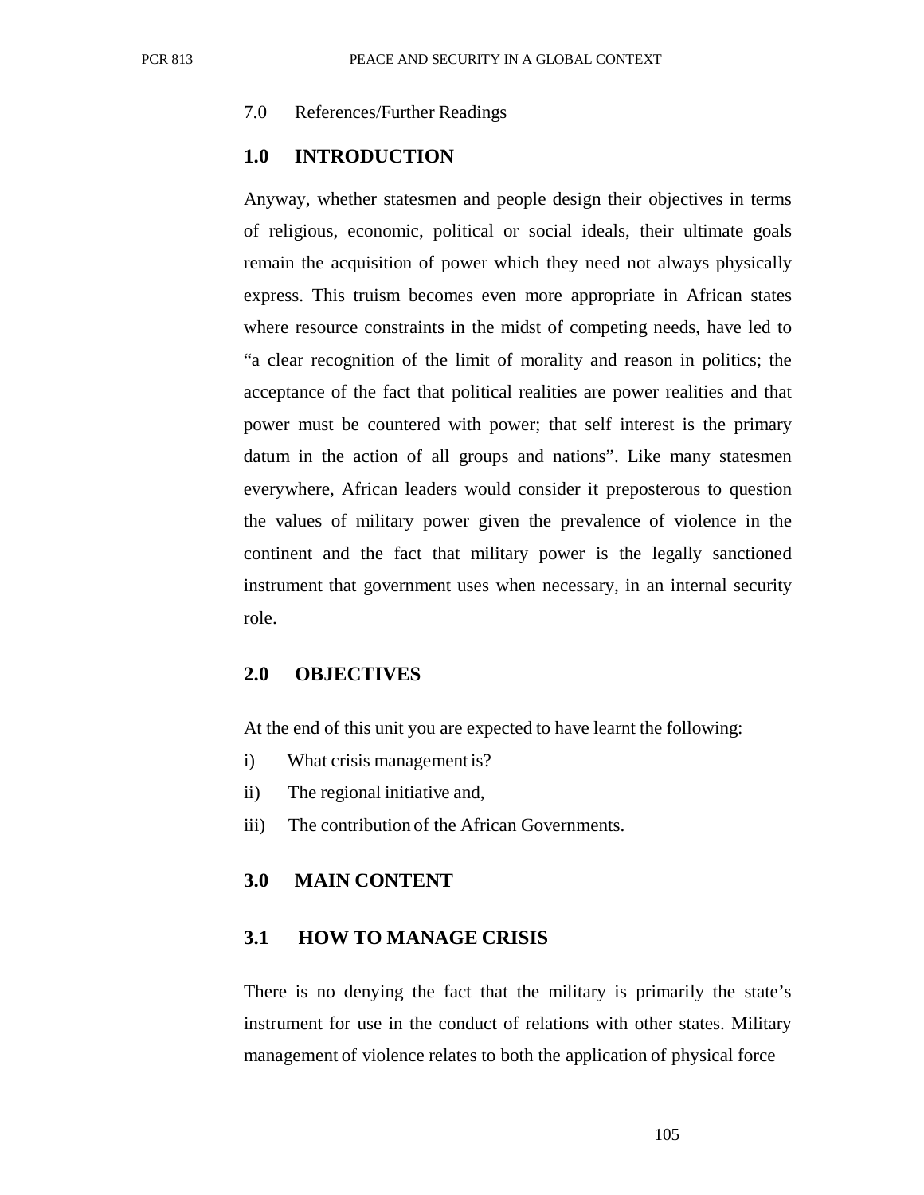7.0 References/Further Readings

## 1.0 INTRODUCTION

Anyway, whether statesmen and people design their objectives in terms of religious, economic, political or social ideals, their ultimate goals remain the acquisition of power which they need not always physically express. This truism becomes even more appropriate in African states where resource constraints in the midst of competing needs, have led to "a clear recognition of the limit of morality and reason in politics; the acceptance of the fact that political realities are power realities and that power must be countered with power; that self interest is the primary datum in the action of all groups and nations". Like many statesmen everywhere, African leaders would consider it preposterous to question the values of military power given the prevalence of violence in the continent and the fact that military power is the legally sanctioned instrument that government uses when necessary, in an internal security role.

## 2.0 OBJECTIVES

At the end of this unit you are expected to have learnt the following:

i) What crisis management is?
ii) The regional initiative and,
iii) The contribution of the African Governments.

## 3.0 MAIN CONTENT

### 3.1 HOW TO MANAGE CRISIS

There is no denying the fact that the military is primarily the state's instrument for use in the conduct of relations with other states. Military management of violence relates to both the application of physical force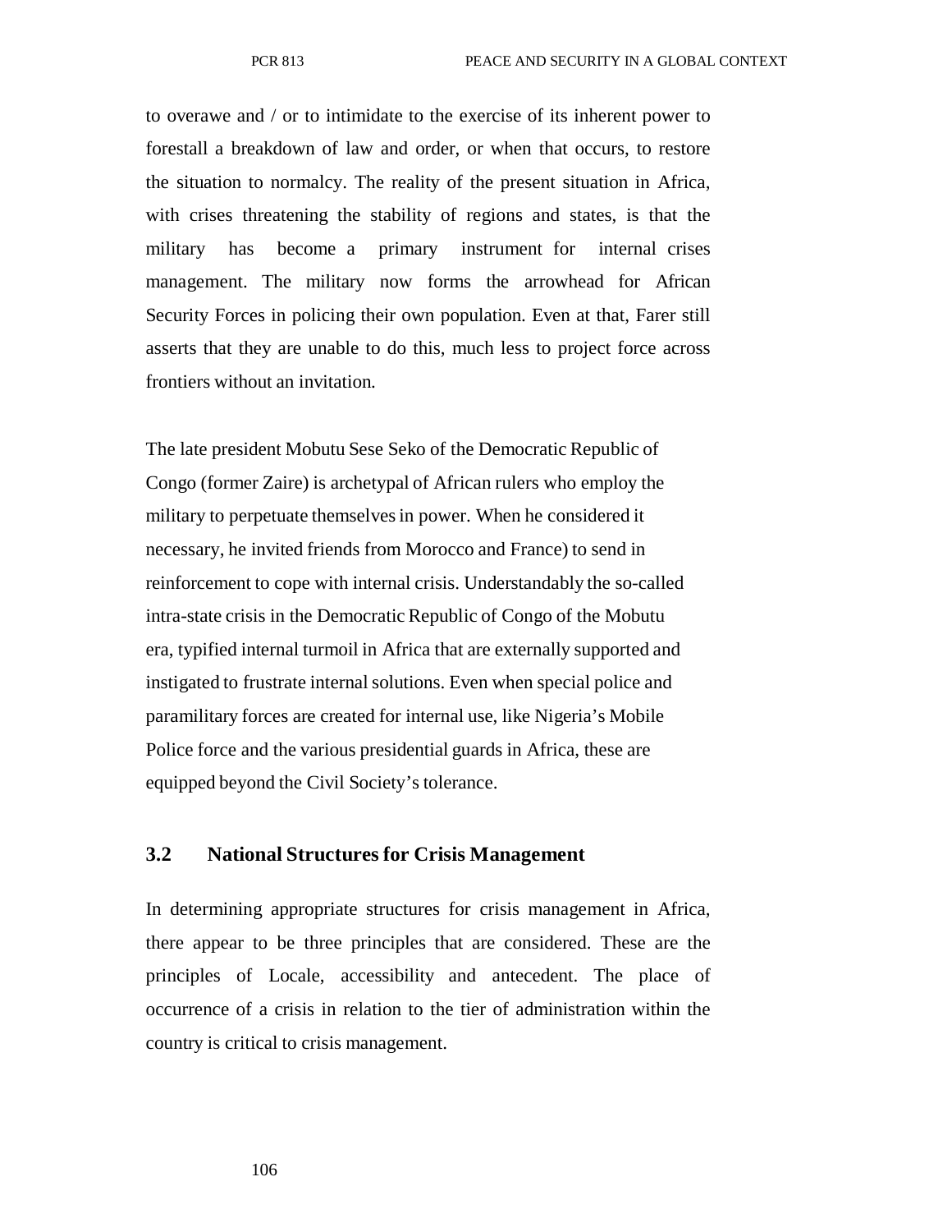to overawe and / or to intimidate to the exercise of its inherent power to forestall a breakdown of law and order, or when that occurs, to restore the situation to normalcy. The reality of the present situation in Africa, with crises threatening the stability of regions and states, is that the military has become a primary instrument for internal crises management. The military now forms the arrowhead for African Security Forces in policing their own population. Even at that, Farer still asserts that they are unable to do this, much less to project force across frontiers without an invitation.

The late president Mobutu Sese Seko of the Democratic Republic of Congo (former Zaire) is archetypal of African rulers who employ the military to perpetuate themselves in power. When he considered it necessary, he invited friends from Morocco and France) to send in reinforcement to cope with internal crisis. Understandably the so-called intra-state crisis in the Democratic Republic of Congo of the Mobutu era, typified internal turmoil in Africa that are externally supported and instigated to frustrate internal solutions. Even when special police and paramilitary forces are created for internal use, like Nigeria's Mobile Police force and the various presidential guards in Africa, these are equipped beyond the Civil Society's tolerance.

## 3.2 National Structures for Crisis Management

In determining appropriate structures for crisis management in Africa, there appear to be three principles that are considered. These are the principles of Locale, accessibility and antecedent. The place of occurrence of a crisis in relation to the tier of administration within the country is critical to crisis management.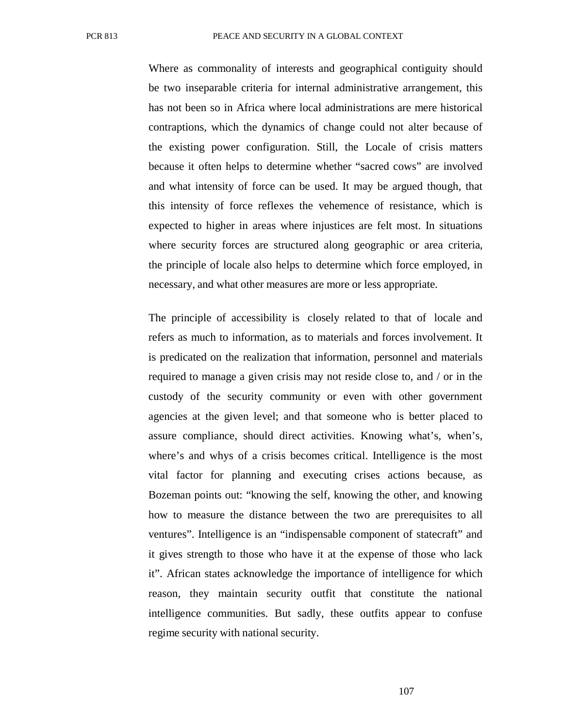Where as commonality of interests and geographical contiguity should be two inseparable criteria for internal administrative arrangement, this has not been so in Africa where local administrations are mere historical contraptions, which the dynamics of change could not alter because of the existing power configuration. Still, the Locale of crisis matters because it often helps to determine whether "sacred cows" are involved and what intensity of force can be used. It may be argued though, that this intensity of force reflexes the vehemence of resistance, which is expected to higher in areas where injustices are felt most. In situations where security forces are structured along geographic or area criteria, the principle of locale also helps to determine which force employed, in necessary, and what other measures are more or less appropriate.

The principle of accessibility is closely related to that of locale and refers as much to information, as to materials and forces involvement. It is predicated on the realization that information, personnel and materials required to manage a given crisis may not reside close to, and / or in the custody of the security community or even with other government agencies at the given level; and that someone who is better placed to assure compliance, should direct activities. Knowing what's, when's, where's and whys of a crisis becomes critical. Intelligence is the most vital factor for planning and executing crises actions because, as Bozeman points out: "knowing the self, knowing the other, and knowing how to measure the distance between the two are prerequisites to all ventures". Intelligence is an "indispensable component of statecraft" and it gives strength to those who have it at the expense of those who lack it". African states acknowledge the importance of intelligence for which reason, they maintain security outfit that constitute the national intelligence communities. But sadly, these outfits appear to confuse regime security with national security.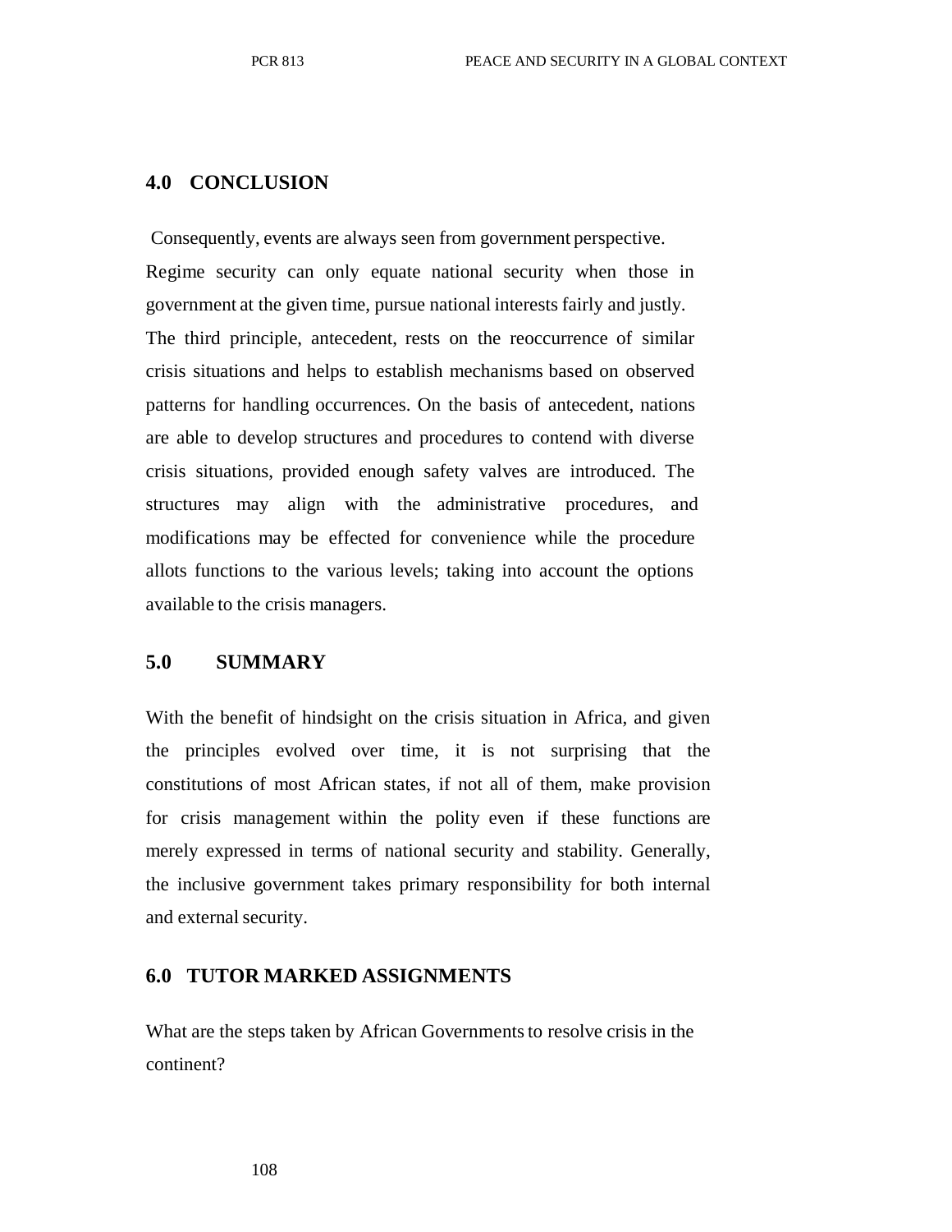## 4.0 CONCLUSION

Consequently, events are always seen from government perspective. Regime security can only equate national security when those in government at the given time, pursue national interests fairly and justly. The third principle, antecedent, rests on the reoccurrence of similar crisis situations and helps to establish mechanisms based on observed patterns for handling occurrences. On the basis of antecedent, nations are able to develop structures and procedures to contend with diverse crisis situations, provided enough safety valves are introduced. The structures may align with the administrative procedures, and modifications may be effected for convenience while the procedure allots functions to the various levels; taking into account the options available to the crisis managers.

## 5.0 SUMMARY

With the benefit of hindsight on the crisis situation in Africa, and given the principles evolved over time, it is not surprising that the constitutions of most African states, if not all of them, make provision for crisis management within the polity even if these functions are merely expressed in terms of national security and stability. Generally, the inclusive government takes primary responsibility for both internal and external security.

## 6.0 TUTOR MARKED ASSIGNMENTS

What are the steps taken by African Governments to resolve crisis in the continent?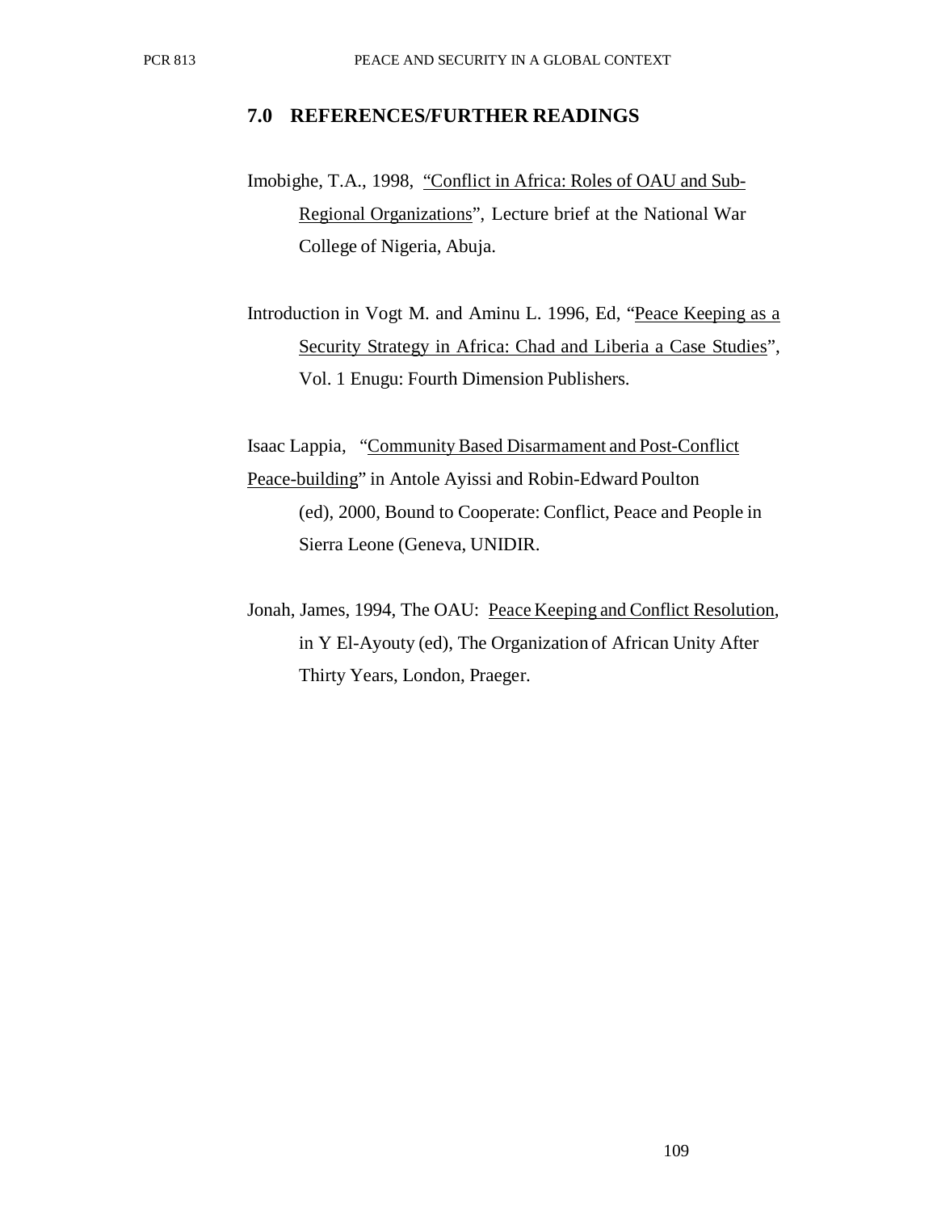## 7.0 REFERENCES/FURTHER READINGS

Imobighe, T.A., 1998, "Conflict in Africa: Roles of OAU and Sub-Regional Organizations", Lecture brief at the National War College of Nigeria, Abuja.

Introduction in Vogt M. and Aminu L. 1996, Ed, "Peace Keeping as a Security Strategy in Africa: Chad and Liberia a Case Studies", Vol. 1 Enugu: Fourth Dimension Publishers.

Isaac Lappia, "Community Based Disarmament and Post-Conflict Peace-building" in Antole Ayissi and Robin-Edward Poulton (ed), 2000, Bound to Cooperate: Conflict, Peace and People in Sierra Leone (Geneva, UNIDIR.

Jonah, James, 1994, The OAU: Peace Keeping and Conflict Resolution, in Y El-Ayouty (ed), The Organization of African Unity After Thirty Years, London, Praeger.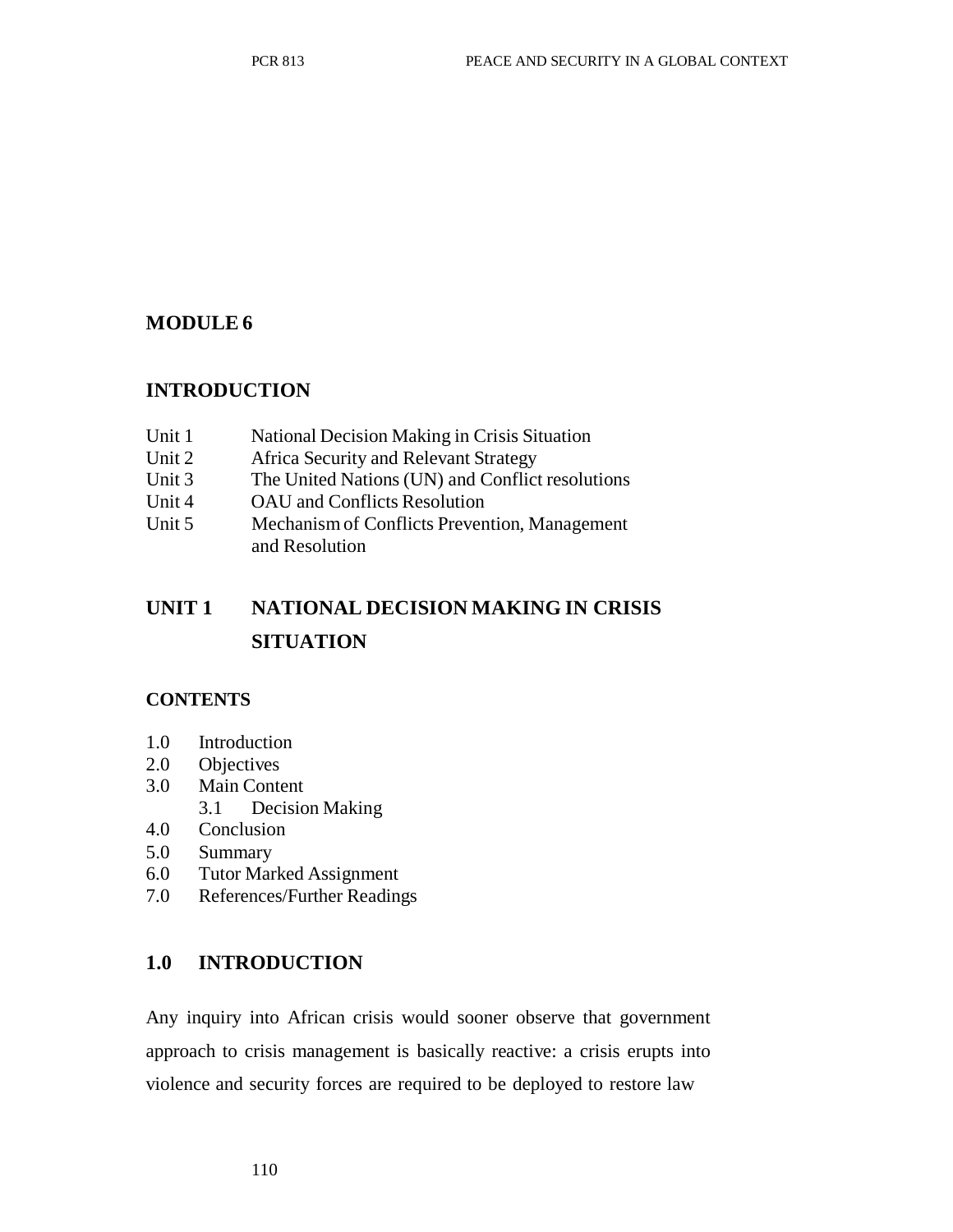# MODULE 6

## INTRODUCTION

- Unit 1 National Decision Making in Crisis Situation
- Unit 2 Africa Security and Relevant Strategy
- Unit 3 The United Nations (UN) and Conflict resolutions
- Unit 4 OAU and Conflicts Resolution
- Unit 5 Mechanism of Conflicts Prevention, Management and Resolution

## UNIT 1 NATIONAL DECISION MAKING IN CRISIS SITUATION

### CONTENTS

- 1.0 Introduction
- 2.0 Objectives
- 3.0 Main Content
  - 3.1 Decision Making
- 4.0 Conclusion
- 5.0 Summary
- 6.0 Tutor Marked Assignment
- 7.0 References/Further Readings

### 1.0 INTRODUCTION

Any inquiry into African crisis would sooner observe that government approach to crisis management is basically reactive: a crisis erupts into violence and security forces are required to be deployed to restore law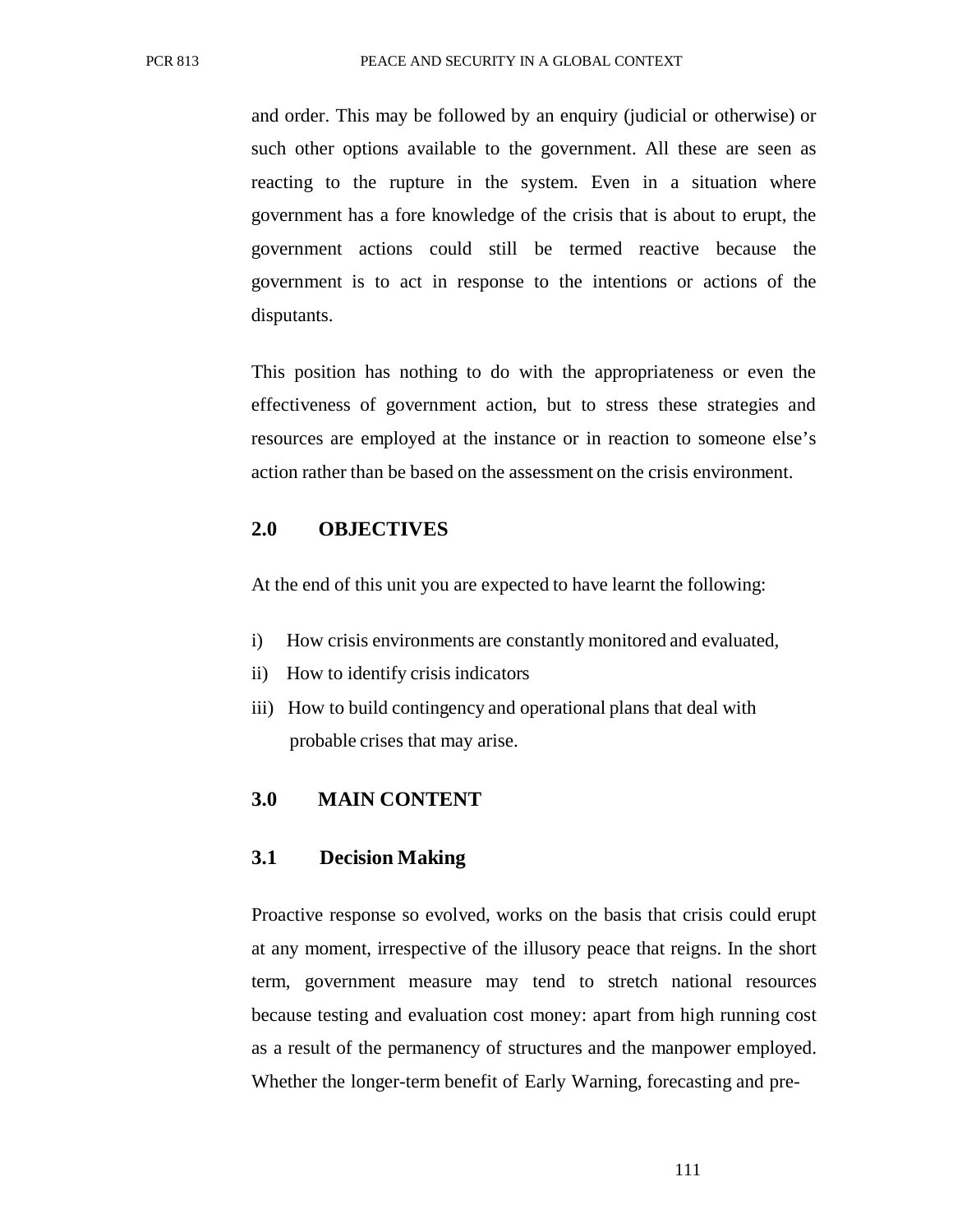and order. This may be followed by an enquiry (judicial or otherwise) or such other options available to the government. All these are seen as reacting to the rupture in the system. Even in a situation where government has a fore knowledge of the crisis that is about to erupt, the government actions could still be termed reactive because the government is to act in response to the intentions or actions of the disputants.

This position has nothing to do with the appropriateness or even the effectiveness of government action, but to stress these strategies and resources are employed at the instance or in reaction to someone else's action rather than be based on the assessment on the crisis environment.

## 2.0 OBJECTIVES

At the end of this unit you are expected to have learnt the following:

i) How crisis environments are constantly monitored and evaluated,
ii) How to identify crisis indicators
iii) How to build contingency and operational plans that deal with probable crises that may arise.

## 3.0 MAIN CONTENT

### 3.1 Decision Making

Proactive response so evolved, works on the basis that crisis could erupt at any moment, irrespective of the illusory peace that reigns. In the short term, government measure may tend to stretch national resources because testing and evaluation cost money: apart from high running cost as a result of the permanency of structures and the manpower employed. Whether the longer-term benefit of Early Warning, forecasting and pre-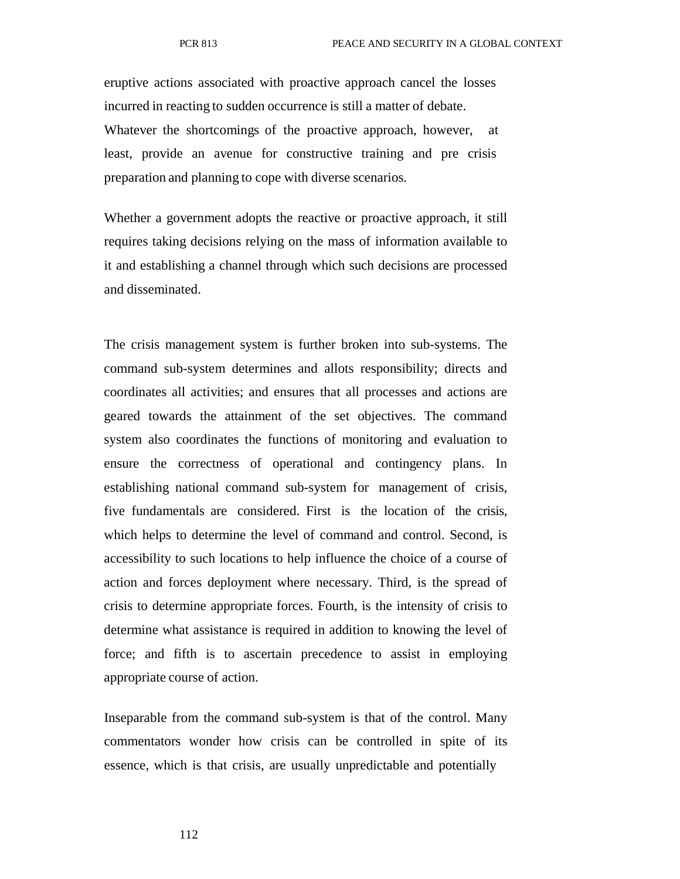eruptive actions associated with proactive approach cancel the losses incurred in reacting to sudden occurrence is still a matter of debate. Whatever the shortcomings of the proactive approach, however, at least, provide an avenue for constructive training and pre crisis preparation and planning to cope with diverse scenarios.

Whether a government adopts the reactive or proactive approach, it still requires taking decisions relying on the mass of information available to it and establishing a channel through which such decisions are processed and disseminated.

The crisis management system is further broken into sub-systems. The command sub-system determines and allots responsibility; directs and coordinates all activities; and ensures that all processes and actions are geared towards the attainment of the set objectives. The command system also coordinates the functions of monitoring and evaluation to ensure the correctness of operational and contingency plans. In establishing national command sub-system for management of crisis, five fundamentals are considered. First is the location of the crisis, which helps to determine the level of command and control. Second, is accessibility to such locations to help influence the choice of a course of action and forces deployment where necessary. Third, is the spread of crisis to determine appropriate forces. Fourth, is the intensity of crisis to determine what assistance is required in addition to knowing the level of force; and fifth is to ascertain precedence to assist in employing appropriate course of action.

Inseparable from the command sub-system is that of the control. Many commentators wonder how crisis can be controlled in spite of its essence, which is that crisis, are usually unpredictable and potentially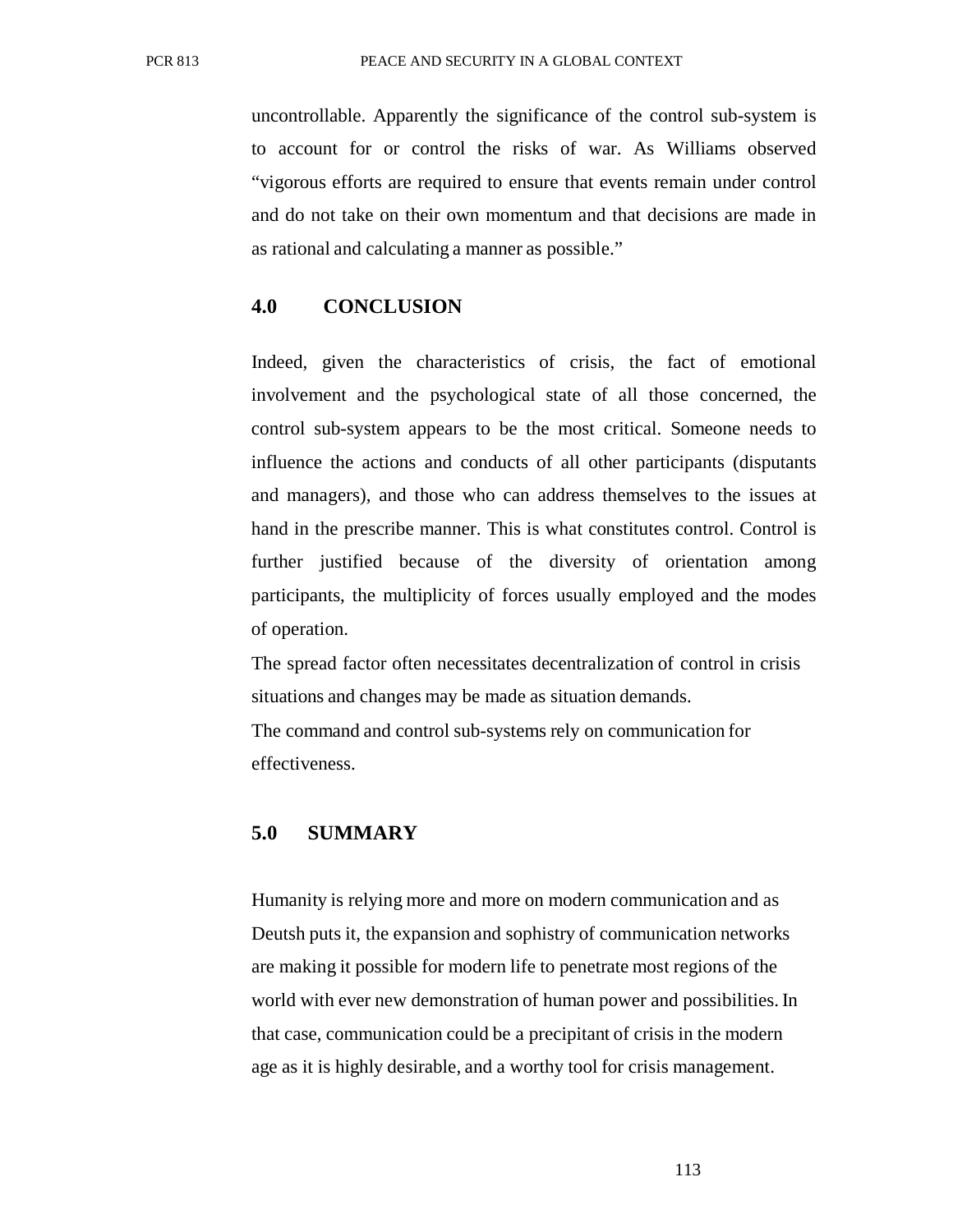uncontrollable. Apparently the significance of the control sub-system is to account for or control the risks of war. As Williams observed "vigorous efforts are required to ensure that events remain under control and do not take on their own momentum and that decisions are made in as rational and calculating a manner as possible."

## 4.0 CONCLUSION

Indeed, given the characteristics of crisis, the fact of emotional involvement and the psychological state of all those concerned, the control sub-system appears to be the most critical. Someone needs to influence the actions and conducts of all other participants (disputants and managers), and those who can address themselves to the issues at hand in the prescribe manner. This is what constitutes control. Control is further justified because of the diversity of orientation among participants, the multiplicity of forces usually employed and the modes of operation.

The spread factor often necessitates decentralization of control in crisis situations and changes may be made as situation demands.

The command and control sub-systems rely on communication for effectiveness.

## 5.0 SUMMARY

Humanity is relying more and more on modern communication and as Deutsh puts it, the expansion and sophistry of communication networks are making it possible for modern life to penetrate most regions of the world with ever new demonstration of human power and possibilities. In that case, communication could be a precipitant of crisis in the modern age as it is highly desirable, and a worthy tool for crisis management.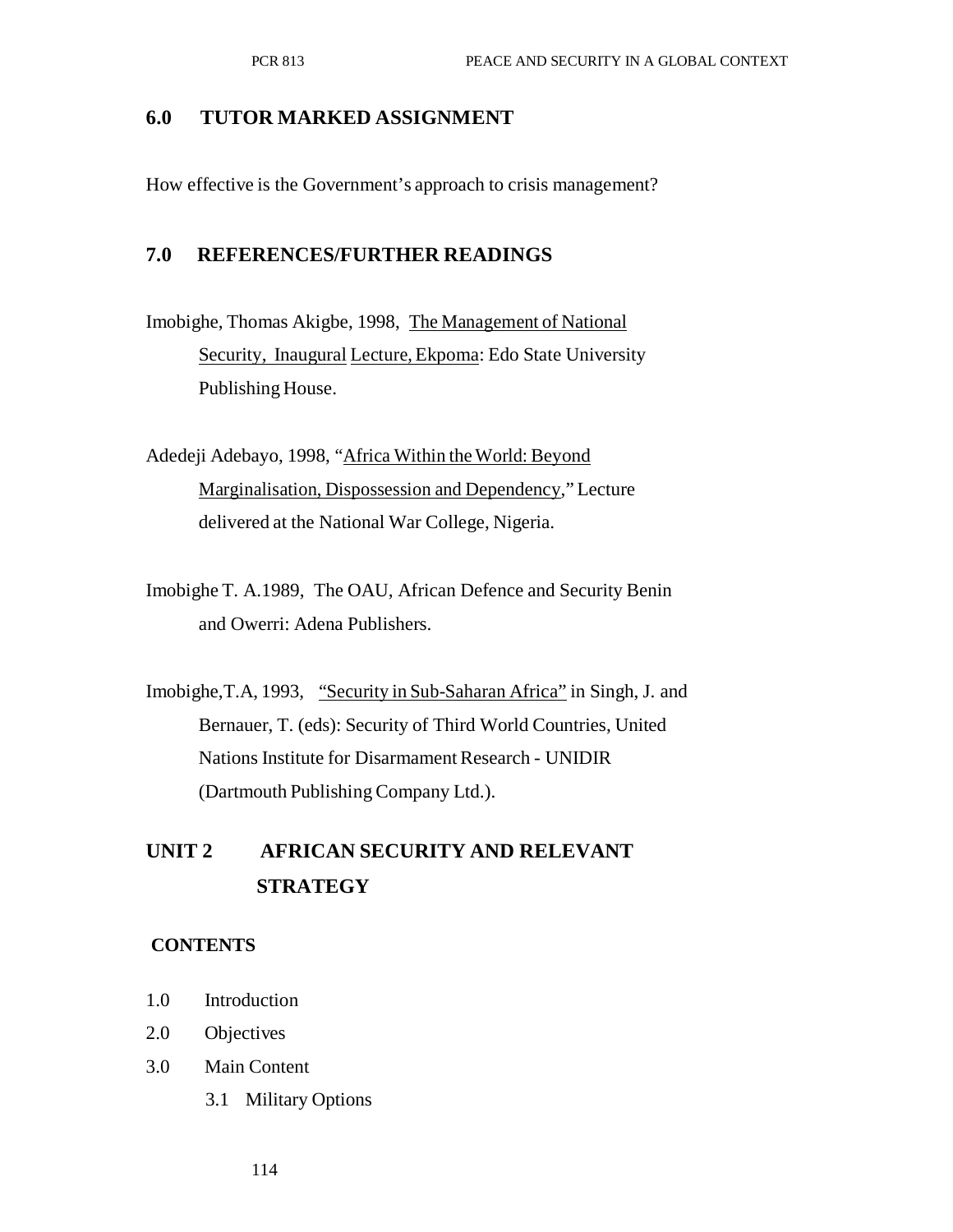## 6.0 TUTOR MARKED ASSIGNMENT

How effective is the Government's approach to crisis management?

## 7.0 REFERENCES/FURTHER READINGS

Imobighe, Thomas Akigbe, 1998, The Management of National Security, Inaugural Lecture, Ekpoma: Edo State University Publishing House.

Adedeji Adebayo, 1998, "Africa Within the World: Beyond Marginalisation, Dispossession and Dependency," Lecture delivered at the National War College, Nigeria.

Imobighe T. A.1989, The OAU, African Defence and Security Benin and Owerri: Adena Publishers.

Imobighe,T.A, 1993, "Security in Sub-Saharan Africa" in Singh, J. and Bernauer, T. (eds): Security of Third World Countries, United Nations Institute for Disarmament Research - UNIDIR (Dartmouth Publishing Company Ltd.).

# UNIT 2 AFRICAN SECURITY AND RELEVANT STRATEGY

**CONTENTS**

1.0 Introduction
2.0 Objectives
3.0 Main Content
 3.1 Military Options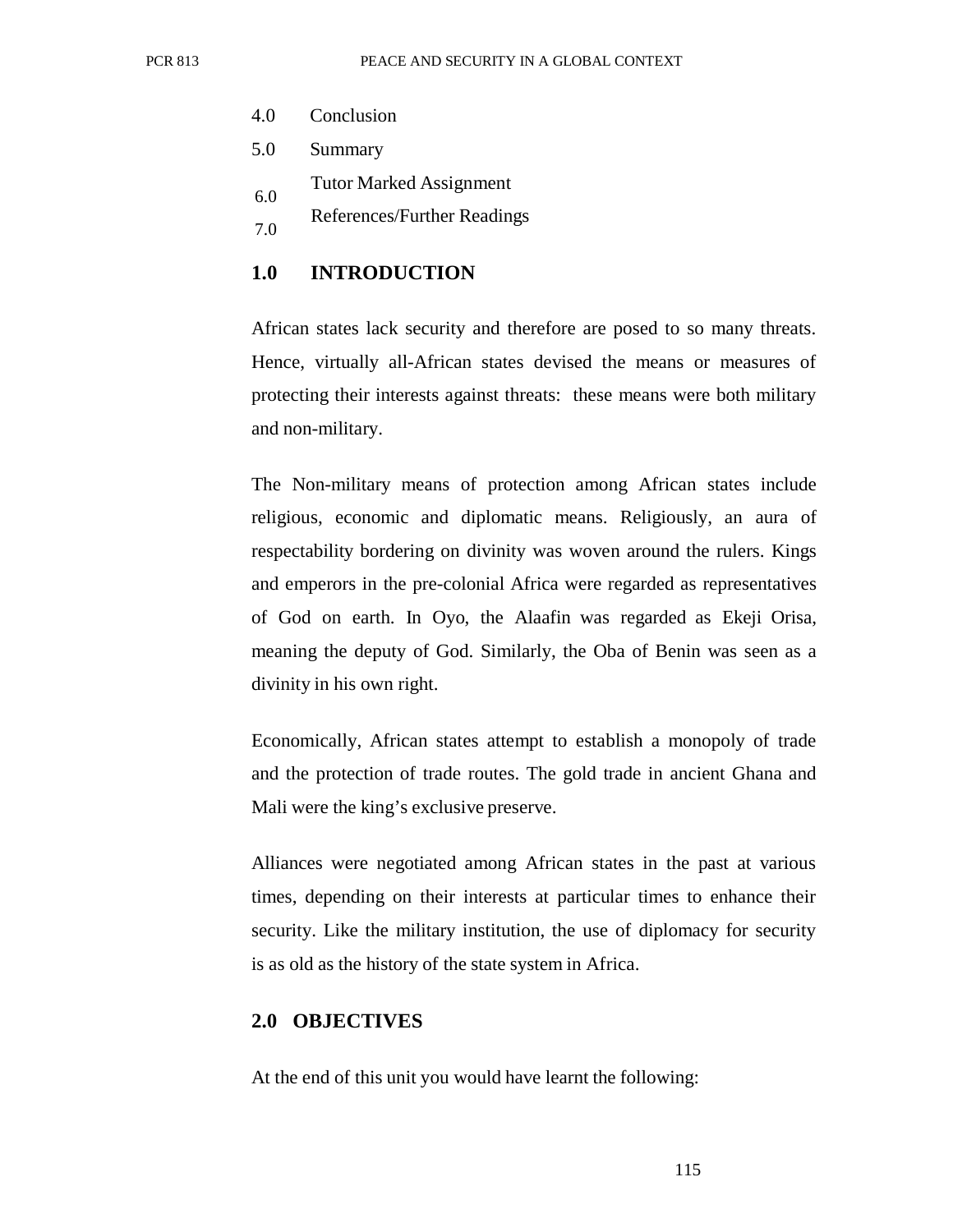4.0 Conclusion
5.0 Summary
6.0 Tutor Marked Assignment
7.0 References/Further Readings

## 1.0 INTRODUCTION

African states lack security and therefore are posed to so many threats. Hence, virtually all-African states devised the means or measures of protecting their interests against threats: these means were both military and non-military.

The Non-military means of protection among African states include religious, economic and diplomatic means. Religiously, an aura of respectability bordering on divinity was woven around the rulers. Kings and emperors in the pre-colonial Africa were regarded as representatives of God on earth. In Oyo, the Alaafin was regarded as Ekeji Orisa, meaning the deputy of God. Similarly, the Oba of Benin was seen as a divinity in his own right.

Economically, African states attempt to establish a monopoly of trade and the protection of trade routes. The gold trade in ancient Ghana and Mali were the king's exclusive preserve.

Alliances were negotiated among African states in the past at various times, depending on their interests at particular times to enhance their security. Like the military institution, the use of diplomacy for security is as old as the history of the state system in Africa.

## 2.0 OBJECTIVES

At the end of this unit you would have learnt the following: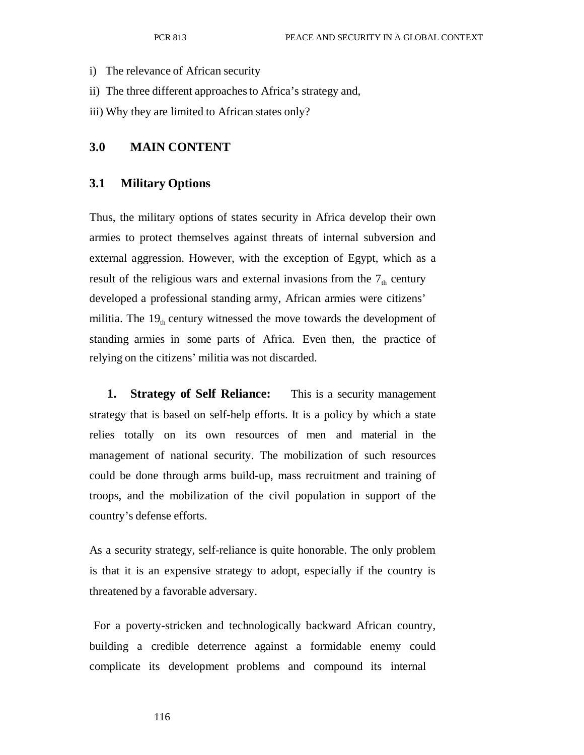i) The relevance of African security

ii) The three different approaches to Africa's strategy and,

iii) Why they are limited to African states only?

## 3.0 MAIN CONTENT

### 3.1 Military Options

Thus, the military options of states security in Africa develop their own armies to protect themselves against threats of internal subversion and external aggression. However, with the exception of Egypt, which as a result of the religious wars and external invasions from the $7_{th}$ century developed a professional standing army, African armies were citizens' militia. The $19_{th}$ century witnessed the move towards the development of standing armies in some parts of Africa. Even then, the practice of relying on the citizens' militia was not discarded.

**1. Strategy of Self Reliance:** This is a security management strategy that is based on self-help efforts. It is a policy by which a state relies totally on its own resources of men and material in the management of national security. The mobilization of such resources could be done through arms build-up, mass recruitment and training of troops, and the mobilization of the civil population in support of the country's defense efforts.

As a security strategy, self-reliance is quite honorable. The only problem is that it is an expensive strategy to adopt, especially if the country is threatened by a favorable adversary.

For a poverty-stricken and technologically backward African country, building a credible deterrence against a formidable enemy could complicate its development problems and compound its internal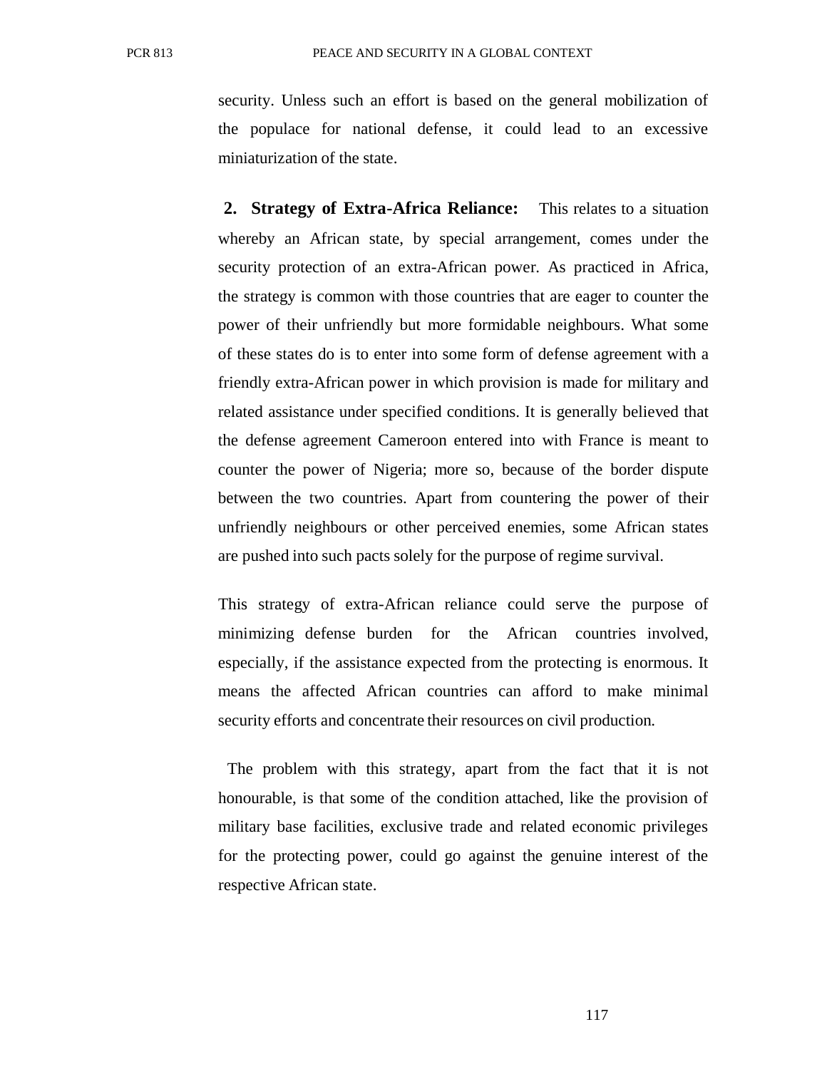security. Unless such an effort is based on the general mobilization of the populace for national defense, it could lead to an excessive miniaturization of the state.

**2. Strategy of Extra-Africa Reliance:** This relates to a situation whereby an African state, by special arrangement, comes under the security protection of an extra-African power. As practiced in Africa, the strategy is common with those countries that are eager to counter the power of their unfriendly but more formidable neighbours. What some of these states do is to enter into some form of defense agreement with a friendly extra-African power in which provision is made for military and related assistance under specified conditions. It is generally believed that the defense agreement Cameroon entered into with France is meant to counter the power of Nigeria; more so, because of the border dispute between the two countries. Apart from countering the power of their unfriendly neighbours or other perceived enemies, some African states are pushed into such pacts solely for the purpose of regime survival.

This strategy of extra-African reliance could serve the purpose of minimizing defense burden for the African countries involved, especially, if the assistance expected from the protecting is enormous. It means the affected African countries can afford to make minimal security efforts and concentrate their resources on civil production.

The problem with this strategy, apart from the fact that it is not honourable, is that some of the condition attached, like the provision of military base facilities, exclusive trade and related economic privileges for the protecting power, could go against the genuine interest of the respective African state.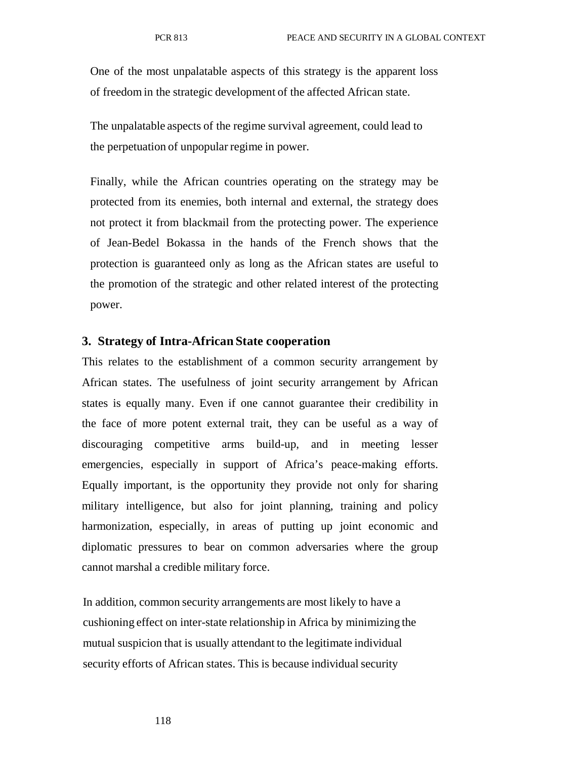One of the most unpalatable aspects of this strategy is the apparent loss of freedom in the strategic development of the affected African state.

The unpalatable aspects of the regime survival agreement, could lead to the perpetuation of unpopular regime in power.

Finally, while the African countries operating on the strategy may be protected from its enemies, both internal and external, the strategy does not protect it from blackmail from the protecting power. The experience of Jean-Bedel Bokassa in the hands of the French shows that the protection is guaranteed only as long as the African states are useful to the promotion of the strategic and other related interest of the protecting power.

### 3. Strategy of Intra-African State cooperation

This relates to the establishment of a common security arrangement by African states. The usefulness of joint security arrangement by African states is equally many. Even if one cannot guarantee their credibility in the face of more potent external trait, they can be useful as a way of discouraging competitive arms build-up, and in meeting lesser emergencies, especially in support of Africa's peace-making efforts. Equally important, is the opportunity they provide not only for sharing military intelligence, but also for joint planning, training and policy harmonization, especially, in areas of putting up joint economic and diplomatic pressures to bear on common adversaries where the group cannot marshal a credible military force.

In addition, common security arrangements are most likely to have a cushioning effect on inter-state relationship in Africa by minimizing the mutual suspicion that is usually attendant to the legitimate individual security efforts of African states. This is because individual security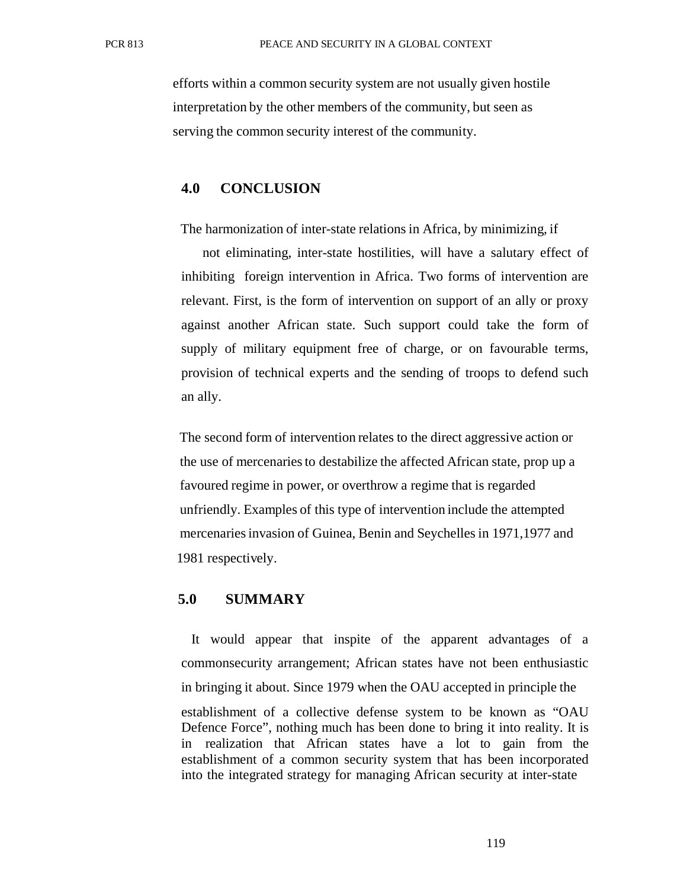efforts within a common security system are not usually given hostile interpretation by the other members of the community, but seen as serving the common security interest of the community.

## 4.0 CONCLUSION

The harmonization of inter-state relations in Africa, by minimizing, if not eliminating, inter-state hostilities, will have a salutary effect of inhibiting foreign intervention in Africa. Two forms of intervention are relevant. First, is the form of intervention on support of an ally or proxy against another African state. Such support could take the form of supply of military equipment free of charge, or on favourable terms, provision of technical experts and the sending of troops to defend such an ally.

The second form of intervention relates to the direct aggressive action or the use of mercenaries to destabilize the affected African state, prop up a favoured regime in power, or overthrow a regime that is regarded unfriendly. Examples of this type of intervention include the attempted mercenaries invasion of Guinea, Benin and Seychelles in 1971,1977 and 1981 respectively.

## 5.0 SUMMARY

It would appear that inspite of the apparent advantages of a commonsecurity arrangement; African states have not been enthusiastic in bringing it about. Since 1979 when the OAU accepted in principle the establishment of a collective defense system to be known as "OAU Defence Force", nothing much has been done to bring it into reality. It is in realization that African states have a lot to gain from the establishment of a common security system that has been incorporated into the integrated strategy for managing African security at inter-state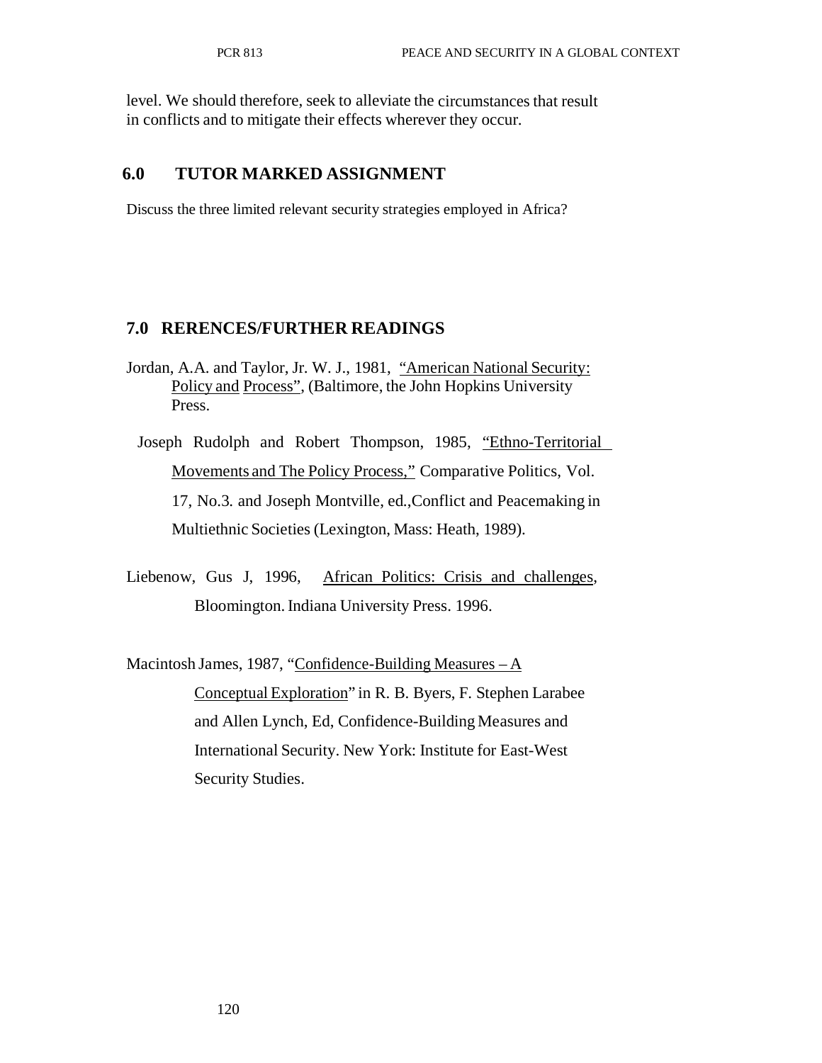level. We should therefore, seek to alleviate the circumstances that result in conflicts and to mitigate their effects wherever they occur.

## 6.0 TUTOR MARKED ASSIGNMENT

Discuss the three limited relevant security strategies employed in Africa?

## 7.0 RERENCES/FURTHER READINGS

Jordan, A.A. and Taylor, Jr. W. J., 1981, "American National Security: Policy and Process", (Baltimore, the John Hopkins University Press.

Joseph Rudolph and Robert Thompson, 1985, "Ethno-Territorial Movements and The Policy Process," Comparative Politics, Vol. 17, No.3. and Joseph Montville, ed.,Conflict and Peacemaking in Multiethnic Societies (Lexington, Mass: Heath, 1989).

Liebenow, Gus J, 1996, African Politics: Crisis and challenges, Bloomington. Indiana University Press. 1996.

Macintosh James, 1987, "Confidence-Building Measures – A Conceptual Exploration" in R. B. Byers, F. Stephen Larabee and Allen Lynch, Ed, Confidence-Building Measures and International Security. New York: Institute for East-West Security Studies.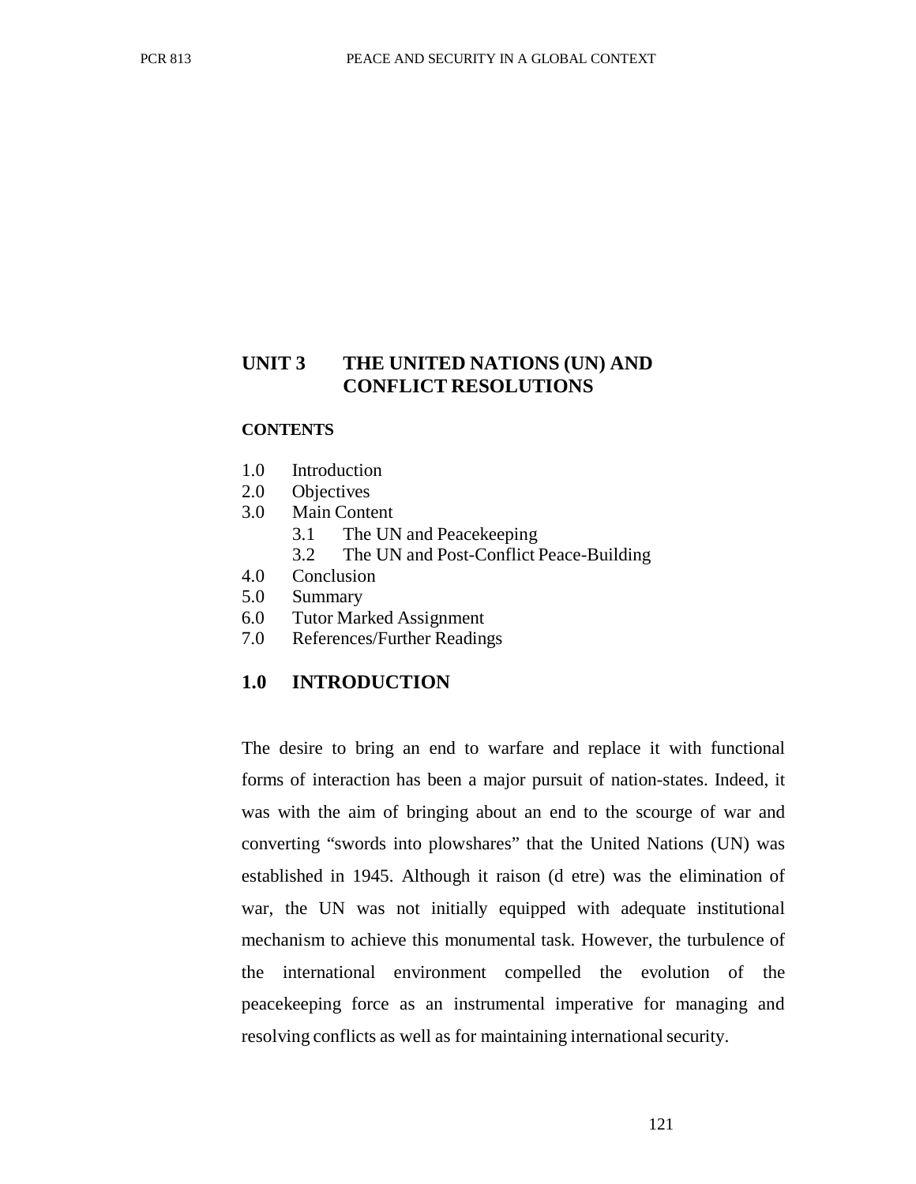# UNIT 3 THE UNITED NATIONS (UN) AND CONFLICT RESOLUTIONS

**CONTENTS**

1.0 Introduction
2.0 Objectives
3.0 Main Content
    3.1 The UN and Peacekeeping
    3.2 The UN and Post-Conflict Peace-Building
4.0 Conclusion
5.0 Summary
6.0 Tutor Marked Assignment
7.0 References/Further Readings

## 1.0 INTRODUCTION

The desire to bring an end to warfare and replace it with functional forms of interaction has been a major pursuit of nation-states. Indeed, it was with the aim of bringing about an end to the scourge of war and converting "swords into plowshares" that the United Nations (UN) was established in 1945. Although it raison (d etre) was the elimination of war, the UN was not initially equipped with adequate institutional mechanism to achieve this monumental task. However, the turbulence of the international environment compelled the evolution of the peacekeeping force as an instrumental imperative for managing and resolving conflicts as well as for maintaining international security.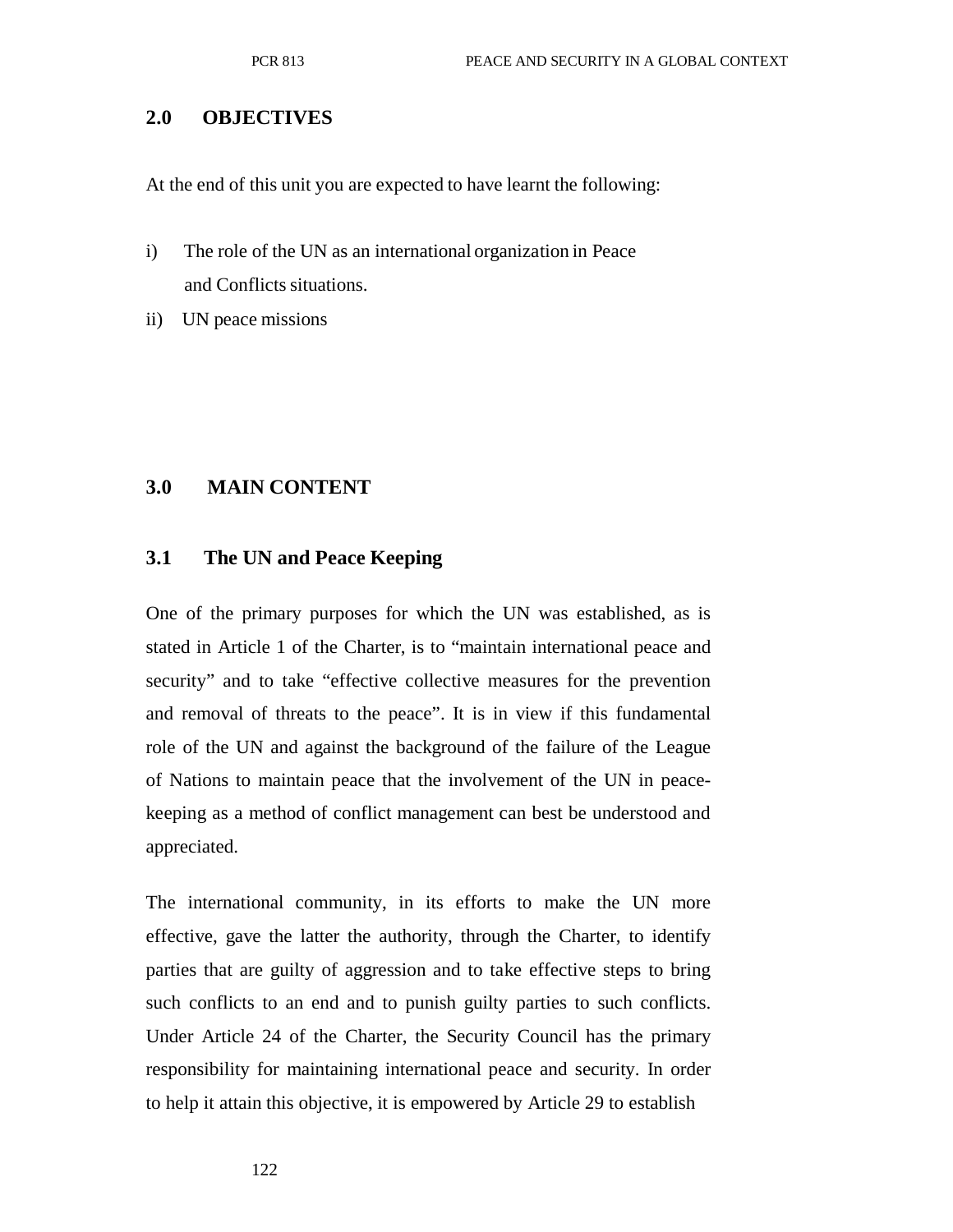## 2.0 OBJECTIVES

At the end of this unit you are expected to have learnt the following:

i) The role of the UN as an international organization in Peace and Conflicts situations.

ii) UN peace missions

## 3.0 MAIN CONTENT

### 3.1 The UN and Peace Keeping

One of the primary purposes for which the UN was established, as is stated in Article 1 of the Charter, is to "maintain international peace and security" and to take "effective collective measures for the prevention and removal of threats to the peace". It is in view if this fundamental role of the UN and against the background of the failure of the League of Nations to maintain peace that the involvement of the UN in peace-keeping as a method of conflict management can best be understood and appreciated.

The international community, in its efforts to make the UN more effective, gave the latter the authority, through the Charter, to identify parties that are guilty of aggression and to take effective steps to bring such conflicts to an end and to punish guilty parties to such conflicts. Under Article 24 of the Charter, the Security Council has the primary responsibility for maintaining international peace and security. In order to help it attain this objective, it is empowered by Article 29 to establish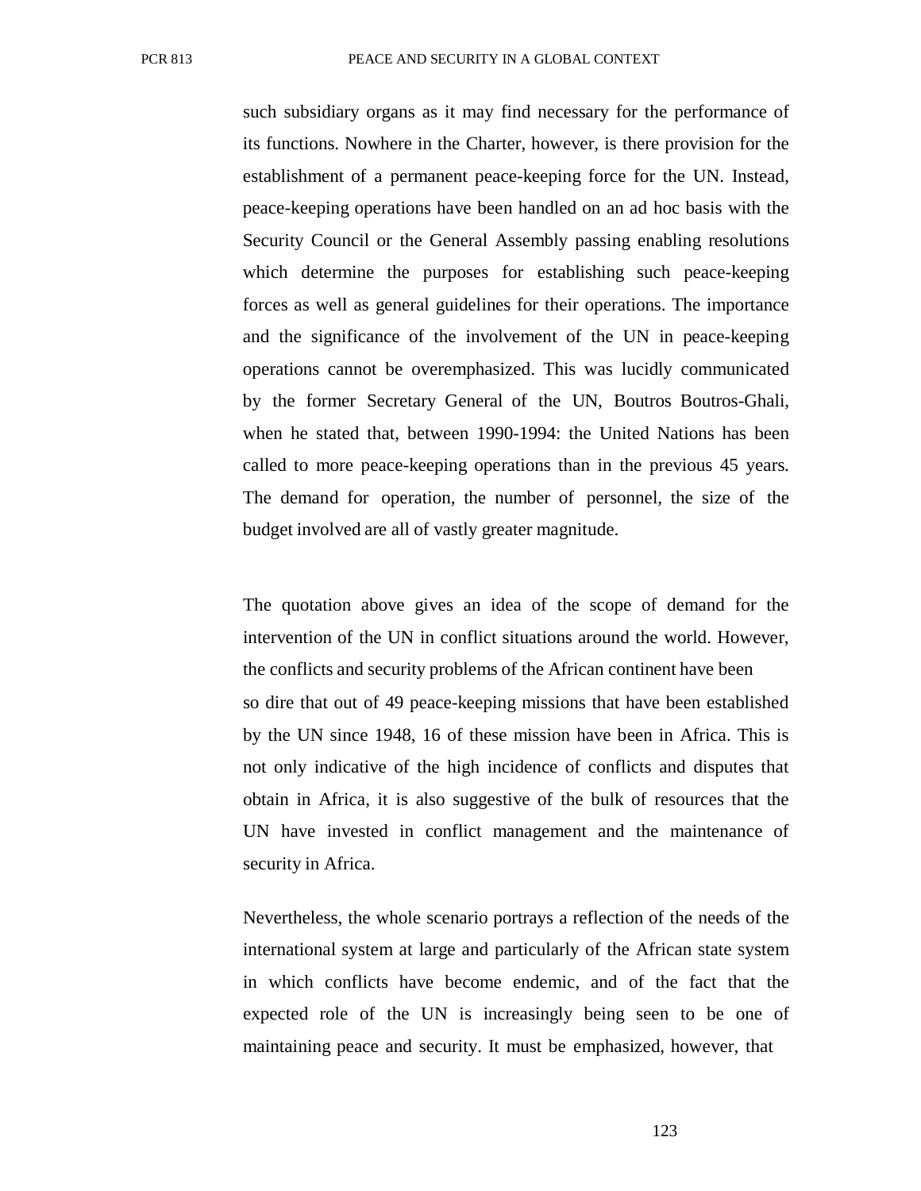such subsidiary organs as it may find necessary for the performance of its functions. Nowhere in the Charter, however, is there provision for the establishment of a permanent peace-keeping force for the UN. Instead, peace-keeping operations have been handled on an ad hoc basis with the Security Council or the General Assembly passing enabling resolutions which determine the purposes for establishing such peace-keeping forces as well as general guidelines for their operations. The importance and the significance of the involvement of the UN in peace-keeping operations cannot be overemphasized. This was lucidly communicated by the former Secretary General of the UN, Boutros Boutros-Ghali, when he stated that, between 1990-1994: the United Nations has been called to more peace-keeping operations than in the previous 45 years. The demand for operation, the number of personnel, the size of the budget involved are all of vastly greater magnitude.

The quotation above gives an idea of the scope of demand for the intervention of the UN in conflict situations around the world. However, the conflicts and security problems of the African continent have been so dire that out of 49 peace-keeping missions that have been established by the UN since 1948, 16 of these mission have been in Africa. This is not only indicative of the high incidence of conflicts and disputes that obtain in Africa, it is also suggestive of the bulk of resources that the UN have invested in conflict management and the maintenance of security in Africa.

Nevertheless, the whole scenario portrays a reflection of the needs of the international system at large and particularly of the African state system in which conflicts have become endemic, and of the fact that the expected role of the UN is increasingly being seen to be one of maintaining peace and security. It must be emphasized, however, that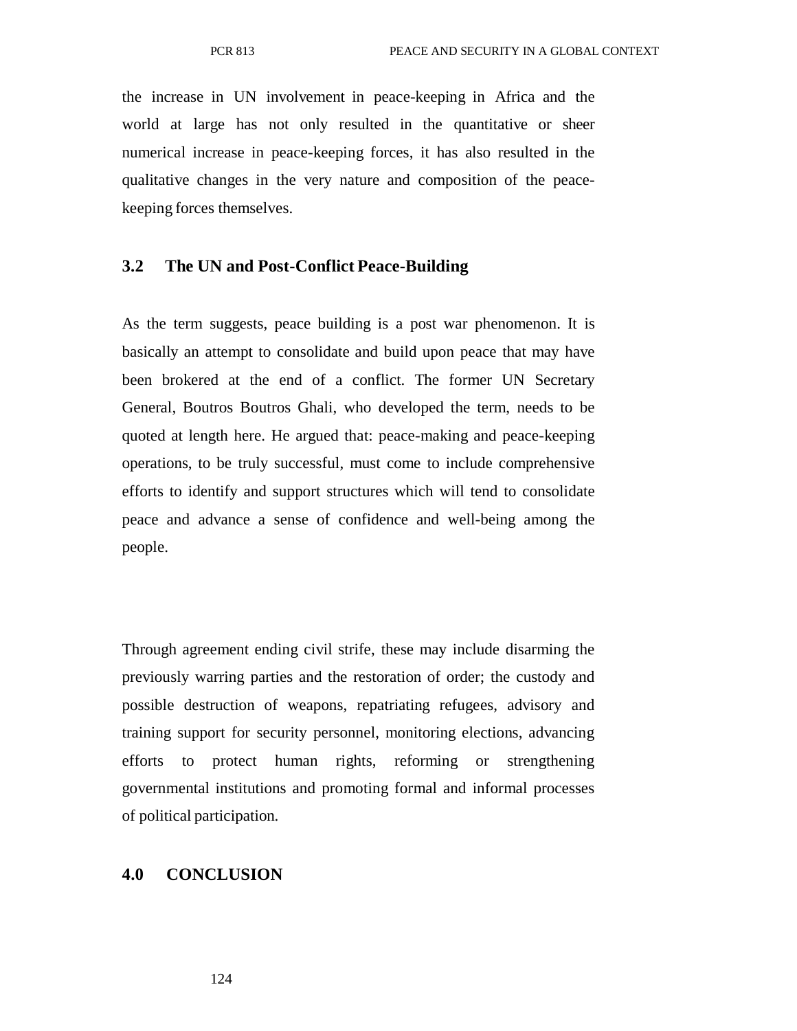the increase in UN involvement in peace-keeping in Africa and the world at large has not only resulted in the quantitative or sheer numerical increase in peace-keeping forces, it has also resulted in the qualitative changes in the very nature and composition of the peace-keeping forces themselves.

### 3.2 The UN and Post-Conflict Peace-Building

As the term suggests, peace building is a post war phenomenon. It is basically an attempt to consolidate and build upon peace that may have been brokered at the end of a conflict. The former UN Secretary General, Boutros Boutros Ghali, who developed the term, needs to be quoted at length here. He argued that: peace-making and peace-keeping operations, to be truly successful, must come to include comprehensive efforts to identify and support structures which will tend to consolidate peace and advance a sense of confidence and well-being among the people.

Through agreement ending civil strife, these may include disarming the previously warring parties and the restoration of order; the custody and possible destruction of weapons, repatriating refugees, advisory and training support for security personnel, monitoring elections, advancing efforts to protect human rights, reforming or strengthening governmental institutions and promoting formal and informal processes of political participation.

## 4.0 CONCLUSION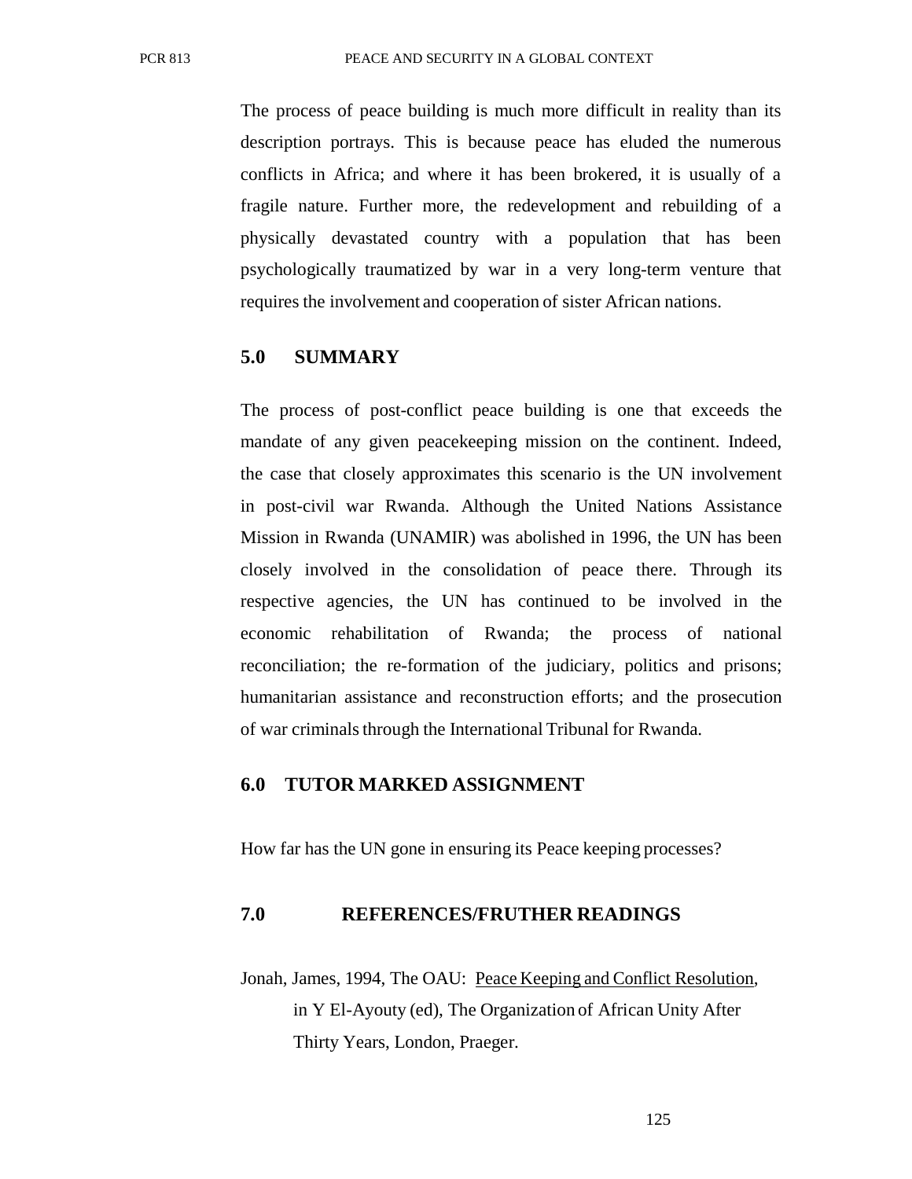The process of peace building is much more difficult in reality than its description portrays. This is because peace has eluded the numerous conflicts in Africa; and where it has been brokered, it is usually of a fragile nature. Further more, the redevelopment and rebuilding of a physically devastated country with a population that has been psychologically traumatized by war in a very long-term venture that requires the involvement and cooperation of sister African nations.

## 5.0 SUMMARY

The process of post-conflict peace building is one that exceeds the mandate of any given peacekeeping mission on the continent. Indeed, the case that closely approximates this scenario is the UN involvement in post-civil war Rwanda. Although the United Nations Assistance Mission in Rwanda (UNAMIR) was abolished in 1996, the UN has been closely involved in the consolidation of peace there. Through its respective agencies, the UN has continued to be involved in the economic rehabilitation of Rwanda; the process of national reconciliation; the re-formation of the judiciary, politics and prisons; humanitarian assistance and reconstruction efforts; and the prosecution of war criminals through the International Tribunal for Rwanda.

## 6.0 TUTOR MARKED ASSIGNMENT

How far has the UN gone in ensuring its Peace keeping processes?

## 7.0 REFERENCES/FRUTHER READINGS

Jonah, James, 1994, The OAU: Peace Keeping and Conflict Resolution, in Y El-Ayouty (ed), The Organization of African Unity After Thirty Years, London, Praeger.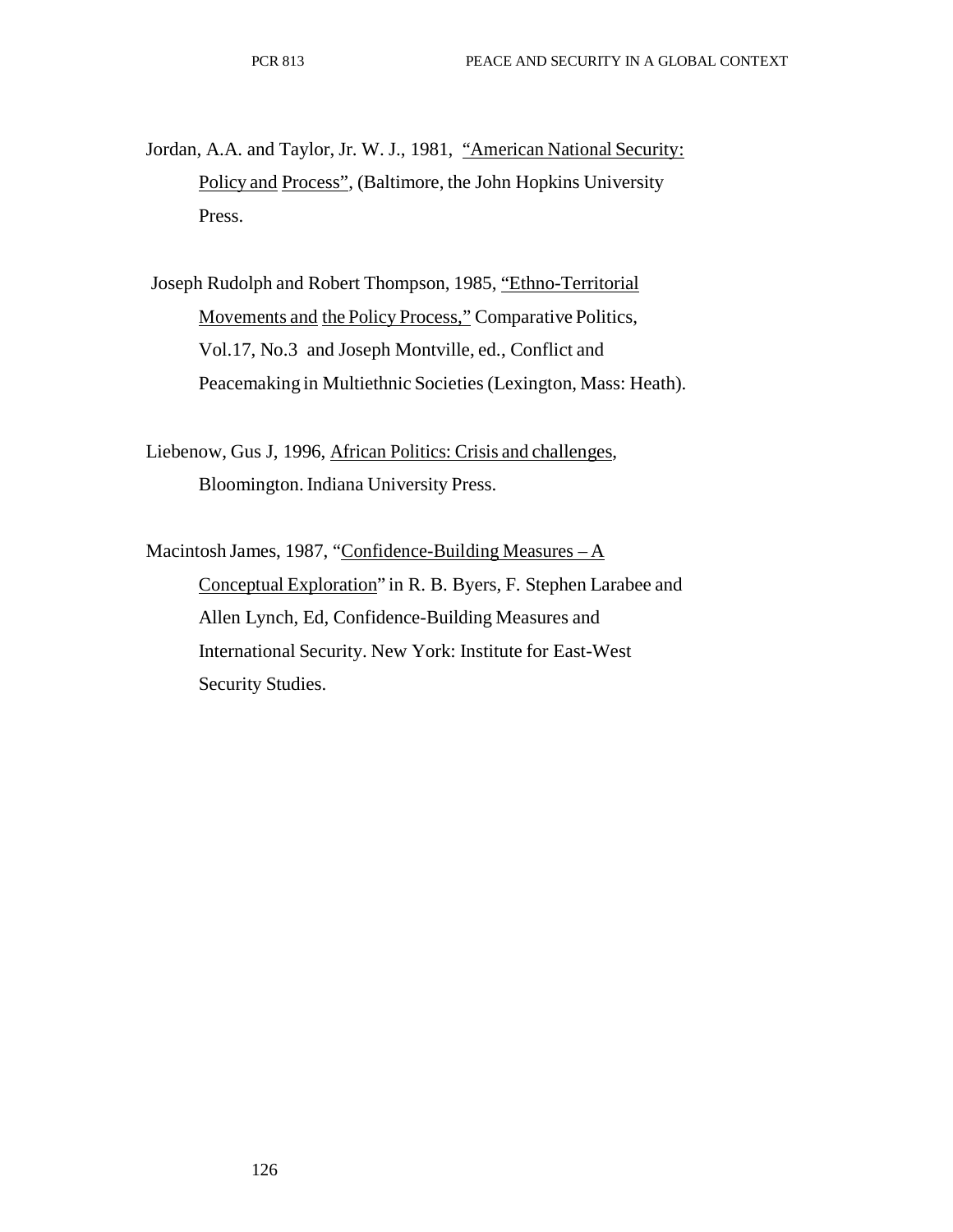Jordan, A.A. and Taylor, Jr. W. J., 1981, "American National Security: Policy and Process", (Baltimore, the John Hopkins University Press.

Joseph Rudolph and Robert Thompson, 1985, "Ethno-Territorial Movements and the Policy Process," Comparative Politics, Vol.17, No.3 and Joseph Montville, ed., Conflict and Peacemaking in Multiethnic Societies (Lexington, Mass: Heath).

Liebenow, Gus J, 1996, African Politics: Crisis and challenges, Bloomington. Indiana University Press.

Macintosh James, 1987, "Confidence-Building Measures – A Conceptual Exploration" in R. B. Byers, F. Stephen Larabee and Allen Lynch, Ed, Confidence-Building Measures and International Security. New York: Institute for East-West Security Studies.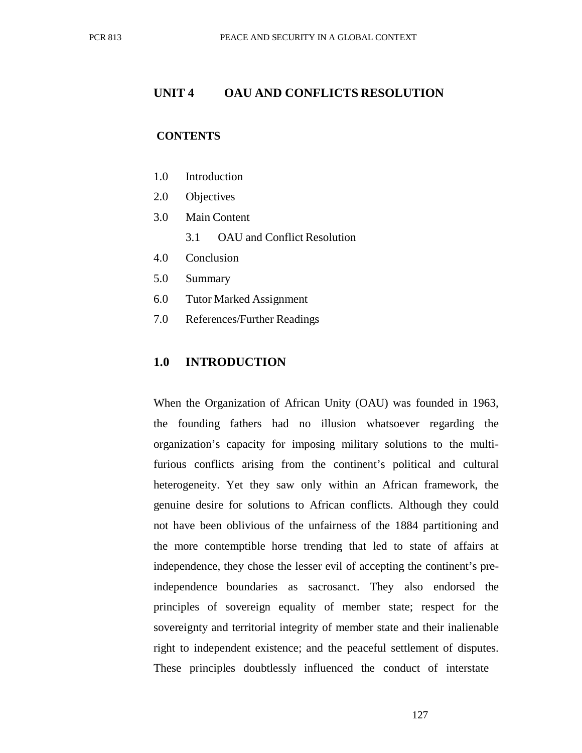# UNIT 4 OAU AND CONFLICTS RESOLUTION

**CONTENTS**

1.0 Introduction
2.0 Objectives
3.0 Main Content
  3.1 OAU and Conflict Resolution
4.0 Conclusion
5.0 Summary
6.0 Tutor Marked Assignment
7.0 References/Further Readings

## 1.0 INTRODUCTION

When the Organization of African Unity (OAU) was founded in 1963, the founding fathers had no illusion whatsoever regarding the organization's capacity for imposing military solutions to the multi-furious conflicts arising from the continent's political and cultural heterogeneity. Yet they saw only within an African framework, the genuine desire for solutions to African conflicts. Although they could not have been oblivious of the unfairness of the 1884 partitioning and the more contemptible horse trending that led to state of affairs at independence, they chose the lesser evil of accepting the continent's pre-independence boundaries as sacrosanct. They also endorsed the principles of sovereign equality of member state; respect for the sovereignty and territorial integrity of member state and their inalienable right to independent existence; and the peaceful settlement of disputes. These principles doubtlessly influenced the conduct of interstate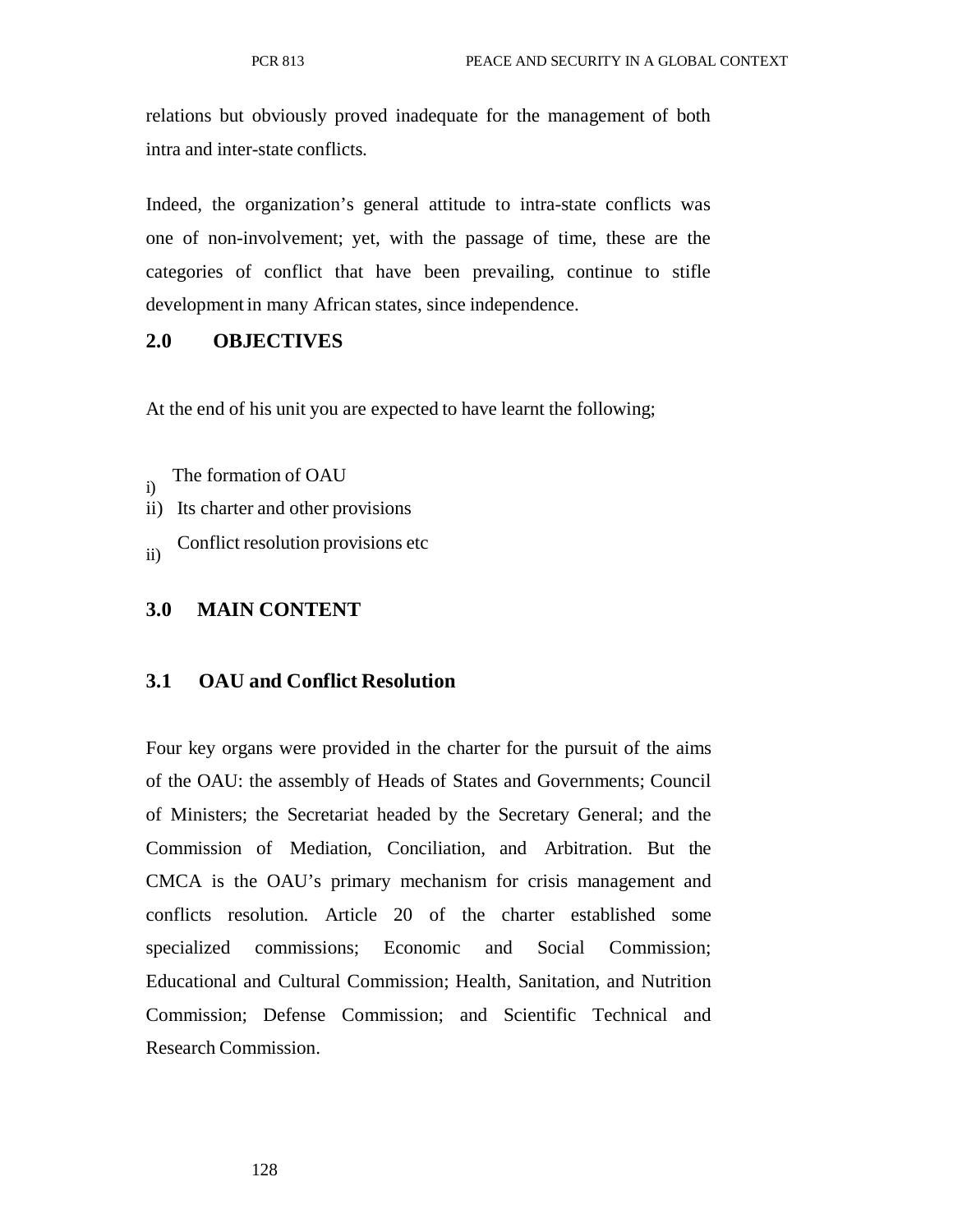relations but obviously proved inadequate for the management of both intra and inter-state conflicts.

Indeed, the organization's general attitude to intra-state conflicts was one of non-involvement; yet, with the passage of time, these are the categories of conflict that have been prevailing, continue to stifle development in many African states, since independence.

## 2.0 OBJECTIVES

At the end of his unit you are expected to have learnt the following;

i) The formation of OAU
ii) Its charter and other provisions
ii) Conflict resolution provisions etc

## 3.0 MAIN CONTENT

### 3.1 OAU and Conflict Resolution

Four key organs were provided in the charter for the pursuit of the aims of the OAU: the assembly of Heads of States and Governments; Council of Ministers; the Secretariat headed by the Secretary General; and the Commission of Mediation, Conciliation, and Arbitration. But the CMCA is the OAU's primary mechanism for crisis management and conflicts resolution. Article 20 of the charter established some specialized commissions; Economic and Social Commission; Educational and Cultural Commission; Health, Sanitation, and Nutrition Commission; Defense Commission; and Scientific Technical and Research Commission.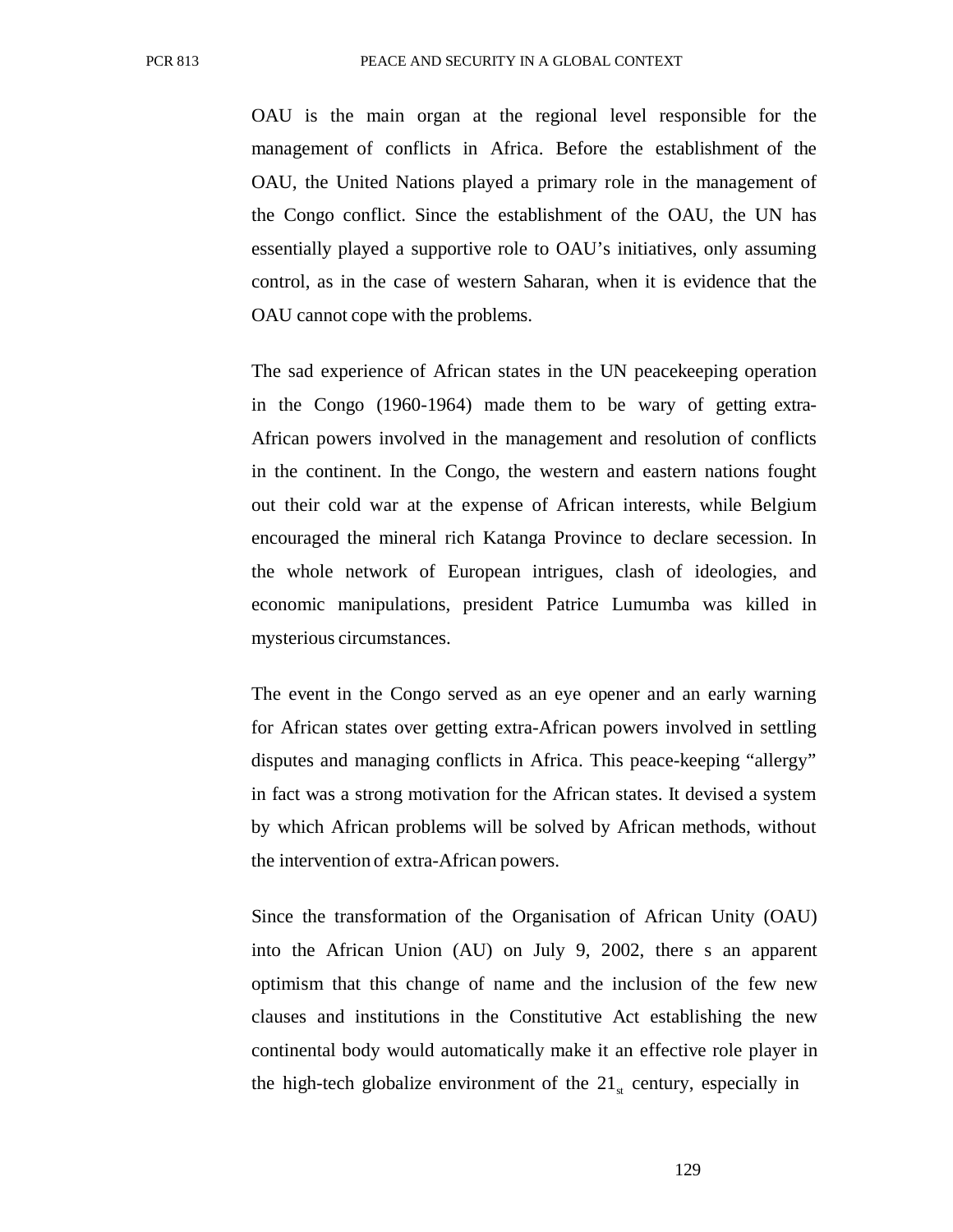OAU is the main organ at the regional level responsible for the management of conflicts in Africa. Before the establishment of the OAU, the United Nations played a primary role in the management of the Congo conflict. Since the establishment of the OAU, the UN has essentially played a supportive role to OAU's initiatives, only assuming control, as in the case of western Saharan, when it is evidence that the OAU cannot cope with the problems.

The sad experience of African states in the UN peacekeeping operation in the Congo (1960-1964) made them to be wary of getting extra-African powers involved in the management and resolution of conflicts in the continent. In the Congo, the western and eastern nations fought out their cold war at the expense of African interests, while Belgium encouraged the mineral rich Katanga Province to declare secession. In the whole network of European intrigues, clash of ideologies, and economic manipulations, president Patrice Lumumba was killed in mysterious circumstances.

The event in the Congo served as an eye opener and an early warning for African states over getting extra-African powers involved in settling disputes and managing conflicts in Africa. This peace-keeping "allergy" in fact was a strong motivation for the African states. It devised a system by which African problems will be solved by African methods, without the intervention of extra-African powers.

Since the transformation of the Organisation of African Unity (OAU) into the African Union (AU) on July 9, 2002, there s an apparent optimism that this change of name and the inclusion of the few new clauses and institutions in the Constitutive Act establishing the new continental body would automatically make it an effective role player in the high-tech globalize environment of the $21_{st}$ century, especially in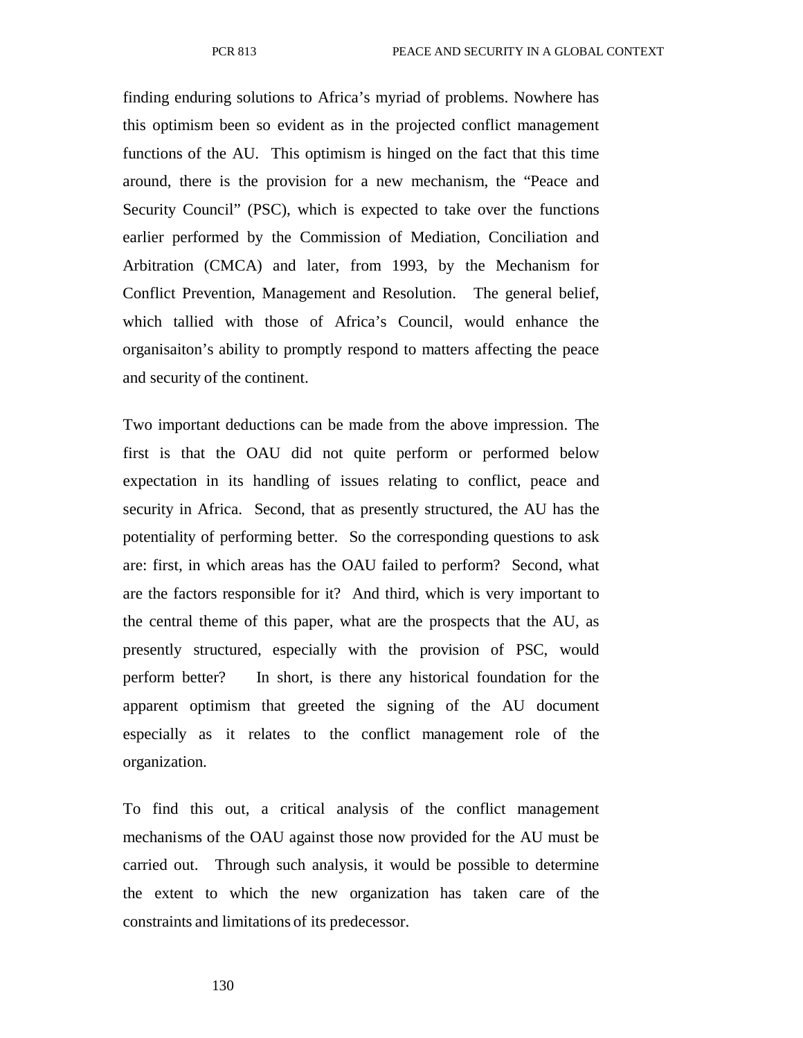finding enduring solutions to Africa's myriad of problems. Nowhere has this optimism been so evident as in the projected conflict management functions of the AU. This optimism is hinged on the fact that this time around, there is the provision for a new mechanism, the "Peace and Security Council" (PSC), which is expected to take over the functions earlier performed by the Commission of Mediation, Conciliation and Arbitration (CMCA) and later, from 1993, by the Mechanism for Conflict Prevention, Management and Resolution. The general belief, which tallied with those of Africa's Council, would enhance the organisaiton's ability to promptly respond to matters affecting the peace and security of the continent.

Two important deductions can be made from the above impression. The first is that the OAU did not quite perform or performed below expectation in its handling of issues relating to conflict, peace and security in Africa. Second, that as presently structured, the AU has the potentiality of performing better. So the corresponding questions to ask are: first, in which areas has the OAU failed to perform? Second, what are the factors responsible for it? And third, which is very important to the central theme of this paper, what are the prospects that the AU, as presently structured, especially with the provision of PSC, would perform better? In short, is there any historical foundation for the apparent optimism that greeted the signing of the AU document especially as it relates to the conflict management role of the organization.

To find this out, a critical analysis of the conflict management mechanisms of the OAU against those now provided for the AU must be carried out. Through such analysis, it would be possible to determine the extent to which the new organization has taken care of the constraints and limitations of its predecessor.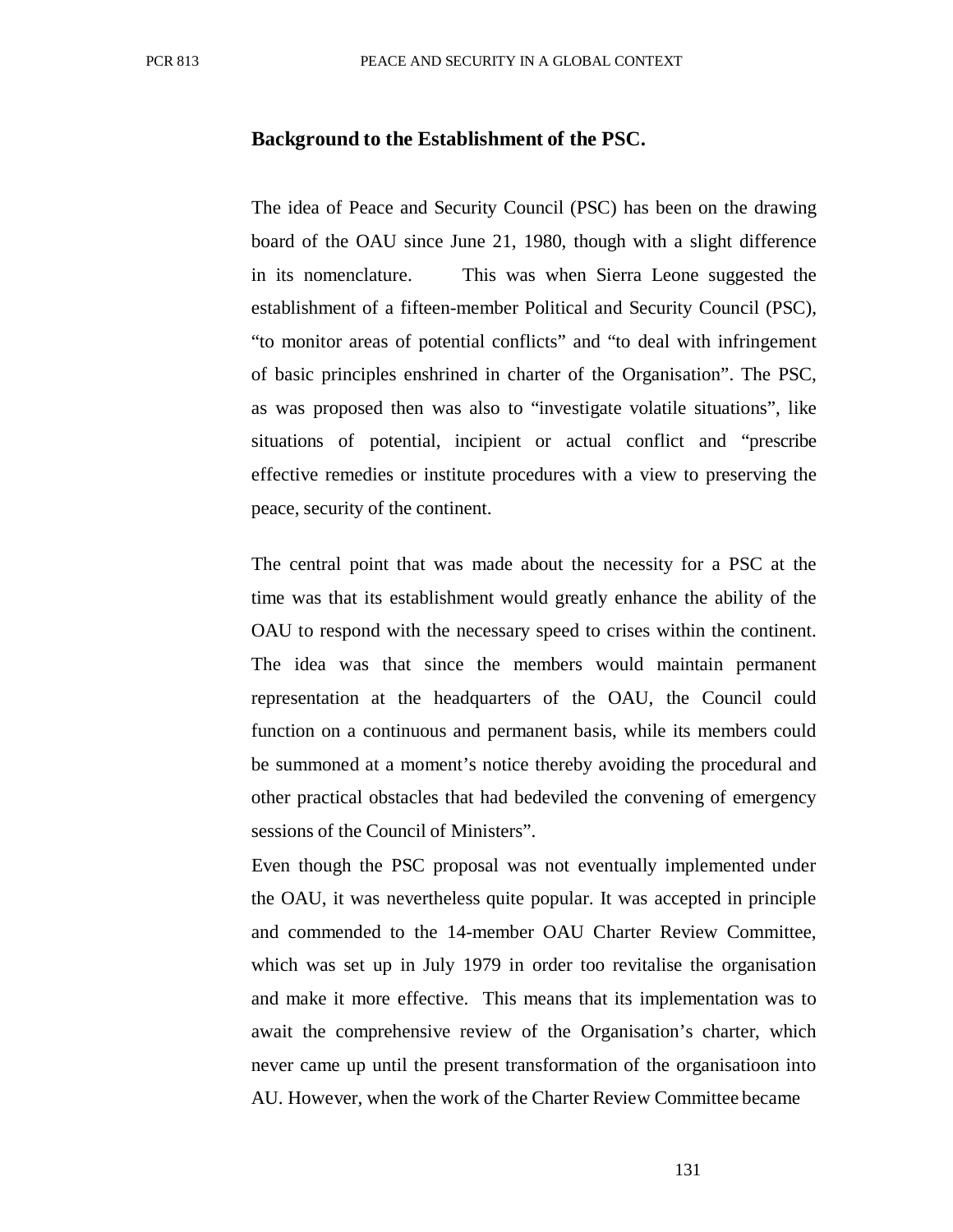### Background to the Establishment of the PSC.

The idea of Peace and Security Council (PSC) has been on the drawing board of the OAU since June 21, 1980, though with a slight difference in its nomenclature. This was when Sierra Leone suggested the establishment of a fifteen-member Political and Security Council (PSC), "to monitor areas of potential conflicts" and "to deal with infringement of basic principles enshrined in charter of the Organisation". The PSC, as was proposed then was also to "investigate volatile situations", like situations of potential, incipient or actual conflict and "prescribe effective remedies or institute procedures with a view to preserving the peace, security of the continent.

The central point that was made about the necessity for a PSC at the time was that its establishment would greatly enhance the ability of the OAU to respond with the necessary speed to crises within the continent. The idea was that since the members would maintain permanent representation at the headquarters of the OAU, the Council could function on a continuous and permanent basis, while its members could be summoned at a moment's notice thereby avoiding the procedural and other practical obstacles that had bedeviled the convening of emergency sessions of the Council of Ministers".

Even though the PSC proposal was not eventually implemented under the OAU, it was nevertheless quite popular. It was accepted in principle and commended to the 14-member OAU Charter Review Committee, which was set up in July 1979 in order too revitalise the organisation and make it more effective. This means that its implementation was to await the comprehensive review of the Organisation's charter, which never came up until the present transformation of the organisatioon into AU. However, when the work of the Charter Review Committee became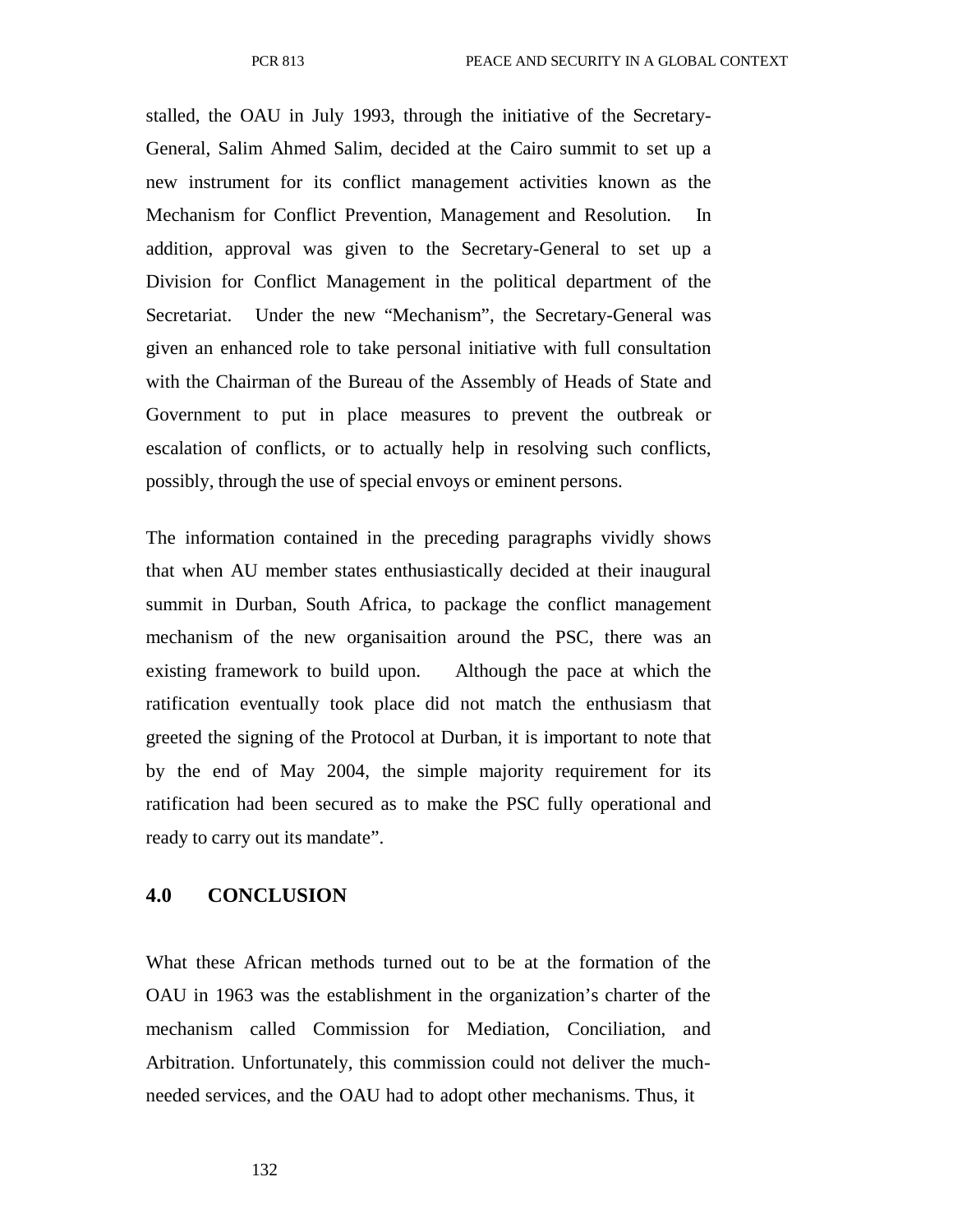stalled, the OAU in July 1993, through the initiative of the Secretary-General, Salim Ahmed Salim, decided at the Cairo summit to set up a new instrument for its conflict management activities known as the Mechanism for Conflict Prevention, Management and Resolution. In addition, approval was given to the Secretary-General to set up a Division for Conflict Management in the political department of the Secretariat. Under the new "Mechanism", the Secretary-General was given an enhanced role to take personal initiative with full consultation with the Chairman of the Bureau of the Assembly of Heads of State and Government to put in place measures to prevent the outbreak or escalation of conflicts, or to actually help in resolving such conflicts, possibly, through the use of special envoys or eminent persons.

The information contained in the preceding paragraphs vividly shows that when AU member states enthusiastically decided at their inaugural summit in Durban, South Africa, to package the conflict management mechanism of the new organisaition around the PSC, there was an existing framework to build upon. Although the pace at which the ratification eventually took place did not match the enthusiasm that greeted the signing of the Protocol at Durban, it is important to note that by the end of May 2004, the simple majority requirement for its ratification had been secured as to make the PSC fully operational and ready to carry out its mandate".

## 4.0 CONCLUSION

What these African methods turned out to be at the formation of the OAU in 1963 was the establishment in the organization's charter of the mechanism called Commission for Mediation, Conciliation, and Arbitration. Unfortunately, this commission could not deliver the much-needed services, and the OAU had to adopt other mechanisms. Thus, it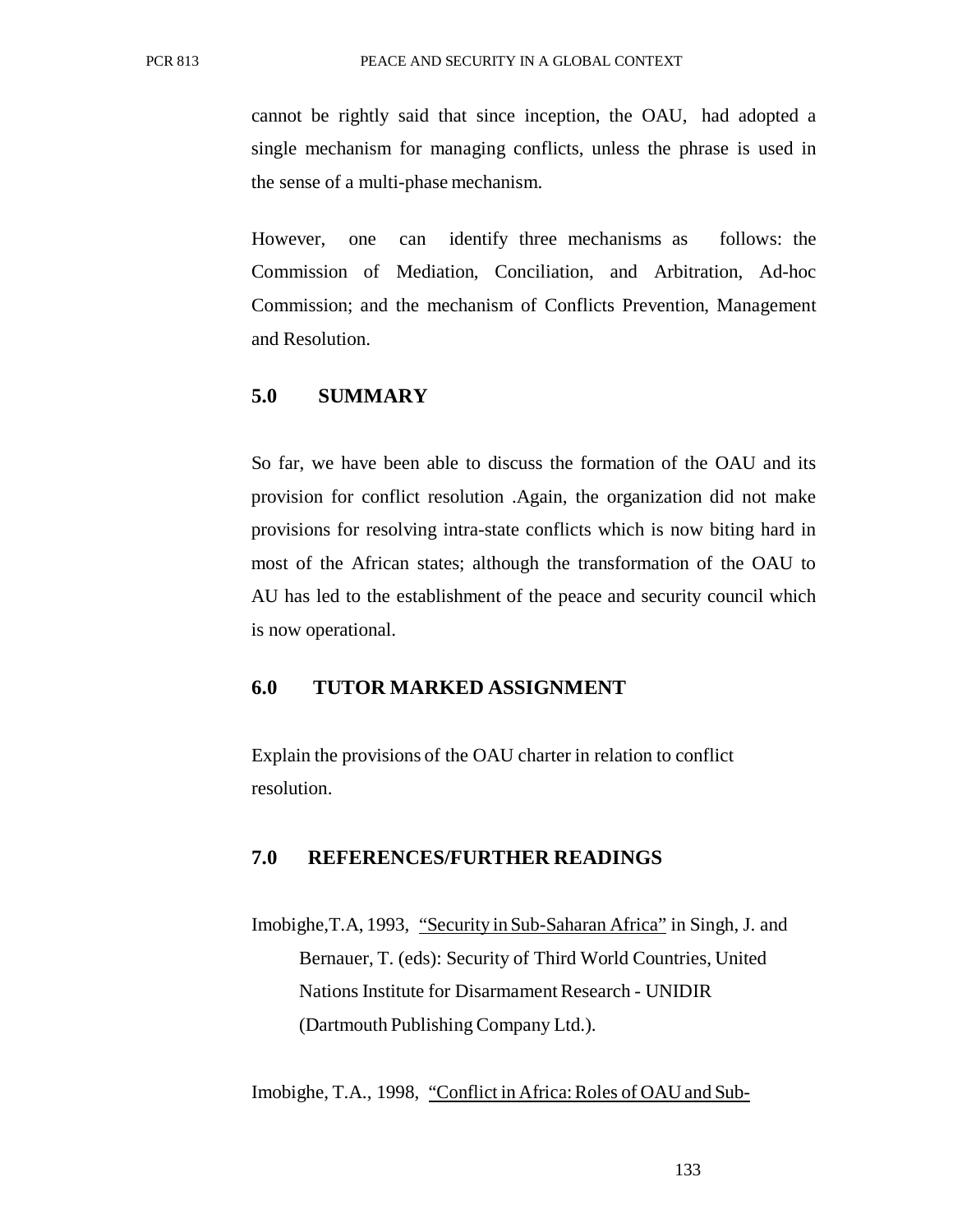cannot be rightly said that since inception, the OAU, had adopted a single mechanism for managing conflicts, unless the phrase is used in the sense of a multi-phase mechanism.

However, one can identify three mechanisms as follows: the Commission of Mediation, Conciliation, and Arbitration, Ad-hoc Commission; and the mechanism of Conflicts Prevention, Management and Resolution.

## 5.0 SUMMARY

So far, we have been able to discuss the formation of the OAU and its provision for conflict resolution .Again, the organization did not make provisions for resolving intra-state conflicts which is now biting hard in most of the African states; although the transformation of the OAU to AU has led to the establishment of the peace and security council which is now operational.

## 6.0 TUTOR MARKED ASSIGNMENT

Explain the provisions of the OAU charter in relation to conflict resolution.

## 7.0 REFERENCES/FURTHER READINGS

Imobighe,T.A, 1993, "Security in Sub-Saharan Africa" in Singh, J. and Bernauer, T. (eds): Security of Third World Countries, United Nations Institute for Disarmament Research - UNIDIR (Dartmouth Publishing Company Ltd.).

Imobighe, T.A., 1998, "Conflict in Africa: Roles of OAU and Sub-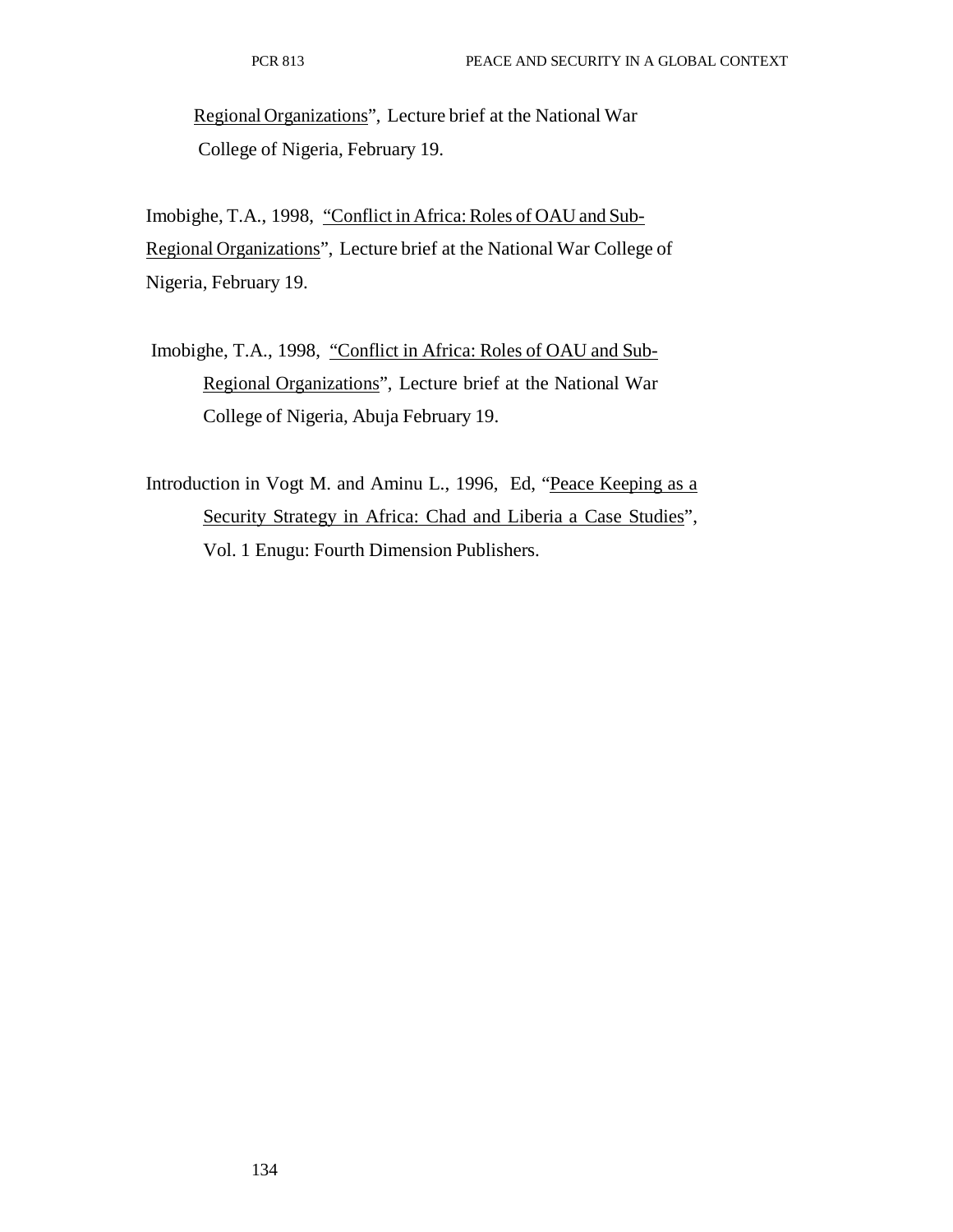Regional Organizations", Lecture brief at the National War College of Nigeria, February 19.

Imobighe, T.A., 1998, "Conflict in Africa: Roles of OAU and Sub-Regional Organizations", Lecture brief at the National War College of Nigeria, February 19.

Imobighe, T.A., 1998, "Conflict in Africa: Roles of OAU and Sub-Regional Organizations", Lecture brief at the National War College of Nigeria, Abuja February 19.

Introduction in Vogt M. and Aminu L., 1996, Ed, "Peace Keeping as a Security Strategy in Africa: Chad and Liberia a Case Studies", Vol. 1 Enugu: Fourth Dimension Publishers.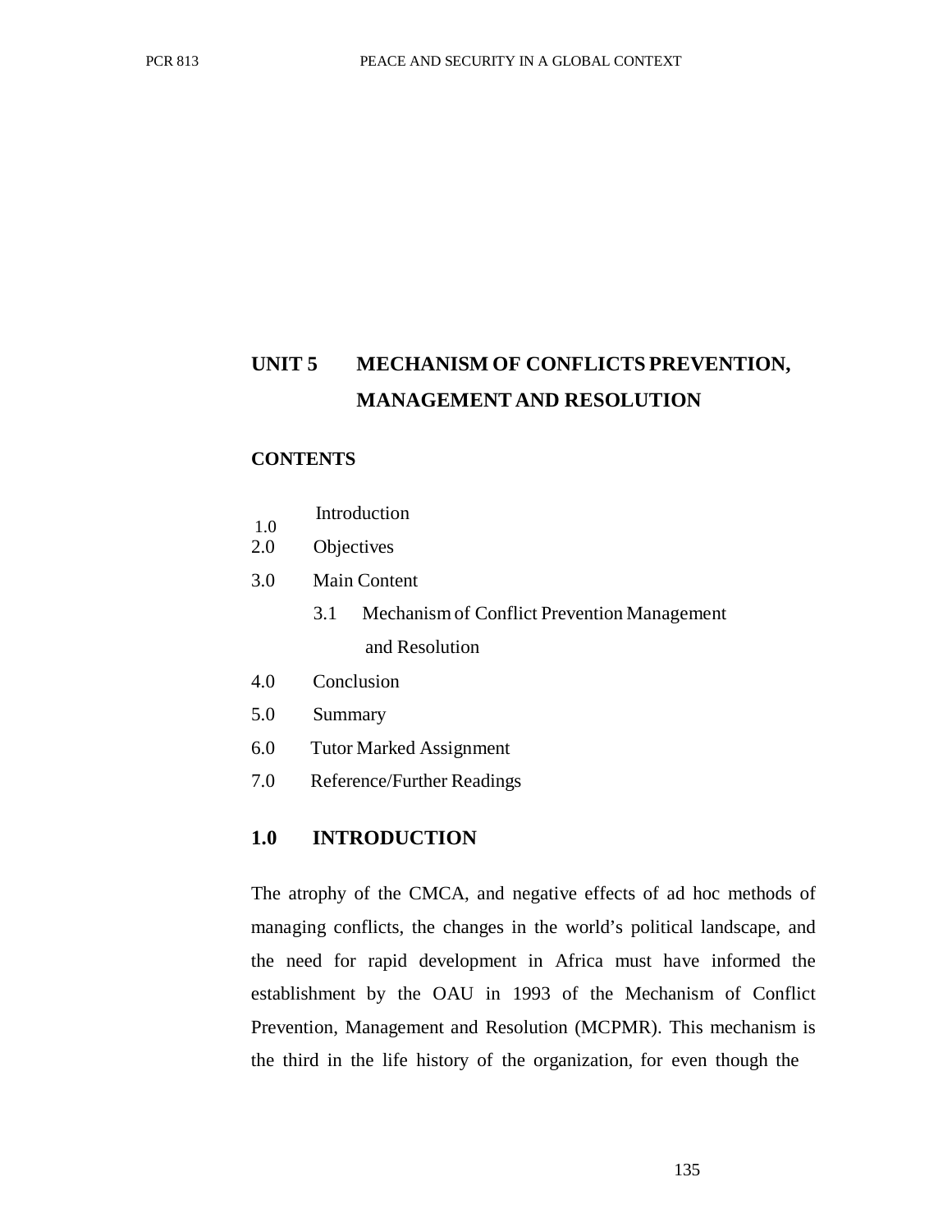# UNIT 5 MECHANISM OF CONFLICTS PREVENTION, MANAGEMENT AND RESOLUTION

## CONTENTS

1.0 Introduction
2.0 Objectives
3.0 Main Content
   3.1 Mechanism of Conflict Prevention Management and Resolution
4.0 Conclusion
5.0 Summary
6.0 Tutor Marked Assignment
7.0 Reference/Further Readings

## 1.0 INTRODUCTION

The atrophy of the CMCA, and negative effects of ad hoc methods of managing conflicts, the changes in the world's political landscape, and the need for rapid development in Africa must have informed the establishment by the OAU in 1993 of the Mechanism of Conflict Prevention, Management and Resolution (MCPMR). This mechanism is the third in the life history of the organization, for even though the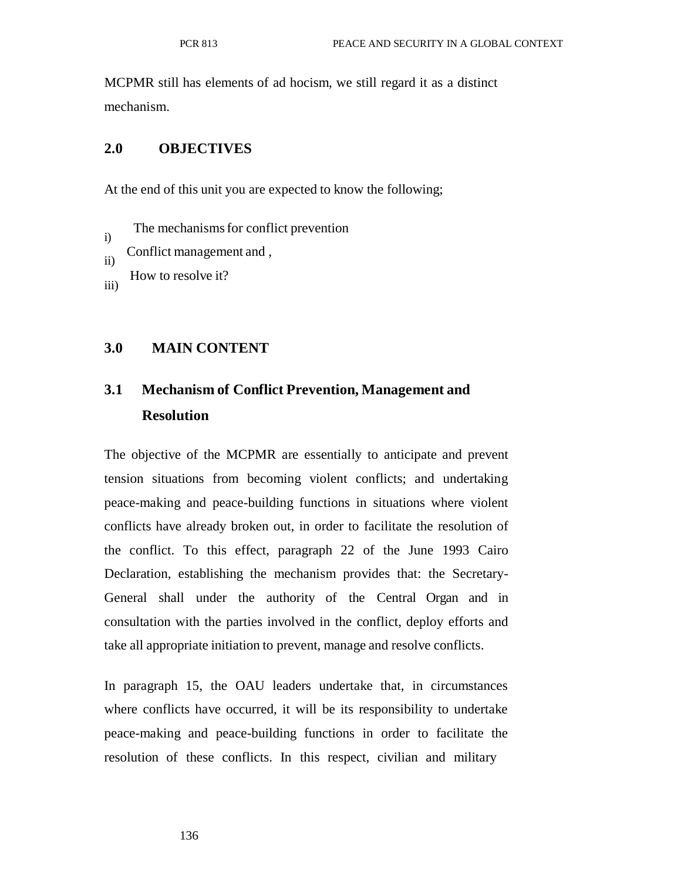MCPMR still has elements of ad hocism, we still regard it as a distinct mechanism.

## 2.0 OBJECTIVES

At the end of this unit you are expected to know the following;

i) The mechanisms for conflict prevention
ii) Conflict management and ,
iii) How to resolve it?

## 3.0 MAIN CONTENT

### 3.1 Mechanism of Conflict Prevention, Management and Resolution

The objective of the MCPMR are essentially to anticipate and prevent tension situations from becoming violent conflicts; and undertaking peace-making and peace-building functions in situations where violent conflicts have already broken out, in order to facilitate the resolution of the conflict. To this effect, paragraph 22 of the June 1993 Cairo Declaration, establishing the mechanism provides that: the Secretary-General shall under the authority of the Central Organ and in consultation with the parties involved in the conflict, deploy efforts and take all appropriate initiation to prevent, manage and resolve conflicts.

In paragraph 15, the OAU leaders undertake that, in circumstances where conflicts have occurred, it will be its responsibility to undertake peace-making and peace-building functions in order to facilitate the resolution of these conflicts. In this respect, civilian and military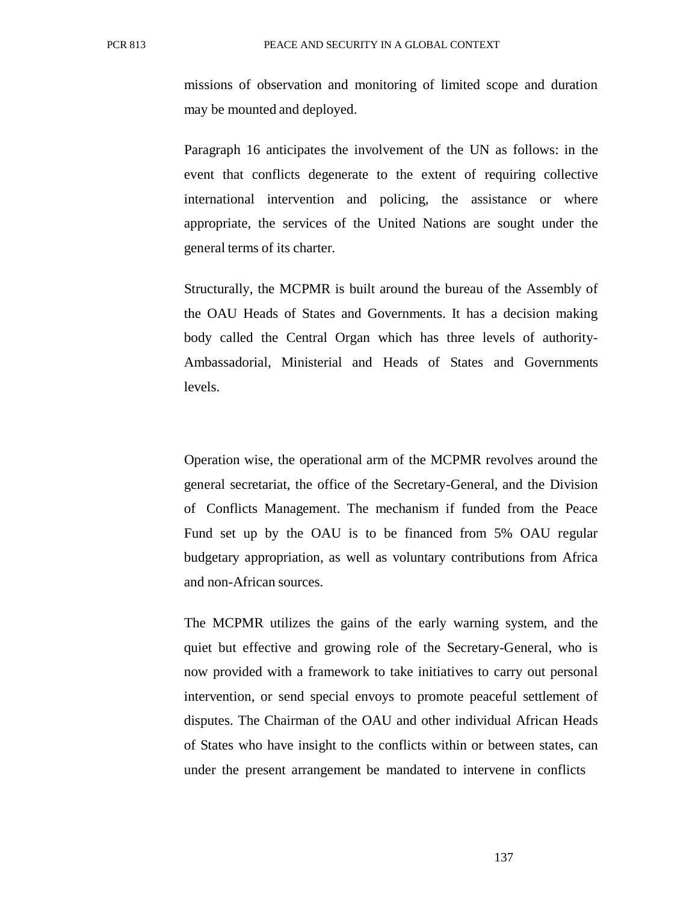missions of observation and monitoring of limited scope and duration may be mounted and deployed.

Paragraph 16 anticipates the involvement of the UN as follows: in the event that conflicts degenerate to the extent of requiring collective international intervention and policing, the assistance or where appropriate, the services of the United Nations are sought under the general terms of its charter.

Structurally, the MCPMR is built around the bureau of the Assembly of the OAU Heads of States and Governments. It has a decision making body called the Central Organ which has three levels of authority- Ambassadorial, Ministerial and Heads of States and Governments levels.

Operation wise, the operational arm of the MCPMR revolves around the general secretariat, the office of the Secretary-General, and the Division of Conflicts Management. The mechanism if funded from the Peace Fund set up by the OAU is to be financed from 5% OAU regular budgetary appropriation, as well as voluntary contributions from Africa and non-African sources.

The MCPMR utilizes the gains of the early warning system, and the quiet but effective and growing role of the Secretary-General, who is now provided with a framework to take initiatives to carry out personal intervention, or send special envoys to promote peaceful settlement of disputes. The Chairman of the OAU and other individual African Heads of States who have insight to the conflicts within or between states, can under the present arrangement be mandated to intervene in conflicts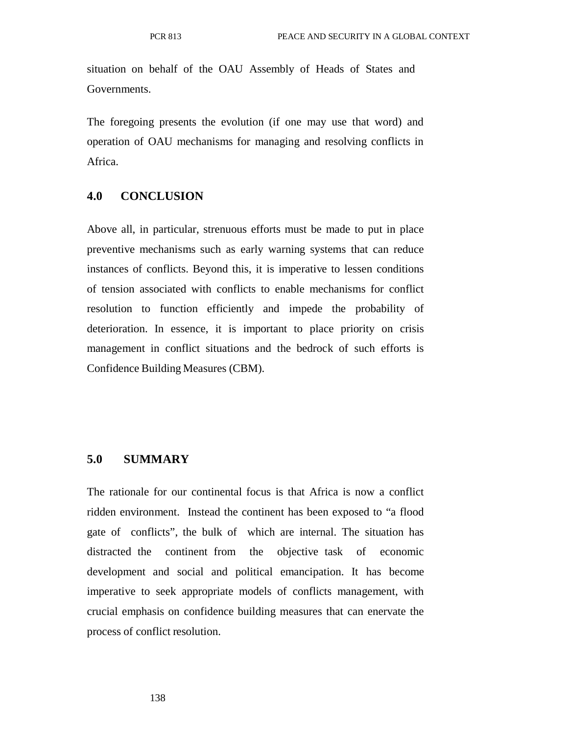situation on behalf of the OAU Assembly of Heads of States and Governments.

The foregoing presents the evolution (if one may use that word) and operation of OAU mechanisms for managing and resolving conflicts in Africa.

## 4.0 CONCLUSION

Above all, in particular, strenuous efforts must be made to put in place preventive mechanisms such as early warning systems that can reduce instances of conflicts. Beyond this, it is imperative to lessen conditions of tension associated with conflicts to enable mechanisms for conflict resolution to function efficiently and impede the probability of deterioration. In essence, it is important to place priority on crisis management in conflict situations and the bedrock of such efforts is Confidence Building Measures (CBM).

## 5.0 SUMMARY

The rationale for our continental focus is that Africa is now a conflict ridden environment. Instead the continent has been exposed to "a flood gate of conflicts", the bulk of which are internal. The situation has distracted the continent from the objective task of economic development and social and political emancipation. It has become imperative to seek appropriate models of conflicts management, with crucial emphasis on confidence building measures that can enervate the process of conflict resolution.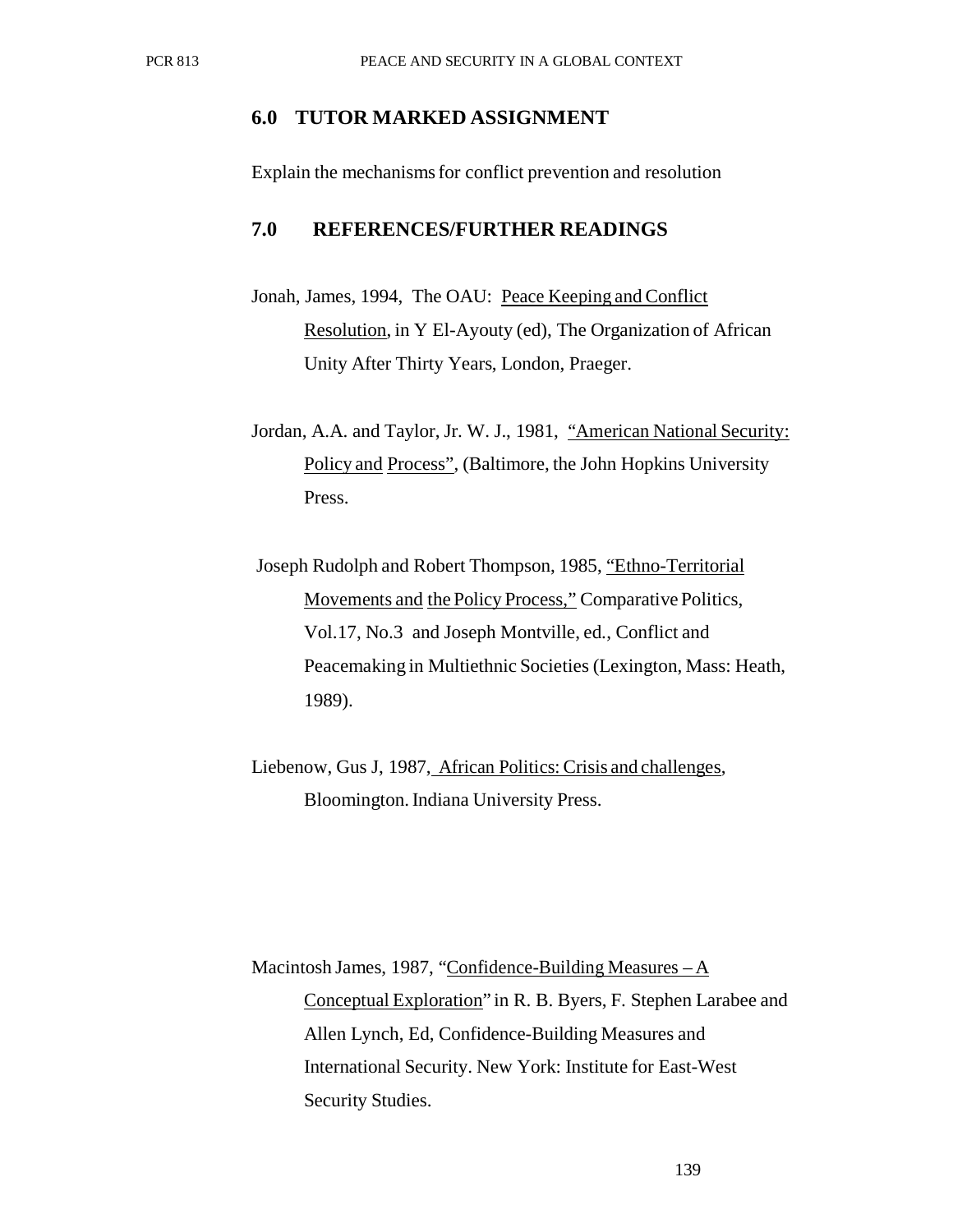## 6.0 TUTOR MARKED ASSIGNMENT

Explain the mechanisms for conflict prevention and resolution

## 7.0 REFERENCES/FURTHER READINGS

Jonah, James, 1994, The OAU: Peace Keeping and Conflict Resolution, in Y El-Ayouty (ed), The Organization of African Unity After Thirty Years, London, Praeger.

Jordan, A.A. and Taylor, Jr. W. J., 1981, "American National Security: Policy and Process", (Baltimore, the John Hopkins University Press.

Joseph Rudolph and Robert Thompson, 1985, "Ethno-Territorial Movements and the Policy Process," Comparative Politics, Vol.17, No.3 and Joseph Montville, ed., Conflict and Peacemaking in Multiethnic Societies (Lexington, Mass: Heath, 1989).

Liebenow, Gus J, 1987, African Politics: Crisis and challenges, Bloomington. Indiana University Press.

Macintosh James, 1987, "Confidence-Building Measures – A Conceptual Exploration" in R. B. Byers, F. Stephen Larabee and Allen Lynch, Ed, Confidence-Building Measures and International Security. New York: Institute for East-West Security Studies.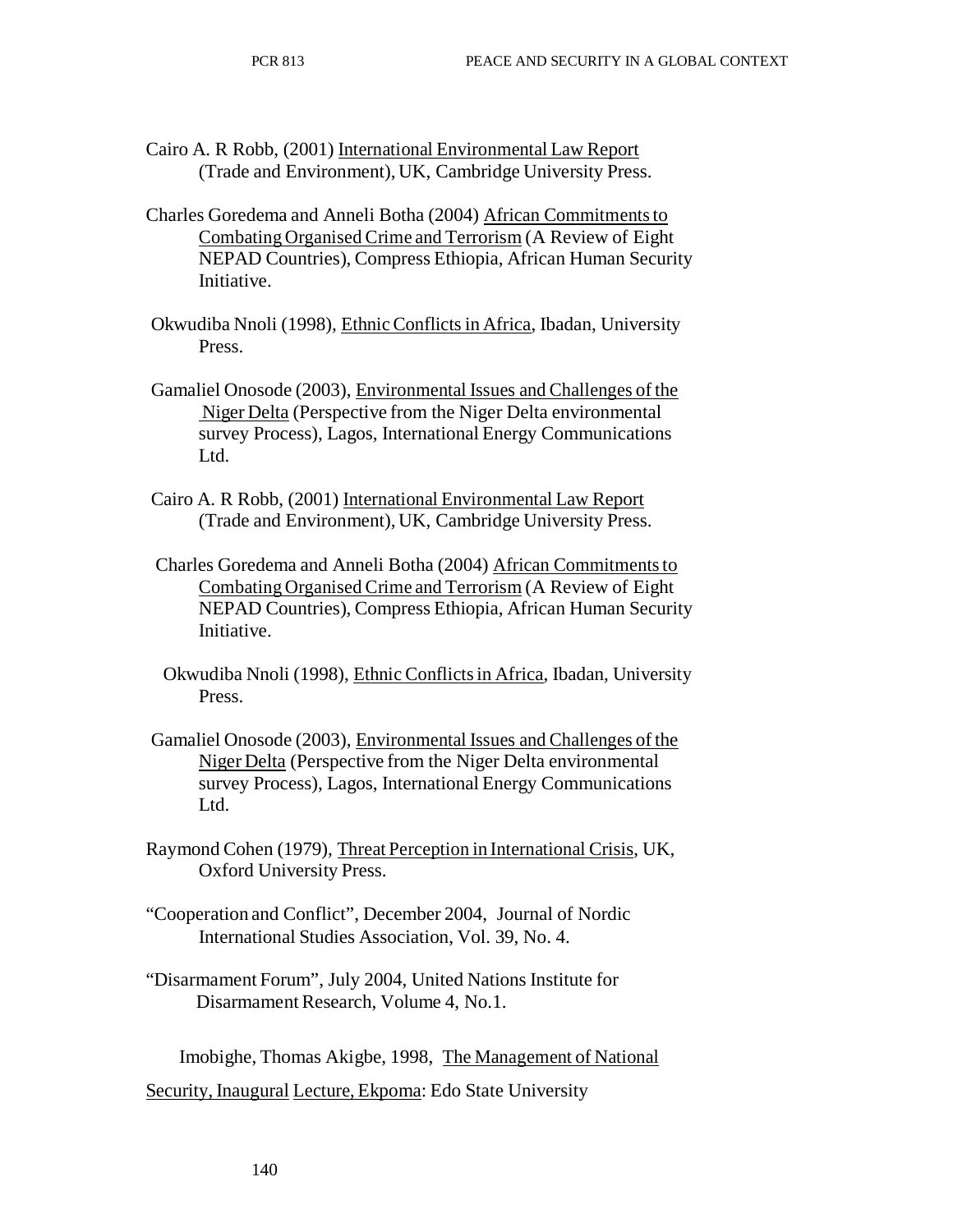Cairo A. R Robb, (2001) International Environmental Law Report (Trade and Environment), UK, Cambridge University Press.

Charles Goredema and Anneli Botha (2004) African Commitments to Combating Organised Crime and Terrorism (A Review of Eight NEPAD Countries), Compress Ethiopia, African Human Security Initiative.

Okwudiba Nnoli (1998), Ethnic Conflicts in Africa, Ibadan, University Press.

Gamaliel Onosode (2003), Environmental Issues and Challenges of the Niger Delta (Perspective from the Niger Delta environmental survey Process), Lagos, International Energy Communications Ltd.

Cairo A. R Robb, (2001) International Environmental Law Report (Trade and Environment), UK, Cambridge University Press.

Charles Goredema and Anneli Botha (2004) African Commitments to Combating Organised Crime and Terrorism (A Review of Eight NEPAD Countries), Compress Ethiopia, African Human Security Initiative.

Okwudiba Nnoli (1998), Ethnic Conflicts in Africa, Ibadan, University Press.

Gamaliel Onosode (2003), Environmental Issues and Challenges of the Niger Delta (Perspective from the Niger Delta environmental survey Process), Lagos, International Energy Communications Ltd.

Raymond Cohen (1979), Threat Perception in International Crisis, UK, Oxford University Press.

"Cooperation and Conflict", December 2004, Journal of Nordic International Studies Association, Vol. 39, No. 4.

"Disarmament Forum", July 2004, United Nations Institute for Disarmament Research, Volume 4, No.1.

Imobighe, Thomas Akigbe, 1998, The Management of National Security, Inaugural Lecture, Ekpoma: Edo State University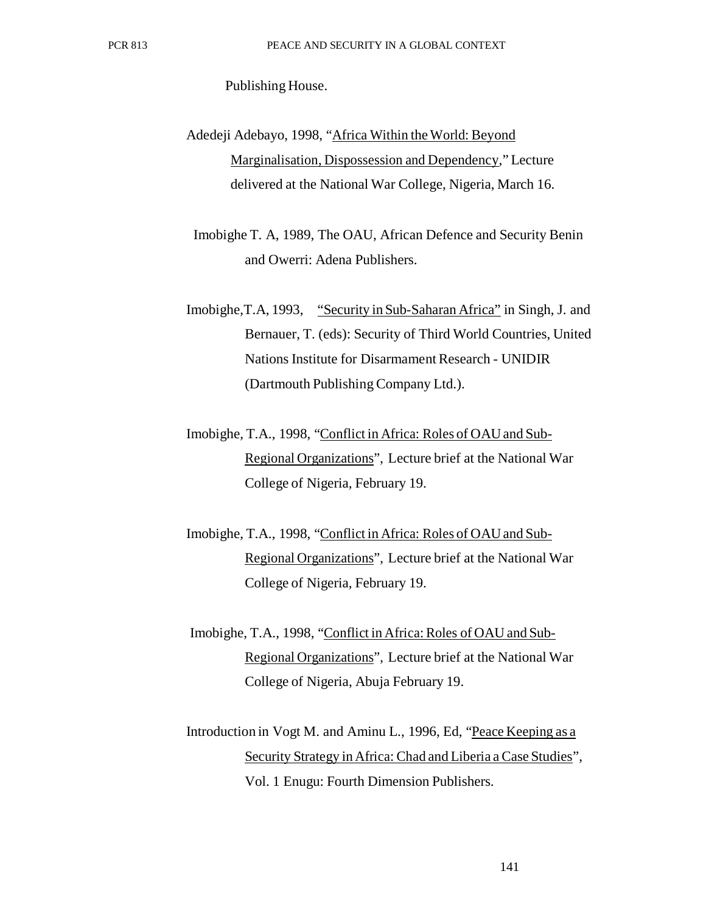Publishing House.

Adedeji Adebayo, 1998, "<u>Africa Within the World: Beyond Marginalisation, Dispossession and Dependency</u>," Lecture delivered at the National War College, Nigeria, March 16.

Imobighe T. A, 1989, The OAU, African Defence and Security Benin and Owerri: Adena Publishers.

Imobighe,T.A, 1993, <u>"Security in Sub-Saharan Africa"</u> in Singh, J. and Bernauer, T. (eds): Security of Third World Countries, United Nations Institute for Disarmament Research - UNIDIR (Dartmouth Publishing Company Ltd.).

Imobighe, T.A., 1998, "<u>Conflict in Africa: Roles of OAU and Sub-Regional Organizations</u>", Lecture brief at the National War College of Nigeria, February 19.

Imobighe, T.A., 1998, "<u>Conflict in Africa: Roles of OAU and Sub-Regional Organizations</u>", Lecture brief at the National War College of Nigeria, February 19.

Imobighe, T.A., 1998, "<u>Conflict in Africa: Roles of OAU and Sub-Regional Organizations</u>", Lecture brief at the National War College of Nigeria, Abuja February 19.

Introduction in Vogt M. and Aminu L., 1996, Ed, "<u>Peace Keeping as a Security Strategy in Africa: Chad and Liberia a Case Studies</u>", Vol. 1 Enugu: Fourth Dimension Publishers.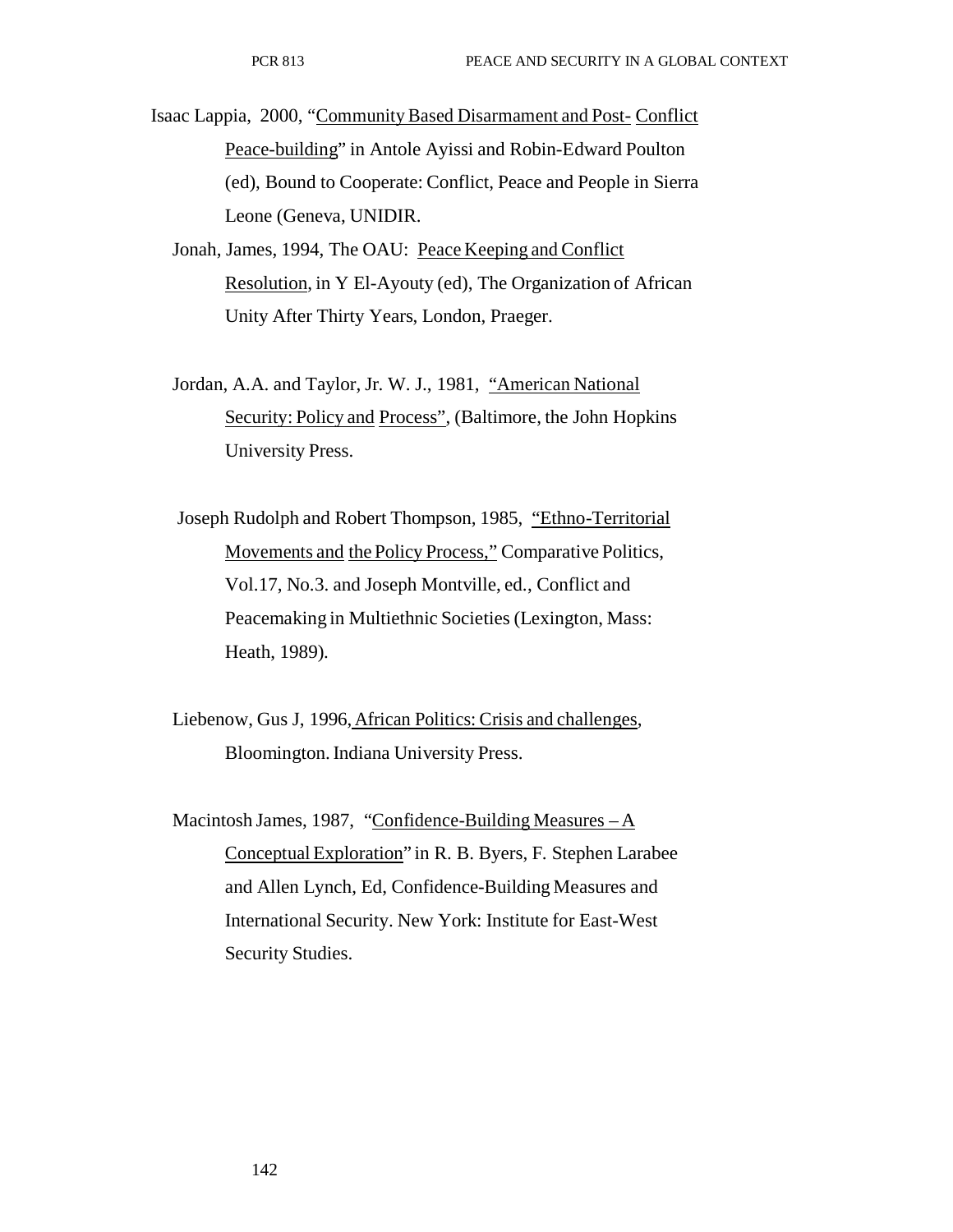Isaac Lappia, 2000, "Community Based Disarmament and Post- Conflict Peace-building" in Antole Ayissi and Robin-Edward Poulton (ed), Bound to Cooperate: Conflict, Peace and People in Sierra Leone (Geneva, UNIDIR.

Jonah, James, 1994, The OAU: Peace Keeping and Conflict Resolution, in Y El-Ayouty (ed), The Organization of African Unity After Thirty Years, London, Praeger.

Jordan, A.A. and Taylor, Jr. W. J., 1981, "American National Security: Policy and Process", (Baltimore, the John Hopkins University Press.

Joseph Rudolph and Robert Thompson, 1985, "Ethno-Territorial Movements and the Policy Process," Comparative Politics, Vol.17, No.3. and Joseph Montville, ed., Conflict and Peacemaking in Multiethnic Societies (Lexington, Mass: Heath, 1989).

Liebenow, Gus J, 1996, African Politics: Crisis and challenges, Bloomington. Indiana University Press.

Macintosh James, 1987, "Confidence-Building Measures – A Conceptual Exploration" in R. B. Byers, F. Stephen Larabee and Allen Lynch, Ed, Confidence-Building Measures and International Security. New York: Institute for East-West Security Studies.